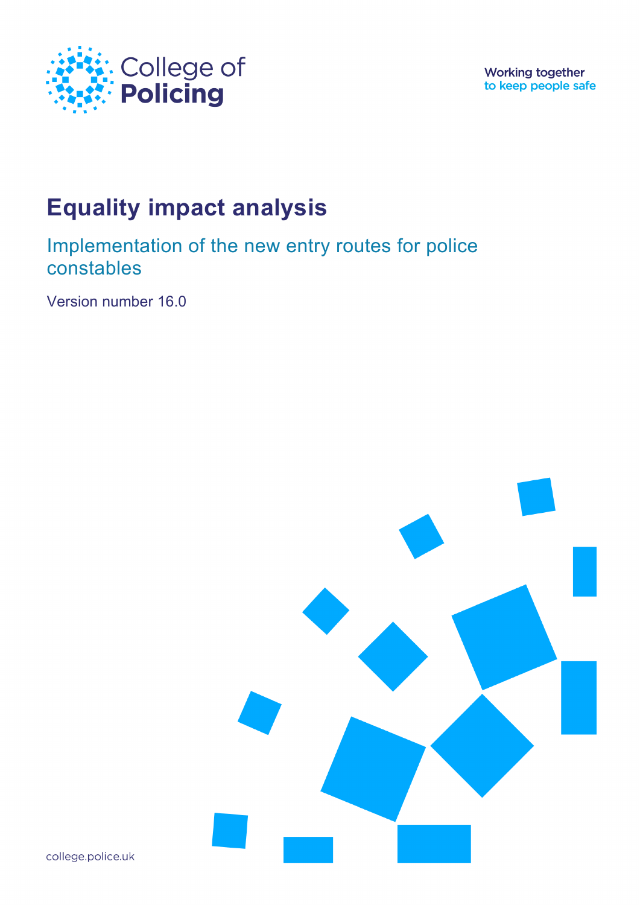College of Policing

Working together to keep people safe

# Equality impact analysis

## Implementation of the new entry routes for police constables

Version number 16.0

college.police.uk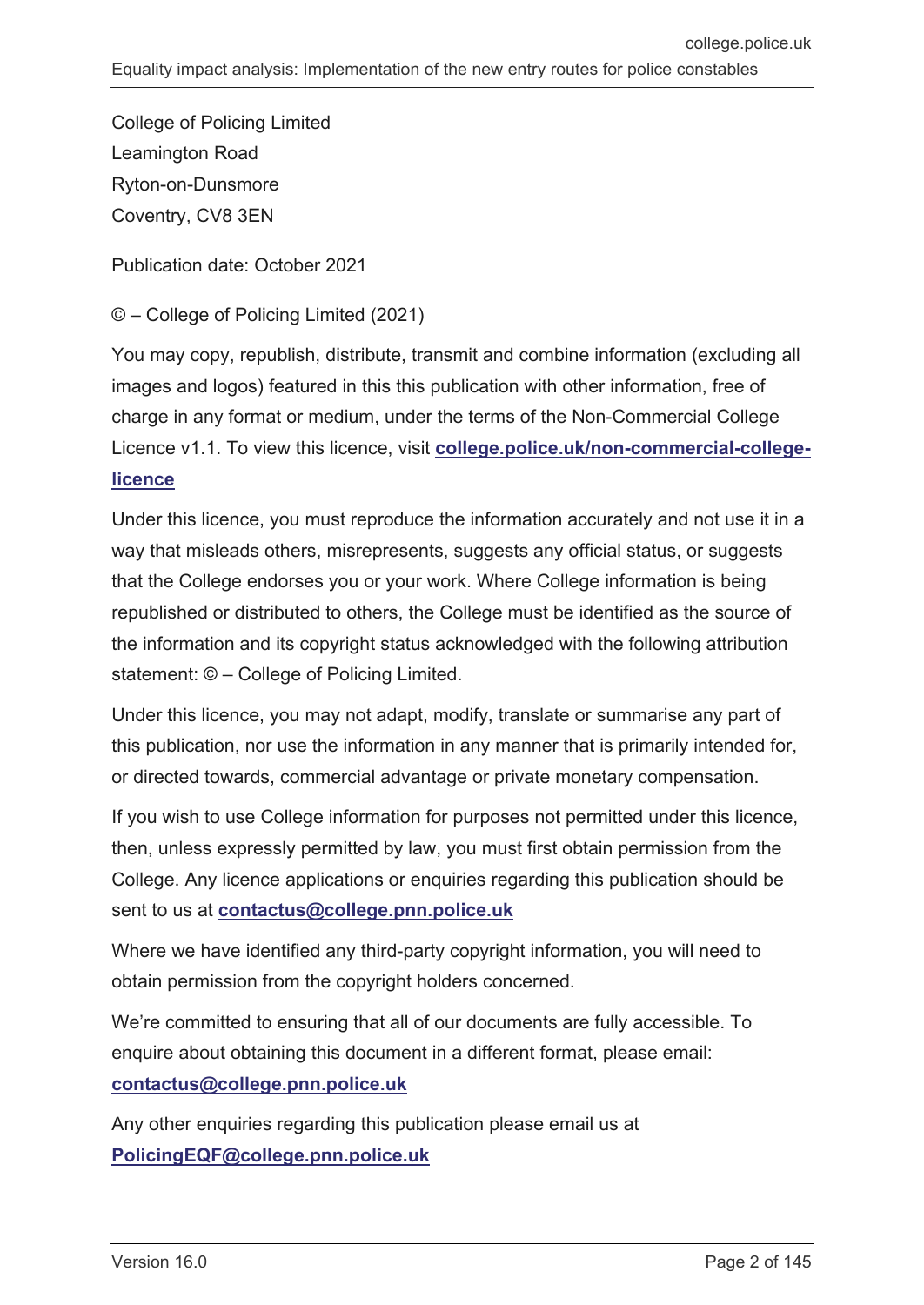College of Policing Limited
Leamington Road
Ryton-on-Dunsmore
Coventry, CV8 3EN

Publication date: October 2021

© – College of Policing Limited (2021)

You may copy, republish, distribute, transmit and combine information (excluding all images and logos) featured in this this publication with other information, free of charge in any format or medium, under the terms of the Non-Commercial College Licence v1.1. To view this licence, visit **college.police.uk/non-commercial-college-licence**

Under this licence, you must reproduce the information accurately and not use it in a way that misleads others, misrepresents, suggests any official status, or suggests that the College endorses you or your work. Where College information is being republished or distributed to others, the College must be identified as the source of the information and its copyright status acknowledged with the following attribution statement: © – College of Policing Limited.

Under this licence, you may not adapt, modify, translate or summarise any part of this publication, nor use the information in any manner that is primarily intended for, or directed towards, commercial advantage or private monetary compensation.

If you wish to use College information for purposes not permitted under this licence, then, unless expressly permitted by law, you must first obtain permission from the College. Any licence applications or enquiries regarding this publication should be sent to us at **contactus@college.pnn.police.uk**

Where we have identified any third-party copyright information, you will need to obtain permission from the copyright holders concerned.

We're committed to ensuring that all of our documents are fully accessible. To enquire about obtaining this document in a different format, please email: **contactus@college.pnn.police.uk**

Any other enquiries regarding this publication please email us at **PolicingEQF@college.pnn.police.uk**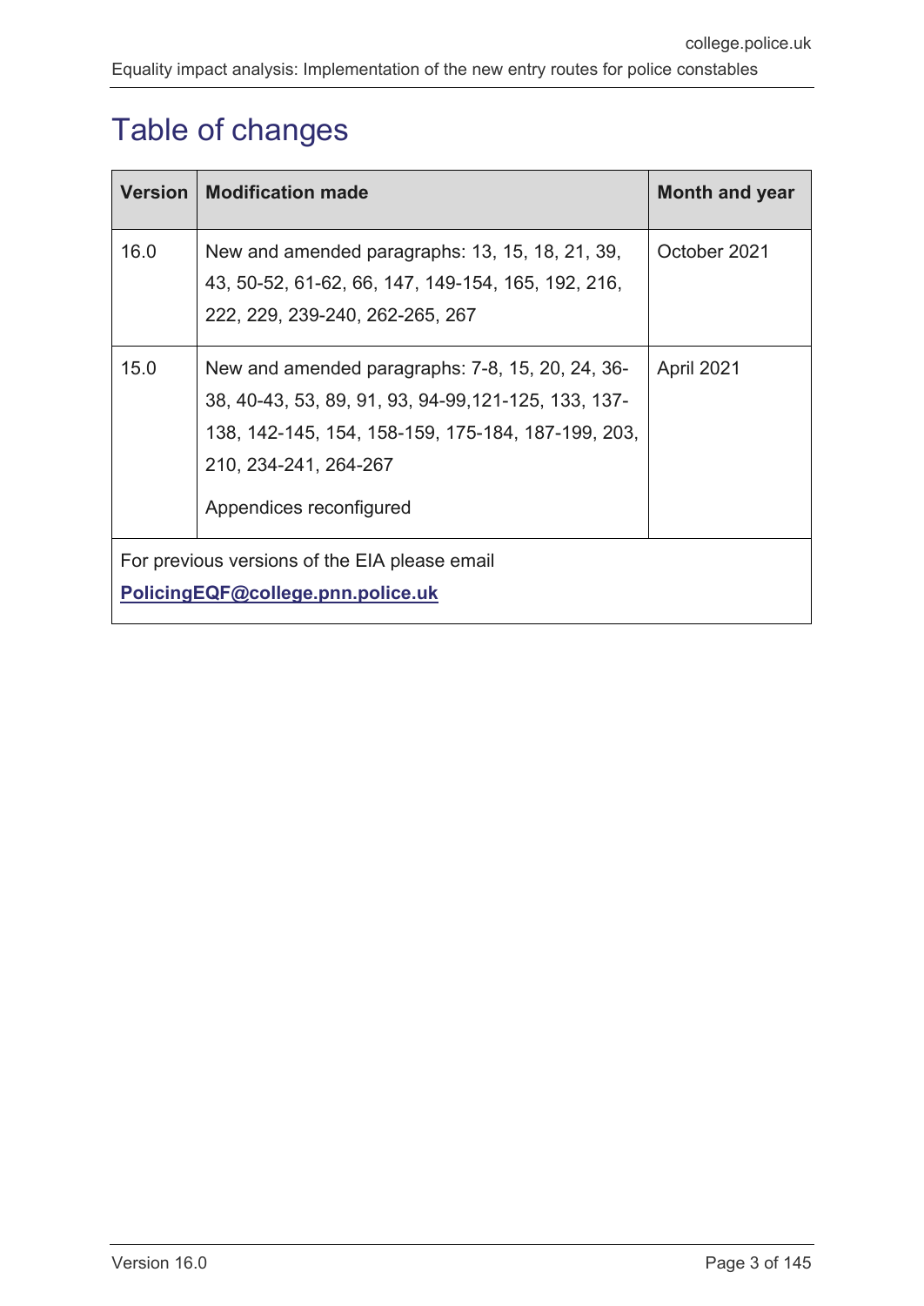# Table of changes

| Version | Modification made | Month and year |
|---|---|---|
| 16.0 | New and amended paragraphs: 13, 15, 18, 21, 39, 43, 50-52, 61-62, 66, 147, 149-154, 165, 192, 216, 222, 229, 239-240, 262-265, 267 | October 2021 |
| 15.0 | New and amended paragraphs: 7-8, 15, 20, 24, 36-38, 40-43, 53, 89, 91, 93, 94-99,121-125, 133, 137-138, 142-145, 154, 158-159, 175-184, 187-199, 203, 210, 234-241, 264-267<br><br>Appendices reconfigured | April 2021 |
| For previous versions of the EIA please email **PolicingEQF@college.pnn.police.uk** | | |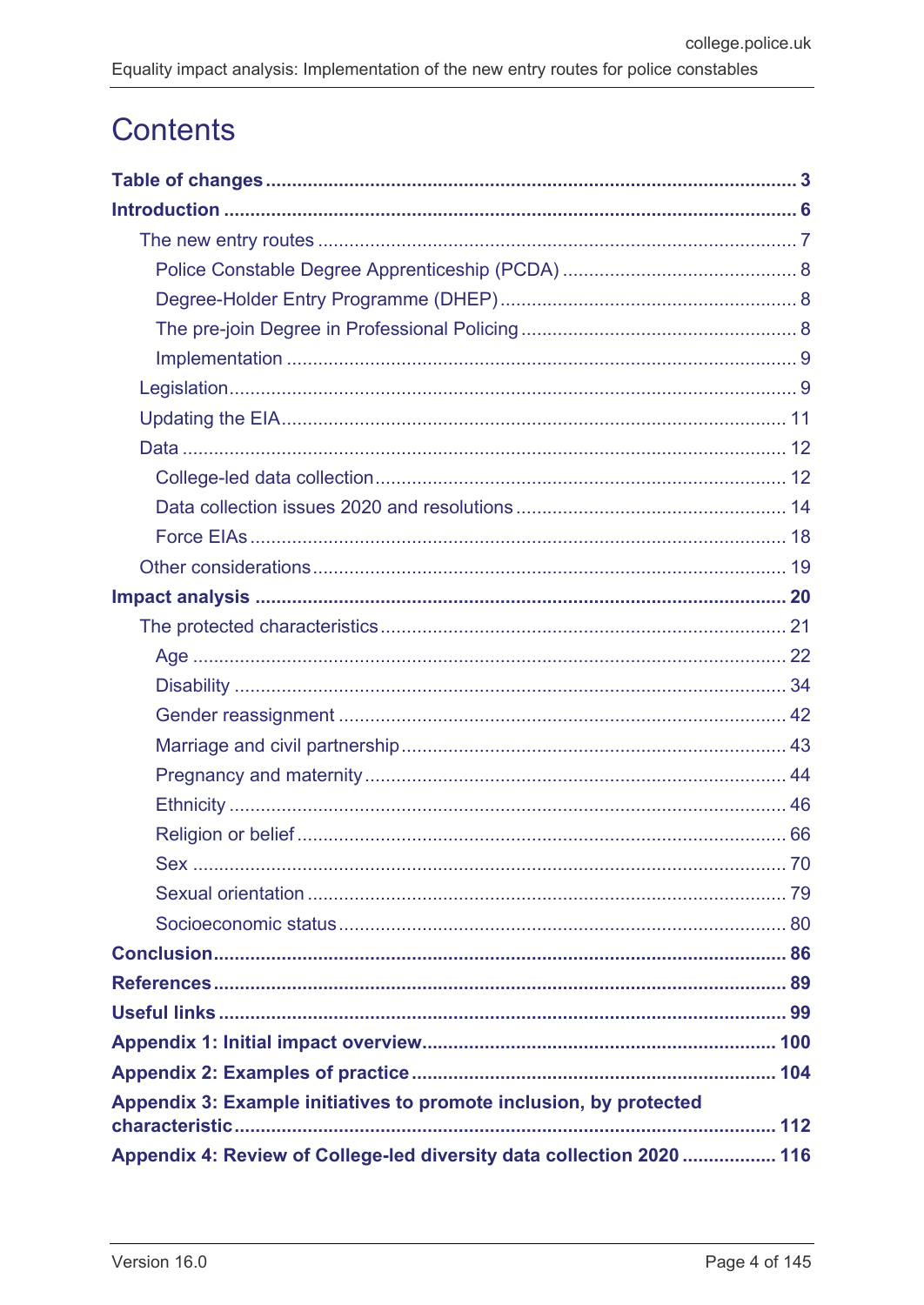# Contents

**Table of changes** ..... **3**

**Introduction** ..... **6**

- The new entry routes ..... 7
  - Police Constable Degree Apprenticeship (PCDA) ..... 8
  - Degree-Holder Entry Programme (DHEP) ..... 8
  - The pre-join Degree in Professional Policing ..... 8
  - Implementation ..... 9
- Legislation ..... 9
- Updating the EIA ..... 11
- Data ..... 12
  - College-led data collection ..... 12
  - Data collection issues 2020 and resolutions ..... 14
  - Force EIAs ..... 18
- Other considerations ..... 19

**Impact analysis** ..... **20**

- The protected characteristics ..... 21
  - Age ..... 22
  - Disability ..... 34
  - Gender reassignment ..... 42
  - Marriage and civil partnership ..... 43
  - Pregnancy and maternity ..... 44
  - Ethnicity ..... 46
  - Religion or belief ..... 66
  - Sex ..... 70
  - Sexual orientation ..... 79
  - Socioeconomic status ..... 80

**Conclusion** ..... **86**

**References** ..... **89**

**Useful links** ..... **99**

**Appendix 1: Initial impact overview** ..... **100**

**Appendix 2: Examples of practice** ..... **104**

**Appendix 3: Example initiatives to promote inclusion, by protected characteristic** ..... **112**

**Appendix 4: Review of College-led diversity data collection 2020** ..... **116**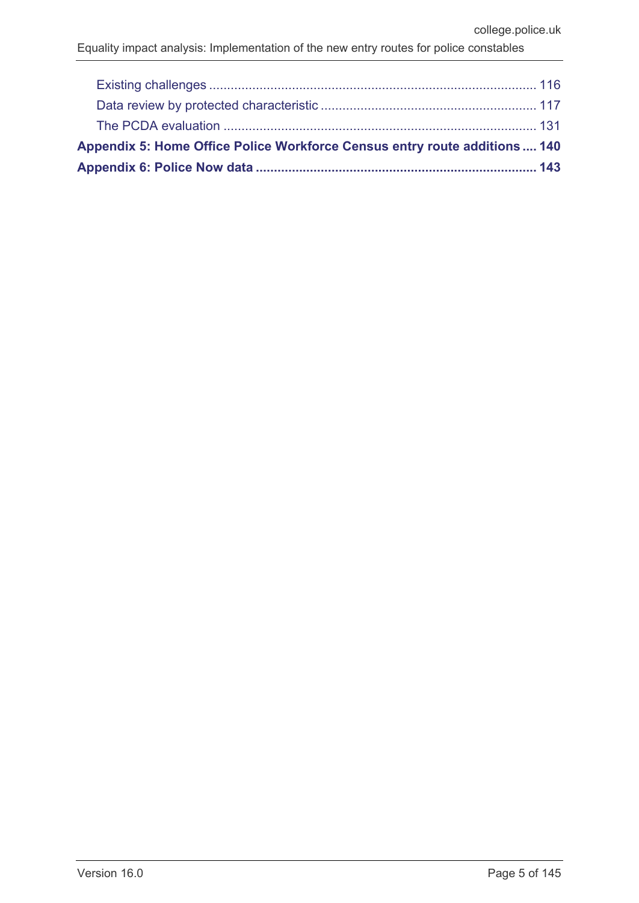Existing challenges ........................................................................................ 116

Data review by protected characteristic ........................................................... 117

The PCDA evaluation ...................................................................................... 131

**Appendix 5: Home Office Police Workforce Census entry route additions .... 140**

**Appendix 6: Police Now data ............................................................................ 143**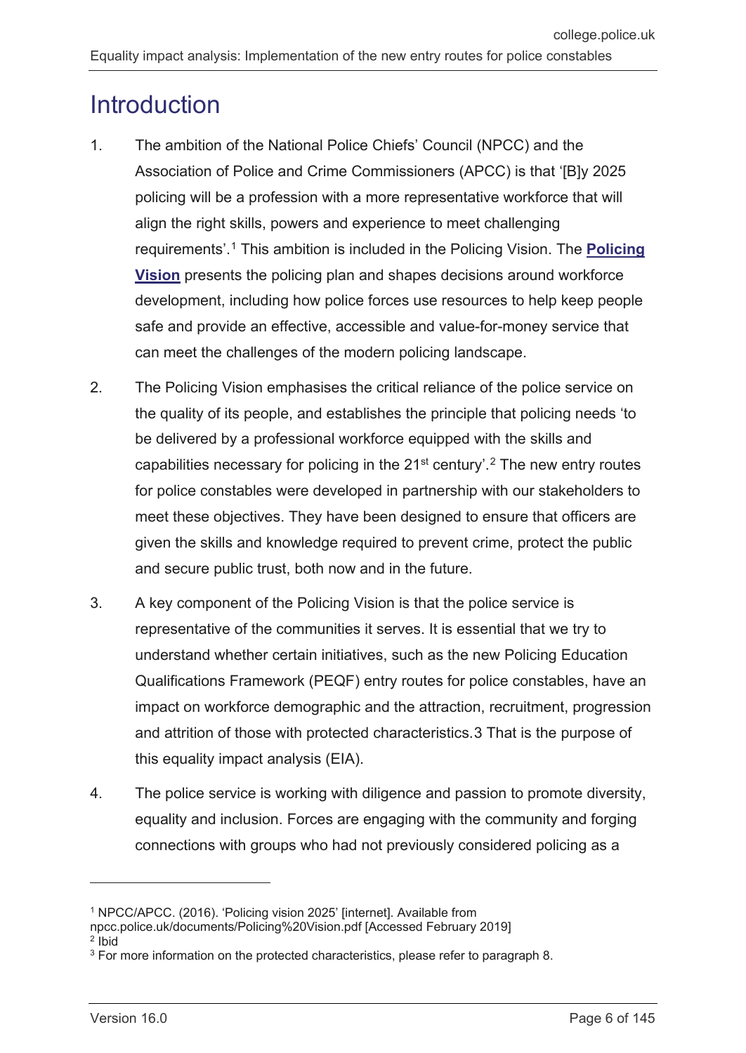# Introduction

1. The ambition of the National Police Chiefs' Council (NPCC) and the Association of Police and Crime Commissioners (APCC) is that '[B]y 2025 policing will be a profession with a more representative workforce that will align the right skills, powers and experience to meet challenging requirements'.[1] This ambition is included in the Policing Vision. The **Policing Vision** presents the policing plan and shapes decisions around workforce development, including how police forces use resources to help keep people safe and provide an effective, accessible and value-for-money service that can meet the challenges of the modern policing landscape.

2. The Policing Vision emphasises the critical reliance of the police service on the quality of its people, and establishes the principle that policing needs 'to be delivered by a professional workforce equipped with the skills and capabilities necessary for policing in the 21st century'.[2] The new entry routes for police constables were developed in partnership with our stakeholders to meet these objectives. They have been designed to ensure that officers are given the skills and knowledge required to prevent crime, protect the public and secure public trust, both now and in the future.

3. A key component of the Policing Vision is that the police service is representative of the communities it serves. It is essential that we try to understand whether certain initiatives, such as the new Policing Education Qualifications Framework (PEQF) entry routes for police constables, have an impact on workforce demographic and the attraction, recruitment, progression and attrition of those with protected characteristics.3 That is the purpose of this equality impact analysis (EIA).

4. The police service is working with diligence and passion to promote diversity, equality and inclusion. Forces are engaging with the community and forging connections with groups who had not previously considered policing as a

---

[1] NPCC/APCC. (2016). 'Policing vision 2025' [internet]. Available from npcc.police.uk/documents/Policing%20Vision.pdf [Accessed February 2019]

[2] Ibid

[3] For more information on the protected characteristics, please refer to paragraph 8.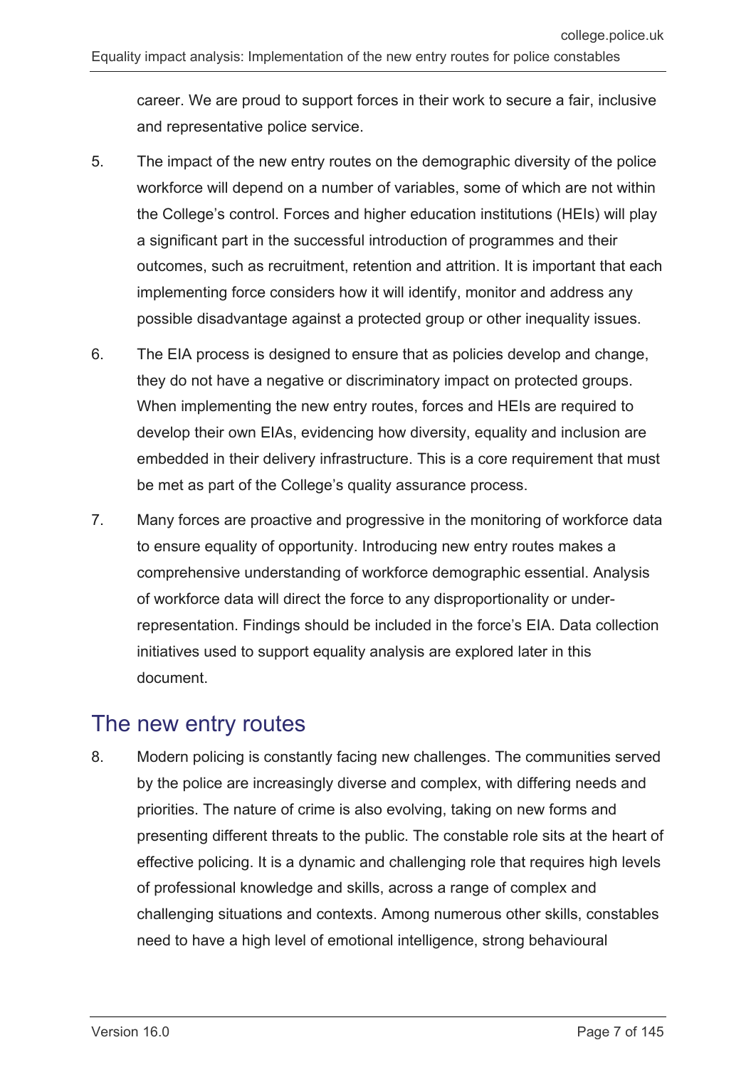career. We are proud to support forces in their work to secure a fair, inclusive and representative police service.

5. The impact of the new entry routes on the demographic diversity of the police workforce will depend on a number of variables, some of which are not within the College's control. Forces and higher education institutions (HEIs) will play a significant part in the successful introduction of programmes and their outcomes, such as recruitment, retention and attrition. It is important that each implementing force considers how it will identify, monitor and address any possible disadvantage against a protected group or other inequality issues.

6. The EIA process is designed to ensure that as policies develop and change, they do not have a negative or discriminatory impact on protected groups. When implementing the new entry routes, forces and HEIs are required to develop their own EIAs, evidencing how diversity, equality and inclusion are embedded in their delivery infrastructure. This is a core requirement that must be met as part of the College's quality assurance process.

7. Many forces are proactive and progressive in the monitoring of workforce data to ensure equality of opportunity. Introducing new entry routes makes a comprehensive understanding of workforce demographic essential. Analysis of workforce data will direct the force to any disproportionality or under-representation. Findings should be included in the force's EIA. Data collection initiatives used to support equality analysis are explored later in this document.

## The new entry routes

8. Modern policing is constantly facing new challenges. The communities served by the police are increasingly diverse and complex, with differing needs and priorities. The nature of crime is also evolving, taking on new forms and presenting different threats to the public. The constable role sits at the heart of effective policing. It is a dynamic and challenging role that requires high levels of professional knowledge and skills, across a range of complex and challenging situations and contexts. Among numerous other skills, constables need to have a high level of emotional intelligence, strong behavioural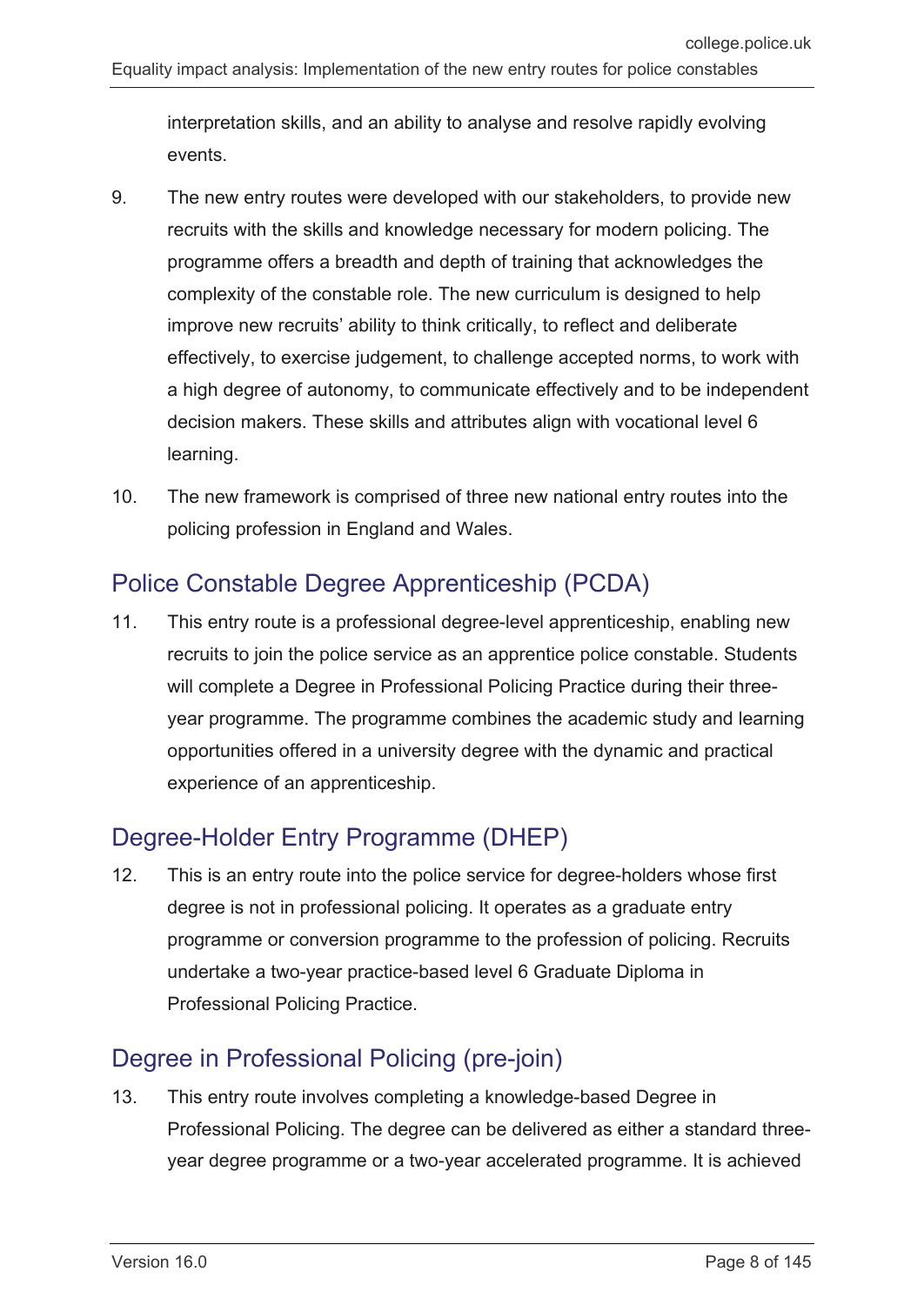interpretation skills, and an ability to analyse and resolve rapidly evolving events.

9. The new entry routes were developed with our stakeholders, to provide new recruits with the skills and knowledge necessary for modern policing. The programme offers a breadth and depth of training that acknowledges the complexity of the constable role. The new curriculum is designed to help improve new recruits' ability to think critically, to reflect and deliberate effectively, to exercise judgement, to challenge accepted norms, to work with a high degree of autonomy, to communicate effectively and to be independent decision makers. These skills and attributes align with vocational level 6 learning.

10. The new framework is comprised of three new national entry routes into the policing profession in England and Wales.

## Police Constable Degree Apprenticeship (PCDA)

11. This entry route is a professional degree-level apprenticeship, enabling new recruits to join the police service as an apprentice police constable. Students will complete a Degree in Professional Policing Practice during their three-year programme. The programme combines the academic study and learning opportunities offered in a university degree with the dynamic and practical experience of an apprenticeship.

## Degree-Holder Entry Programme (DHEP)

12. This is an entry route into the police service for degree-holders whose first degree is not in professional policing. It operates as a graduate entry programme or conversion programme to the profession of policing. Recruits undertake a two-year practice-based level 6 Graduate Diploma in Professional Policing Practice.

## Degree in Professional Policing (pre-join)

13. This entry route involves completing a knowledge-based Degree in Professional Policing. The degree can be delivered as either a standard three-year degree programme or a two-year accelerated programme. It is achieved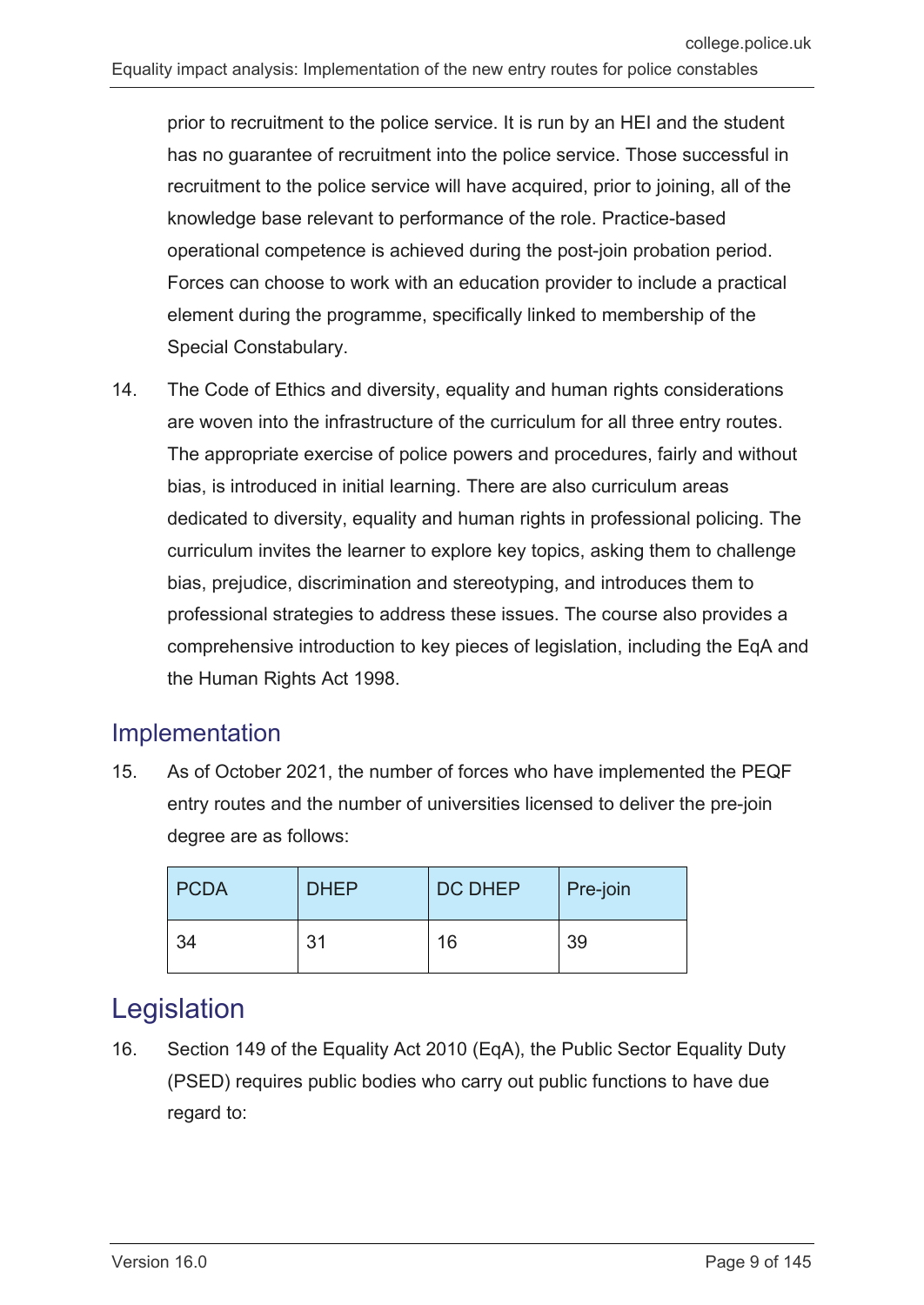prior to recruitment to the police service. It is run by an HEI and the student has no guarantee of recruitment into the police service. Those successful in recruitment to the police service will have acquired, prior to joining, all of the knowledge base relevant to performance of the role. Practice-based operational competence is achieved during the post-join probation period. Forces can choose to work with an education provider to include a practical element during the programme, specifically linked to membership of the Special Constabulary.

14. The Code of Ethics and diversity, equality and human rights considerations are woven into the infrastructure of the curriculum for all three entry routes. The appropriate exercise of police powers and procedures, fairly and without bias, is introduced in initial learning. There are also curriculum areas dedicated to diversity, equality and human rights in professional policing. The curriculum invites the learner to explore key topics, asking them to challenge bias, prejudice, discrimination and stereotyping, and introduces them to professional strategies to address these issues. The course also provides a comprehensive introduction to key pieces of legislation, including the EqA and the Human Rights Act 1998.

## Implementation

15. As of October 2021, the number of forces who have implemented the PEQF entry routes and the number of universities licensed to deliver the pre-join degree are as follows:

| PCDA | DHEP | DC DHEP | Pre-join |
| --- | --- | --- | --- |
| 34 | 31 | 16 | 39 |

# Legislation

16. Section 149 of the Equality Act 2010 (EqA), the Public Sector Equality Duty (PSED) requires public bodies who carry out public functions to have due regard to: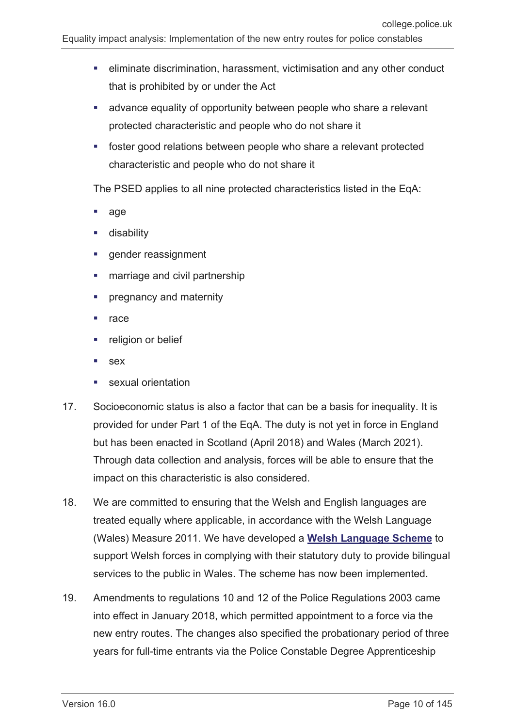- eliminate discrimination, harassment, victimisation and any other conduct that is prohibited by or under the Act
- advance equality of opportunity between people who share a relevant protected characteristic and people who do not share it
- foster good relations between people who share a relevant protected characteristic and people who do not share it

The PSED applies to all nine protected characteristics listed in the EqA:

- age
- disability
- gender reassignment
- marriage and civil partnership
- pregnancy and maternity
- race
- religion or belief
- sex
- sexual orientation

17. Socioeconomic status is also a factor that can be a basis for inequality. It is provided for under Part 1 of the EqA. The duty is not yet in force in England but has been enacted in Scotland (April 2018) and Wales (March 2021). Through data collection and analysis, forces will be able to ensure that the impact on this characteristic is also considered.

18. We are committed to ensuring that the Welsh and English languages are treated equally where applicable, in accordance with the Welsh Language (Wales) Measure 2011. We have developed a **Welsh Language Scheme** to support Welsh forces in complying with their statutory duty to provide bilingual services to the public in Wales. The scheme has now been implemented.

19. Amendments to regulations 10 and 12 of the Police Regulations 2003 came into effect in January 2018, which permitted appointment to a force via the new entry routes. The changes also specified the probationary period of three years for full-time entrants via the Police Constable Degree Apprenticeship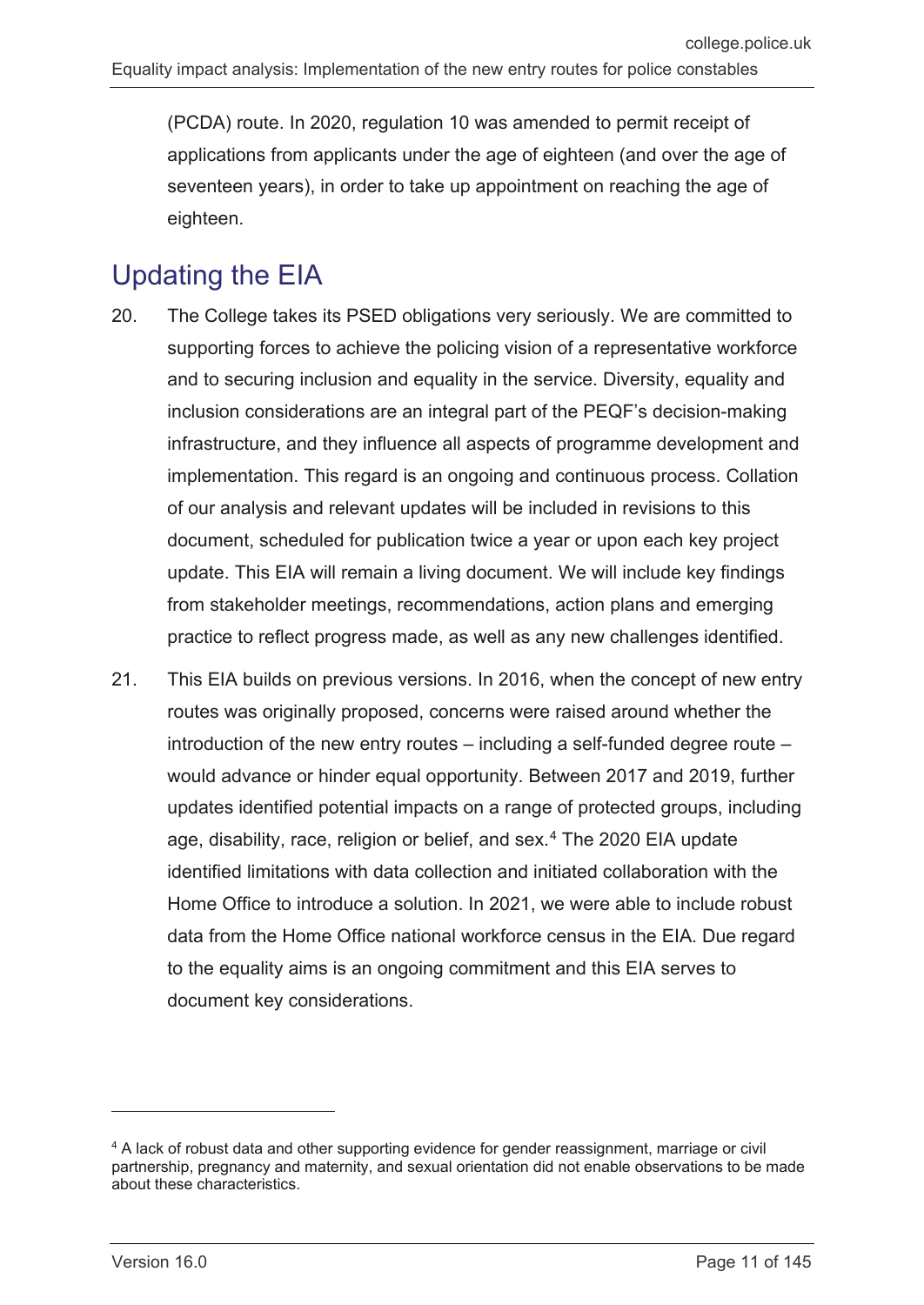(PCDA) route. In 2020, regulation 10 was amended to permit receipt of applications from applicants under the age of eighteen (and over the age of seventeen years), in order to take up appointment on reaching the age of eighteen.

## Updating the EIA

20. The College takes its PSED obligations very seriously. We are committed to supporting forces to achieve the policing vision of a representative workforce and to securing inclusion and equality in the service. Diversity, equality and inclusion considerations are an integral part of the PEQF's decision-making infrastructure, and they influence all aspects of programme development and implementation. This regard is an ongoing and continuous process. Collation of our analysis and relevant updates will be included in revisions to this document, scheduled for publication twice a year or upon each key project update. This EIA will remain a living document. We will include key findings from stakeholder meetings, recommendations, action plans and emerging practice to reflect progress made, as well as any new challenges identified.

21. This EIA builds on previous versions. In 2016, when the concept of new entry routes was originally proposed, concerns were raised around whether the introduction of the new entry routes – including a self-funded degree route – would advance or hinder equal opportunity. Between 2017 and 2019, further updates identified potential impacts on a range of protected groups, including age, disability, race, religion or belief, and sex.[4] The 2020 EIA update identified limitations with data collection and initiated collaboration with the Home Office to introduce a solution. In 2021, we were able to include robust data from the Home Office national workforce census in the EIA. Due regard to the equality aims is an ongoing commitment and this EIA serves to document key considerations.

---

[4] A lack of robust data and other supporting evidence for gender reassignment, marriage or civil partnership, pregnancy and maternity, and sexual orientation did not enable observations to be made about these characteristics.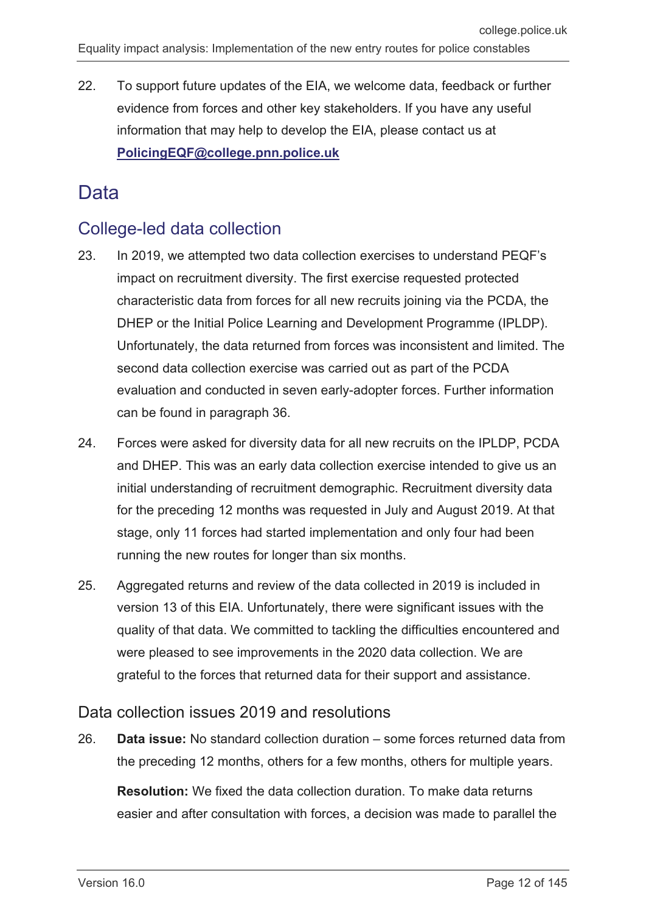22. To support future updates of the EIA, we welcome data, feedback or further evidence from forces and other key stakeholders. If you have any useful information that may help to develop the EIA, please contact us at **PolicingEQF@college.pnn.police.uk**

# Data

## College-led data collection

23. In 2019, we attempted two data collection exercises to understand PEQF's impact on recruitment diversity. The first exercise requested protected characteristic data from forces for all new recruits joining via the PCDA, the DHEP or the Initial Police Learning and Development Programme (IPLDP). Unfortunately, the data returned from forces was inconsistent and limited. The second data collection exercise was carried out as part of the PCDA evaluation and conducted in seven early-adopter forces. Further information can be found in paragraph 36.

24. Forces were asked for diversity data for all new recruits on the IPLDP, PCDA and DHEP. This was an early data collection exercise intended to give us an initial understanding of recruitment demographic. Recruitment diversity data for the preceding 12 months was requested in July and August 2019. At that stage, only 11 forces had started implementation and only four had been running the new routes for longer than six months.

25. Aggregated returns and review of the data collected in 2019 is included in version 13 of this EIA. Unfortunately, there were significant issues with the quality of that data. We committed to tackling the difficulties encountered and were pleased to see improvements in the 2020 data collection. We are grateful to the forces that returned data for their support and assistance.

### Data collection issues 2019 and resolutions

26. **Data issue:** No standard collection duration – some forces returned data from the preceding 12 months, others for a few months, others for multiple years.

    **Resolution:** We fixed the data collection duration. To make data returns easier and after consultation with forces, a decision was made to parallel the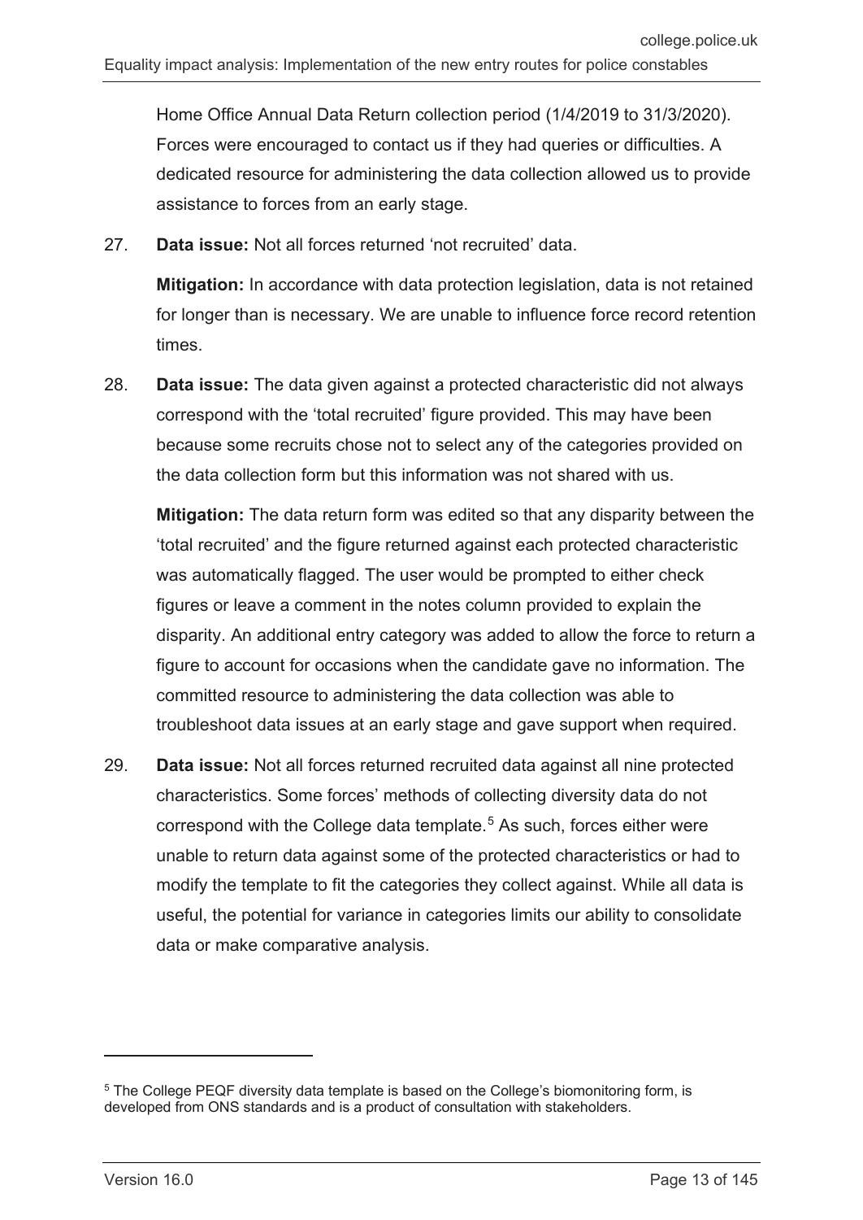Home Office Annual Data Return collection period (1/4/2019 to 31/3/2020). Forces were encouraged to contact us if they had queries or difficulties. A dedicated resource for administering the data collection allowed us to provide assistance to forces from an early stage.

27. **Data issue:** Not all forces returned 'not recruited' data.

    **Mitigation:** In accordance with data protection legislation, data is not retained for longer than is necessary. We are unable to influence force record retention times.

28. **Data issue:** The data given against a protected characteristic did not always correspond with the 'total recruited' figure provided. This may have been because some recruits chose not to select any of the categories provided on the data collection form but this information was not shared with us.

    **Mitigation:** The data return form was edited so that any disparity between the 'total recruited' and the figure returned against each protected characteristic was automatically flagged. The user would be prompted to either check figures or leave a comment in the notes column provided to explain the disparity. An additional entry category was added to allow the force to return a figure to account for occasions when the candidate gave no information. The committed resource to administering the data collection was able to troubleshoot data issues at an early stage and gave support when required.

29. **Data issue:** Not all forces returned recruited data against all nine protected characteristics. Some forces' methods of collecting diversity data do not correspond with the College data template.[5] As such, forces either were unable to return data against some of the protected characteristics or had to modify the template to fit the categories they collect against. While all data is useful, the potential for variance in categories limits our ability to consolidate data or make comparative analysis.

---

[5] The College PEQF diversity data template is based on the College's biomonitoring form, is developed from ONS standards and is a product of consultation with stakeholders.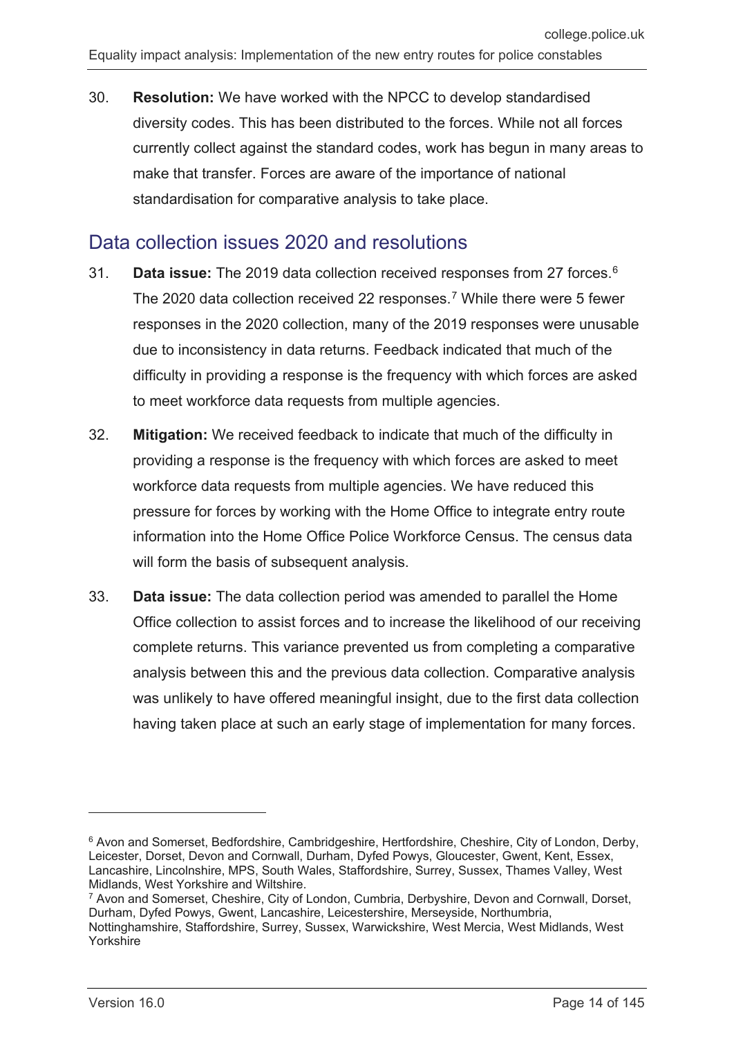30. **Resolution:** We have worked with the NPCC to develop standardised diversity codes. This has been distributed to the forces. While not all forces currently collect against the standard codes, work has begun in many areas to make that transfer. Forces are aware of the importance of national standardisation for comparative analysis to take place.

## Data collection issues 2020 and resolutions

31. **Data issue:** The 2019 data collection received responses from 27 forces.[6] The 2020 data collection received 22 responses.[7] While there were 5 fewer responses in the 2020 collection, many of the 2019 responses were unusable due to inconsistency in data returns. Feedback indicated that much of the difficulty in providing a response is the frequency with which forces are asked to meet workforce data requests from multiple agencies.

32. **Mitigation:** We received feedback to indicate that much of the difficulty in providing a response is the frequency with which forces are asked to meet workforce data requests from multiple agencies. We have reduced this pressure for forces by working with the Home Office to integrate entry route information into the Home Office Police Workforce Census. The census data will form the basis of subsequent analysis.

33. **Data issue:** The data collection period was amended to parallel the Home Office collection to assist forces and to increase the likelihood of our receiving complete returns. This variance prevented us from completing a comparative analysis between this and the previous data collection. Comparative analysis was unlikely to have offered meaningful insight, due to the first data collection having taken place at such an early stage of implementation for many forces.

---

[6] Avon and Somerset, Bedfordshire, Cambridgeshire, Hertfordshire, Cheshire, City of London, Derby, Leicester, Dorset, Devon and Cornwall, Durham, Dyfed Powys, Gloucester, Gwent, Kent, Essex, Lancashire, Lincolnshire, MPS, South Wales, Staffordshire, Surrey, Sussex, Thames Valley, West Midlands, West Yorkshire and Wiltshire.

[7] Avon and Somerset, Cheshire, City of London, Cumbria, Derbyshire, Devon and Cornwall, Dorset, Durham, Dyfed Powys, Gwent, Lancashire, Leicestershire, Merseyside, Northumbria, Nottinghamshire, Staffordshire, Surrey, Sussex, Warwickshire, West Mercia, West Midlands, West Yorkshire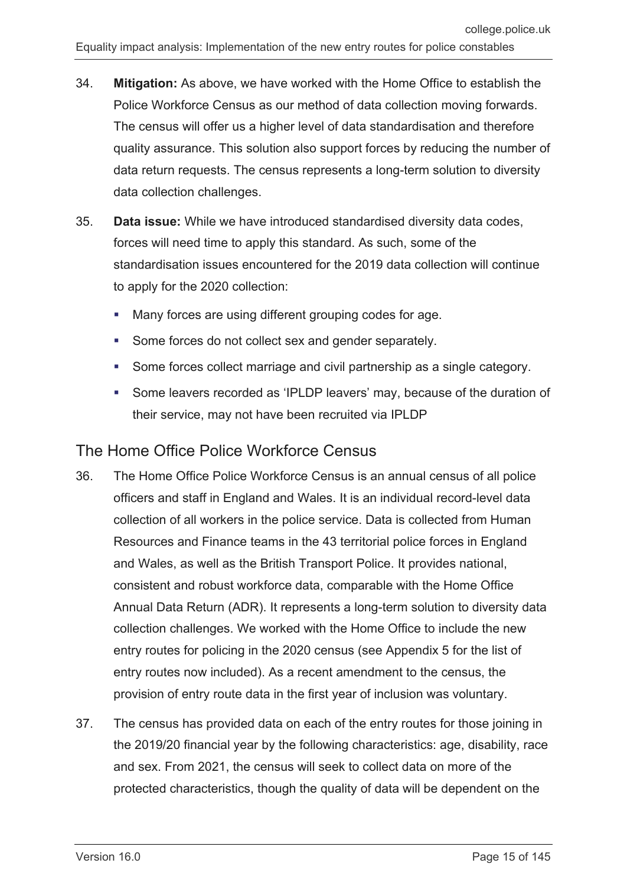34. **Mitigation:** As above, we have worked with the Home Office to establish the Police Workforce Census as our method of data collection moving forwards. The census will offer us a higher level of data standardisation and therefore quality assurance. This solution also support forces by reducing the number of data return requests. The census represents a long-term solution to diversity data collection challenges.

35. **Data issue:** While we have introduced standardised diversity data codes, forces will need time to apply this standard. As such, some of the standardisation issues encountered for the 2019 data collection will continue to apply for the 2020 collection:

    - Many forces are using different grouping codes for age.
    - Some forces do not collect sex and gender separately.
    - Some forces collect marriage and civil partnership as a single category.
    - Some leavers recorded as 'IPLDP leavers' may, because of the duration of their service, may not have been recruited via IPLDP

## The Home Office Police Workforce Census

36. The Home Office Police Workforce Census is an annual census of all police officers and staff in England and Wales. It is an individual record-level data collection of all workers in the police service. Data is collected from Human Resources and Finance teams in the 43 territorial police forces in England and Wales, as well as the British Transport Police. It provides national, consistent and robust workforce data, comparable with the Home Office Annual Data Return (ADR). It represents a long-term solution to diversity data collection challenges. We worked with the Home Office to include the new entry routes for policing in the 2020 census (see Appendix 5 for the list of entry routes now included). As a recent amendment to the census, the provision of entry route data in the first year of inclusion was voluntary.

37. The census has provided data on each of the entry routes for those joining in the 2019/20 financial year by the following characteristics: age, disability, race and sex. From 2021, the census will seek to collect data on more of the protected characteristics, though the quality of data will be dependent on the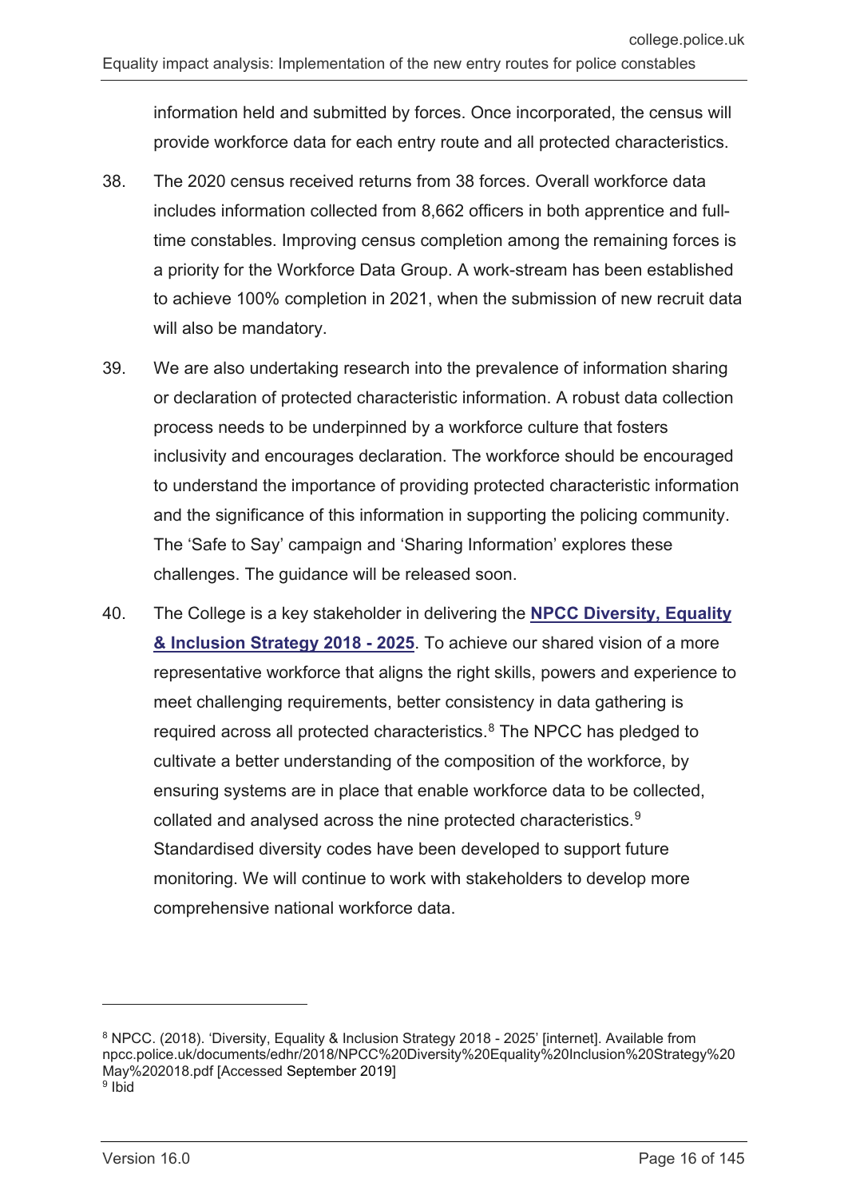information held and submitted by forces. Once incorporated, the census will provide workforce data for each entry route and all protected characteristics.

38. The 2020 census received returns from 38 forces. Overall workforce data includes information collected from 8,662 officers in both apprentice and full-time constables. Improving census completion among the remaining forces is a priority for the Workforce Data Group. A work-stream has been established to achieve 100% completion in 2021, when the submission of new recruit data will also be mandatory.

39. We are also undertaking research into the prevalence of information sharing or declaration of protected characteristic information. A robust data collection process needs to be underpinned by a workforce culture that fosters inclusivity and encourages declaration. The workforce should be encouraged to understand the importance of providing protected characteristic information and the significance of this information in supporting the policing community. The 'Safe to Say' campaign and 'Sharing Information' explores these challenges. The guidance will be released soon.

40. The College is a key stakeholder in delivering the **NPCC Diversity, Equality & Inclusion Strategy 2018 - 2025**. To achieve our shared vision of a more representative workforce that aligns the right skills, powers and experience to meet challenging requirements, better consistency in data gathering is required across all protected characteristics.[8] The NPCC has pledged to cultivate a better understanding of the composition of the workforce, by ensuring systems are in place that enable workforce data to be collected, collated and analysed across the nine protected characteristics.[9] Standardised diversity codes have been developed to support future monitoring. We will continue to work with stakeholders to develop more comprehensive national workforce data.

---

[8] NPCC. (2018). 'Diversity, Equality & Inclusion Strategy 2018 - 2025' [internet]. Available from npcc.police.uk/documents/edhr/2018/NPCC%20Diversity%20Equality%20Inclusion%20Strategy%20May%202018.pdf [Accessed September 2019]

[9] Ibid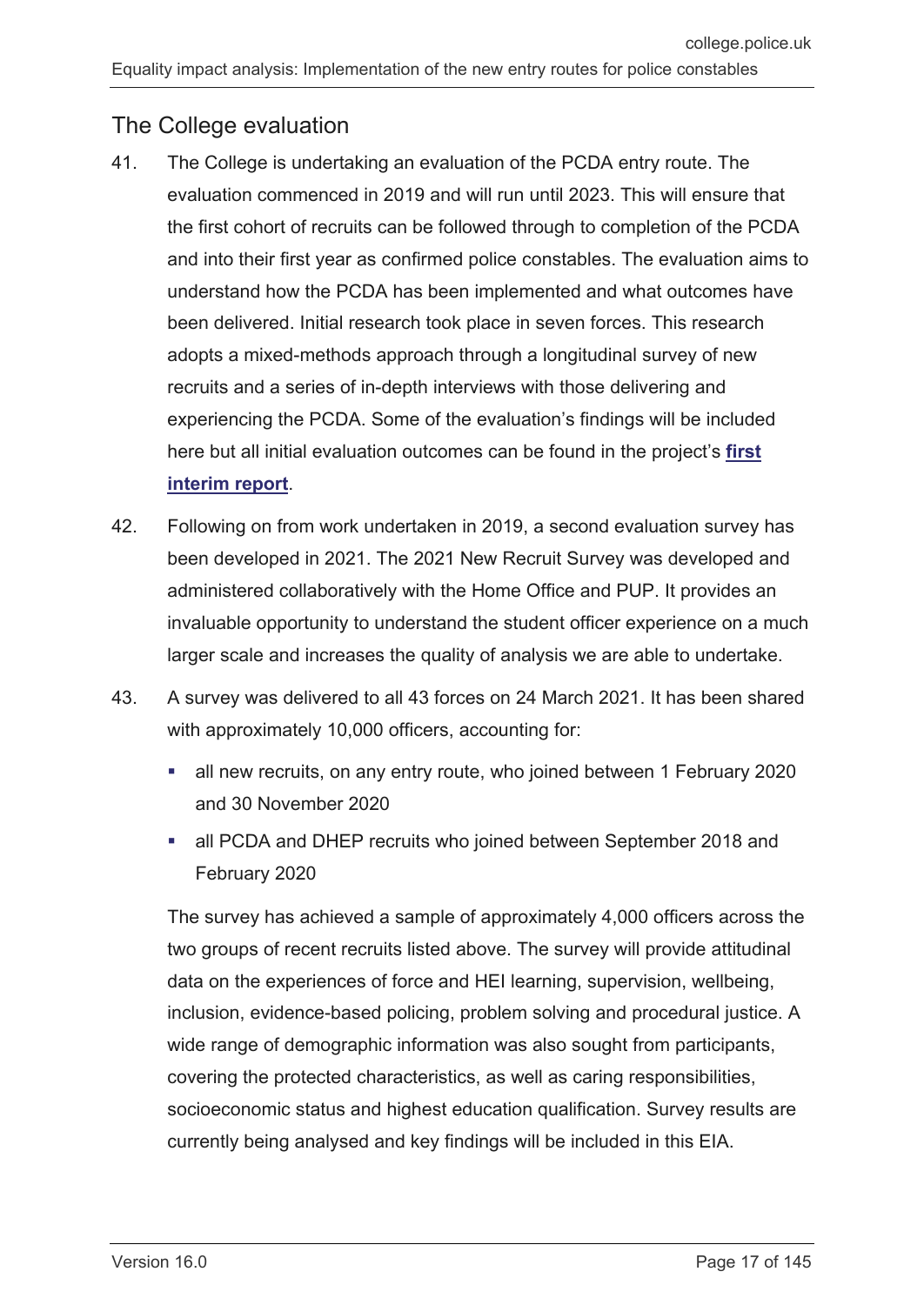## The College evaluation

41. The College is undertaking an evaluation of the PCDA entry route. The evaluation commenced in 2019 and will run until 2023. This will ensure that the first cohort of recruits can be followed through to completion of the PCDA and into their first year as confirmed police constables. The evaluation aims to understand how the PCDA has been implemented and what outcomes have been delivered. Initial research took place in seven forces. This research adopts a mixed-methods approach through a longitudinal survey of new recruits and a series of in-depth interviews with those delivering and experiencing the PCDA. Some of the evaluation's findings will be included here but all initial evaluation outcomes can be found in the project's **first interim report**.

42. Following on from work undertaken in 2019, a second evaluation survey has been developed in 2021. The 2021 New Recruit Survey was developed and administered collaboratively with the Home Office and PUP. It provides an invaluable opportunity to understand the student officer experience on a much larger scale and increases the quality of analysis we are able to undertake.

43. A survey was delivered to all 43 forces on 24 March 2021. It has been shared with approximately 10,000 officers, accounting for:

    - all new recruits, on any entry route, who joined between 1 February 2020 and 30 November 2020
    - all PCDA and DHEP recruits who joined between September 2018 and February 2020

    The survey has achieved a sample of approximately 4,000 officers across the two groups of recent recruits listed above. The survey will provide attitudinal data on the experiences of force and HEI learning, supervision, wellbeing, inclusion, evidence-based policing, problem solving and procedural justice. A wide range of demographic information was also sought from participants, covering the protected characteristics, as well as caring responsibilities, socioeconomic status and highest education qualification. Survey results are currently being analysed and key findings will be included in this EIA.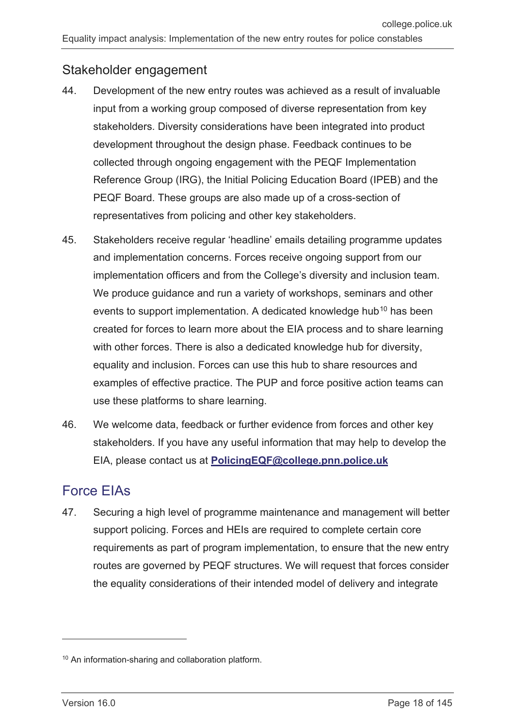### Stakeholder engagement

44. Development of the new entry routes was achieved as a result of invaluable input from a working group composed of diverse representation from key stakeholders. Diversity considerations have been integrated into product development throughout the design phase. Feedback continues to be collected through ongoing engagement with the PEQF Implementation Reference Group (IRG), the Initial Policing Education Board (IPEB) and the PEQF Board. These groups are also made up of a cross-section of representatives from policing and other key stakeholders.

45. Stakeholders receive regular 'headline' emails detailing programme updates and implementation concerns. Forces receive ongoing support from our implementation officers and from the College's diversity and inclusion team. We produce guidance and run a variety of workshops, seminars and other events to support implementation. A dedicated knowledge hub[10] has been created for forces to learn more about the EIA process and to share learning with other forces. There is also a dedicated knowledge hub for diversity, equality and inclusion. Forces can use this hub to share resources and examples of effective practice. The PUP and force positive action teams can use these platforms to share learning.

46. We welcome data, feedback or further evidence from forces and other key stakeholders. If you have any useful information that may help to develop the EIA, please contact us at **PolicingEQF@college.pnn.police.uk**

## Force EIAs

47. Securing a high level of programme maintenance and management will better support policing. Forces and HEIs are required to complete certain core requirements as part of program implementation, to ensure that the new entry routes are governed by PEQF structures. We will request that forces consider the equality considerations of their intended model of delivery and integrate

[10] An information-sharing and collaboration platform.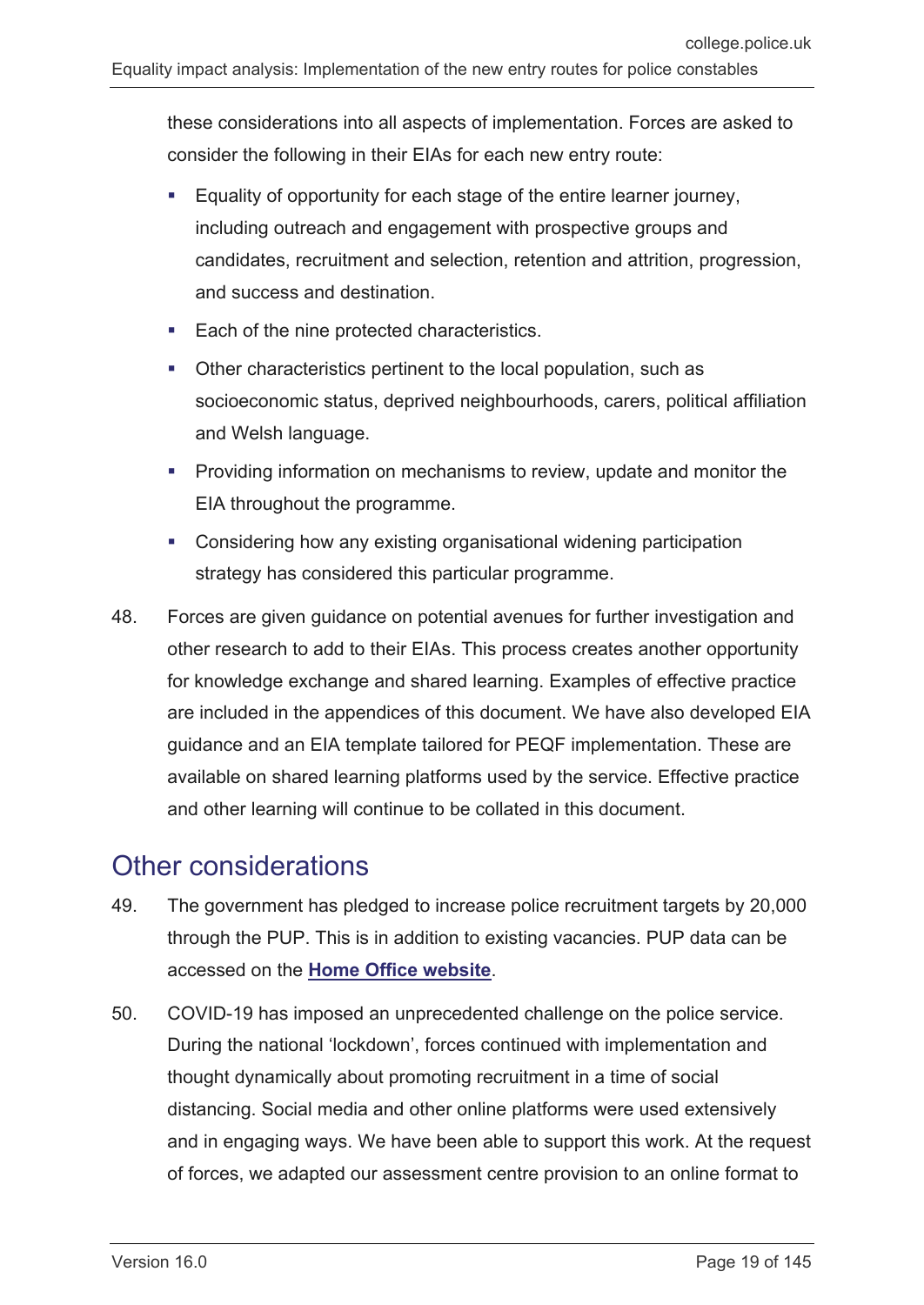these considerations into all aspects of implementation. Forces are asked to consider the following in their EIAs for each new entry route:

- Equality of opportunity for each stage of the entire learner journey, including outreach and engagement with prospective groups and candidates, recruitment and selection, retention and attrition, progression, and success and destination.
- Each of the nine protected characteristics.
- Other characteristics pertinent to the local population, such as socioeconomic status, deprived neighbourhoods, carers, political affiliation and Welsh language.
- Providing information on mechanisms to review, update and monitor the EIA throughout the programme.
- Considering how any existing organisational widening participation strategy has considered this particular programme.

48. Forces are given guidance on potential avenues for further investigation and other research to add to their EIAs. This process creates another opportunity for knowledge exchange and shared learning. Examples of effective practice are included in the appendices of this document. We have also developed EIA guidance and an EIA template tailored for PEQF implementation. These are available on shared learning platforms used by the service. Effective practice and other learning will continue to be collated in this document.

## Other considerations

49. The government has pledged to increase police recruitment targets by 20,000 through the PUP. This is in addition to existing vacancies. PUP data can be accessed on the **Home Office website**.

50. COVID-19 has imposed an unprecedented challenge on the police service. During the national 'lockdown', forces continued with implementation and thought dynamically about promoting recruitment in a time of social distancing. Social media and other online platforms were used extensively and in engaging ways. We have been able to support this work. At the request of forces, we adapted our assessment centre provision to an online format to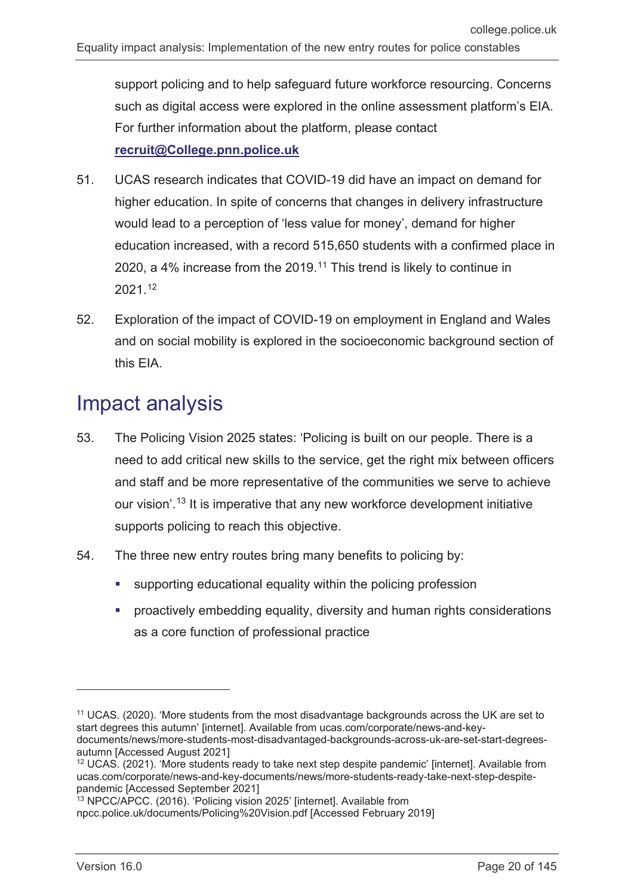support policing and to help safeguard future workforce resourcing. Concerns such as digital access were explored in the online assessment platform's EIA. For further information about the platform, please contact **recruit@College.pnn.police.uk**

51. UCAS research indicates that COVID-19 did have an impact on demand for higher education. In spite of concerns that changes in delivery infrastructure would lead to a perception of 'less value for money', demand for higher education increased, with a record 515,650 students with a confirmed place in 2020, a 4% increase from the 2019.[11] This trend is likely to continue in 2021.[12]

52. Exploration of the impact of COVID-19 on employment in England and Wales and on social mobility is explored in the socioeconomic background section of this EIA.

## Impact analysis

53. The Policing Vision 2025 states: 'Policing is built on our people. There is a need to add critical new skills to the service, get the right mix between officers and staff and be more representative of the communities we serve to achieve our vision'.[13] It is imperative that any new workforce development initiative supports policing to reach this objective.

54. The three new entry routes bring many benefits to policing by:
    - supporting educational equality within the policing profession
    - proactively embedding equality, diversity and human rights considerations as a core function of professional practice

---

[11] UCAS. (2020). 'More students from the most disadvantage backgrounds across the UK are set to start degrees this autumn' [internet]. Available from ucas.com/corporate/news-and-key-documents/news/more-students-most-disadvantaged-backgrounds-across-uk-are-set-start-degrees-autumn [Accessed August 2021]

[12] UCAS. (2021). 'More students ready to take next step despite pandemic' [internet]. Available from ucas.com/corporate/news-and-key-documents/news/more-students-ready-take-next-step-despite-pandemic [Accessed September 2021]

[13] NPCC/APCC. (2016). 'Policing vision 2025' [internet]. Available from npcc.police.uk/documents/Policing%20Vision.pdf [Accessed February 2019]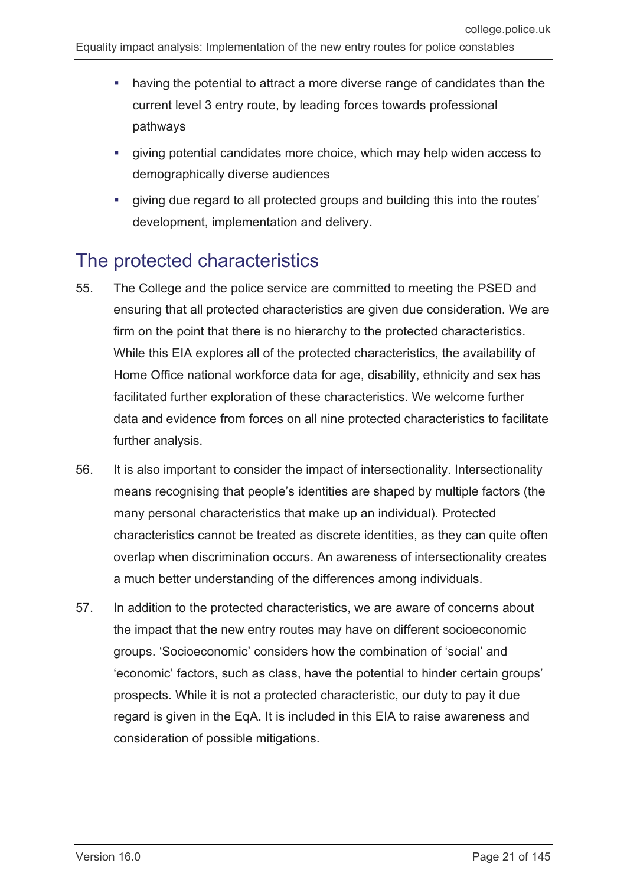- having the potential to attract a more diverse range of candidates than the current level 3 entry route, by leading forces towards professional pathways
- giving potential candidates more choice, which may help widen access to demographically diverse audiences
- giving due regard to all protected groups and building this into the routes' development, implementation and delivery.

## The protected characteristics

55. The College and the police service are committed to meeting the PSED and ensuring that all protected characteristics are given due consideration. We are firm on the point that there is no hierarchy to the protected characteristics. While this EIA explores all of the protected characteristics, the availability of Home Office national workforce data for age, disability, ethnicity and sex has facilitated further exploration of these characteristics. We welcome further data and evidence from forces on all nine protected characteristics to facilitate further analysis.

56. It is also important to consider the impact of intersectionality. Intersectionality means recognising that people's identities are shaped by multiple factors (the many personal characteristics that make up an individual). Protected characteristics cannot be treated as discrete identities, as they can quite often overlap when discrimination occurs. An awareness of intersectionality creates a much better understanding of the differences among individuals.

57. In addition to the protected characteristics, we are aware of concerns about the impact that the new entry routes may have on different socioeconomic groups. 'Socioeconomic' considers how the combination of 'social' and 'economic' factors, such as class, have the potential to hinder certain groups' prospects. While it is not a protected characteristic, our duty to pay it due regard is given in the EqA. It is included in this EIA to raise awareness and consideration of possible mitigations.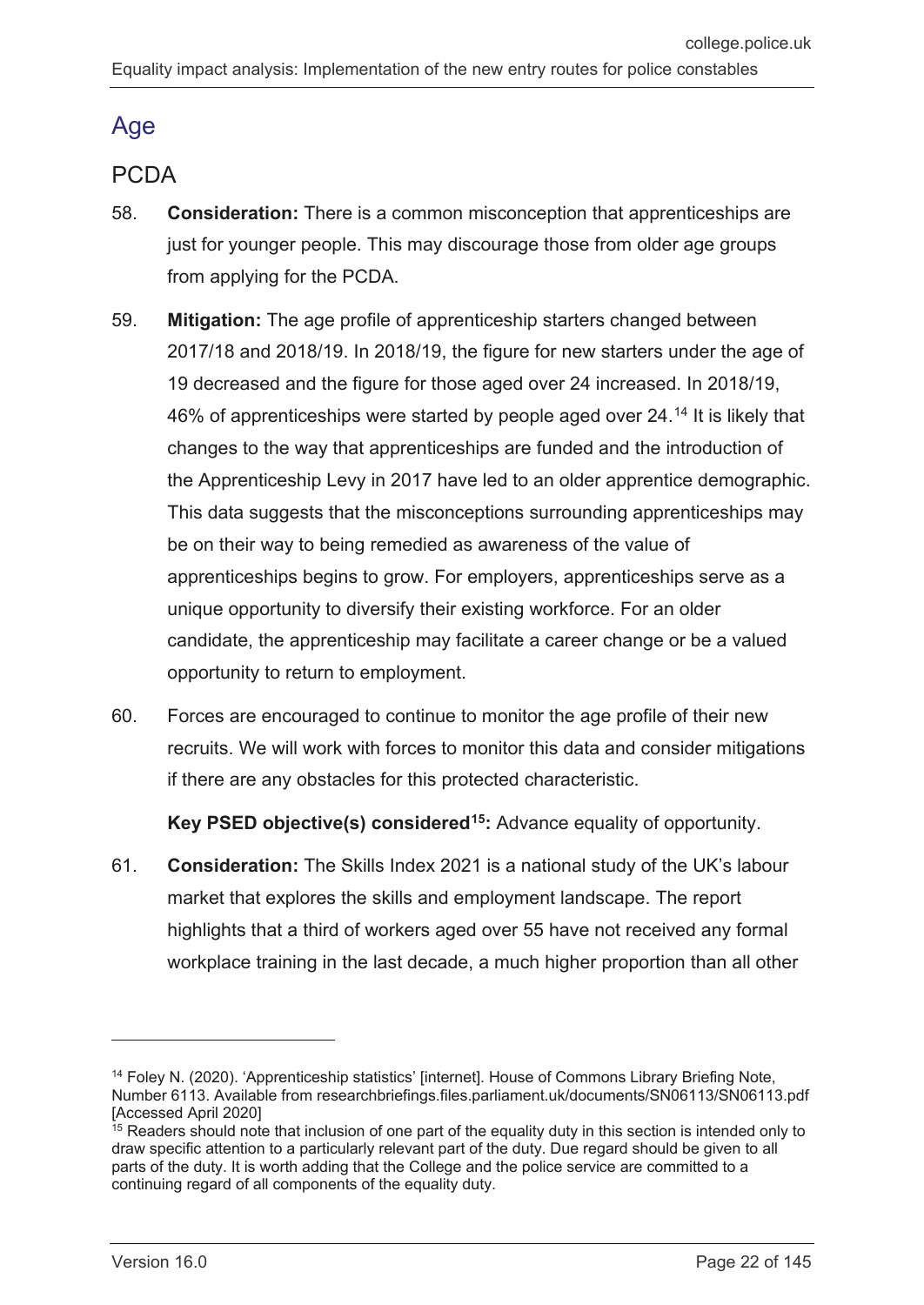## Age

### PCDA

58. **Consideration:** There is a common misconception that apprenticeships are just for younger people. This may discourage those from older age groups from applying for the PCDA.

59. **Mitigation:** The age profile of apprenticeship starters changed between 2017/18 and 2018/19. In 2018/19, the figure for new starters under the age of 19 decreased and the figure for those aged over 24 increased. In 2018/19, 46% of apprenticeships were started by people aged over 24.[14] It is likely that changes to the way that apprenticeships are funded and the introduction of the Apprenticeship Levy in 2017 have led to an older apprentice demographic. This data suggests that the misconceptions surrounding apprenticeships may be on their way to being remedied as awareness of the value of apprenticeships begins to grow. For employers, apprenticeships serve as a unique opportunity to diversify their existing workforce. For an older candidate, the apprenticeship may facilitate a career change or be a valued opportunity to return to employment.

60. Forces are encouraged to continue to monitor the age profile of their new recruits. We will work with forces to monitor this data and consider mitigations if there are any obstacles for this protected characteristic.

    **Key PSED objective(s) considered[15]:** Advance equality of opportunity.

61. **Consideration:** The Skills Index 2021 is a national study of the UK's labour market that explores the skills and employment landscape. The report highlights that a third of workers aged over 55 have not received any formal workplace training in the last decade, a much higher proportion than all other

---

[14] Foley N. (2020). 'Apprenticeship statistics' [internet]. House of Commons Library Briefing Note, Number 6113. Available from researchbriefings.files.parliament.uk/documents/SN06113/SN06113.pdf [Accessed April 2020]

[15] Readers should note that inclusion of one part of the equality duty in this section is intended only to draw specific attention to a particularly relevant part of the duty. Due regard should be given to all parts of the duty. It is worth adding that the College and the police service are committed to a continuing regard of all components of the equality duty.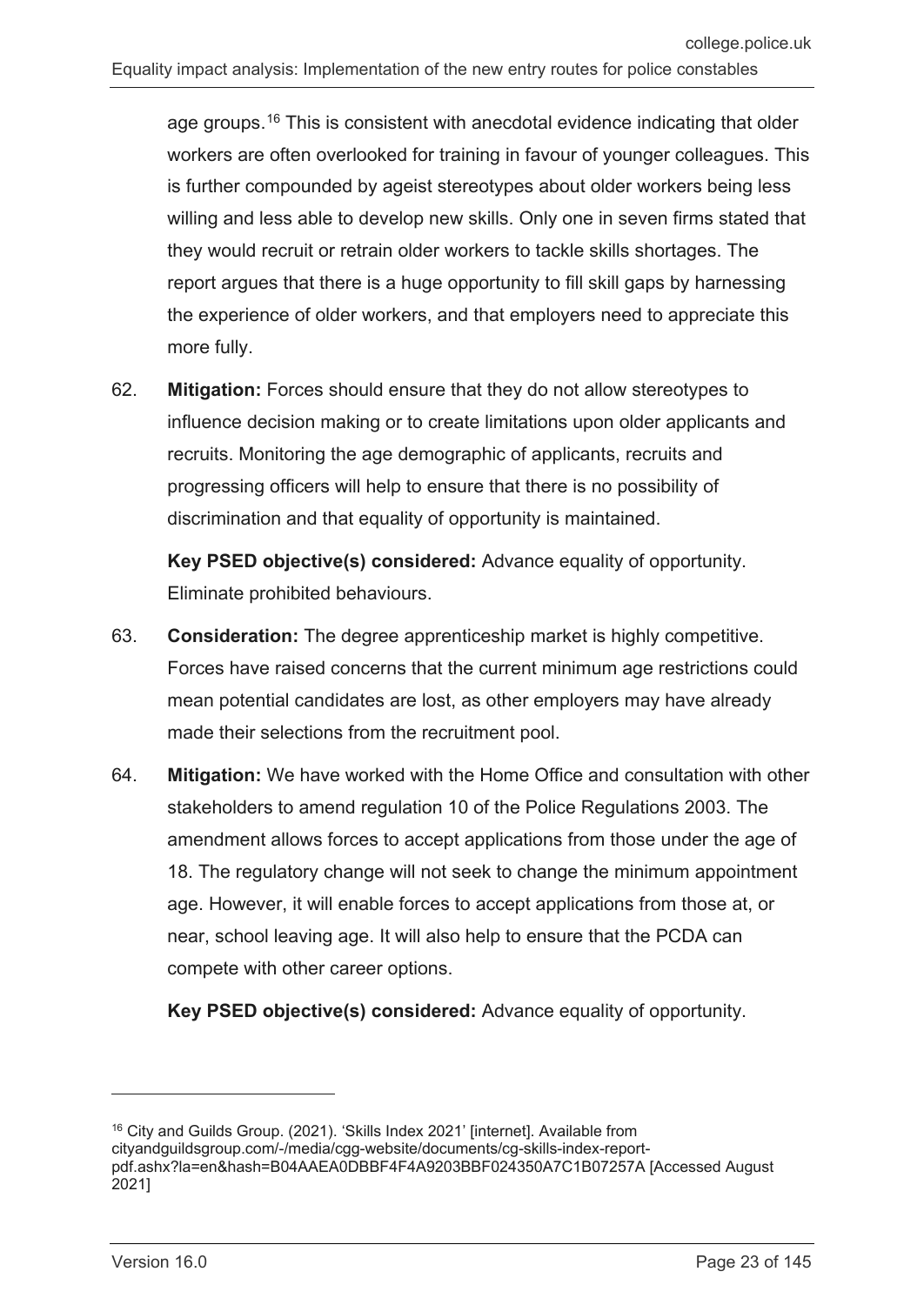age groups.[16] This is consistent with anecdotal evidence indicating that older workers are often overlooked for training in favour of younger colleagues. This is further compounded by ageist stereotypes about older workers being less willing and less able to develop new skills. Only one in seven firms stated that they would recruit or retrain older workers to tackle skills shortages. The report argues that there is a huge opportunity to fill skill gaps by harnessing the experience of older workers, and that employers need to appreciate this more fully.

62. **Mitigation:** Forces should ensure that they do not allow stereotypes to influence decision making or to create limitations upon older applicants and recruits. Monitoring the age demographic of applicants, recruits and progressing officers will help to ensure that there is no possibility of discrimination and that equality of opportunity is maintained.

    **Key PSED objective(s) considered:** Advance equality of opportunity. Eliminate prohibited behaviours.

63. **Consideration:** The degree apprenticeship market is highly competitive. Forces have raised concerns that the current minimum age restrictions could mean potential candidates are lost, as other employers may have already made their selections from the recruitment pool.

64. **Mitigation:** We have worked with the Home Office and consultation with other stakeholders to amend regulation 10 of the Police Regulations 2003. The amendment allows forces to accept applications from those under the age of 18. The regulatory change will not seek to change the minimum appointment age. However, it will enable forces to accept applications from those at, or near, school leaving age. It will also help to ensure that the PCDA can compete with other career options.

    **Key PSED objective(s) considered:** Advance equality of opportunity.

---

[16] City and Guilds Group. (2021). 'Skills Index 2021' [internet]. Available from cityandguildsgroup.com/-/media/cgg-website/documents/cg-skills-index-report-pdf.ashx?la=en&hash=B04AAEA0DBBF4F4A9203BBF024350A7C1B07257A [Accessed August 2021]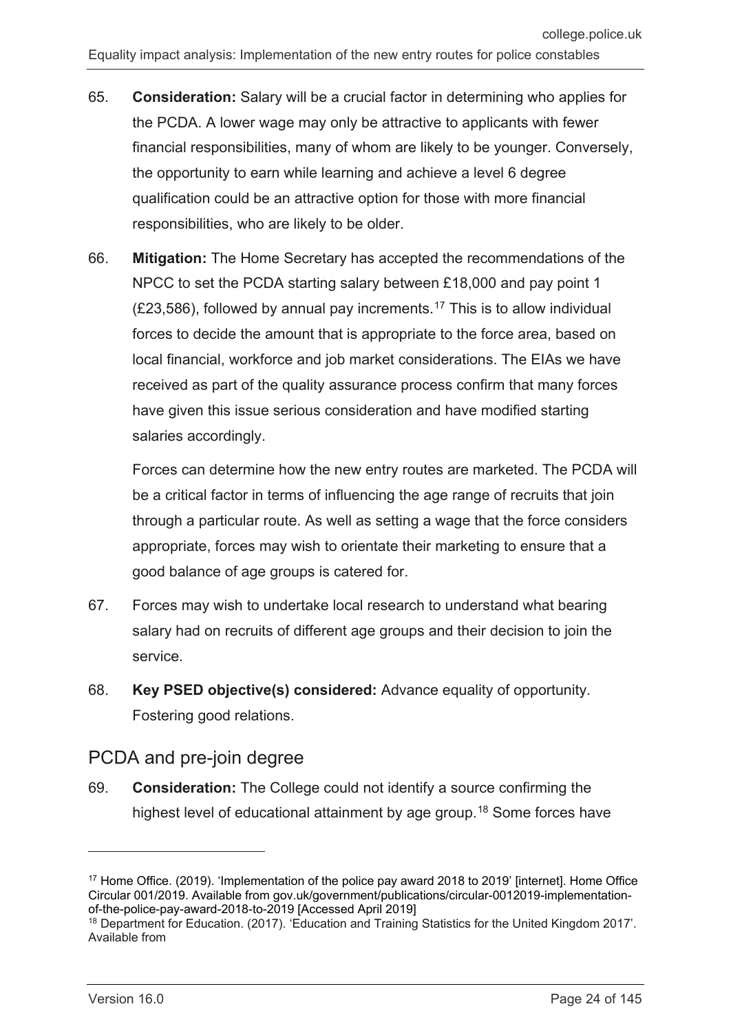65. **Consideration:** Salary will be a crucial factor in determining who applies for the PCDA. A lower wage may only be attractive to applicants with fewer financial responsibilities, many of whom are likely to be younger. Conversely, the opportunity to earn while learning and achieve a level 6 degree qualification could be an attractive option for those with more financial responsibilities, who are likely to be older.

66. **Mitigation:** The Home Secretary has accepted the recommendations of the NPCC to set the PCDA starting salary between £18,000 and pay point 1 (£23,586), followed by annual pay increments.[17] This is to allow individual forces to decide the amount that is appropriate to the force area, based on local financial, workforce and job market considerations. The EIAs we have received as part of the quality assurance process confirm that many forces have given this issue serious consideration and have modified starting salaries accordingly.

    Forces can determine how the new entry routes are marketed. The PCDA will be a critical factor in terms of influencing the age range of recruits that join through a particular route. As well as setting a wage that the force considers appropriate, forces may wish to orientate their marketing to ensure that a good balance of age groups is catered for.

67. Forces may wish to undertake local research to understand what bearing salary had on recruits of different age groups and their decision to join the service.

68. **Key PSED objective(s) considered:** Advance equality of opportunity. Fostering good relations.

## PCDA and pre-join degree

69. **Consideration:** The College could not identify a source confirming the highest level of educational attainment by age group.[18] Some forces have

---

[17] Home Office. (2019). 'Implementation of the police pay award 2018 to 2019' [internet]. Home Office Circular 001/2019. Available from gov.uk/government/publications/circular-0012019-implementation-of-the-police-pay-award-2018-to-2019 [Accessed April 2019]

[18] Department for Education. (2017). 'Education and Training Statistics for the United Kingdom 2017'. Available from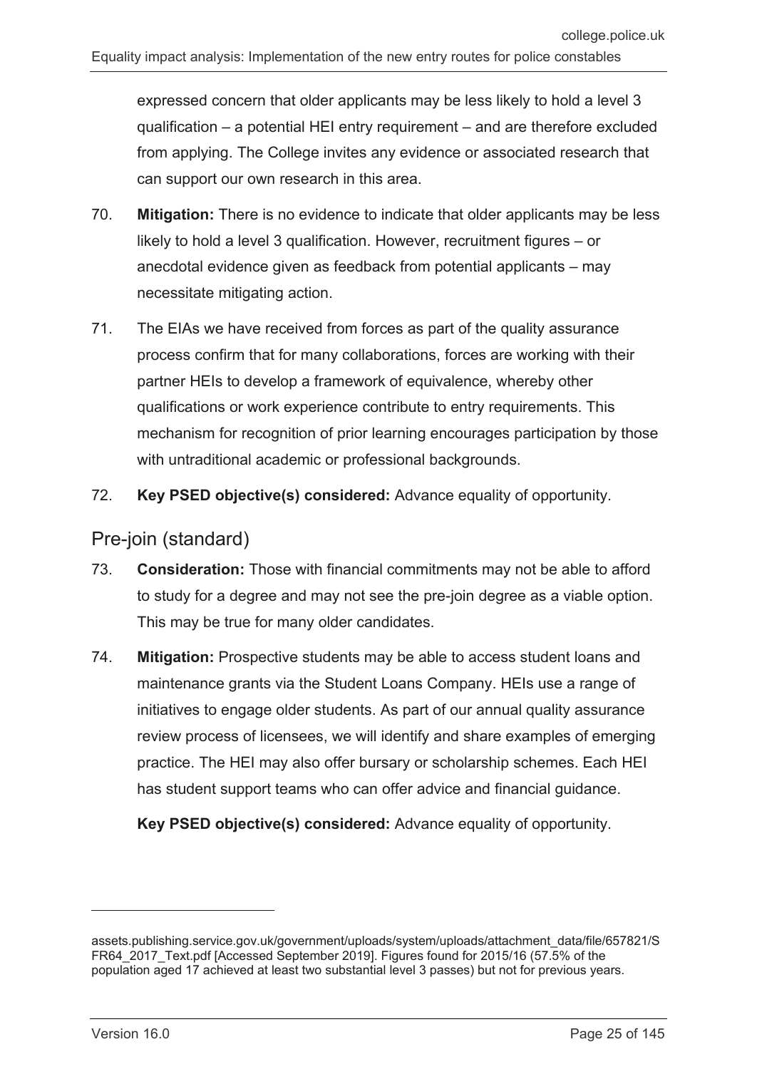expressed concern that older applicants may be less likely to hold a level 3 qualification – a potential HEI entry requirement – and are therefore excluded from applying. The College invites any evidence or associated research that can support our own research in this area.

70. **Mitigation:** There is no evidence to indicate that older applicants may be less likely to hold a level 3 qualification. However, recruitment figures – or anecdotal evidence given as feedback from potential applicants – may necessitate mitigating action.

71. The EIAs we have received from forces as part of the quality assurance process confirm that for many collaborations, forces are working with their partner HEIs to develop a framework of equivalence, whereby other qualifications or work experience contribute to entry requirements. This mechanism for recognition of prior learning encourages participation by those with untraditional academic or professional backgrounds.

72. **Key PSED objective(s) considered:** Advance equality of opportunity.

## Pre-join (standard)

73. **Consideration:** Those with financial commitments may not be able to afford to study for a degree and may not see the pre-join degree as a viable option. This may be true for many older candidates.

74. **Mitigation:** Prospective students may be able to access student loans and maintenance grants via the Student Loans Company. HEIs use a range of initiatives to engage older students. As part of our annual quality assurance review process of licensees, we will identify and share examples of emerging practice. The HEI may also offer bursary or scholarship schemes. Each HEI has student support teams who can offer advice and financial guidance.

    **Key PSED objective(s) considered:** Advance equality of opportunity.

---

assets.publishing.service.gov.uk/government/uploads/system/uploads/attachment_data/file/657821/SFR64_2017_Text.pdf [Accessed September 2019]. Figures found for 2015/16 (57.5% of the population aged 17 achieved at least two substantial level 3 passes) but not for previous years.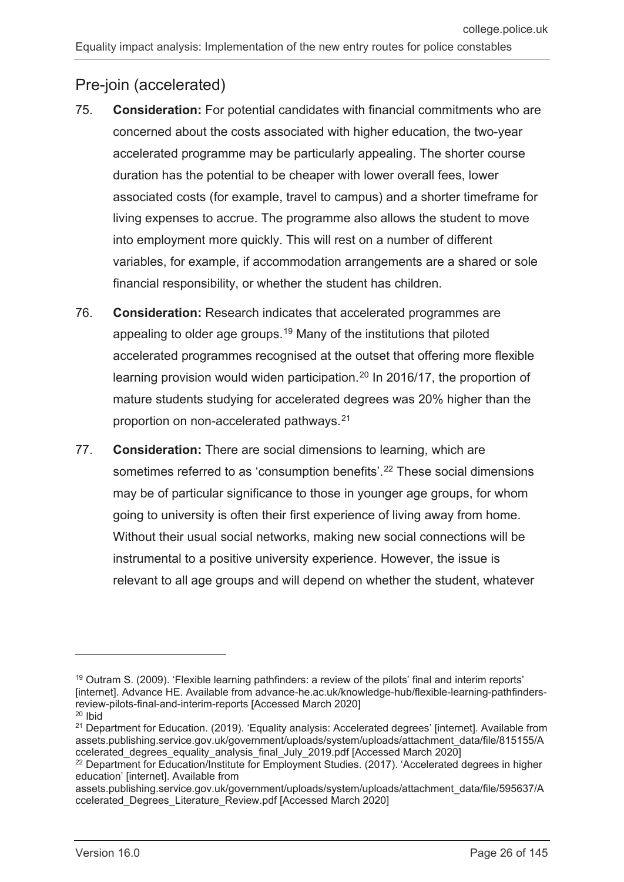## Pre-join (accelerated)

75. **Consideration:** For potential candidates with financial commitments who are concerned about the costs associated with higher education, the two-year accelerated programme may be particularly appealing. The shorter course duration has the potential to be cheaper with lower overall fees, lower associated costs (for example, travel to campus) and a shorter timeframe for living expenses to accrue. The programme also allows the student to move into employment more quickly. This will rest on a number of different variables, for example, if accommodation arrangements are a shared or sole financial responsibility, or whether the student has children.

76. **Consideration:** Research indicates that accelerated programmes are appealing to older age groups.[19] Many of the institutions that piloted accelerated programmes recognised at the outset that offering more flexible learning provision would widen participation.[20] In 2016/17, the proportion of mature students studying for accelerated degrees was 20% higher than the proportion on non-accelerated pathways.[21]

77. **Consideration:** There are social dimensions to learning, which are sometimes referred to as 'consumption benefits'.[22] These social dimensions may be of particular significance to those in younger age groups, for whom going to university is often their first experience of living away from home. Without their usual social networks, making new social connections will be instrumental to a positive university experience. However, the issue is relevant to all age groups and will depend on whether the student, whatever

---

[19] Outram S. (2009). 'Flexible learning pathfinders: a review of the pilots' final and interim reports' [internet]. Advance HE. Available from advance-he.ac.uk/knowledge-hub/flexible-learning-pathfinders-review-pilots-final-and-interim-reports [Accessed March 2020]

[20] Ibid

[21] Department for Education. (2019). 'Equality analysis: Accelerated degrees' [internet]. Available from assets.publishing.service.gov.uk/government/uploads/system/uploads/attachment_data/file/815155/Accelerated_degrees_equality_analysis_final_July_2019.pdf [Accessed March 2020]

[22] Department for Education/Institute for Employment Studies. (2017). 'Accelerated degrees in higher education' [internet]. Available from assets.publishing.service.gov.uk/government/uploads/system/uploads/attachment_data/file/595637/Accelerated_Degrees_Literature_Review.pdf [Accessed March 2020]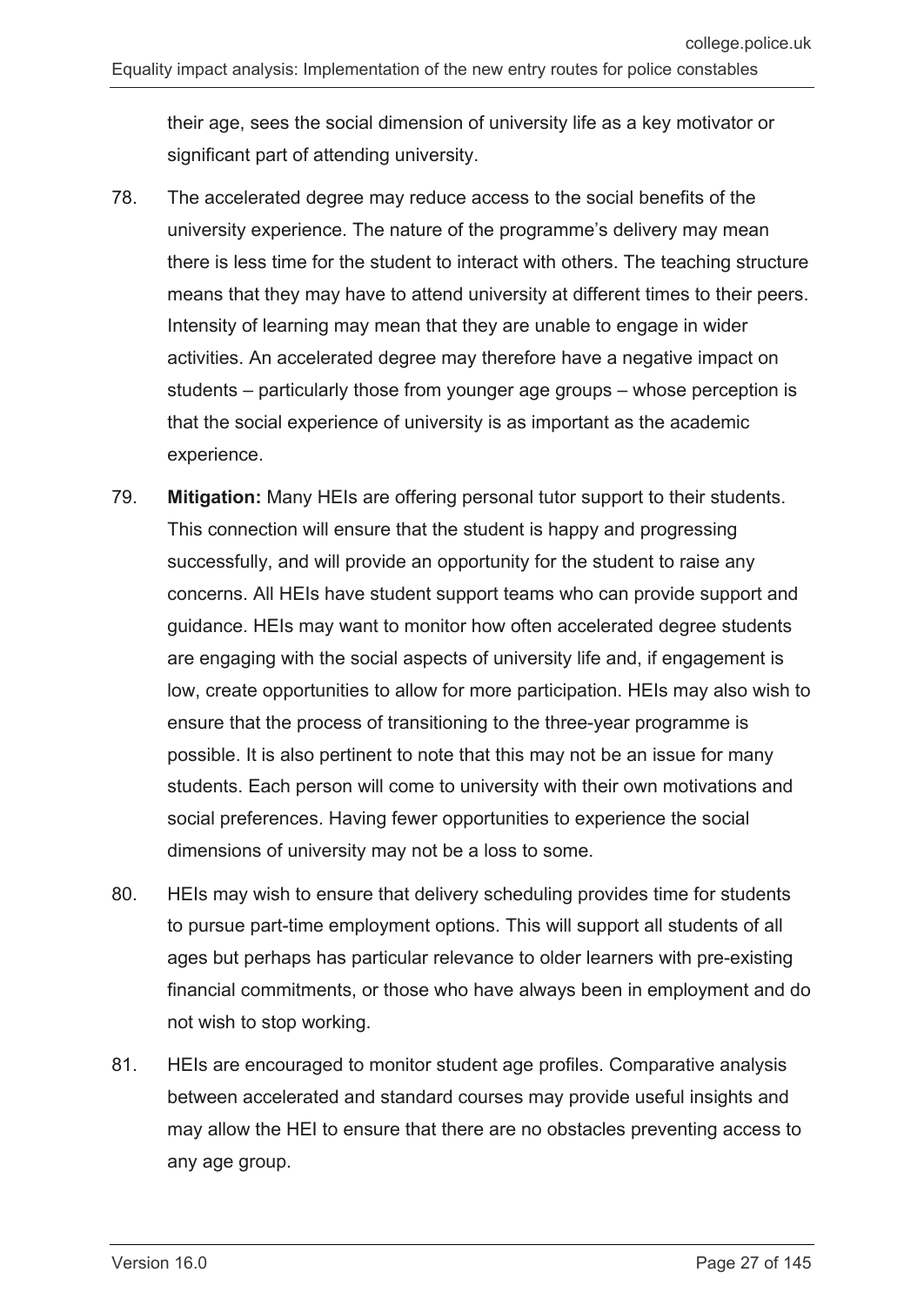their age, sees the social dimension of university life as a key motivator or significant part of attending university.

78. The accelerated degree may reduce access to the social benefits of the university experience. The nature of the programme's delivery may mean there is less time for the student to interact with others. The teaching structure means that they may have to attend university at different times to their peers. Intensity of learning may mean that they are unable to engage in wider activities. An accelerated degree may therefore have a negative impact on students – particularly those from younger age groups – whose perception is that the social experience of university is as important as the academic experience.

79. **Mitigation:** Many HEIs are offering personal tutor support to their students. This connection will ensure that the student is happy and progressing successfully, and will provide an opportunity for the student to raise any concerns. All HEIs have student support teams who can provide support and guidance. HEIs may want to monitor how often accelerated degree students are engaging with the social aspects of university life and, if engagement is low, create opportunities to allow for more participation. HEIs may also wish to ensure that the process of transitioning to the three-year programme is possible. It is also pertinent to note that this may not be an issue for many students. Each person will come to university with their own motivations and social preferences. Having fewer opportunities to experience the social dimensions of university may not be a loss to some.

80. HEIs may wish to ensure that delivery scheduling provides time for students to pursue part-time employment options. This will support all students of all ages but perhaps has particular relevance to older learners with pre-existing financial commitments, or those who have always been in employment and do not wish to stop working.

81. HEIs are encouraged to monitor student age profiles. Comparative analysis between accelerated and standard courses may provide useful insights and may allow the HEI to ensure that there are no obstacles preventing access to any age group.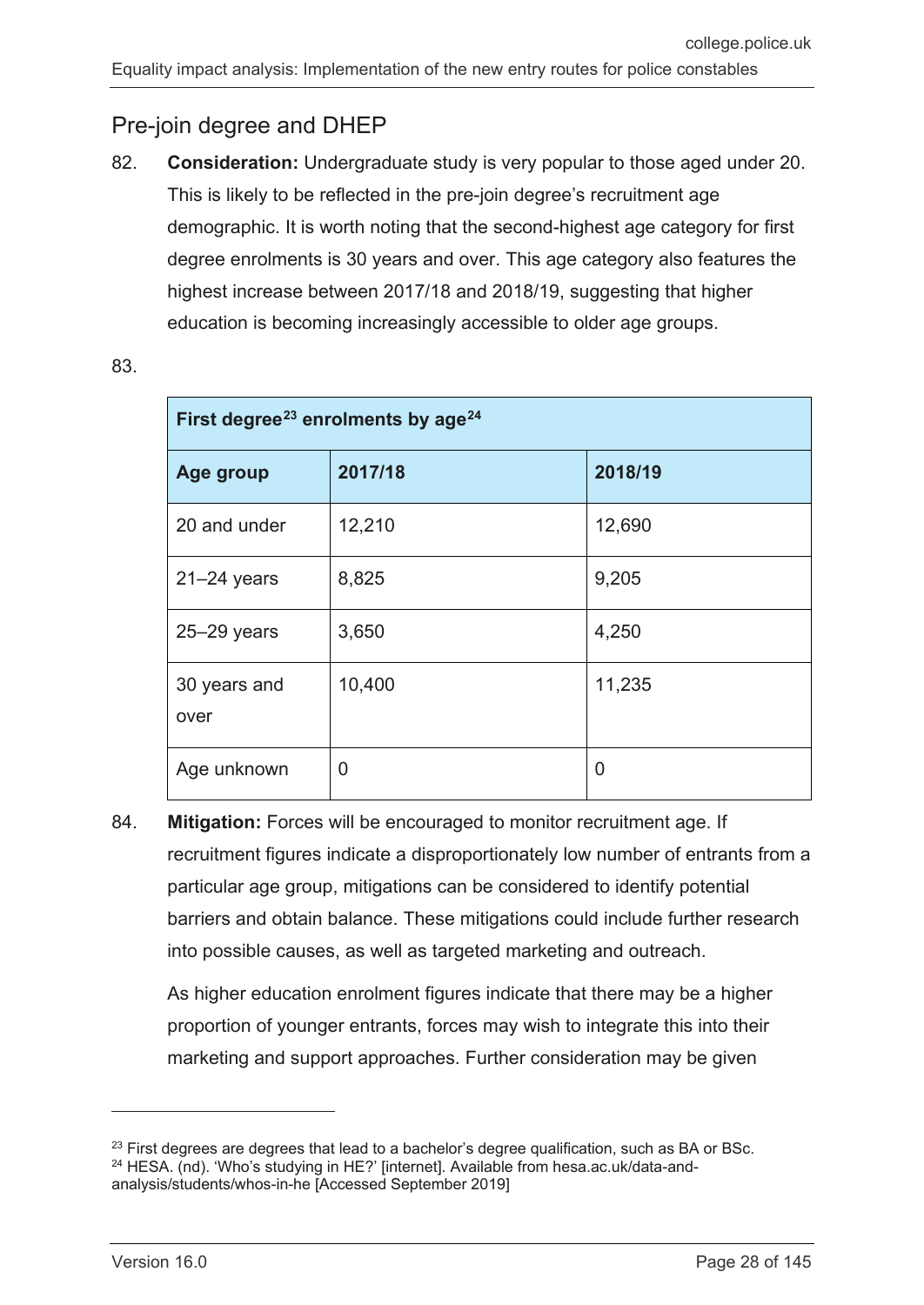## Pre-join degree and DHEP

82. **Consideration:** Undergraduate study is very popular to those aged under 20. This is likely to be reflected in the pre-join degree's recruitment age demographic. It is worth noting that the second-highest age category for first degree enrolments is 30 years and over. This age category also features the highest increase between 2017/18 and 2018/19, suggesting that higher education is becoming increasingly accessible to older age groups.

83.

| First degree[23] enrolments by age[24] | | |
|---|---|---|
| **Age group** | **2017/18** | **2018/19** |
| 20 and under | 12,210 | 12,690 |
| 21–24 years | 8,825 | 9,205 |
| 25–29 years | 3,650 | 4,250 |
| 30 years and over | 10,400 | 11,235 |
| Age unknown | 0 | 0 |

84. **Mitigation:** Forces will be encouraged to monitor recruitment age. If recruitment figures indicate a disproportionately low number of entrants from a particular age group, mitigations can be considered to identify potential barriers and obtain balance. These mitigations could include further research into possible causes, as well as targeted marketing and outreach.

    As higher education enrolment figures indicate that there may be a higher proportion of younger entrants, forces may wish to integrate this into their marketing and support approaches. Further consideration may be given

---

[23] First degrees are degrees that lead to a bachelor's degree qualification, such as BA or BSc.

[24] HESA. (nd). 'Who's studying in HE?' [internet]. Available from hesa.ac.uk/data-and-analysis/students/whos-in-he [Accessed September 2019]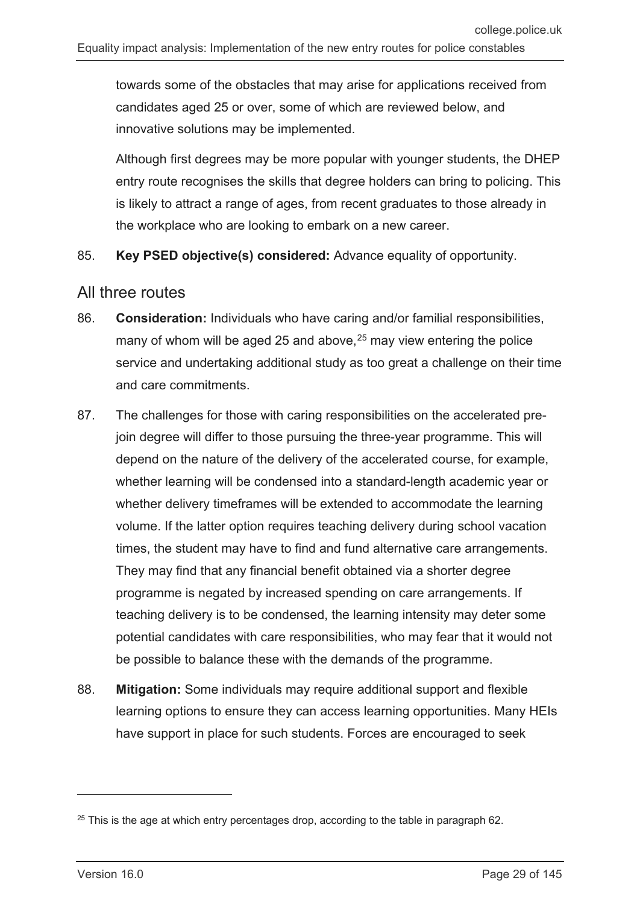towards some of the obstacles that may arise for applications received from candidates aged 25 or over, some of which are reviewed below, and innovative solutions may be implemented.

Although first degrees may be more popular with younger students, the DHEP entry route recognises the skills that degree holders can bring to policing. This is likely to attract a range of ages, from recent graduates to those already in the workplace who are looking to embark on a new career.

85. **Key PSED objective(s) considered:** Advance equality of opportunity.

## All three routes

86. **Consideration:** Individuals who have caring and/or familial responsibilities, many of whom will be aged 25 and above,[25] may view entering the police service and undertaking additional study as too great a challenge on their time and care commitments.

87. The challenges for those with caring responsibilities on the accelerated pre-join degree will differ to those pursuing the three-year programme. This will depend on the nature of the delivery of the accelerated course, for example, whether learning will be condensed into a standard-length academic year or whether delivery timeframes will be extended to accommodate the learning volume. If the latter option requires teaching delivery during school vacation times, the student may have to find and fund alternative care arrangements. They may find that any financial benefit obtained via a shorter degree programme is negated by increased spending on care arrangements. If teaching delivery is to be condensed, the learning intensity may deter some potential candidates with care responsibilities, who may fear that it would not be possible to balance these with the demands of the programme.

88. **Mitigation:** Some individuals may require additional support and flexible learning options to ensure they can access learning opportunities. Many HEIs have support in place for such students. Forces are encouraged to seek

---

[25] This is the age at which entry percentages drop, according to the table in paragraph 62.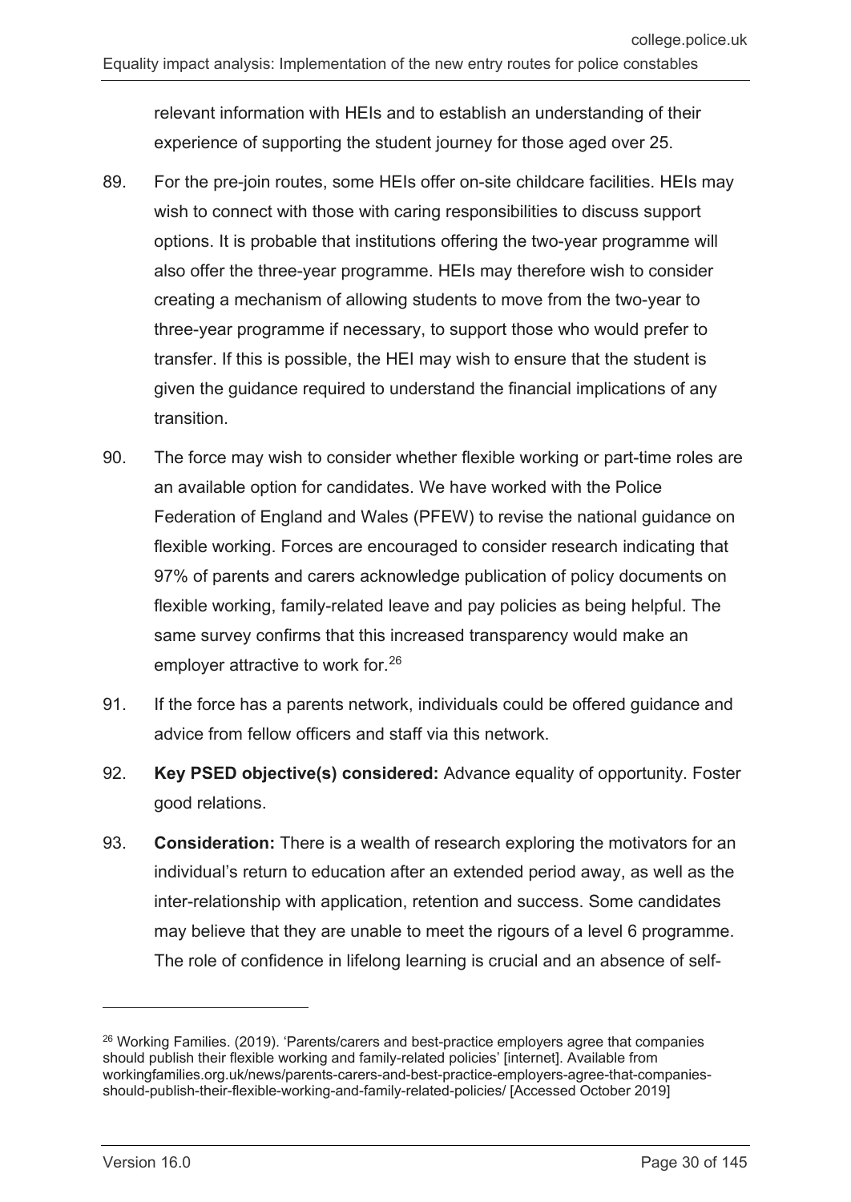relevant information with HEIs and to establish an understanding of their experience of supporting the student journey for those aged over 25.

89. For the pre-join routes, some HEIs offer on-site childcare facilities. HEIs may wish to connect with those with caring responsibilities to discuss support options. It is probable that institutions offering the two-year programme will also offer the three-year programme. HEIs may therefore wish to consider creating a mechanism of allowing students to move from the two-year to three-year programme if necessary, to support those who would prefer to transfer. If this is possible, the HEI may wish to ensure that the student is given the guidance required to understand the financial implications of any transition.

90. The force may wish to consider whether flexible working or part-time roles are an available option for candidates. We have worked with the Police Federation of England and Wales (PFEW) to revise the national guidance on flexible working. Forces are encouraged to consider research indicating that 97% of parents and carers acknowledge publication of policy documents on flexible working, family-related leave and pay policies as being helpful. The same survey confirms that this increased transparency would make an employer attractive to work for.[26]

91. If the force has a parents network, individuals could be offered guidance and advice from fellow officers and staff via this network.

92. **Key PSED objective(s) considered:** Advance equality of opportunity. Foster good relations.

93. **Consideration:** There is a wealth of research exploring the motivators for an individual's return to education after an extended period away, as well as the inter-relationship with application, retention and success. Some candidates may believe that they are unable to meet the rigours of a level 6 programme. The role of confidence in lifelong learning is crucial and an absence of self-

---

[26] Working Families. (2019). 'Parents/carers and best-practice employers agree that companies should publish their flexible working and family-related policies' [internet]. Available from workingfamilies.org.uk/news/parents-carers-and-best-practice-employers-agree-that-companies-should-publish-their-flexible-working-and-family-related-policies/ [Accessed October 2019]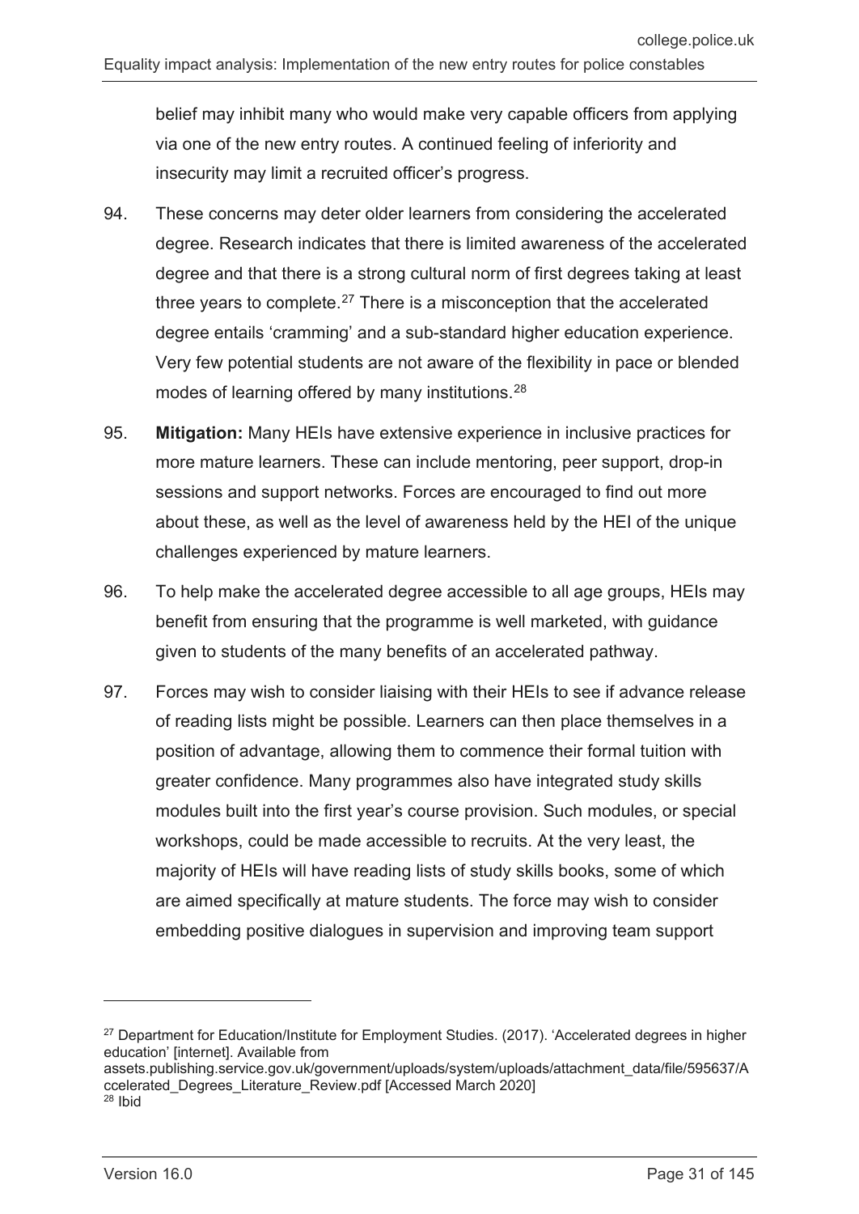belief may inhibit many who would make very capable officers from applying via one of the new entry routes. A continued feeling of inferiority and insecurity may limit a recruited officer's progress.

94. These concerns may deter older learners from considering the accelerated degree. Research indicates that there is limited awareness of the accelerated degree and that there is a strong cultural norm of first degrees taking at least three years to complete.[27] There is a misconception that the accelerated degree entails 'cramming' and a sub-standard higher education experience. Very few potential students are not aware of the flexibility in pace or blended modes of learning offered by many institutions.[28]

95. **Mitigation:** Many HEIs have extensive experience in inclusive practices for more mature learners. These can include mentoring, peer support, drop-in sessions and support networks. Forces are encouraged to find out more about these, as well as the level of awareness held by the HEI of the unique challenges experienced by mature learners.

96. To help make the accelerated degree accessible to all age groups, HEIs may benefit from ensuring that the programme is well marketed, with guidance given to students of the many benefits of an accelerated pathway.

97. Forces may wish to consider liaising with their HEIs to see if advance release of reading lists might be possible. Learners can then place themselves in a position of advantage, allowing them to commence their formal tuition with greater confidence. Many programmes also have integrated study skills modules built into the first year's course provision. Such modules, or special workshops, could be made accessible to recruits. At the very least, the majority of HEIs will have reading lists of study skills books, some of which are aimed specifically at mature students. The force may wish to consider embedding positive dialogues in supervision and improving team support

---

[27] Department for Education/Institute for Employment Studies. (2017). 'Accelerated degrees in higher education' [internet]. Available from assets.publishing.service.gov.uk/government/uploads/system/uploads/attachment_data/file/595637/Accelerated_Degrees_Literature_Review.pdf [Accessed March 2020]

[28] Ibid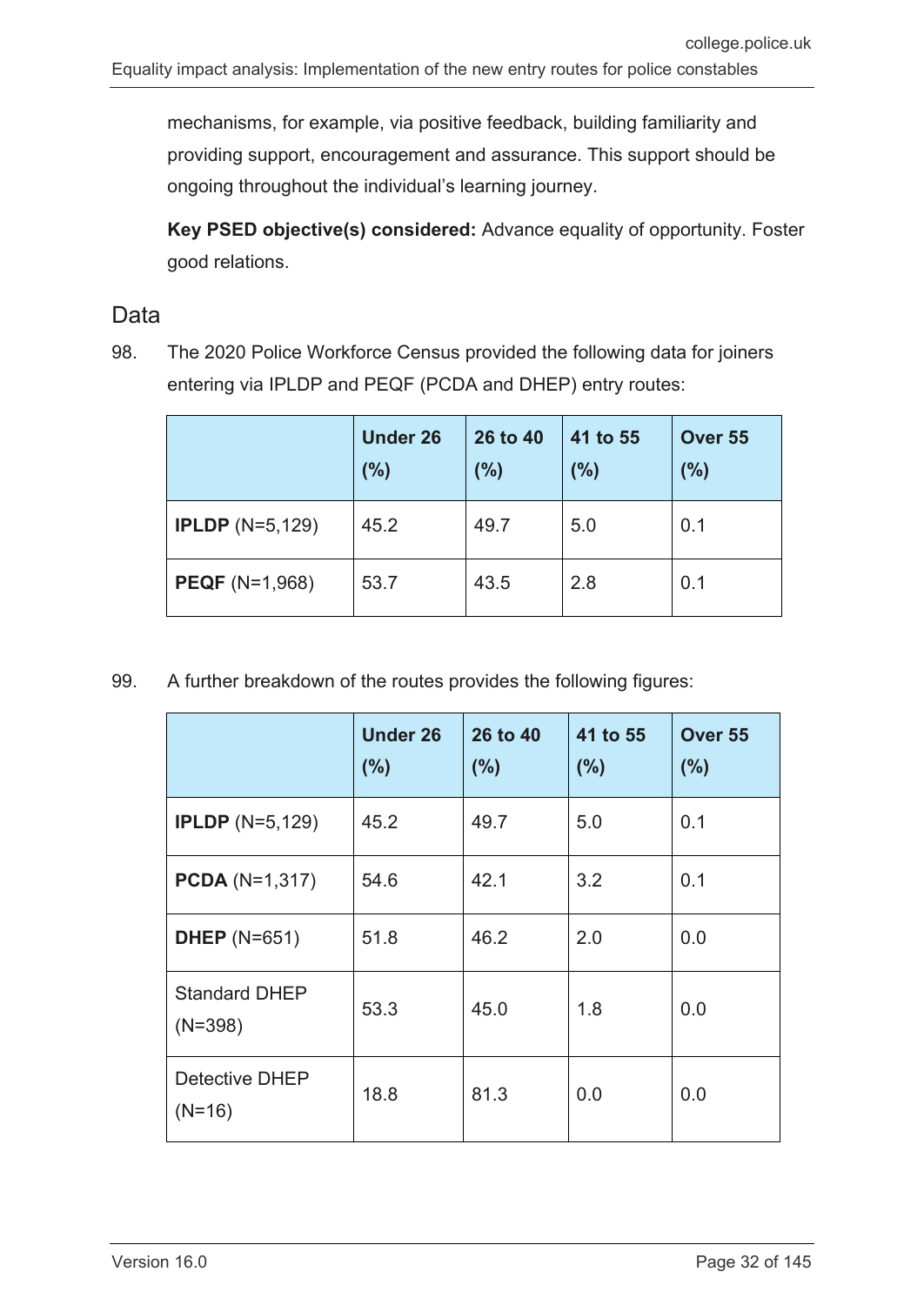mechanisms, for example, via positive feedback, building familiarity and providing support, encouragement and assurance. This support should be ongoing throughout the individual's learning journey.

**Key PSED objective(s) considered:** Advance equality of opportunity. Foster good relations.

## Data

98. The 2020 Police Workforce Census provided the following data for joiners entering via IPLDP and PEQF (PCDA and DHEP) entry routes:

| | Under 26 (%) | 26 to 40 (%) | 41 to 55 (%) | Over 55 (%) |
|---|---|---|---|---|
| **IPLDP** (N=5,129) | 45.2 | 49.7 | 5.0 | 0.1 |
| **PEQF** (N=1,968) | 53.7 | 43.5 | 2.8 | 0.1 |

99. A further breakdown of the routes provides the following figures:

| | Under 26 (%) | 26 to 40 (%) | 41 to 55 (%) | Over 55 (%) |
|---|---|---|---|---|
| **IPLDP** (N=5,129) | 45.2 | 49.7 | 5.0 | 0.1 |
| **PCDA** (N=1,317) | 54.6 | 42.1 | 3.2 | 0.1 |
| **DHEP** (N=651) | 51.8 | 46.2 | 2.0 | 0.0 |
| Standard DHEP (N=398) | 53.3 | 45.0 | 1.8 | 0.0 |
| Detective DHEP (N=16) | 18.8 | 81.3 | 0.0 | 0.0 |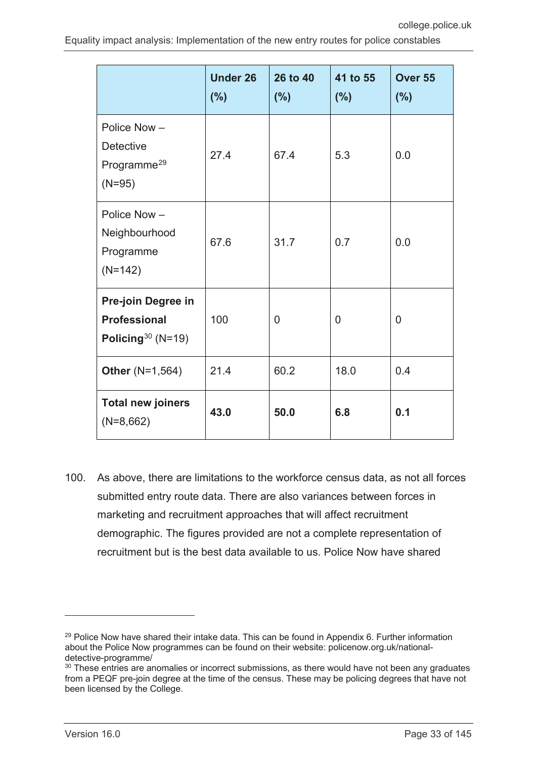| | Under 26 (%) | 26 to 40 (%) | 41 to 55 (%) | Over 55 (%) |
|---|---|---|---|---|
| Police Now – Detective Programme[29] (N=95) | 27.4 | 67.4 | 5.3 | 0.0 |
| Police Now – Neighbourhood Programme (N=142) | 67.6 | 31.7 | 0.7 | 0.0 |
| **Pre-join Degree in Professional Policing**[30] (N=19) | 100 | 0 | 0 | 0 |
| **Other** (N=1,564) | 21.4 | 60.2 | 18.0 | 0.4 |
| **Total new joiners** (N=8,662) | **43.0** | **50.0** | **6.8** | **0.1** |

100. As above, there are limitations to the workforce census data, as not all forces submitted entry route data. There are also variances between forces in marketing and recruitment approaches that will affect recruitment demographic. The figures provided are not a complete representation of recruitment but is the best data available to us. Police Now have shared

---

[29] Police Now have shared their intake data. This can be found in Appendix 6. Further information about the Police Now programmes can be found on their website: policenow.org.uk/national-detective-programme/

[30] These entries are anomalies or incorrect submissions, as there would have not been any graduates from a PEQF pre-join degree at the time of the census. These may be policing degrees that have not been licensed by the College.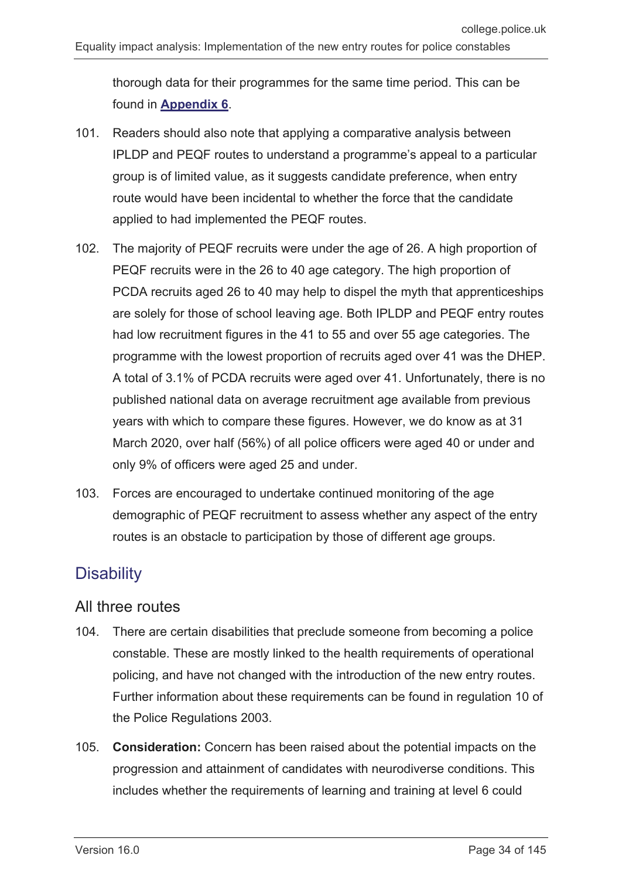thorough data for their programmes for the same time period. This can be found in **Appendix 6**.

101. Readers should also note that applying a comparative analysis between IPLDP and PEQF routes to understand a programme's appeal to a particular group is of limited value, as it suggests candidate preference, when entry route would have been incidental to whether the force that the candidate applied to had implemented the PEQF routes.

102. The majority of PEQF recruits were under the age of 26. A high proportion of PEQF recruits were in the 26 to 40 age category. The high proportion of PCDA recruits aged 26 to 40 may help to dispel the myth that apprenticeships are solely for those of school leaving age. Both IPLDP and PEQF entry routes had low recruitment figures in the 41 to 55 and over 55 age categories. The programme with the lowest proportion of recruits aged over 41 was the DHEP. A total of 3.1% of PCDA recruits were aged over 41. Unfortunately, there is no published national data on average recruitment age available from previous years with which to compare these figures. However, we do know as at 31 March 2020, over half (56%) of all police officers were aged 40 or under and only 9% of officers were aged 25 and under.

103. Forces are encouraged to undertake continued monitoring of the age demographic of PEQF recruitment to assess whether any aspect of the entry routes is an obstacle to participation by those of different age groups.

## Disability

### All three routes

104. There are certain disabilities that preclude someone from becoming a police constable. These are mostly linked to the health requirements of operational policing, and have not changed with the introduction of the new entry routes. Further information about these requirements can be found in regulation 10 of the Police Regulations 2003.

105. **Consideration:** Concern has been raised about the potential impacts on the progression and attainment of candidates with neurodiverse conditions. This includes whether the requirements of learning and training at level 6 could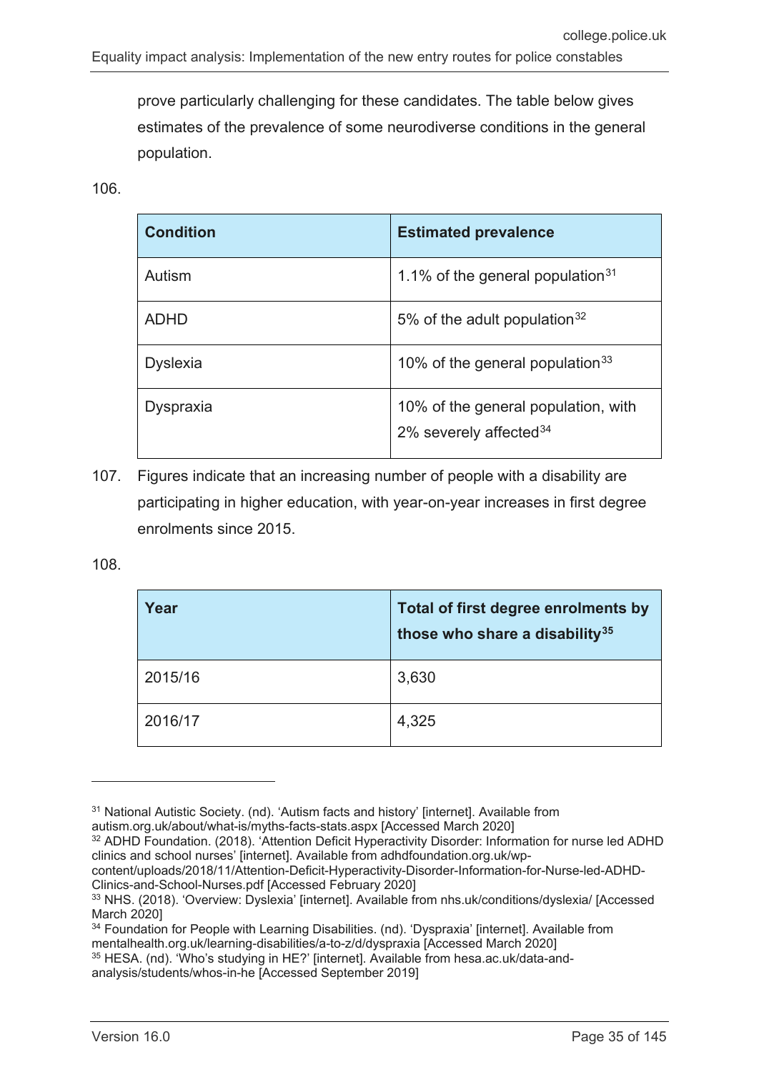prove particularly challenging for these candidates. The table below gives estimates of the prevalence of some neurodiverse conditions in the general population.

106.

| Condition | Estimated prevalence |
|---|---|
| Autism | 1.1% of the general population[31] |
| ADHD | 5% of the adult population[32] |
| Dyslexia | 10% of the general population[33] |
| Dyspraxia | 10% of the general population, with 2% severely affected[34] |

107. Figures indicate that an increasing number of people with a disability are participating in higher education, with year-on-year increases in first degree enrolments since 2015.

108.

| Year | Total of first degree enrolments by those who share a disability[35] |
|---|---|
| 2015/16 | 3,630 |
| 2016/17 | 4,325 |

---

[31] National Autistic Society. (nd). 'Autism facts and history' [internet]. Available from autism.org.uk/about/what-is/myths-facts-stats.aspx [Accessed March 2020]

[32] ADHD Foundation. (2018). 'Attention Deficit Hyperactivity Disorder: Information for nurse led ADHD clinics and school nurses' [internet]. Available from adhdfoundation.org.uk/wp-content/uploads/2018/11/Attention-Deficit-Hyperactivity-Disorder-Information-for-Nurse-led-ADHD-Clinics-and-School-Nurses.pdf [Accessed February 2020]

[33] NHS. (2018). 'Overview: Dyslexia' [internet]. Available from nhs.uk/conditions/dyslexia/ [Accessed March 2020]

[34] Foundation for People with Learning Disabilities. (nd). 'Dyspraxia' [internet]. Available from mentalhealth.org.uk/learning-disabilities/a-to-z/d/dyspraxia [Accessed March 2020]

[35] HESA. (nd). 'Who's studying in HE?' [internet]. Available from hesa.ac.uk/data-and-analysis/students/whos-in-he [Accessed September 2019]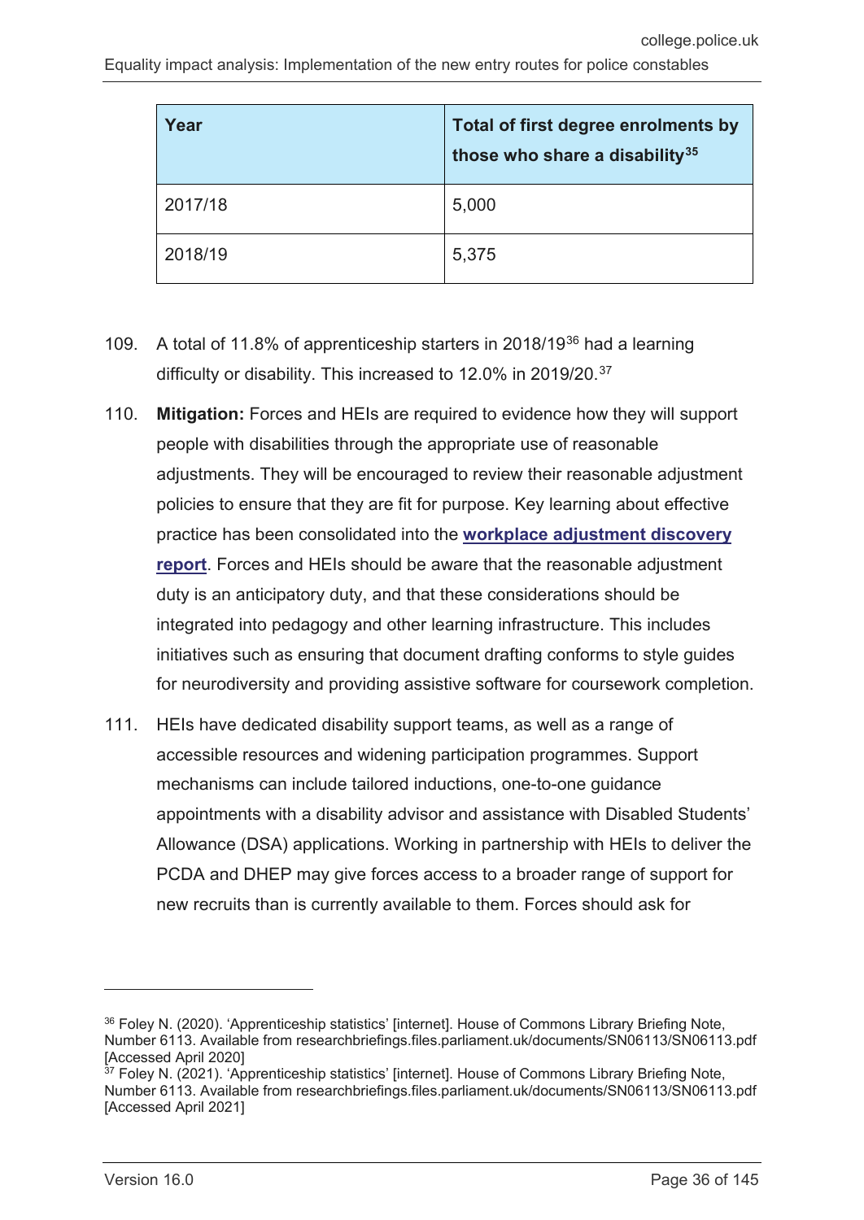| Year | Total of first degree enrolments by those who share a disability[35] |
| --- | --- |
| 2017/18 | 5,000 |
| 2018/19 | 5,375 |

109. A total of 11.8% of apprenticeship starters in 2018/19[36] had a learning difficulty or disability. This increased to 12.0% in 2019/20.[37]

110. **Mitigation:** Forces and HEIs are required to evidence how they will support people with disabilities through the appropriate use of reasonable adjustments. They will be encouraged to review their reasonable adjustment policies to ensure that they are fit for purpose. Key learning about effective practice has been consolidated into the **workplace adjustment discovery report**. Forces and HEIs should be aware that the reasonable adjustment duty is an anticipatory duty, and that these considerations should be integrated into pedagogy and other learning infrastructure. This includes initiatives such as ensuring that document drafting conforms to style guides for neurodiversity and providing assistive software for coursework completion.

111. HEIs have dedicated disability support teams, as well as a range of accessible resources and widening participation programmes. Support mechanisms can include tailored inductions, one-to-one guidance appointments with a disability advisor and assistance with Disabled Students' Allowance (DSA) applications. Working in partnership with HEIs to deliver the PCDA and DHEP may give forces access to a broader range of support for new recruits than is currently available to them. Forces should ask for

---

[36] Foley N. (2020). 'Apprenticeship statistics' [internet]. House of Commons Library Briefing Note, Number 6113. Available from researchbriefings.files.parliament.uk/documents/SN06113/SN06113.pdf [Accessed April 2020]

[37] Foley N. (2021). 'Apprenticeship statistics' [internet]. House of Commons Library Briefing Note, Number 6113. Available from researchbriefings.files.parliament.uk/documents/SN06113/SN06113.pdf [Accessed April 2021]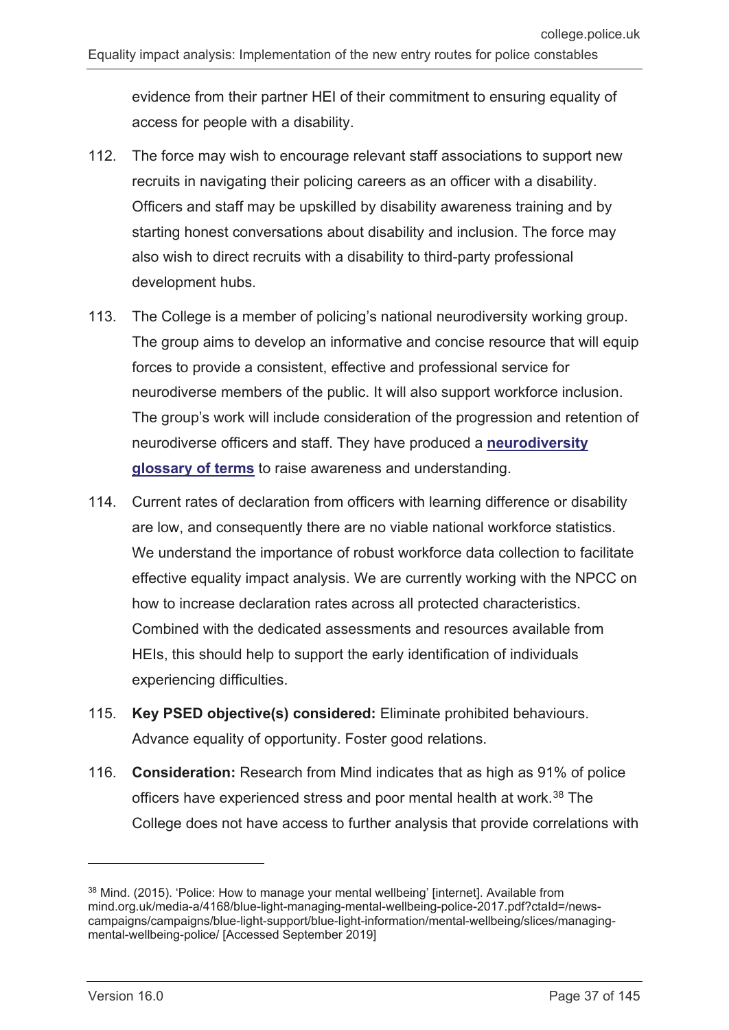evidence from their partner HEI of their commitment to ensuring equality of access for people with a disability.

112. The force may wish to encourage relevant staff associations to support new recruits in navigating their policing careers as an officer with a disability. Officers and staff may be upskilled by disability awareness training and by starting honest conversations about disability and inclusion. The force may also wish to direct recruits with a disability to third-party professional development hubs.

113. The College is a member of policing's national neurodiversity working group. The group aims to develop an informative and concise resource that will equip forces to provide a consistent, effective and professional service for neurodiverse members of the public. It will also support workforce inclusion. The group's work will include consideration of the progression and retention of neurodiverse officers and staff. They have produced a **neurodiversity glossary of terms** to raise awareness and understanding.

114. Current rates of declaration from officers with learning difference or disability are low, and consequently there are no viable national workforce statistics. We understand the importance of robust workforce data collection to facilitate effective equality impact analysis. We are currently working with the NPCC on how to increase declaration rates across all protected characteristics. Combined with the dedicated assessments and resources available from HEIs, this should help to support the early identification of individuals experiencing difficulties.

115. **Key PSED objective(s) considered:** Eliminate prohibited behaviours. Advance equality of opportunity. Foster good relations.

116. **Consideration:** Research from Mind indicates that as high as 91% of police officers have experienced stress and poor mental health at work.[38] The College does not have access to further analysis that provide correlations with

---

[38] Mind. (2015). 'Police: How to manage your mental wellbeing' [internet]. Available from mind.org.uk/media-a/4168/blue-light-managing-mental-wellbeing-police-2017.pdf?ctaId=/news-campaigns/campaigns/blue-light-support/blue-light-information/mental-wellbeing/slices/managing-mental-wellbeing-police/ [Accessed September 2019]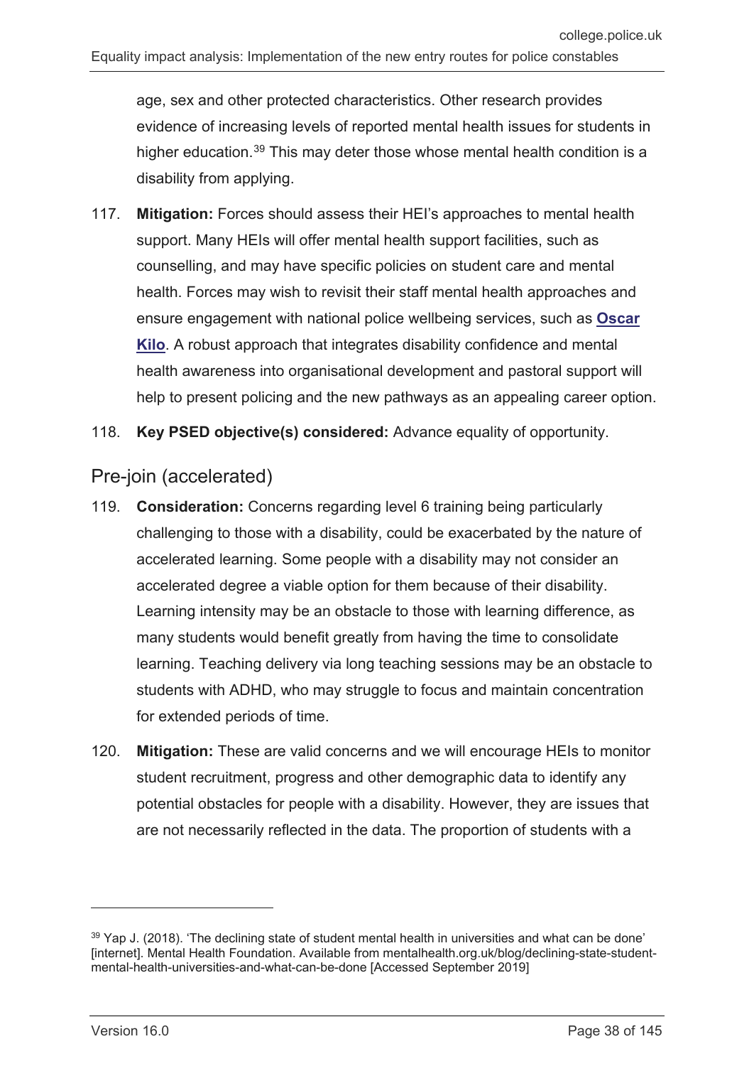age, sex and other protected characteristics. Other research provides evidence of increasing levels of reported mental health issues for students in higher education.[39] This may deter those whose mental health condition is a disability from applying.

117. **Mitigation:** Forces should assess their HEI's approaches to mental health support. Many HEIs will offer mental health support facilities, such as counselling, and may have specific policies on student care and mental health. Forces may wish to revisit their staff mental health approaches and ensure engagement with national police wellbeing services, such as **Oscar Kilo**. A robust approach that integrates disability confidence and mental health awareness into organisational development and pastoral support will help to present policing and the new pathways as an appealing career option.

118. **Key PSED objective(s) considered:** Advance equality of opportunity.

## Pre-join (accelerated)

119. **Consideration:** Concerns regarding level 6 training being particularly challenging to those with a disability, could be exacerbated by the nature of accelerated learning. Some people with a disability may not consider an accelerated degree a viable option for them because of their disability. Learning intensity may be an obstacle to those with learning difference, as many students would benefit greatly from having the time to consolidate learning. Teaching delivery via long teaching sessions may be an obstacle to students with ADHD, who may struggle to focus and maintain concentration for extended periods of time.

120. **Mitigation:** These are valid concerns and we will encourage HEIs to monitor student recruitment, progress and other demographic data to identify any potential obstacles for people with a disability. However, they are issues that are not necessarily reflected in the data. The proportion of students with a

---

[39] Yap J. (2018). 'The declining state of student mental health in universities and what can be done' [internet]. Mental Health Foundation. Available from mentalhealth.org.uk/blog/declining-state-student-mental-health-universities-and-what-can-be-done [Accessed September 2019]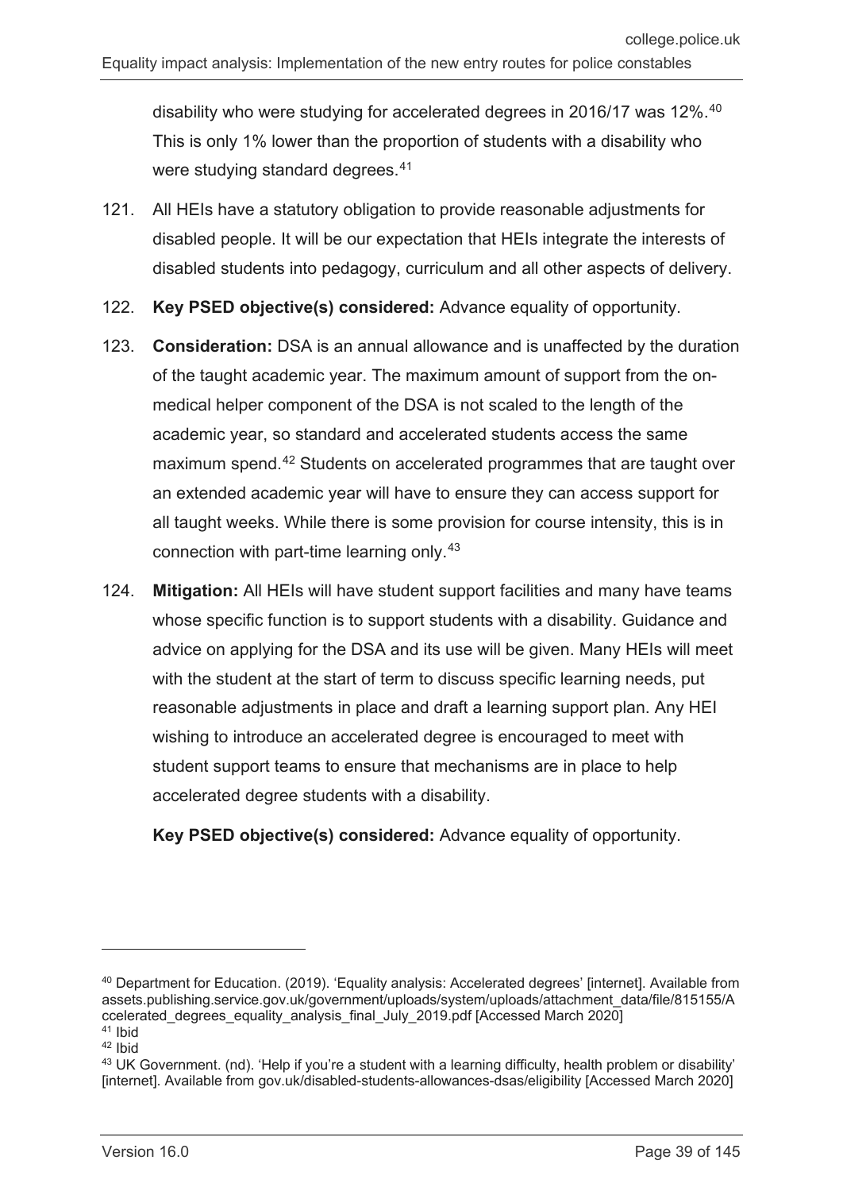disability who were studying for accelerated degrees in 2016/17 was 12%.[40] This is only 1% lower than the proportion of students with a disability who were studying standard degrees.[41]

121. All HEIs have a statutory obligation to provide reasonable adjustments for disabled people. It will be our expectation that HEIs integrate the interests of disabled students into pedagogy, curriculum and all other aspects of delivery.

122. **Key PSED objective(s) considered:** Advance equality of opportunity.

123. **Consideration:** DSA is an annual allowance and is unaffected by the duration of the taught academic year. The maximum amount of support from the on-medical helper component of the DSA is not scaled to the length of the academic year, so standard and accelerated students access the same maximum spend.[42] Students on accelerated programmes that are taught over an extended academic year will have to ensure they can access support for all taught weeks. While there is some provision for course intensity, this is in connection with part-time learning only.[43]

124. **Mitigation:** All HEIs will have student support facilities and many have teams whose specific function is to support students with a disability. Guidance and advice on applying for the DSA and its use will be given. Many HEIs will meet with the student at the start of term to discuss specific learning needs, put reasonable adjustments in place and draft a learning support plan. Any HEI wishing to introduce an accelerated degree is encouraged to meet with student support teams to ensure that mechanisms are in place to help accelerated degree students with a disability.

**Key PSED objective(s) considered:** Advance equality of opportunity.

---

[40] Department for Education. (2019). 'Equality analysis: Accelerated degrees' [internet]. Available from assets.publishing.service.gov.uk/government/uploads/system/uploads/attachment_data/file/815155/Accelerated_degrees_equality_analysis_final_July_2019.pdf [Accessed March 2020]

[41] Ibid

[42] Ibid

[43] UK Government. (nd). 'Help if you're a student with a learning difficulty, health problem or disability' [internet]. Available from gov.uk/disabled-students-allowances-dsas/eligibility [Accessed March 2020]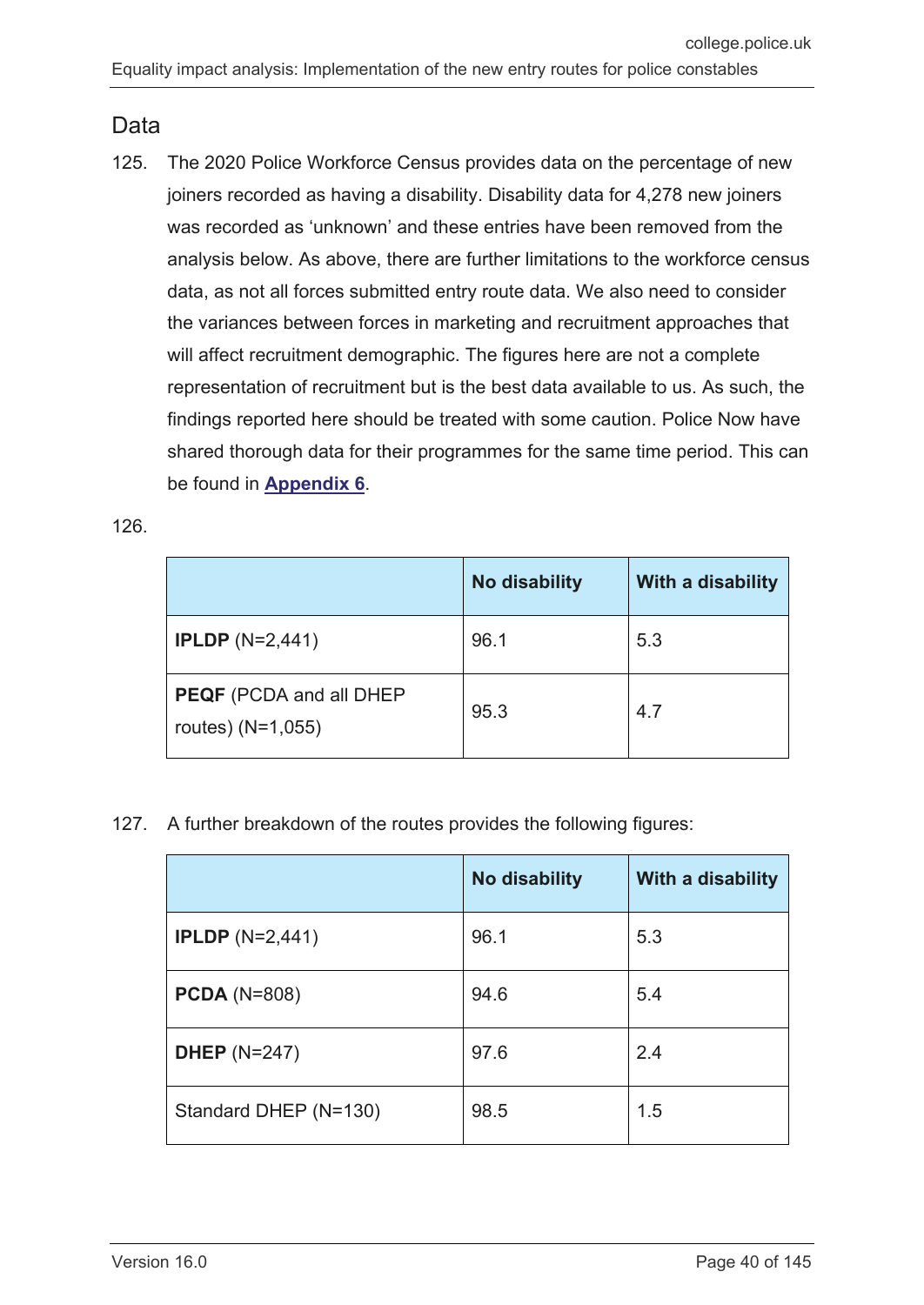## Data

125. The 2020 Police Workforce Census provides data on the percentage of new joiners recorded as having a disability. Disability data for 4,278 new joiners was recorded as 'unknown' and these entries have been removed from the analysis below. As above, there are further limitations to the workforce census data, as not all forces submitted entry route data. We also need to consider the variances between forces in marketing and recruitment approaches that will affect recruitment demographic. The figures here are not a complete representation of recruitment but is the best data available to us. As such, the findings reported here should be treated with some caution. Police Now have shared thorough data for their programmes for the same time period. This can be found in **Appendix 6**.

126.

| | No disability | With a disability |
|---|---|---|
| **IPLDP** (N=2,441) | 96.1 | 5.3 |
| **PEQF** (PCDA and all DHEP routes) (N=1,055) | 95.3 | 4.7 |

127. A further breakdown of the routes provides the following figures:

| | No disability | With a disability |
|---|---|---|
| **IPLDP** (N=2,441) | 96.1 | 5.3 |
| **PCDA** (N=808) | 94.6 | 5.4 |
| **DHEP** (N=247) | 97.6 | 2.4 |
| Standard DHEP (N=130) | 98.5 | 1.5 |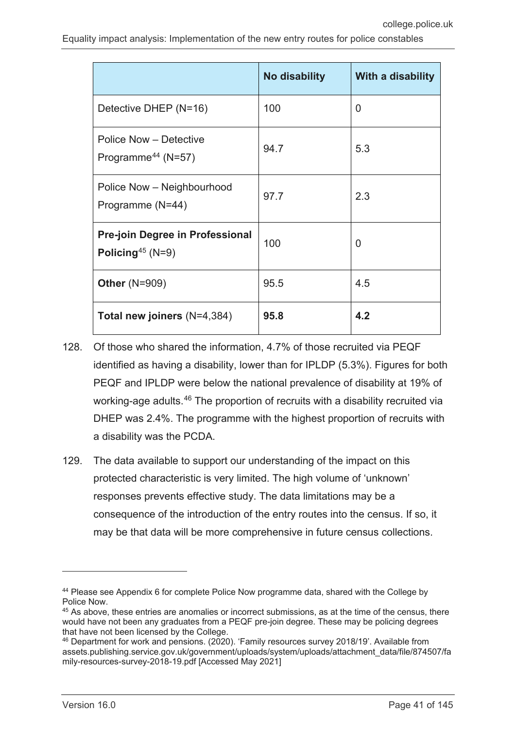| | No disability | With a disability |
|---|---|---|
| Detective DHEP (N=16) | 100 | 0 |
| Police Now – Detective Programme[44] (N=57) | 94.7 | 5.3 |
| Police Now – Neighbourhood Programme (N=44) | 97.7 | 2.3 |
| **Pre-join Degree in Professional Policing**[45] (N=9) | 100 | 0 |
| **Other** (N=909) | 95.5 | 4.5 |
| **Total new joiners** (N=4,384) | **95.8** | **4.2** |

128. Of those who shared the information, 4.7% of those recruited via PEQF identified as having a disability, lower than for IPLDP (5.3%). Figures for both PEQF and IPLDP were below the national prevalence of disability at 19% of working-age adults.[46] The proportion of recruits with a disability recruited via DHEP was 2.4%. The programme with the highest proportion of recruits with a disability was the PCDA.

129. The data available to support our understanding of the impact on this protected characteristic is very limited. The high volume of 'unknown' responses prevents effective study. The data limitations may be a consequence of the introduction of the entry routes into the census. If so, it may be that data will be more comprehensive in future census collections.

---

[44] Please see Appendix 6 for complete Police Now programme data, shared with the College by Police Now.

[45] As above, these entries are anomalies or incorrect submissions, as at the time of the census, there would have not been any graduates from a PEQF pre-join degree. These may be policing degrees that have not been licensed by the College.

[46] Department for work and pensions. (2020). 'Family resources survey 2018/19'. Available from assets.publishing.service.gov.uk/government/uploads/system/uploads/attachment_data/file/874507/family-resources-survey-2018-19.pdf [Accessed May 2021]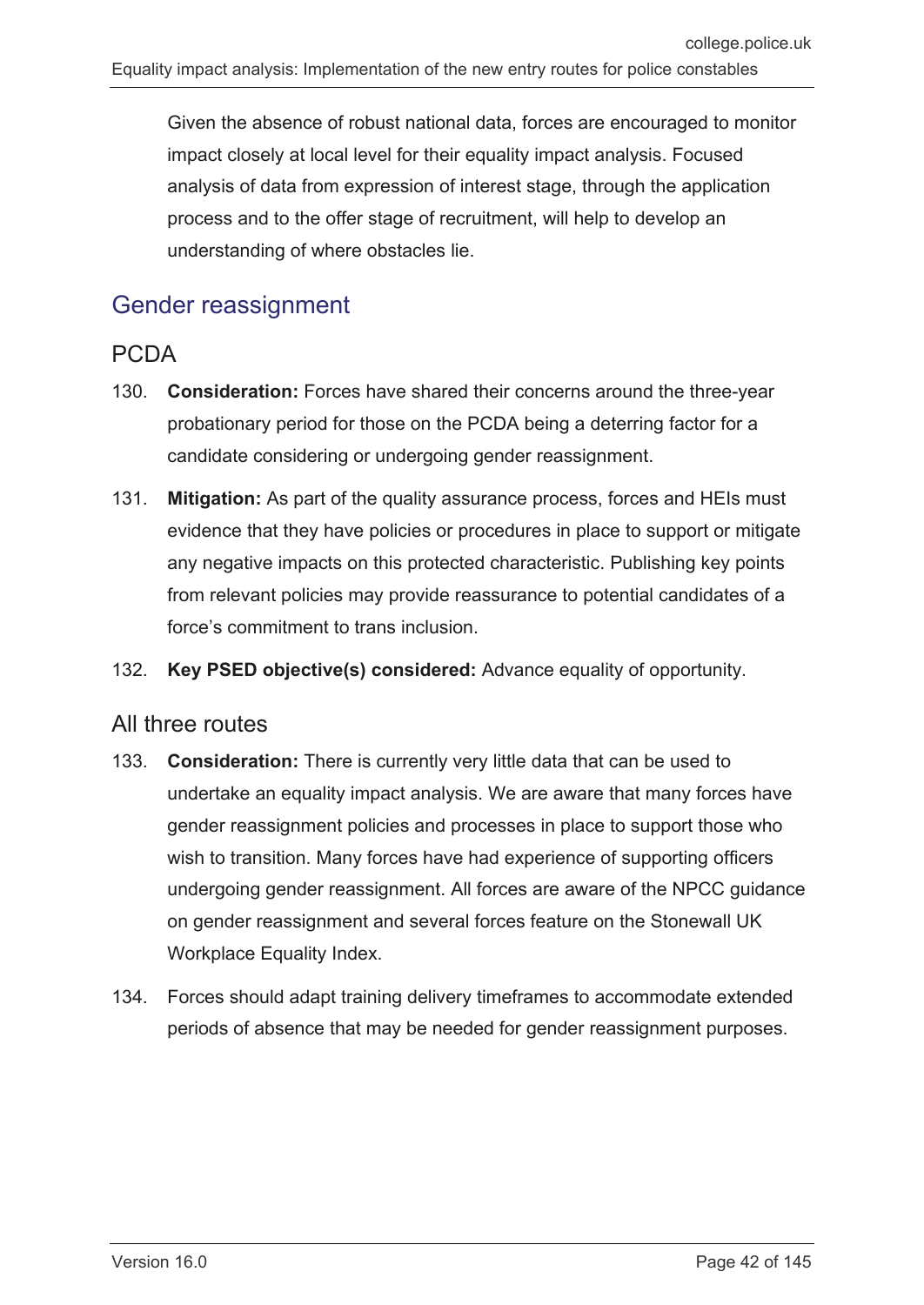Given the absence of robust national data, forces are encouraged to monitor impact closely at local level for their equality impact analysis. Focused analysis of data from expression of interest stage, through the application process and to the offer stage of recruitment, will help to develop an understanding of where obstacles lie.

## Gender reassignment

### PCDA

130. **Consideration:** Forces have shared their concerns around the three-year probationary period for those on the PCDA being a deterring factor for a candidate considering or undergoing gender reassignment.

131. **Mitigation:** As part of the quality assurance process, forces and HEIs must evidence that they have policies or procedures in place to support or mitigate any negative impacts on this protected characteristic. Publishing key points from relevant policies may provide reassurance to potential candidates of a force's commitment to trans inclusion.

132. **Key PSED objective(s) considered:** Advance equality of opportunity.

### All three routes

133. **Consideration:** There is currently very little data that can be used to undertake an equality impact analysis. We are aware that many forces have gender reassignment policies and processes in place to support those who wish to transition. Many forces have had experience of supporting officers undergoing gender reassignment. All forces are aware of the NPCC guidance on gender reassignment and several forces feature on the Stonewall UK Workplace Equality Index.

134. Forces should adapt training delivery timeframes to accommodate extended periods of absence that may be needed for gender reassignment purposes.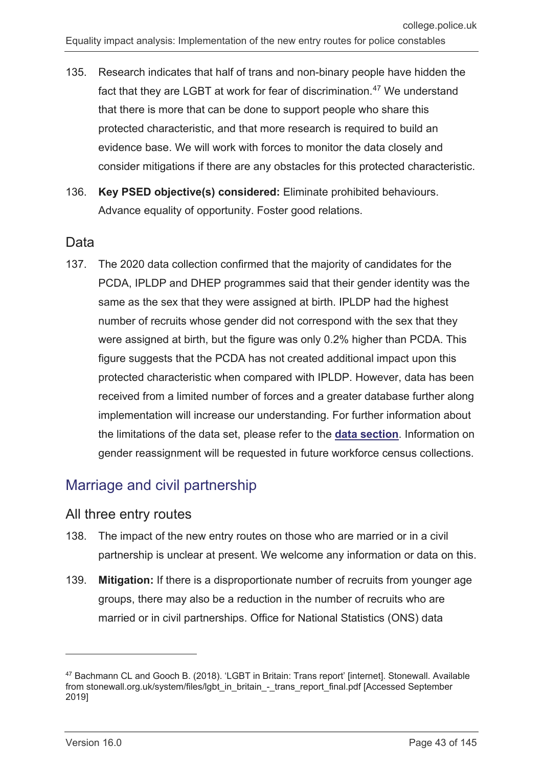135. Research indicates that half of trans and non-binary people have hidden the fact that they are LGBT at work for fear of discrimination.[47] We understand that there is more that can be done to support people who share this protected characteristic, and that more research is required to build an evidence base. We will work with forces to monitor the data closely and consider mitigations if there are any obstacles for this protected characteristic.

136. **Key PSED objective(s) considered:** Eliminate prohibited behaviours. Advance equality of opportunity. Foster good relations.

### Data

137. The 2020 data collection confirmed that the majority of candidates for the PCDA, IPLDP and DHEP programmes said that their gender identity was the same as the sex that they were assigned at birth. IPLDP had the highest number of recruits whose gender did not correspond with the sex that they were assigned at birth, but the figure was only 0.2% higher than PCDA. This figure suggests that the PCDA has not created additional impact upon this protected characteristic when compared with IPLDP. However, data has been received from a limited number of forces and a greater database further along implementation will increase our understanding. For further information about the limitations of the data set, please refer to the **data section**. Information on gender reassignment will be requested in future workforce census collections.

## Marriage and civil partnership

### All three entry routes

138. The impact of the new entry routes on those who are married or in a civil partnership is unclear at present. We welcome any information or data on this.

139. **Mitigation:** If there is a disproportionate number of recruits from younger age groups, there may also be a reduction in the number of recruits who are married or in civil partnerships. Office for National Statistics (ONS) data

---

[47] Bachmann CL and Gooch B. (2018). 'LGBT in Britain: Trans report' [internet]. Stonewall. Available from stonewall.org.uk/system/files/lgbt_in_britain_-_trans_report_final.pdf [Accessed September 2019]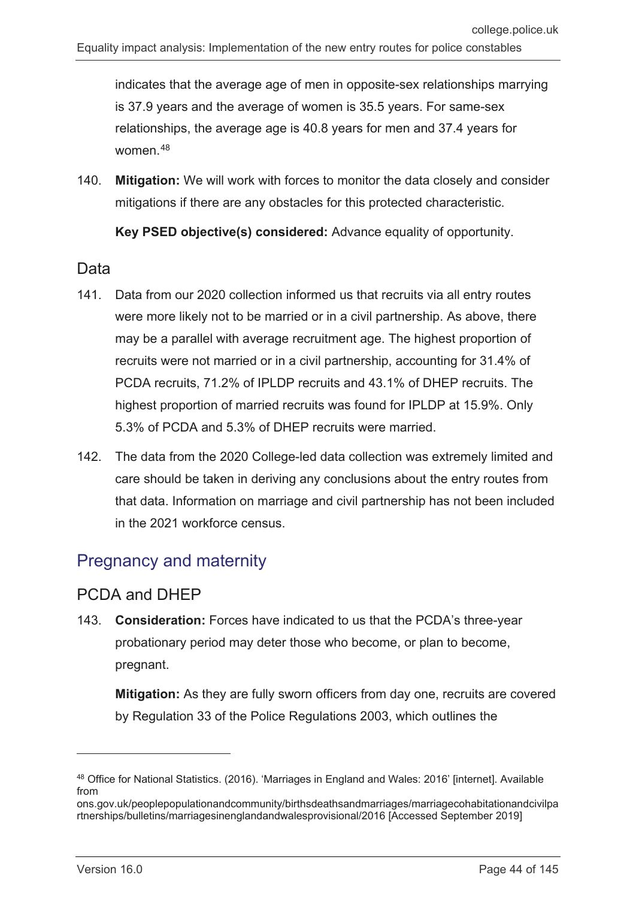indicates that the average age of men in opposite-sex relationships marrying is 37.9 years and the average of women is 35.5 years. For same-sex relationships, the average age is 40.8 years for men and 37.4 years for women.[48]

140. **Mitigation:** We will work with forces to monitor the data closely and consider mitigations if there are any obstacles for this protected characteristic.

**Key PSED objective(s) considered:** Advance equality of opportunity.

### Data

141. Data from our 2020 collection informed us that recruits via all entry routes were more likely not to be married or in a civil partnership. As above, there may be a parallel with average recruitment age. The highest proportion of recruits were not married or in a civil partnership, accounting for 31.4% of PCDA recruits, 71.2% of IPLDP recruits and 43.1% of DHEP recruits. The highest proportion of married recruits was found for IPLDP at 15.9%. Only 5.3% of PCDA and 5.3% of DHEP recruits were married.

142. The data from the 2020 College-led data collection was extremely limited and care should be taken in deriving any conclusions about the entry routes from that data. Information on marriage and civil partnership has not been included in the 2021 workforce census.

## Pregnancy and maternity

### PCDA and DHEP

143. **Consideration:** Forces have indicated to us that the PCDA's three-year probationary period may deter those who become, or plan to become, pregnant.

**Mitigation:** As they are fully sworn officers from day one, recruits are covered by Regulation 33 of the Police Regulations 2003, which outlines the

[48] Office for National Statistics. (2016). 'Marriages in England and Wales: 2016' [internet]. Available from ons.gov.uk/peoplepopulationandcommunity/birthsdeathsandmarriages/marriagecohabitationandcivilpartnerships/bulletins/marriagesinenglandandwalesprovisional/2016 [Accessed September 2019]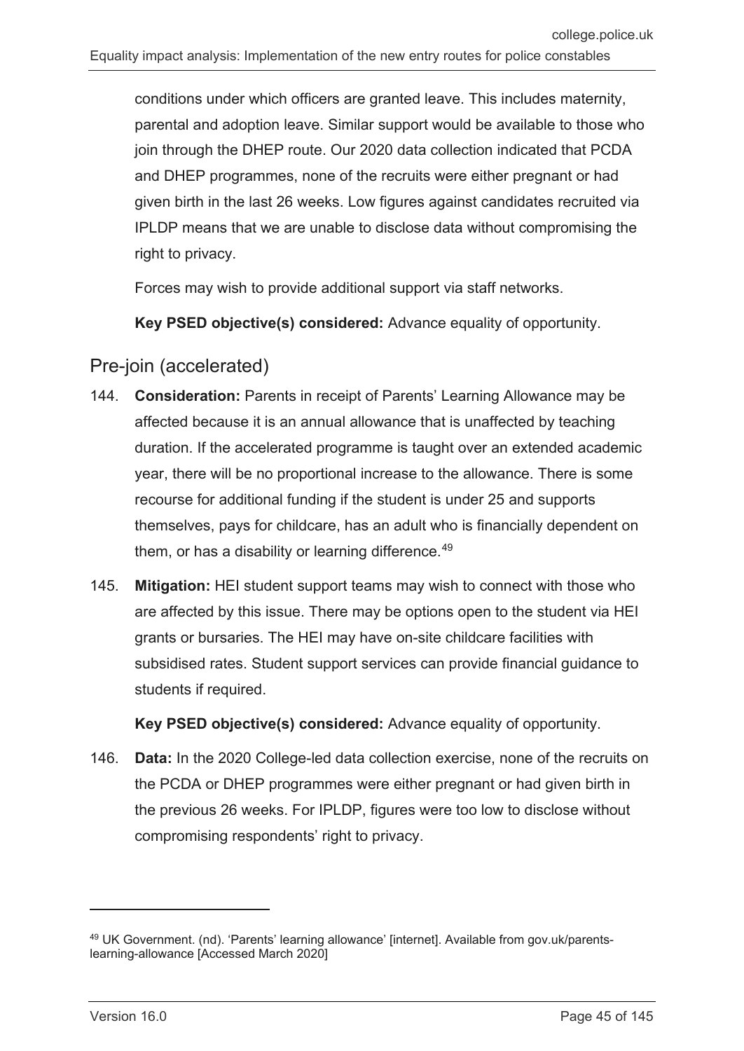conditions under which officers are granted leave. This includes maternity, parental and adoption leave. Similar support would be available to those who join through the DHEP route. Our 2020 data collection indicated that PCDA and DHEP programmes, none of the recruits were either pregnant or had given birth in the last 26 weeks. Low figures against candidates recruited via IPLDP means that we are unable to disclose data without compromising the right to privacy.

Forces may wish to provide additional support via staff networks.

**Key PSED objective(s) considered:** Advance equality of opportunity.

## Pre-join (accelerated)

144. **Consideration:** Parents in receipt of Parents' Learning Allowance may be affected because it is an annual allowance that is unaffected by teaching duration. If the accelerated programme is taught over an extended academic year, there will be no proportional increase to the allowance. There is some recourse for additional funding if the student is under 25 and supports themselves, pays for childcare, has an adult who is financially dependent on them, or has a disability or learning difference.[49]

145. **Mitigation:** HEI student support teams may wish to connect with those who are affected by this issue. There may be options open to the student via HEI grants or bursaries. The HEI may have on-site childcare facilities with subsidised rates. Student support services can provide financial guidance to students if required.

     **Key PSED objective(s) considered:** Advance equality of opportunity.

146. **Data:** In the 2020 College-led data collection exercise, none of the recruits on the PCDA or DHEP programmes were either pregnant or had given birth in the previous 26 weeks. For IPLDP, figures were too low to disclose without compromising respondents' right to privacy.

---

[49] UK Government. (nd). 'Parents' learning allowance' [internet]. Available from gov.uk/parents-learning-allowance [Accessed March 2020]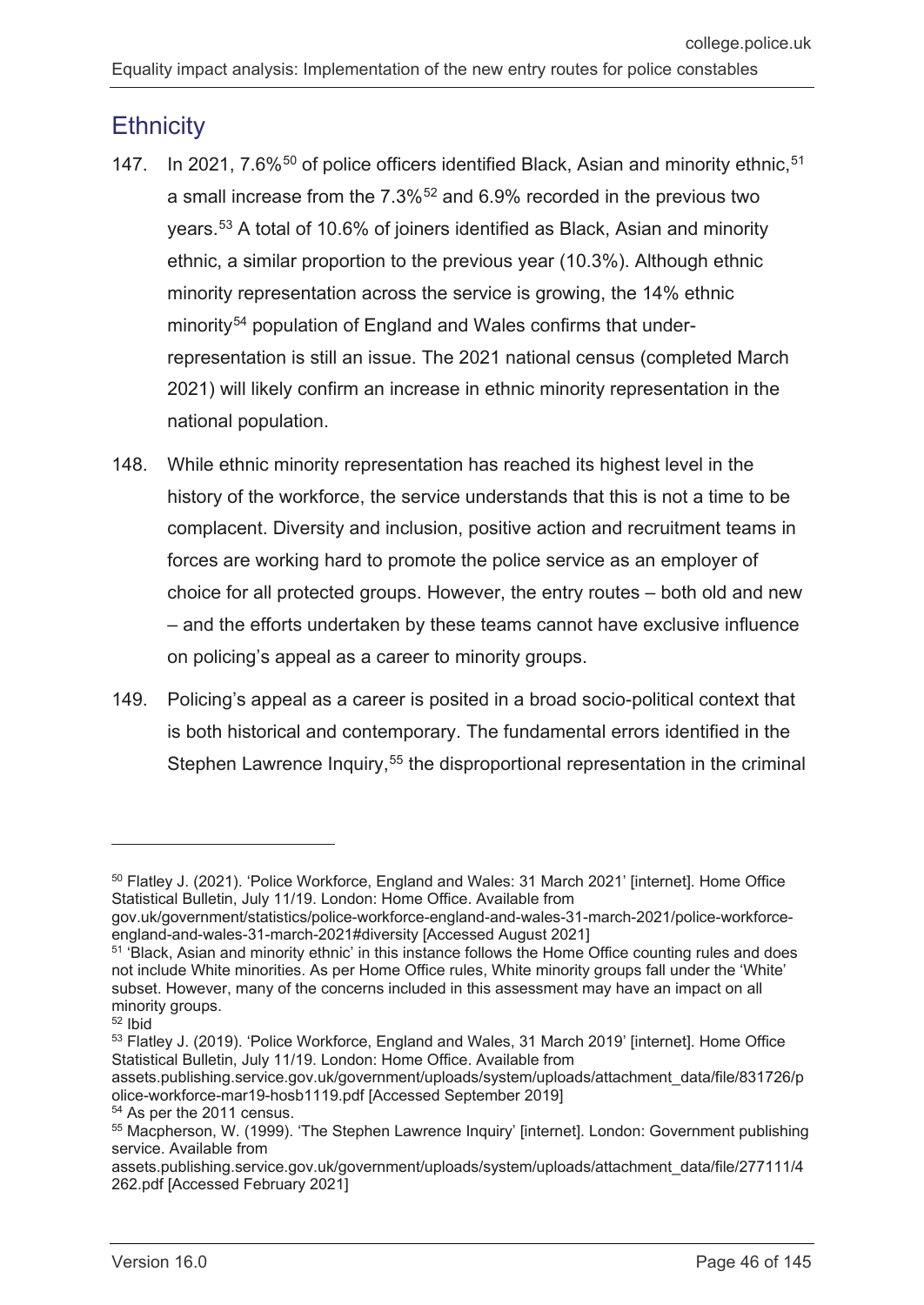## Ethnicity

147. In 2021, 7.6%[50] of police officers identified Black, Asian and minority ethnic,[51] a small increase from the 7.3%[52] and 6.9% recorded in the previous two years.[53] A total of 10.6% of joiners identified as Black, Asian and minority ethnic, a similar proportion to the previous year (10.3%). Although ethnic minority representation across the service is growing, the 14% ethnic minority[54] population of England and Wales confirms that under-representation is still an issue. The 2021 national census (completed March 2021) will likely confirm an increase in ethnic minority representation in the national population.

148. While ethnic minority representation has reached its highest level in the history of the workforce, the service understands that this is not a time to be complacent. Diversity and inclusion, positive action and recruitment teams in forces are working hard to promote the police service as an employer of choice for all protected groups. However, the entry routes – both old and new – and the efforts undertaken by these teams cannot have exclusive influence on policing's appeal as a career to minority groups.

149. Policing's appeal as a career is posited in a broad socio-political context that is both historical and contemporary. The fundamental errors identified in the Stephen Lawrence Inquiry,[55] the disproportional representation in the criminal

---

[50] Flatley J. (2021). 'Police Workforce, England and Wales: 31 March 2021' [internet]. Home Office Statistical Bulletin, July 11/19. London: Home Office. Available from gov.uk/government/statistics/police-workforce-england-and-wales-31-march-2021/police-workforce-england-and-wales-31-march-2021#diversity [Accessed August 2021]

[51] 'Black, Asian and minority ethnic' in this instance follows the Home Office counting rules and does not include White minorities. As per Home Office rules, White minority groups fall under the 'White' subset. However, many of the concerns included in this assessment may have an impact on all minority groups.

[52] Ibid

[53] Flatley J. (2019). 'Police Workforce, England and Wales, 31 March 2019' [internet]. Home Office Statistical Bulletin, July 11/19. London: Home Office. Available from assets.publishing.service.gov.uk/government/uploads/system/uploads/attachment_data/file/831726/police-workforce-mar19-hosb1119.pdf [Accessed September 2019]

[54] As per the 2011 census.

[55] Macpherson, W. (1999). 'The Stephen Lawrence Inquiry' [internet]. London: Government publishing service. Available from assets.publishing.service.gov.uk/government/uploads/system/uploads/attachment_data/file/277111/4262.pdf [Accessed February 2021]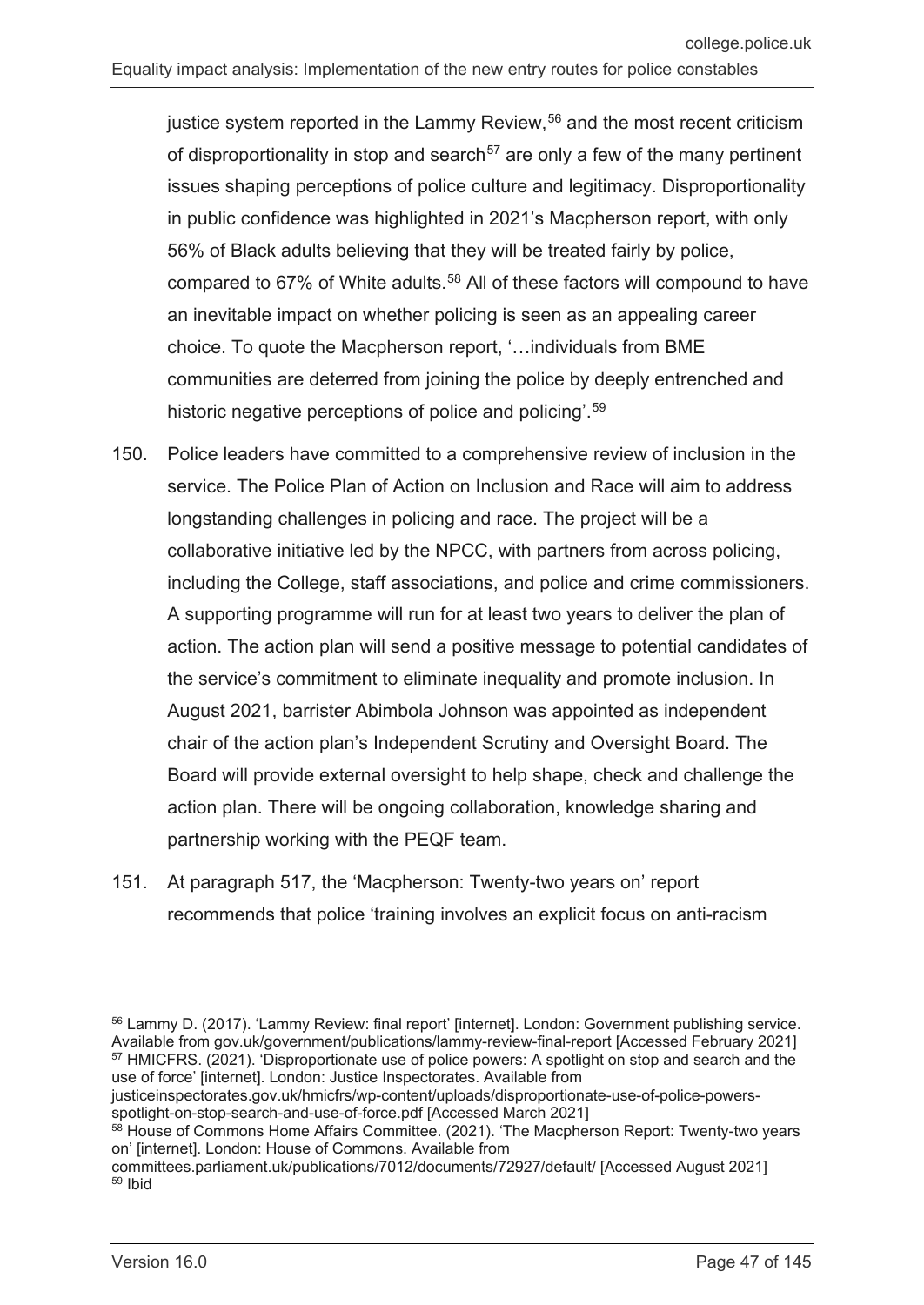justice system reported in the Lammy Review,[56] and the most recent criticism of disproportionality in stop and search[57] are only a few of the many pertinent issues shaping perceptions of police culture and legitimacy. Disproportionality in public confidence was highlighted in 2021's Macpherson report, with only 56% of Black adults believing that they will be treated fairly by police, compared to 67% of White adults.[58] All of these factors will compound to have an inevitable impact on whether policing is seen as an appealing career choice. To quote the Macpherson report, '…individuals from BME communities are deterred from joining the police by deeply entrenched and historic negative perceptions of police and policing'.[59]

150. Police leaders have committed to a comprehensive review of inclusion in the service. The Police Plan of Action on Inclusion and Race will aim to address longstanding challenges in policing and race. The project will be a collaborative initiative led by the NPCC, with partners from across policing, including the College, staff associations, and police and crime commissioners. A supporting programme will run for at least two years to deliver the plan of action. The action plan will send a positive message to potential candidates of the service's commitment to eliminate inequality and promote inclusion. In August 2021, barrister Abimbola Johnson was appointed as independent chair of the action plan's Independent Scrutiny and Oversight Board. The Board will provide external oversight to help shape, check and challenge the action plan. There will be ongoing collaboration, knowledge sharing and partnership working with the PEQF team.

151. At paragraph 517, the 'Macpherson: Twenty-two years on' report recommends that police 'training involves an explicit focus on anti-racism

---

[56] Lammy D. (2017). 'Lammy Review: final report' [internet]. London: Government publishing service. Available from gov.uk/government/publications/lammy-review-final-report [Accessed February 2021]

[57] HMICFRS. (2021). 'Disproportionate use of police powers: A spotlight on stop and search and the use of force' [internet]. London: Justice Inspectorates. Available from justiceinspectorates.gov.uk/hmicfrs/wp-content/uploads/disproportionate-use-of-police-powers-spotlight-on-stop-search-and-use-of-force.pdf [Accessed March 2021]

[58] House of Commons Home Affairs Committee. (2021). 'The Macpherson Report: Twenty-two years on' [internet]. London: House of Commons. Available from committees.parliament.uk/publications/7012/documents/72927/default/ [Accessed August 2021]

[59] Ibid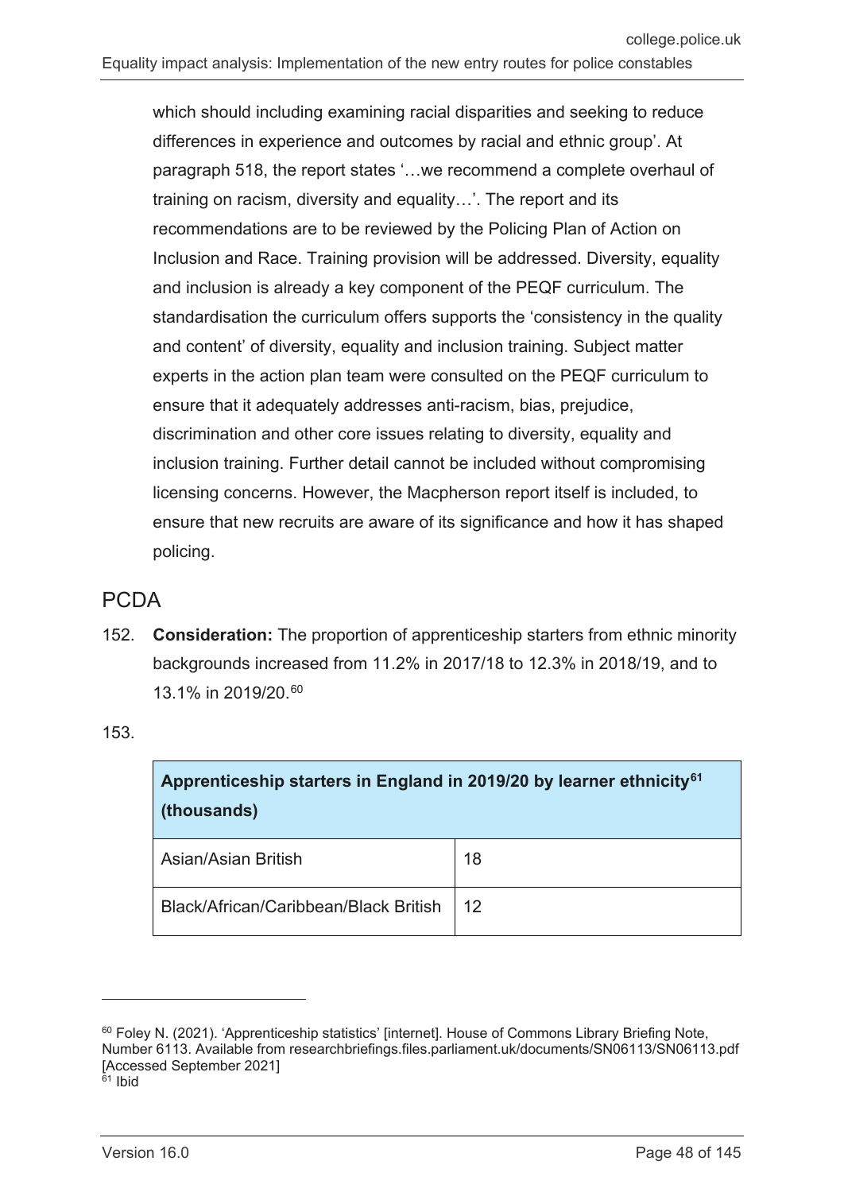which should including examining racial disparities and seeking to reduce differences in experience and outcomes by racial and ethnic group'. At paragraph 518, the report states '…we recommend a complete overhaul of training on racism, diversity and equality…'. The report and its recommendations are to be reviewed by the Policing Plan of Action on Inclusion and Race. Training provision will be addressed. Diversity, equality and inclusion is already a key component of the PEQF curriculum. The standardisation the curriculum offers supports the 'consistency in the quality and content' of diversity, equality and inclusion training. Subject matter experts in the action plan team were consulted on the PEQF curriculum to ensure that it adequately addresses anti-racism, bias, prejudice, discrimination and other core issues relating to diversity, equality and inclusion training. Further detail cannot be included without compromising licensing concerns. However, the Macpherson report itself is included, to ensure that new recruits are aware of its significance and how it has shaped policing.

## PCDA

152. **Consideration:** The proportion of apprenticeship starters from ethnic minority backgrounds increased from 11.2% in 2017/18 to 12.3% in 2018/19, and to 13.1% in 2019/20.[60]

153.

| Apprenticeship starters in England in 2019/20 by learner ethnicity[61] (thousands) | |
|---|---|
| Asian/Asian British | 18 |
| Black/African/Caribbean/Black British | 12 |

---

[60] Foley N. (2021). 'Apprenticeship statistics' [internet]. House of Commons Library Briefing Note, Number 6113. Available from researchbriefings.files.parliament.uk/documents/SN06113/SN06113.pdf [Accessed September 2021]

[61] Ibid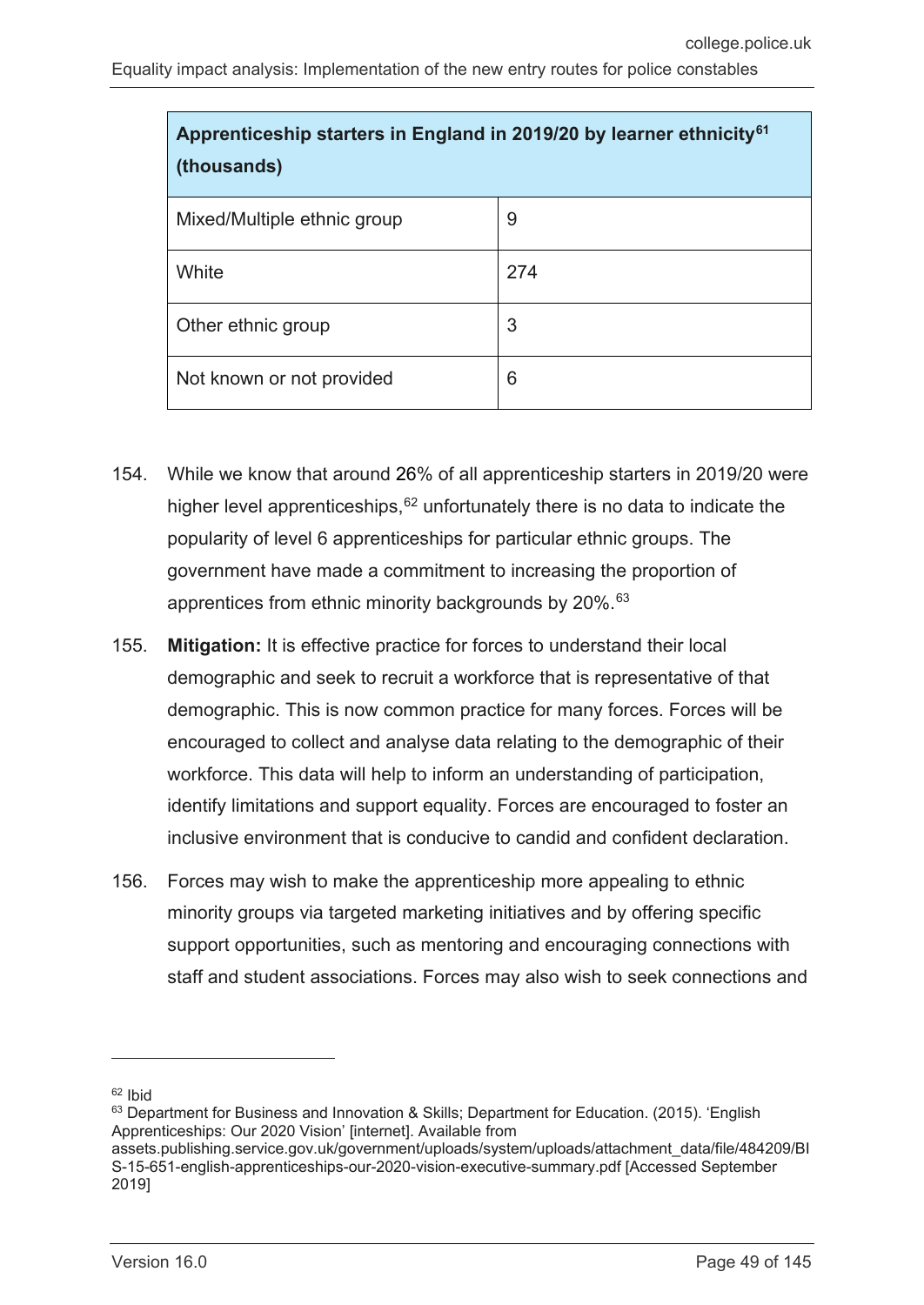| Apprenticeship starters in England in 2019/20 by learner ethnicity[61] (thousands) | |
|---|---|
| Mixed/Multiple ethnic group | 9 |
| White | 274 |
| Other ethnic group | 3 |
| Not known or not provided | 6 |

154. While we know that around 26% of all apprenticeship starters in 2019/20 were higher level apprenticeships,[62] unfortunately there is no data to indicate the popularity of level 6 apprenticeships for particular ethnic groups. The government have made a commitment to increasing the proportion of apprentices from ethnic minority backgrounds by 20%.[63]

155. **Mitigation:** It is effective practice for forces to understand their local demographic and seek to recruit a workforce that is representative of that demographic. This is now common practice for many forces. Forces will be encouraged to collect and analyse data relating to the demographic of their workforce. This data will help to inform an understanding of participation, identify limitations and support equality. Forces are encouraged to foster an inclusive environment that is conducive to candid and confident declaration.

156. Forces may wish to make the apprenticeship more appealing to ethnic minority groups via targeted marketing initiatives and by offering specific support opportunities, such as mentoring and encouraging connections with staff and student associations. Forces may also wish to seek connections and

---

[62] Ibid

[63] Department for Business and Innovation & Skills; Department for Education. (2015). 'English Apprenticeships: Our 2020 Vision' [internet]. Available from assets.publishing.service.gov.uk/government/uploads/system/uploads/attachment_data/file/484209/BIS-15-651-english-apprenticeships-our-2020-vision-executive-summary.pdf [Accessed September 2019]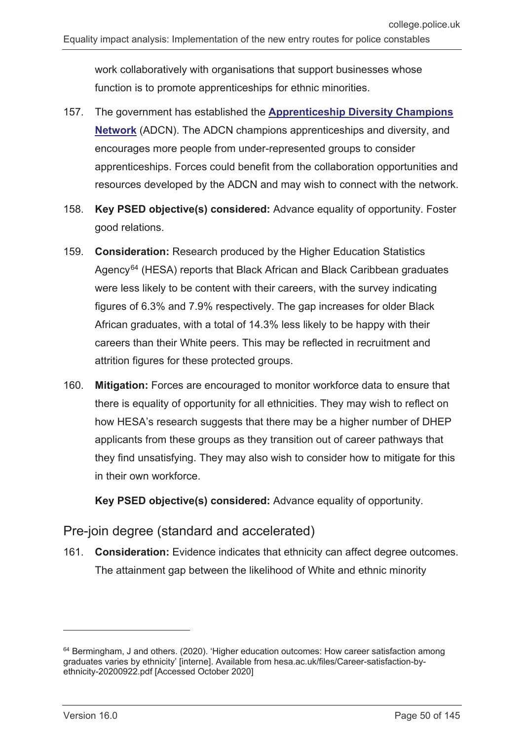work collaboratively with organisations that support businesses whose function is to promote apprenticeships for ethnic minorities.

157. The government has established the **Apprenticeship Diversity Champions Network** (ADCN). The ADCN champions apprenticeships and diversity, and encourages more people from under-represented groups to consider apprenticeships. Forces could benefit from the collaboration opportunities and resources developed by the ADCN and may wish to connect with the network.

158. **Key PSED objective(s) considered:** Advance equality of opportunity. Foster good relations.

159. **Consideration:** Research produced by the Higher Education Statistics Agency[64] (HESA) reports that Black African and Black Caribbean graduates were less likely to be content with their careers, with the survey indicating figures of 6.3% and 7.9% respectively. The gap increases for older Black African graduates, with a total of 14.3% less likely to be happy with their careers than their White peers. This may be reflected in recruitment and attrition figures for these protected groups.

160. **Mitigation:** Forces are encouraged to monitor workforce data to ensure that there is equality of opportunity for all ethnicities. They may wish to reflect on how HESA's research suggests that there may be a higher number of DHEP applicants from these groups as they transition out of career pathways that they find unsatisfying. They may also wish to consider how to mitigate for this in their own workforce.

**Key PSED objective(s) considered:** Advance equality of opportunity.

## Pre-join degree (standard and accelerated)

161. **Consideration:** Evidence indicates that ethnicity can affect degree outcomes. The attainment gap between the likelihood of White and ethnic minority

---

[64] Bermingham, J and others. (2020). 'Higher education outcomes: How career satisfaction among graduates varies by ethnicity' [interne]. Available from hesa.ac.uk/files/Career-satisfaction-by-ethnicity-20200922.pdf [Accessed October 2020]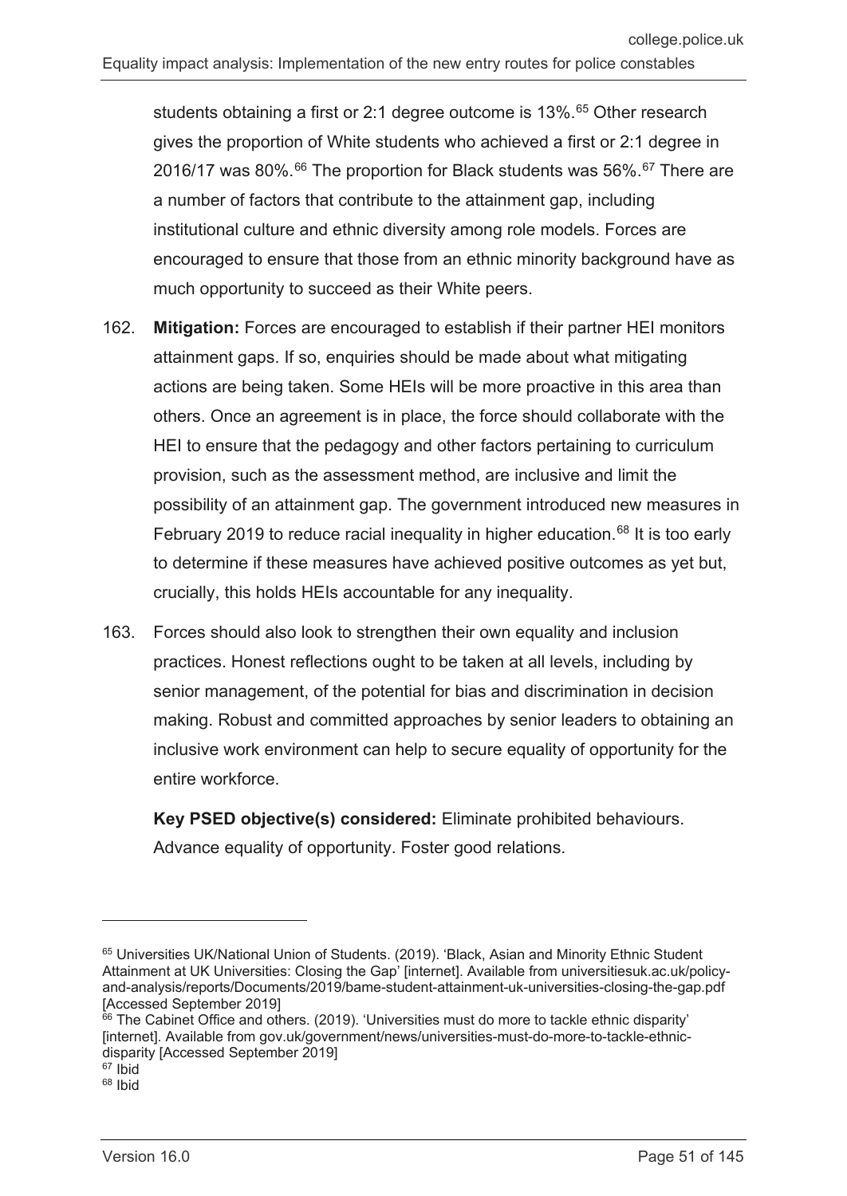students obtaining a first or 2:1 degree outcome is 13%.[65] Other research gives the proportion of White students who achieved a first or 2:1 degree in 2016/17 was 80%.[66] The proportion for Black students was 56%.[67] There are a number of factors that contribute to the attainment gap, including institutional culture and ethnic diversity among role models. Forces are encouraged to ensure that those from an ethnic minority background have as much opportunity to succeed as their White peers.

162. **Mitigation:** Forces are encouraged to establish if their partner HEI monitors attainment gaps. If so, enquiries should be made about what mitigating actions are being taken. Some HEIs will be more proactive in this area than others. Once an agreement is in place, the force should collaborate with the HEI to ensure that the pedagogy and other factors pertaining to curriculum provision, such as the assessment method, are inclusive and limit the possibility of an attainment gap. The government introduced new measures in February 2019 to reduce racial inequality in higher education.[68] It is too early to determine if these measures have achieved positive outcomes as yet but, crucially, this holds HEIs accountable for any inequality.

163. Forces should also look to strengthen their own equality and inclusion practices. Honest reflections ought to be taken at all levels, including by senior management, of the potential for bias and discrimination in decision making. Robust and committed approaches by senior leaders to obtaining an inclusive work environment can help to secure equality of opportunity for the entire workforce.

**Key PSED objective(s) considered:** Eliminate prohibited behaviours. Advance equality of opportunity. Foster good relations.

---

[65] Universities UK/National Union of Students. (2019). 'Black, Asian and Minority Ethnic Student Attainment at UK Universities: Closing the Gap' [internet]. Available from universitiesuk.ac.uk/policy-and-analysis/reports/Documents/2019/bame-student-attainment-uk-universities-closing-the-gap.pdf [Accessed September 2019]

[66] The Cabinet Office and others. (2019). 'Universities must do more to tackle ethnic disparity' [internet]. Available from gov.uk/government/news/universities-must-do-more-to-tackle-ethnic-disparity [Accessed September 2019]

[67] Ibid

[68] Ibid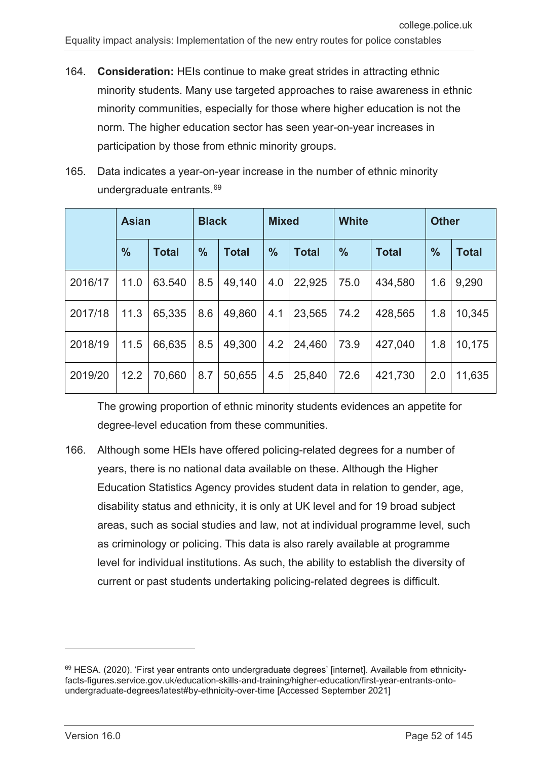164. **Consideration:** HEIs continue to make great strides in attracting ethnic minority students. Many use targeted approaches to raise awareness in ethnic minority communities, especially for those where higher education is not the norm. The higher education sector has seen year-on-year increases in participation by those from ethnic minority groups.

165. Data indicates a year-on-year increase in the number of ethnic minority undergraduate entrants.[69]

| | Asian | | Black | | Mixed | | White | | Other | |
|---|---|---|---|---|---|---|---|---|---|---|
| | **%** | **Total** | **%** | **Total** | **%** | **Total** | **%** | **Total** | **%** | **Total** |
| 2016/17 | 11.0 | 63.540 | 8.5 | 49,140 | 4.0 | 22,925 | 75.0 | 434,580 | 1.6 | 9,290 |
| 2017/18 | 11.3 | 65,335 | 8.6 | 49,860 | 4.1 | 23,565 | 74.2 | 428,565 | 1.8 | 10,345 |
| 2018/19 | 11.5 | 66,635 | 8.5 | 49,300 | 4.2 | 24,460 | 73.9 | 427,040 | 1.8 | 10,175 |
| 2019/20 | 12.2 | 70,660 | 8.7 | 50,655 | 4.5 | 25,840 | 72.6 | 421,730 | 2.0 | 11,635 |

The growing proportion of ethnic minority students evidences an appetite for degree-level education from these communities.

166. Although some HEIs have offered policing-related degrees for a number of years, there is no national data available on these. Although the Higher Education Statistics Agency provides student data in relation to gender, age, disability status and ethnicity, it is only at UK level and for 19 broad subject areas, such as social studies and law, not at individual programme level, such as criminology or policing. This data is also rarely available at programme level for individual institutions. As such, the ability to establish the diversity of current or past students undertaking policing-related degrees is difficult.

---

[69] HESA. (2020). 'First year entrants onto undergraduate degrees' [internet]. Available from ethnicity-facts-figures.service.gov.uk/education-skills-and-training/higher-education/first-year-entrants-onto-undergraduate-degrees/latest#by-ethnicity-over-time [Accessed September 2021]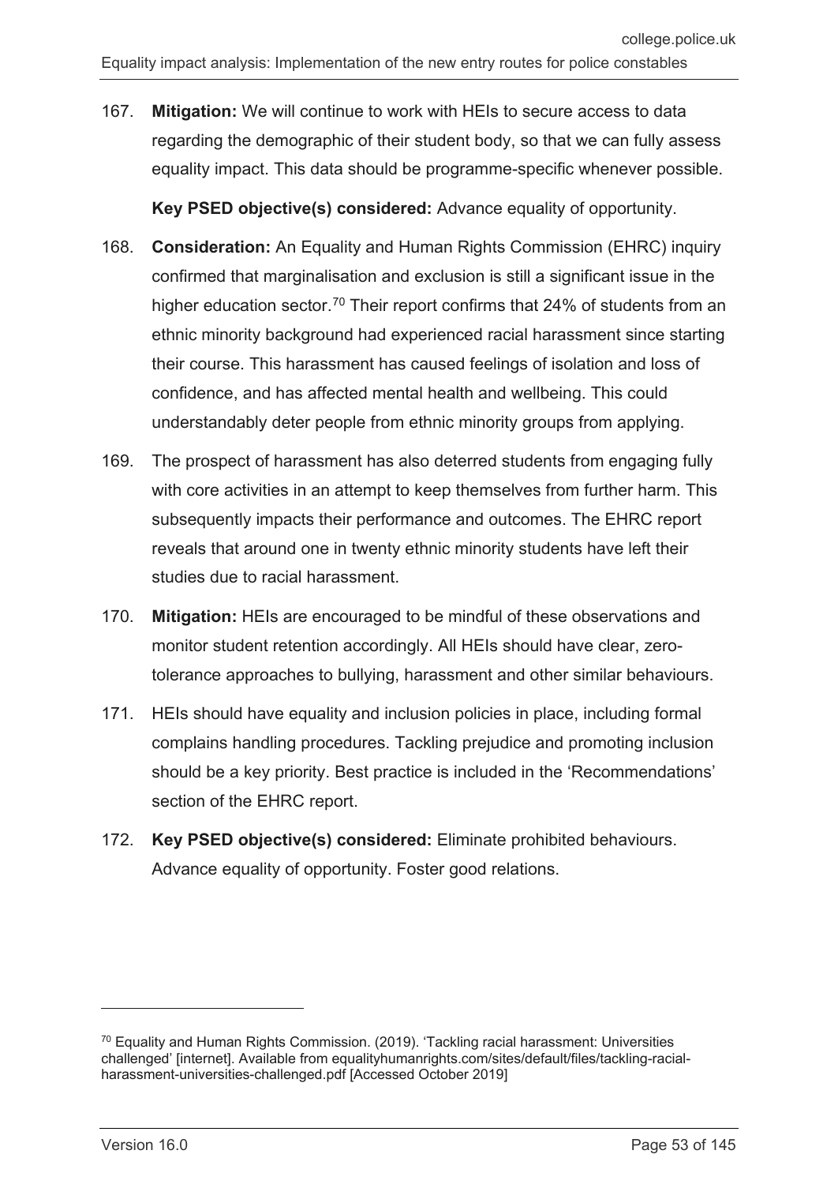167. **Mitigation:** We will continue to work with HEIs to secure access to data regarding the demographic of their student body, so that we can fully assess equality impact. This data should be programme-specific whenever possible.

     **Key PSED objective(s) considered:** Advance equality of opportunity.

168. **Consideration:** An Equality and Human Rights Commission (EHRC) inquiry confirmed that marginalisation and exclusion is still a significant issue in the higher education sector.[70] Their report confirms that 24% of students from an ethnic minority background had experienced racial harassment since starting their course. This harassment has caused feelings of isolation and loss of confidence, and has affected mental health and wellbeing. This could understandably deter people from ethnic minority groups from applying.

169. The prospect of harassment has also deterred students from engaging fully with core activities in an attempt to keep themselves from further harm. This subsequently impacts their performance and outcomes. The EHRC report reveals that around one in twenty ethnic minority students have left their studies due to racial harassment.

170. **Mitigation:** HEIs are encouraged to be mindful of these observations and monitor student retention accordingly. All HEIs should have clear, zero-tolerance approaches to bullying, harassment and other similar behaviours.

171. HEIs should have equality and inclusion policies in place, including formal complains handling procedures. Tackling prejudice and promoting inclusion should be a key priority. Best practice is included in the 'Recommendations' section of the EHRC report.

172. **Key PSED objective(s) considered:** Eliminate prohibited behaviours. Advance equality of opportunity. Foster good relations.

---

[70] Equality and Human Rights Commission. (2019). 'Tackling racial harassment: Universities challenged' [internet]. Available from equalityhumanrights.com/sites/default/files/tackling-racial-harassment-universities-challenged.pdf [Accessed October 2019]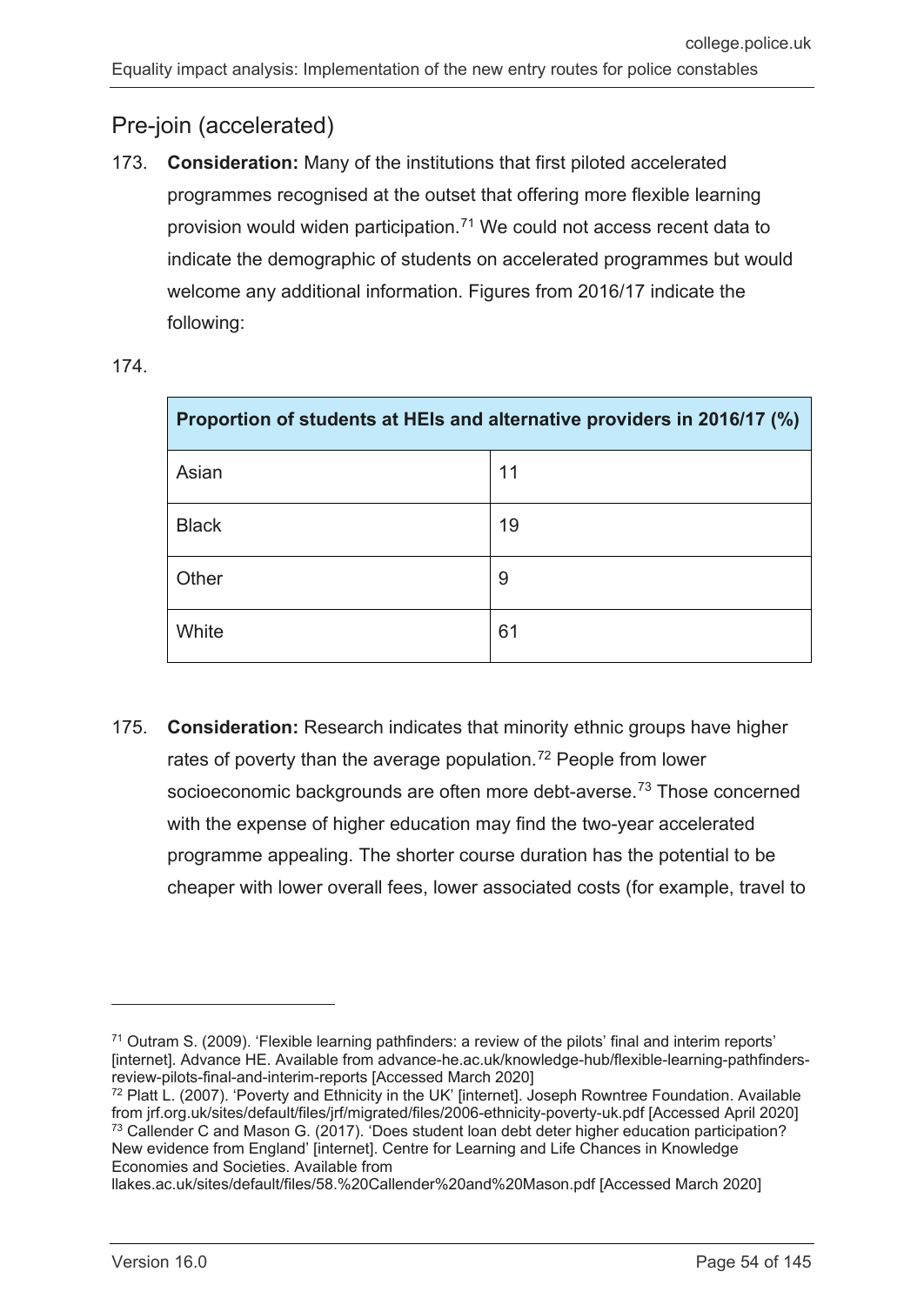## Pre-join (accelerated)

173. **Consideration:** Many of the institutions that first piloted accelerated programmes recognised at the outset that offering more flexible learning provision would widen participation.[71] We could not access recent data to indicate the demographic of students on accelerated programmes but would welcome any additional information. Figures from 2016/17 indicate the following:

174.

| Proportion of students at HEIs and alternative providers in 2016/17 (%) | |
|---|---|
| Asian | 11 |
| Black | 19 |
| Other | 9 |
| White | 61 |

175. **Consideration:** Research indicates that minority ethnic groups have higher rates of poverty than the average population.[72] People from lower socioeconomic backgrounds are often more debt-averse.[73] Those concerned with the expense of higher education may find the two-year accelerated programme appealing. The shorter course duration has the potential to be cheaper with lower overall fees, lower associated costs (for example, travel to

---

[71] Outram S. (2009). 'Flexible learning pathfinders: a review of the pilots' final and interim reports' [internet]. Advance HE. Available from advance-he.ac.uk/knowledge-hub/flexible-learning-pathfinders-review-pilots-final-and-interim-reports [Accessed March 2020]

[72] Platt L. (2007). 'Poverty and Ethnicity in the UK' [internet]. Joseph Rowntree Foundation. Available from jrf.org.uk/sites/default/files/jrf/migrated/files/2006-ethnicity-poverty-uk.pdf [Accessed April 2020]

[73] Callender C and Mason G. (2017). 'Does student loan debt deter higher education participation? New evidence from England' [internet]. Centre for Learning and Life Chances in Knowledge Economies and Societies. Available from llakes.ac.uk/sites/default/files/58.%20Callender%20and%20Mason.pdf [Accessed March 2020]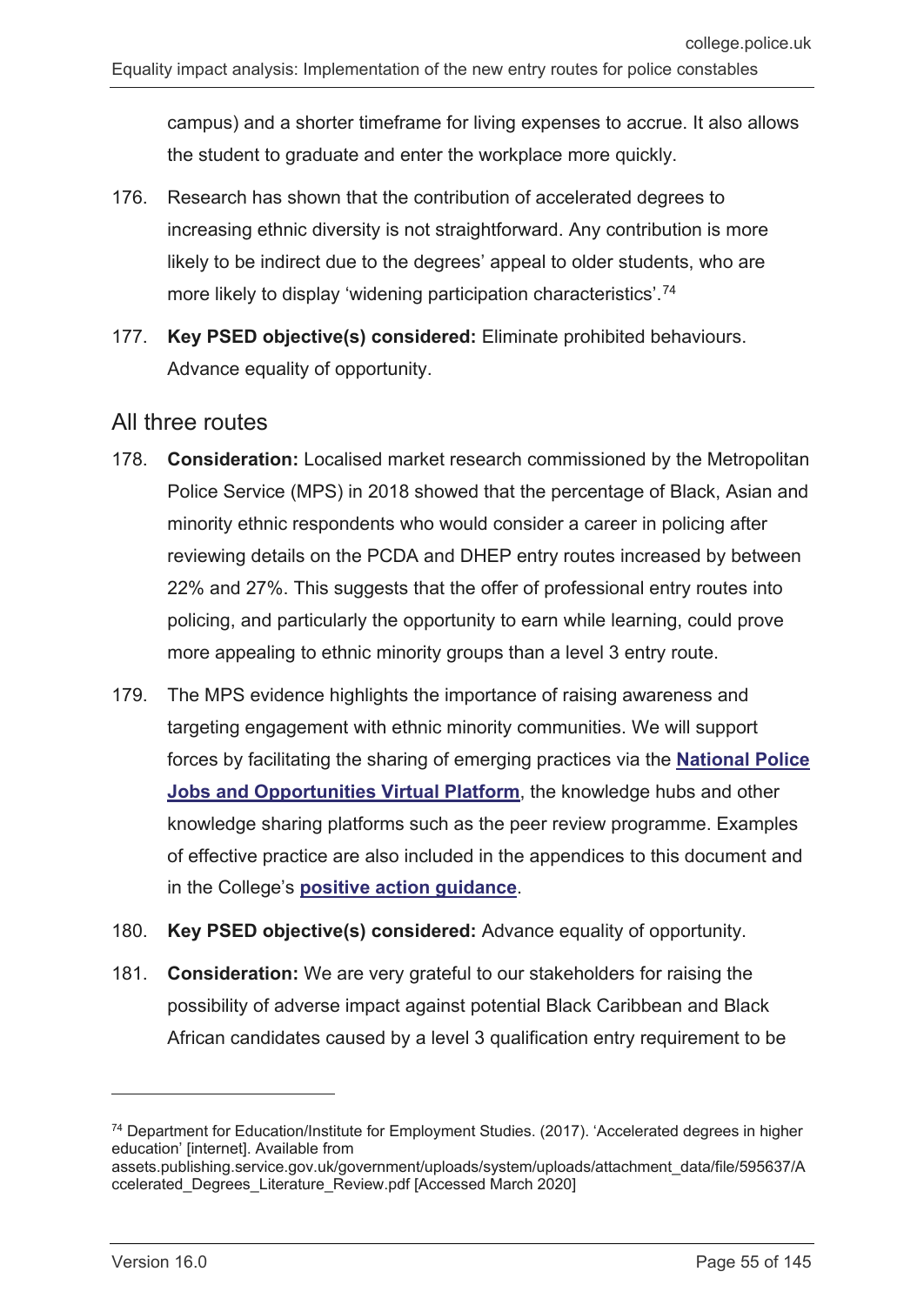campus) and a shorter timeframe for living expenses to accrue. It also allows the student to graduate and enter the workplace more quickly.

176. Research has shown that the contribution of accelerated degrees to increasing ethnic diversity is not straightforward. Any contribution is more likely to be indirect due to the degrees' appeal to older students, who are more likely to display 'widening participation characteristics'.[74]

177. **Key PSED objective(s) considered:** Eliminate prohibited behaviours. Advance equality of opportunity.

## All three routes

178. **Consideration:** Localised market research commissioned by the Metropolitan Police Service (MPS) in 2018 showed that the percentage of Black, Asian and minority ethnic respondents who would consider a career in policing after reviewing details on the PCDA and DHEP entry routes increased by between 22% and 27%. This suggests that the offer of professional entry routes into policing, and particularly the opportunity to earn while learning, could prove more appealing to ethnic minority groups than a level 3 entry route.

179. The MPS evidence highlights the importance of raising awareness and targeting engagement with ethnic minority communities. We will support forces by facilitating the sharing of emerging practices via the **National Police Jobs and Opportunities Virtual Platform**, the knowledge hubs and other knowledge sharing platforms such as the peer review programme. Examples of effective practice are also included in the appendices to this document and in the College's **positive action guidance**.

180. **Key PSED objective(s) considered:** Advance equality of opportunity.

181. **Consideration:** We are very grateful to our stakeholders for raising the possibility of adverse impact against potential Black Caribbean and Black African candidates caused by a level 3 qualification entry requirement to be

---

[74] Department for Education/Institute for Employment Studies. (2017). 'Accelerated degrees in higher education' [internet]. Available from assets.publishing.service.gov.uk/government/uploads/system/uploads/attachment_data/file/595637/Accelerated_Degrees_Literature_Review.pdf [Accessed March 2020]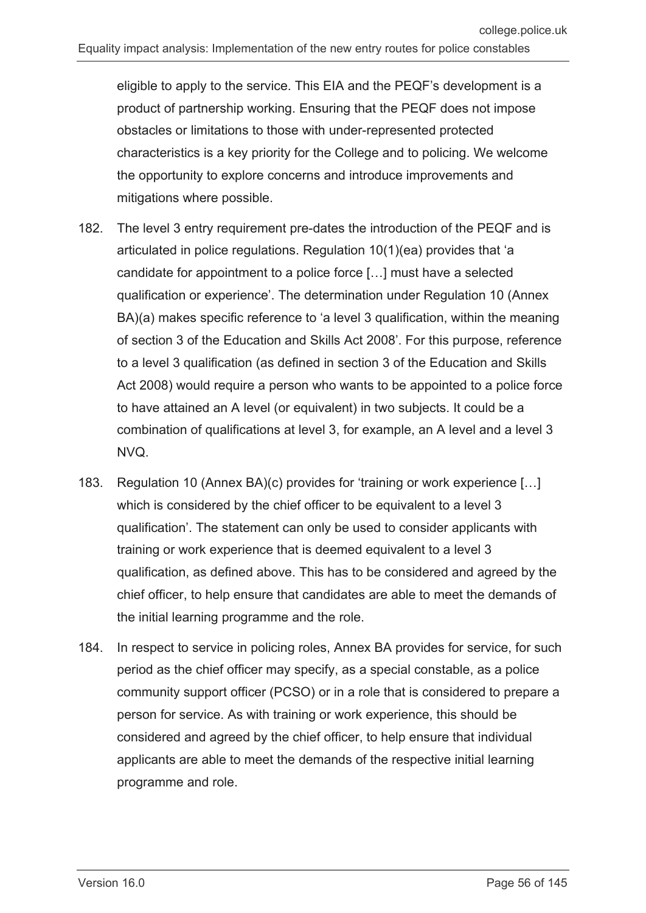eligible to apply to the service. This EIA and the PEQF's development is a product of partnership working. Ensuring that the PEQF does not impose obstacles or limitations to those with under-represented protected characteristics is a key priority for the College and to policing. We welcome the opportunity to explore concerns and introduce improvements and mitigations where possible.

182. The level 3 entry requirement pre-dates the introduction of the PEQF and is articulated in police regulations. Regulation 10(1)(ea) provides that 'a candidate for appointment to a police force […] must have a selected qualification or experience'. The determination under Regulation 10 (Annex BA)(a) makes specific reference to 'a level 3 qualification, within the meaning of section 3 of the Education and Skills Act 2008'. For this purpose, reference to a level 3 qualification (as defined in section 3 of the Education and Skills Act 2008) would require a person who wants to be appointed to a police force to have attained an A level (or equivalent) in two subjects. It could be a combination of qualifications at level 3, for example, an A level and a level 3 NVQ.

183. Regulation 10 (Annex BA)(c) provides for 'training or work experience […] which is considered by the chief officer to be equivalent to a level 3 qualification'. The statement can only be used to consider applicants with training or work experience that is deemed equivalent to a level 3 qualification, as defined above. This has to be considered and agreed by the chief officer, to help ensure that candidates are able to meet the demands of the initial learning programme and the role.

184. In respect to service in policing roles, Annex BA provides for service, for such period as the chief officer may specify, as a special constable, as a police community support officer (PCSO) or in a role that is considered to prepare a person for service. As with training or work experience, this should be considered and agreed by the chief officer, to help ensure that individual applicants are able to meet the demands of the respective initial learning programme and role.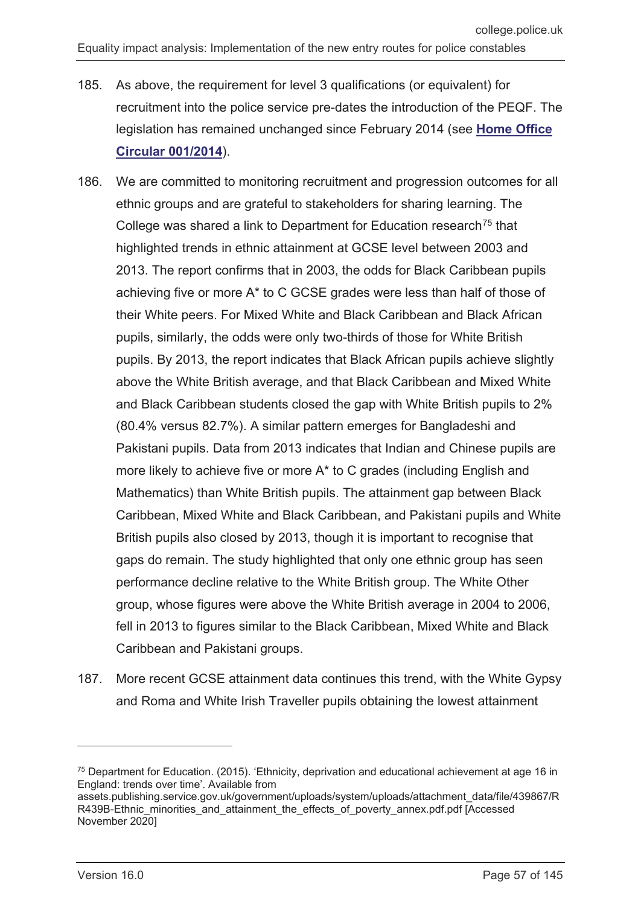185. As above, the requirement for level 3 qualifications (or equivalent) for recruitment into the police service pre-dates the introduction of the PEQF. The legislation has remained unchanged since February 2014 (see **Home Office Circular 001/2014**).

186. We are committed to monitoring recruitment and progression outcomes for all ethnic groups and are grateful to stakeholders for sharing learning. The College was shared a link to Department for Education research[75] that highlighted trends in ethnic attainment at GCSE level between 2003 and 2013. The report confirms that in 2003, the odds for Black Caribbean pupils achieving five or more A* to C GCSE grades were less than half of those of their White peers. For Mixed White and Black Caribbean and Black African pupils, similarly, the odds were only two-thirds of those for White British pupils. By 2013, the report indicates that Black African pupils achieve slightly above the White British average, and that Black Caribbean and Mixed White and Black Caribbean students closed the gap with White British pupils to 2% (80.4% versus 82.7%). A similar pattern emerges for Bangladeshi and Pakistani pupils. Data from 2013 indicates that Indian and Chinese pupils are more likely to achieve five or more A* to C grades (including English and Mathematics) than White British pupils. The attainment gap between Black Caribbean, Mixed White and Black Caribbean, and Pakistani pupils and White British pupils also closed by 2013, though it is important to recognise that gaps do remain. The study highlighted that only one ethnic group has seen performance decline relative to the White British group. The White Other group, whose figures were above the White British average in 2004 to 2006, fell in 2013 to figures similar to the Black Caribbean, Mixed White and Black Caribbean and Pakistani groups.

187. More recent GCSE attainment data continues this trend, with the White Gypsy and Roma and White Irish Traveller pupils obtaining the lowest attainment

---

[75] Department for Education. (2015). 'Ethnicity, deprivation and educational achievement at age 16 in England: trends over time'. Available from assets.publishing.service.gov.uk/government/uploads/system/uploads/attachment_data/file/439867/RR439B-Ethnic_minorities_and_attainment_the_effects_of_poverty_annex.pdf.pdf [Accessed November 2020]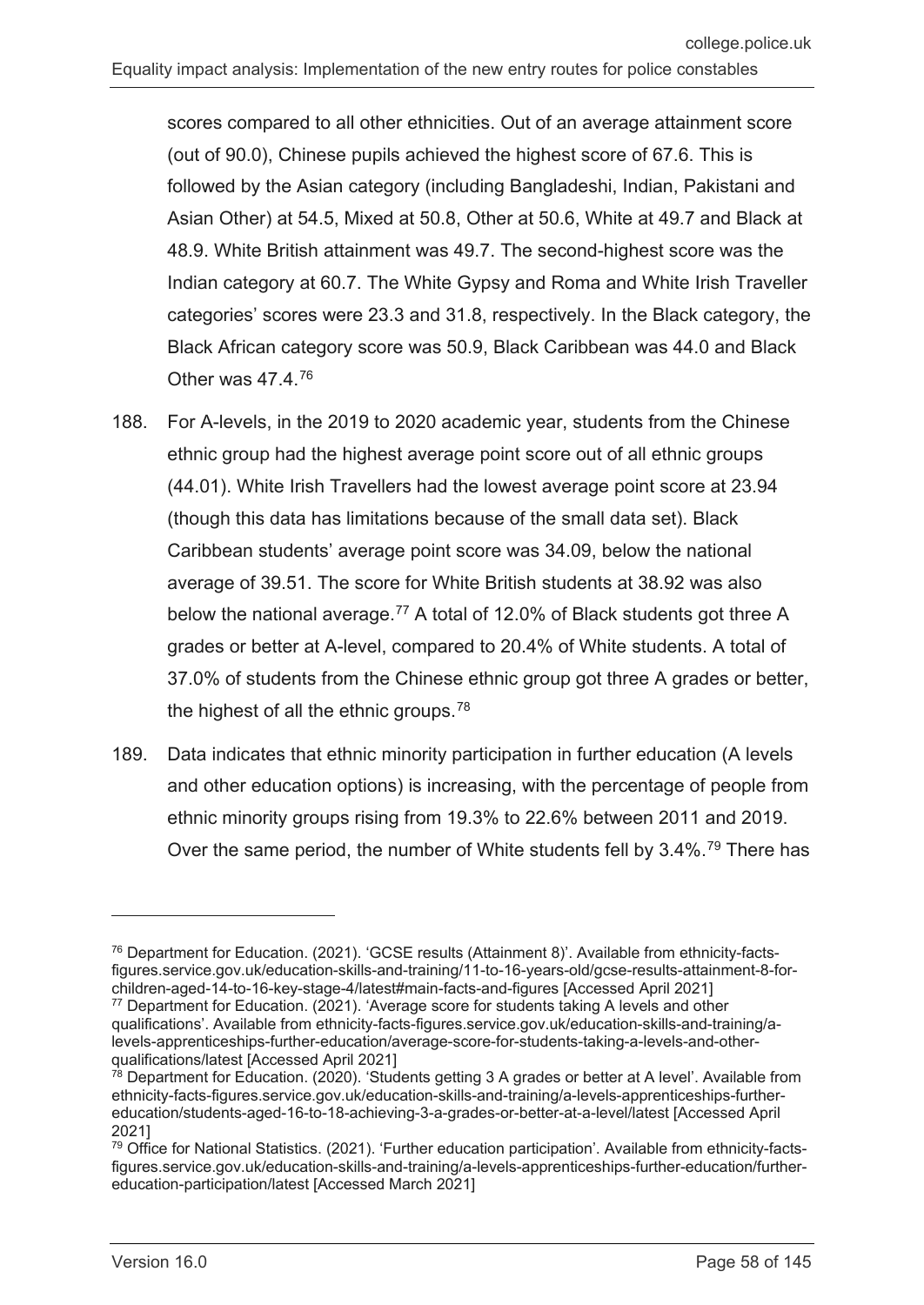scores compared to all other ethnicities. Out of an average attainment score (out of 90.0), Chinese pupils achieved the highest score of 67.6. This is followed by the Asian category (including Bangladeshi, Indian, Pakistani and Asian Other) at 54.5, Mixed at 50.8, Other at 50.6, White at 49.7 and Black at 48.9. White British attainment was 49.7. The second-highest score was the Indian category at 60.7. The White Gypsy and Roma and White Irish Traveller categories' scores were 23.3 and 31.8, respectively. In the Black category, the Black African category score was 50.9, Black Caribbean was 44.0 and Black Other was 47.4.[76]

188. For A-levels, in the 2019 to 2020 academic year, students from the Chinese ethnic group had the highest average point score out of all ethnic groups (44.01). White Irish Travellers had the lowest average point score at 23.94 (though this data has limitations because of the small data set). Black Caribbean students' average point score was 34.09, below the national average of 39.51. The score for White British students at 38.92 was also below the national average.[77] A total of 12.0% of Black students got three A grades or better at A-level, compared to 20.4% of White students. A total of 37.0% of students from the Chinese ethnic group got three A grades or better, the highest of all the ethnic groups.[78]

189. Data indicates that ethnic minority participation in further education (A levels and other education options) is increasing, with the percentage of people from ethnic minority groups rising from 19.3% to 22.6% between 2011 and 2019. Over the same period, the number of White students fell by 3.4%.[79] There has

---

[76] Department for Education. (2021). 'GCSE results (Attainment 8)'. Available from ethnicity-facts-figures.service.gov.uk/education-skills-and-training/11-to-16-years-old/gcse-results-attainment-8-for-children-aged-14-to-16-key-stage-4/latest#main-facts-and-figures [Accessed April 2021]

[77] Department for Education. (2021). 'Average score for students taking A levels and other qualifications'. Available from ethnicity-facts-figures.service.gov.uk/education-skills-and-training/a-levels-apprenticeships-further-education/average-score-for-students-taking-a-levels-and-other-qualifications/latest [Accessed April 2021]

[78] Department for Education. (2020). 'Students getting 3 A grades or better at A level'. Available from ethnicity-facts-figures.service.gov.uk/education-skills-and-training/a-levels-apprenticeships-further-education/students-aged-16-to-18-achieving-3-a-grades-or-better-at-a-level/latest [Accessed April 2021]

[79] Office for National Statistics. (2021). 'Further education participation'. Available from ethnicity-facts-figures.service.gov.uk/education-skills-and-training/a-levels-apprenticeships-further-education/further-education-participation/latest [Accessed March 2021]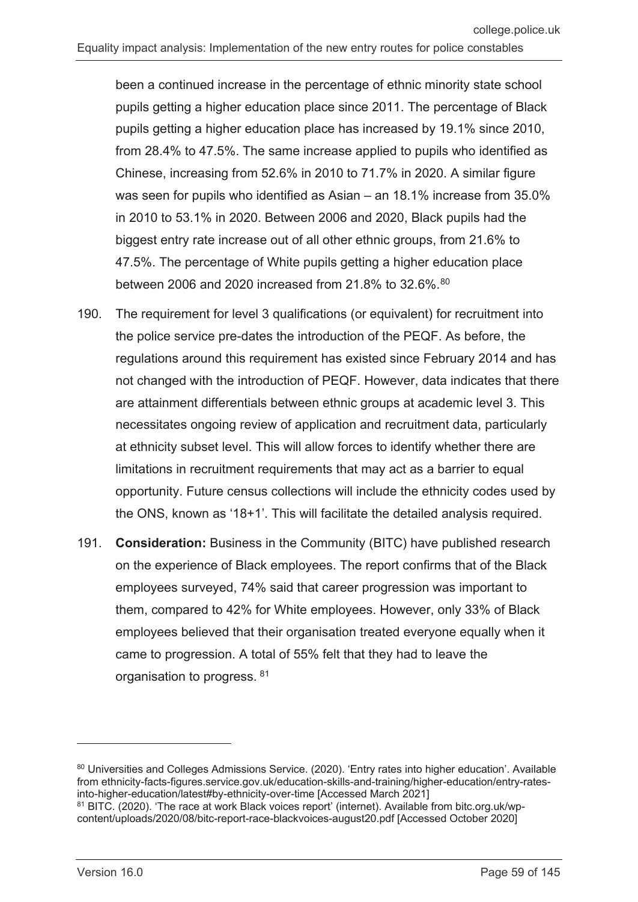been a continued increase in the percentage of ethnic minority state school pupils getting a higher education place since 2011. The percentage of Black pupils getting a higher education place has increased by 19.1% since 2010, from 28.4% to 47.5%. The same increase applied to pupils who identified as Chinese, increasing from 52.6% in 2010 to 71.7% in 2020. A similar figure was seen for pupils who identified as Asian – an 18.1% increase from 35.0% in 2010 to 53.1% in 2020. Between 2006 and 2020, Black pupils had the biggest entry rate increase out of all other ethnic groups, from 21.6% to 47.5%. The percentage of White pupils getting a higher education place between 2006 and 2020 increased from 21.8% to 32.6%.[80]

190. The requirement for level 3 qualifications (or equivalent) for recruitment into the police service pre-dates the introduction of the PEQF. As before, the regulations around this requirement has existed since February 2014 and has not changed with the introduction of PEQF. However, data indicates that there are attainment differentials between ethnic groups at academic level 3. This necessitates ongoing review of application and recruitment data, particularly at ethnicity subset level. This will allow forces to identify whether there are limitations in recruitment requirements that may act as a barrier to equal opportunity. Future census collections will include the ethnicity codes used by the ONS, known as '18+1'. This will facilitate the detailed analysis required.

191. **Consideration:** Business in the Community (BITC) have published research on the experience of Black employees. The report confirms that of the Black employees surveyed, 74% said that career progression was important to them, compared to 42% for White employees. However, only 33% of Black employees believed that their organisation treated everyone equally when it came to progression. A total of 55% felt that they had to leave the organisation to progress.[81]

---

[80] Universities and Colleges Admissions Service. (2020). 'Entry rates into higher education'. Available from ethnicity-facts-figures.service.gov.uk/education-skills-and-training/higher-education/entry-rates-into-higher-education/latest#by-ethnicity-over-time [Accessed March 2021]

[81] BITC. (2020). 'The race at work Black voices report' (internet). Available from bitc.org.uk/wp-content/uploads/2020/08/bitc-report-race-blackvoices-august20.pdf [Accessed October 2020]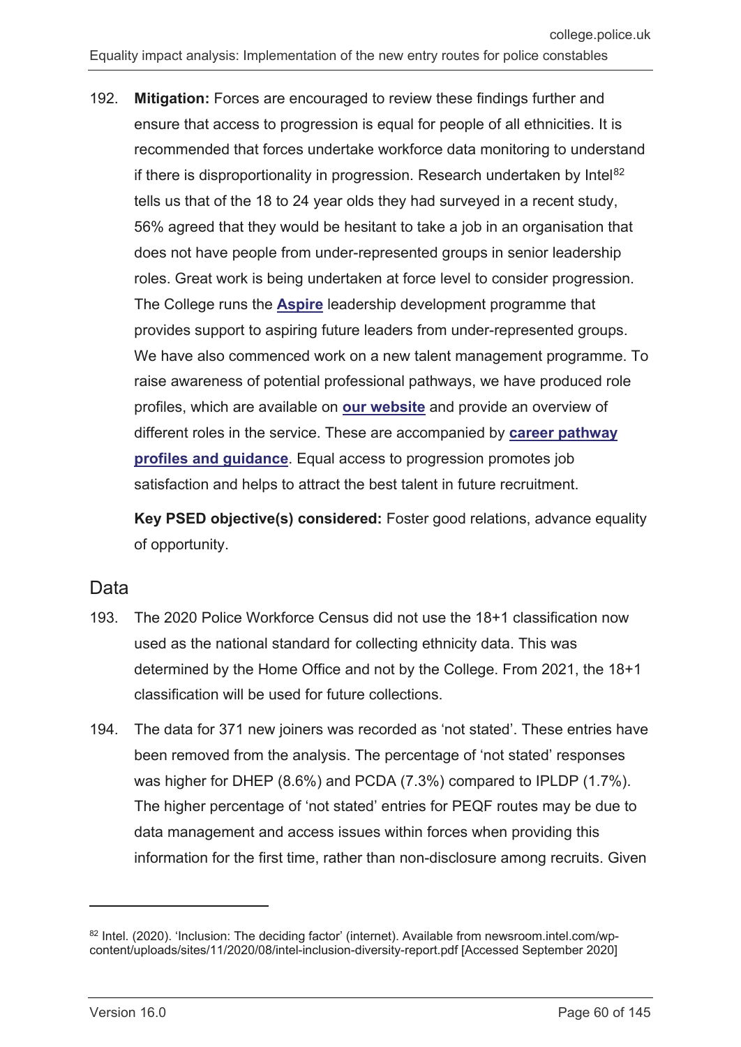192. **Mitigation:** Forces are encouraged to review these findings further and ensure that access to progression is equal for people of all ethnicities. It is recommended that forces undertake workforce data monitoring to understand if there is disproportionality in progression. Research undertaken by Intel[82] tells us that of the 18 to 24 year olds they had surveyed in a recent study, 56% agreed that they would be hesitant to take a job in an organisation that does not have people from under-represented groups in senior leadership roles. Great work is being undertaken at force level to consider progression. The College runs the **Aspire** leadership development programme that provides support to aspiring future leaders from under-represented groups. We have also commenced work on a new talent management programme. To raise awareness of potential professional pathways, we have produced role profiles, which are available on **our website** and provide an overview of different roles in the service. These are accompanied by **career pathway profiles and guidance**. Equal access to progression promotes job satisfaction and helps to attract the best talent in future recruitment.

    **Key PSED objective(s) considered:** Foster good relations, advance equality of opportunity.

## Data

193. The 2020 Police Workforce Census did not use the 18+1 classification now used as the national standard for collecting ethnicity data. This was determined by the Home Office and not by the College. From 2021, the 18+1 classification will be used for future collections.

194. The data for 371 new joiners was recorded as 'not stated'. These entries have been removed from the analysis. The percentage of 'not stated' responses was higher for DHEP (8.6%) and PCDA (7.3%) compared to IPLDP (1.7%). The higher percentage of 'not stated' entries for PEQF routes may be due to data management and access issues within forces when providing this information for the first time, rather than non-disclosure among recruits. Given

[82] Intel. (2020). 'Inclusion: The deciding factor' (internet). Available from newsroom.intel.com/wp-content/uploads/sites/11/2020/08/intel-inclusion-diversity-report.pdf [Accessed September 2020]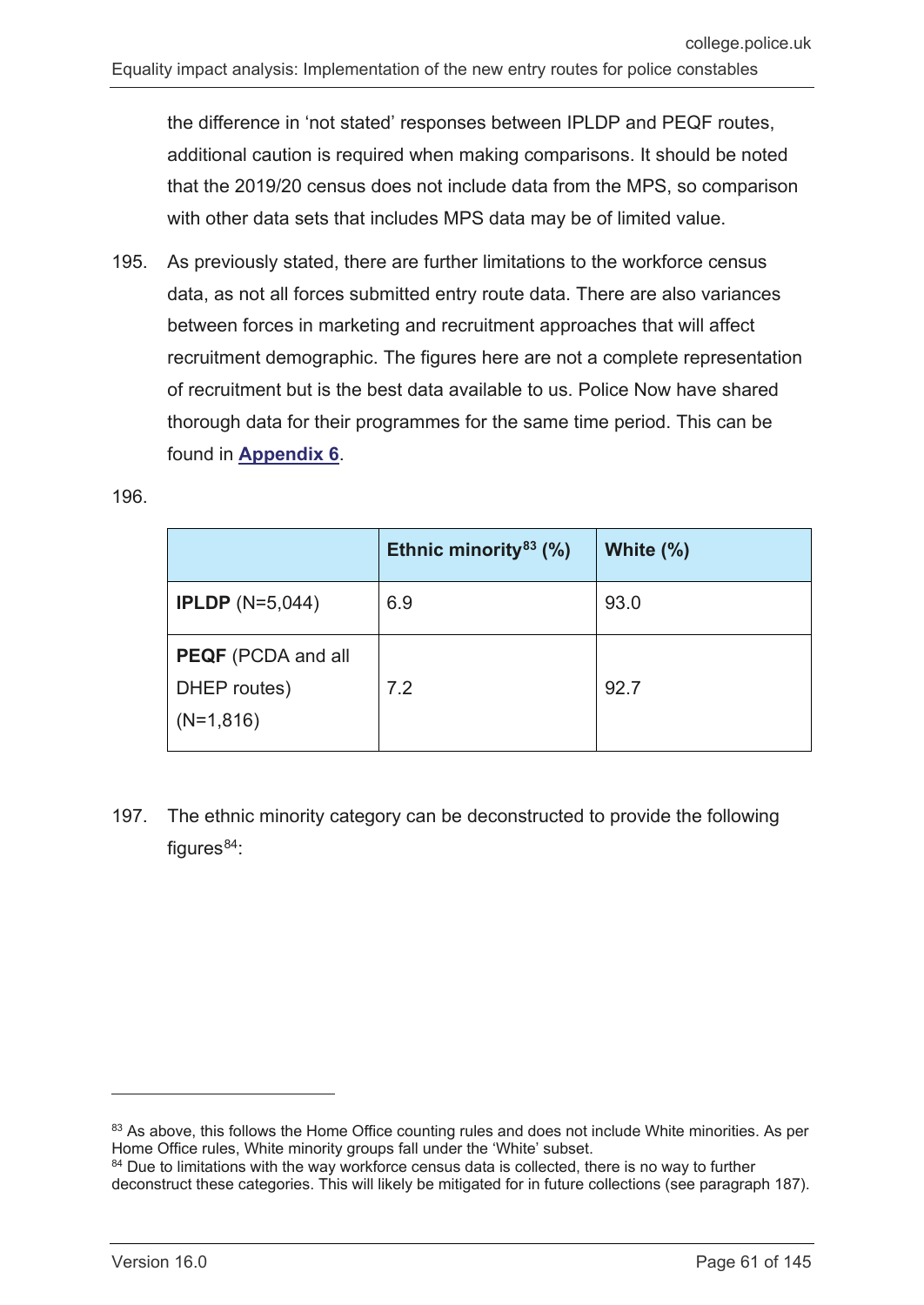the difference in 'not stated' responses between IPLDP and PEQF routes, additional caution is required when making comparisons. It should be noted that the 2019/20 census does not include data from the MPS, so comparison with other data sets that includes MPS data may be of limited value.

195. As previously stated, there are further limitations to the workforce census data, as not all forces submitted entry route data. There are also variances between forces in marketing and recruitment approaches that will affect recruitment demographic. The figures here are not a complete representation of recruitment but is the best data available to us. Police Now have shared thorough data for their programmes for the same time period. This can be found in **Appendix 6**.

196.

| | **Ethnic minority[83] (%)** | **White (%)** |
|---|---|---|
| **IPLDP** (N=5,044) | 6.9 | 93.0 |
| **PEQF** (PCDA and all DHEP routes) (N=1,816) | 7.2 | 92.7 |

197. The ethnic minority category can be deconstructed to provide the following figures[84]:

[83] As above, this follows the Home Office counting rules and does not include White minorities. As per Home Office rules, White minority groups fall under the 'White' subset.

[84] Due to limitations with the way workforce census data is collected, there is no way to further deconstruct these categories. This will likely be mitigated for in future collections (see paragraph 187).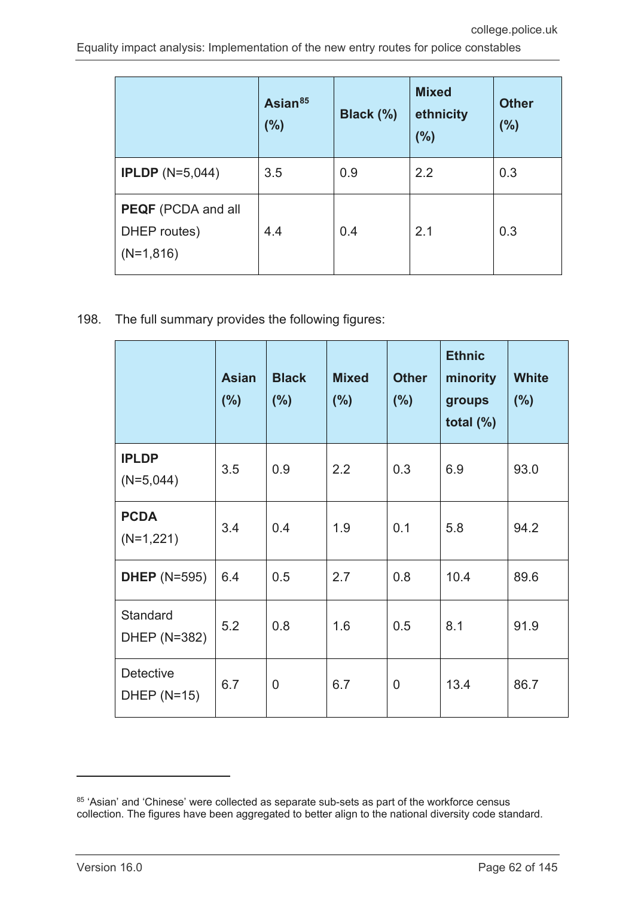| | Asian[85] (%) | Black (%) | Mixed ethnicity (%) | Other (%) |
|---|---|---|---|---|
| **IPLDP** (N=5,044) | 3.5 | 0.9 | 2.2 | 0.3 |
| **PEQF** (PCDA and all DHEP routes) (N=1,816) | 4.4 | 0.4 | 2.1 | 0.3 |

198. The full summary provides the following figures:

| | Asian (%) | Black (%) | Mixed (%) | Other (%) | Ethnic minority groups total (%) | White (%) |
|---|---|---|---|---|---|---|
| **IPLDP** (N=5,044) | 3.5 | 0.9 | 2.2 | 0.3 | 6.9 | 93.0 |
| **PCDA** (N=1,221) | 3.4 | 0.4 | 1.9 | 0.1 | 5.8 | 94.2 |
| **DHEP** (N=595) | 6.4 | 0.5 | 2.7 | 0.8 | 10.4 | 89.6 |
| Standard DHEP (N=382) | 5.2 | 0.8 | 1.6 | 0.5 | 8.1 | 91.9 |
| Detective DHEP (N=15) | 6.7 | 0 | 6.7 | 0 | 13.4 | 86.7 |

[85] 'Asian' and 'Chinese' were collected as separate sub-sets as part of the workforce census collection. The figures have been aggregated to better align to the national diversity code standard.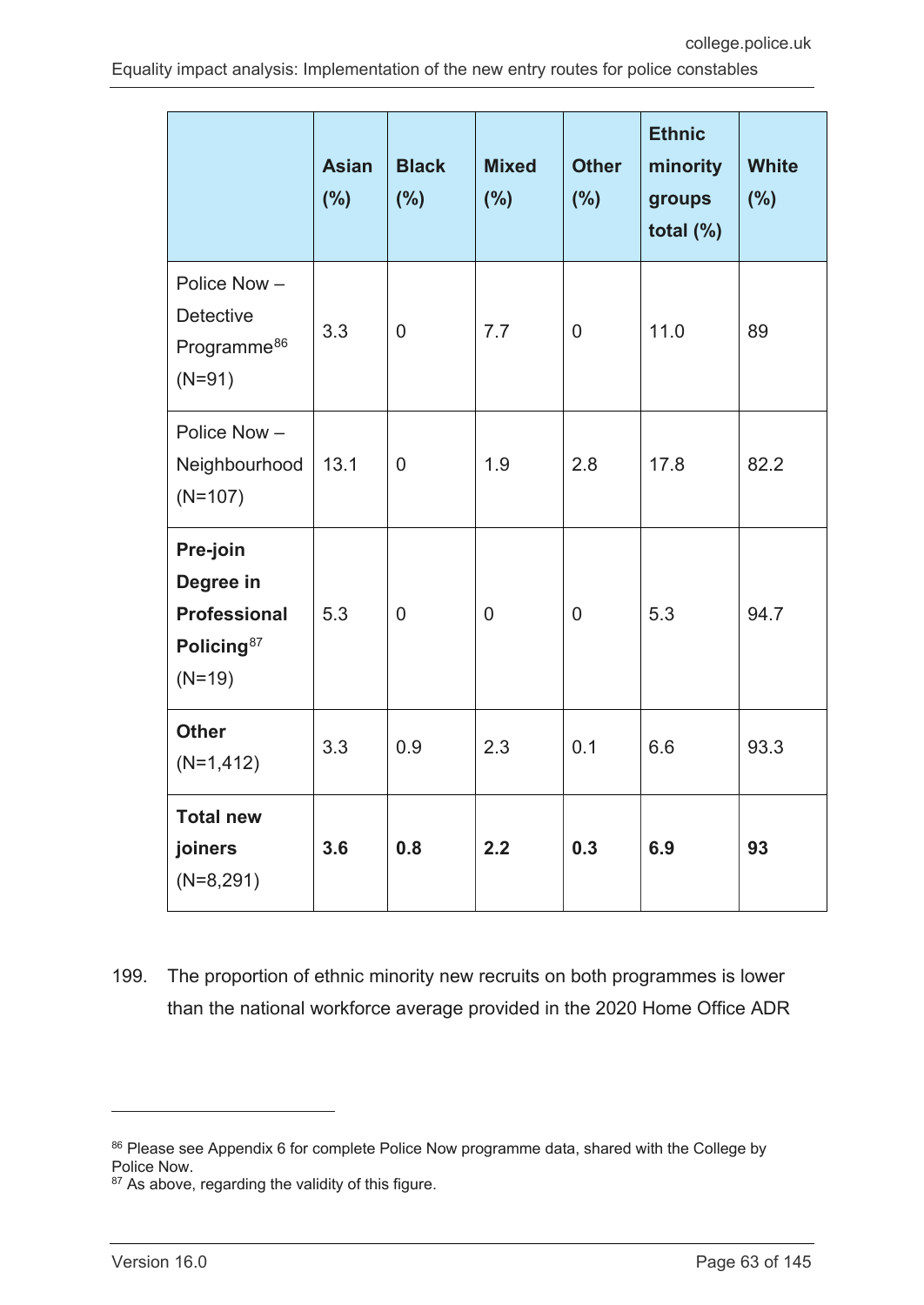| | Asian (%) | Black (%) | Mixed (%) | Other (%) | Ethnic minority groups total (%) | White (%) |
|---|---|---|---|---|---|---|
| Police Now – Detective Programme[86] (N=91) | 3.3 | 0 | 7.7 | 0 | 11.0 | 89 |
| Police Now – Neighbourhood (N=107) | 13.1 | 0 | 1.9 | 2.8 | 17.8 | 82.2 |
| **Pre-join Degree in Professional Policing**[87] (N=19) | 5.3 | 0 | 0 | 0 | 5.3 | 94.7 |
| **Other** (N=1,412) | 3.3 | 0.9 | 2.3 | 0.1 | 6.6 | 93.3 |
| **Total new joiners** (N=8,291) | **3.6** | **0.8** | **2.2** | **0.3** | **6.9** | **93** |

199. The proportion of ethnic minority new recruits on both programmes is lower than the national workforce average provided in the 2020 Home Office ADR

[86] Please see Appendix 6 for complete Police Now programme data, shared with the College by Police Now.

[87] As above, regarding the validity of this figure.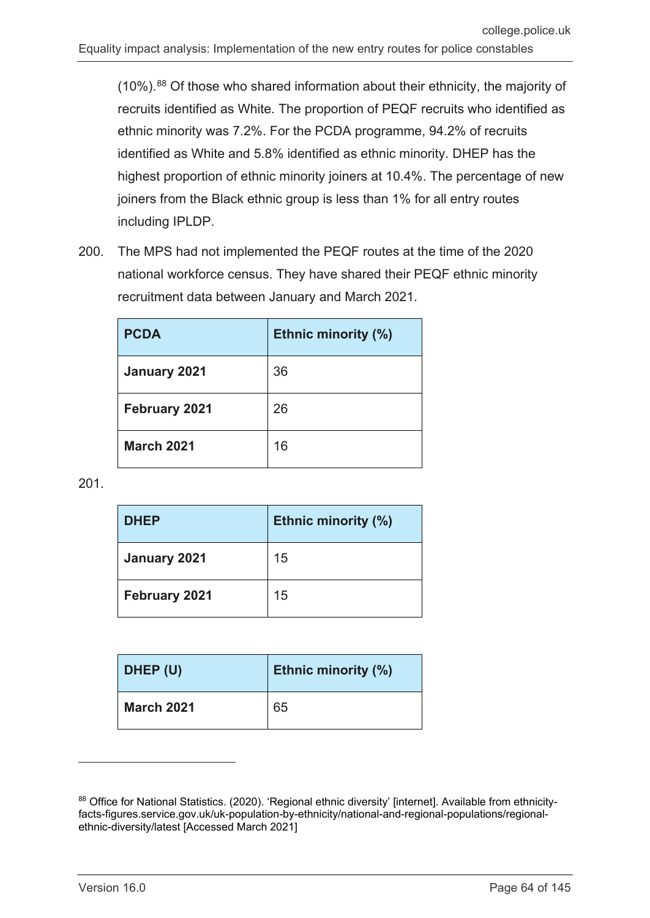(10%).[88] Of those who shared information about their ethnicity, the majority of recruits identified as White. The proportion of PEQF recruits who identified as ethnic minority was 7.2%. For the PCDA programme, 94.2% of recruits identified as White and 5.8% identified as ethnic minority. DHEP has the highest proportion of ethnic minority joiners at 10.4%. The percentage of new joiners from the Black ethnic group is less than 1% for all entry routes including IPLDP.

200. The MPS had not implemented the PEQF routes at the time of the 2020 national workforce census. They have shared their PEQF ethnic minority recruitment data between January and March 2021.

| PCDA | Ethnic minority (%) |
|---|---|
| **January 2021** | 36 |
| **February 2021** | 26 |
| **March 2021** | 16 |

201.

| DHEP | Ethnic minority (%) |
|---|---|
| **January 2021** | 15 |
| **February 2021** | 15 |

| DHEP (U) | Ethnic minority (%) |
|---|---|
| **March 2021** | 65 |

[88] Office for National Statistics. (2020). 'Regional ethnic diversity' [internet]. Available from ethnicity-facts-figures.service.gov.uk/uk-population-by-ethnicity/national-and-regional-populations/regional-ethnic-diversity/latest [Accessed March 2021]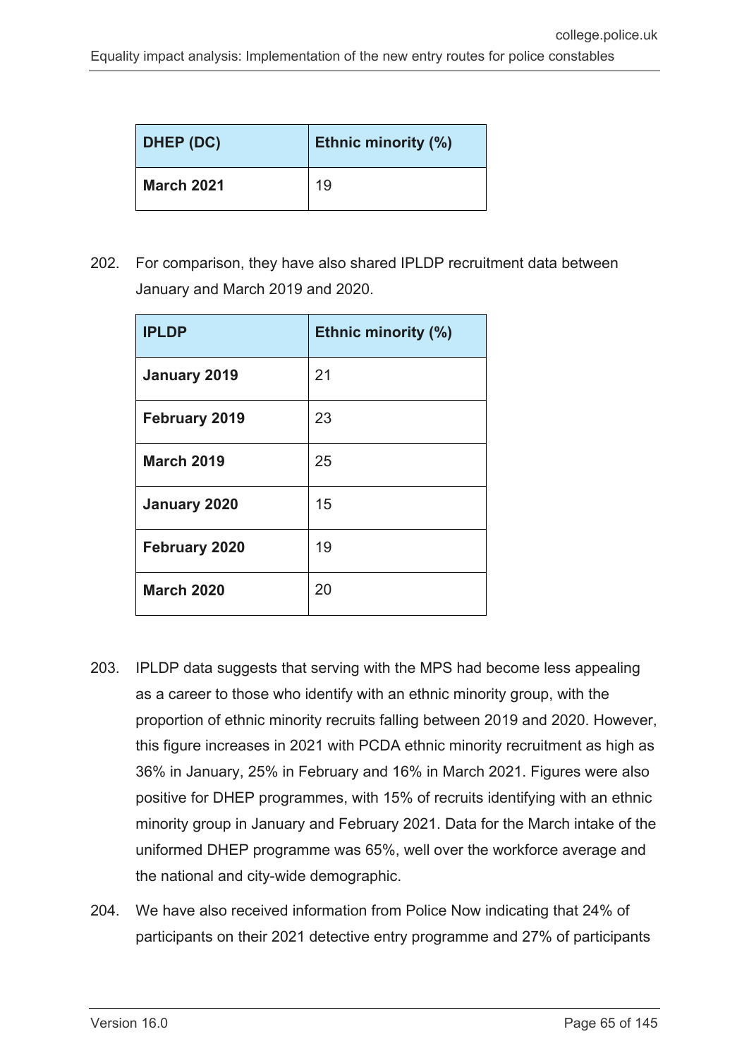| DHEP (DC) | Ethnic minority (%) |
|---|---|
| **March 2021** | 19 |

202. For comparison, they have also shared IPLDP recruitment data between January and March 2019 and 2020.

| IPLDP | Ethnic minority (%) |
|---|---|
| **January 2019** | 21 |
| **February 2019** | 23 |
| **March 2019** | 25 |
| **January 2020** | 15 |
| **February 2020** | 19 |
| **March 2020** | 20 |

203. IPLDP data suggests that serving with the MPS had become less appealing as a career to those who identify with an ethnic minority group, with the proportion of ethnic minority recruits falling between 2019 and 2020. However, this figure increases in 2021 with PCDA ethnic minority recruitment as high as 36% in January, 25% in February and 16% in March 2021. Figures were also positive for DHEP programmes, with 15% of recruits identifying with an ethnic minority group in January and February 2021. Data for the March intake of the uniformed DHEP programme was 65%, well over the workforce average and the national and city-wide demographic.

204. We have also received information from Police Now indicating that 24% of participants on their 2021 detective entry programme and 27% of participants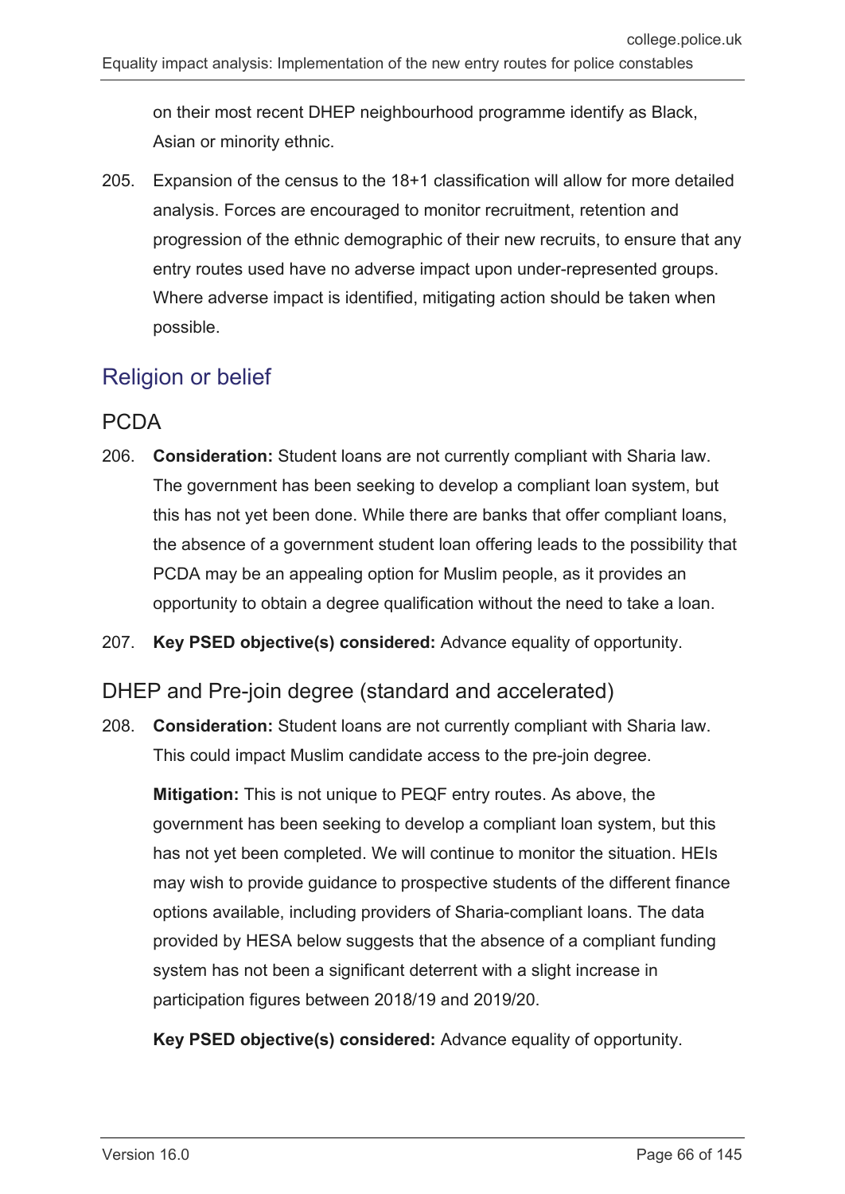on their most recent DHEP neighbourhood programme identify as Black, Asian or minority ethnic.

205. Expansion of the census to the 18+1 classification will allow for more detailed analysis. Forces are encouraged to monitor recruitment, retention and progression of the ethnic demographic of their new recruits, to ensure that any entry routes used have no adverse impact upon under-represented groups. Where adverse impact is identified, mitigating action should be taken when possible.

## Religion or belief

### PCDA

206. **Consideration:** Student loans are not currently compliant with Sharia law. The government has been seeking to develop a compliant loan system, but this has not yet been done. While there are banks that offer compliant loans, the absence of a government student loan offering leads to the possibility that PCDA may be an appealing option for Muslim people, as it provides an opportunity to obtain a degree qualification without the need to take a loan.

207. **Key PSED objective(s) considered:** Advance equality of opportunity.

### DHEP and Pre-join degree (standard and accelerated)

208. **Consideration:** Student loans are not currently compliant with Sharia law. This could impact Muslim candidate access to the pre-join degree.

     **Mitigation:** This is not unique to PEQF entry routes. As above, the government has been seeking to develop a compliant loan system, but this has not yet been completed. We will continue to monitor the situation. HEIs may wish to provide guidance to prospective students of the different finance options available, including providers of Sharia-compliant loans. The data provided by HESA below suggests that the absence of a compliant funding system has not been a significant deterrent with a slight increase in participation figures between 2018/19 and 2019/20.

     **Key PSED objective(s) considered:** Advance equality of opportunity.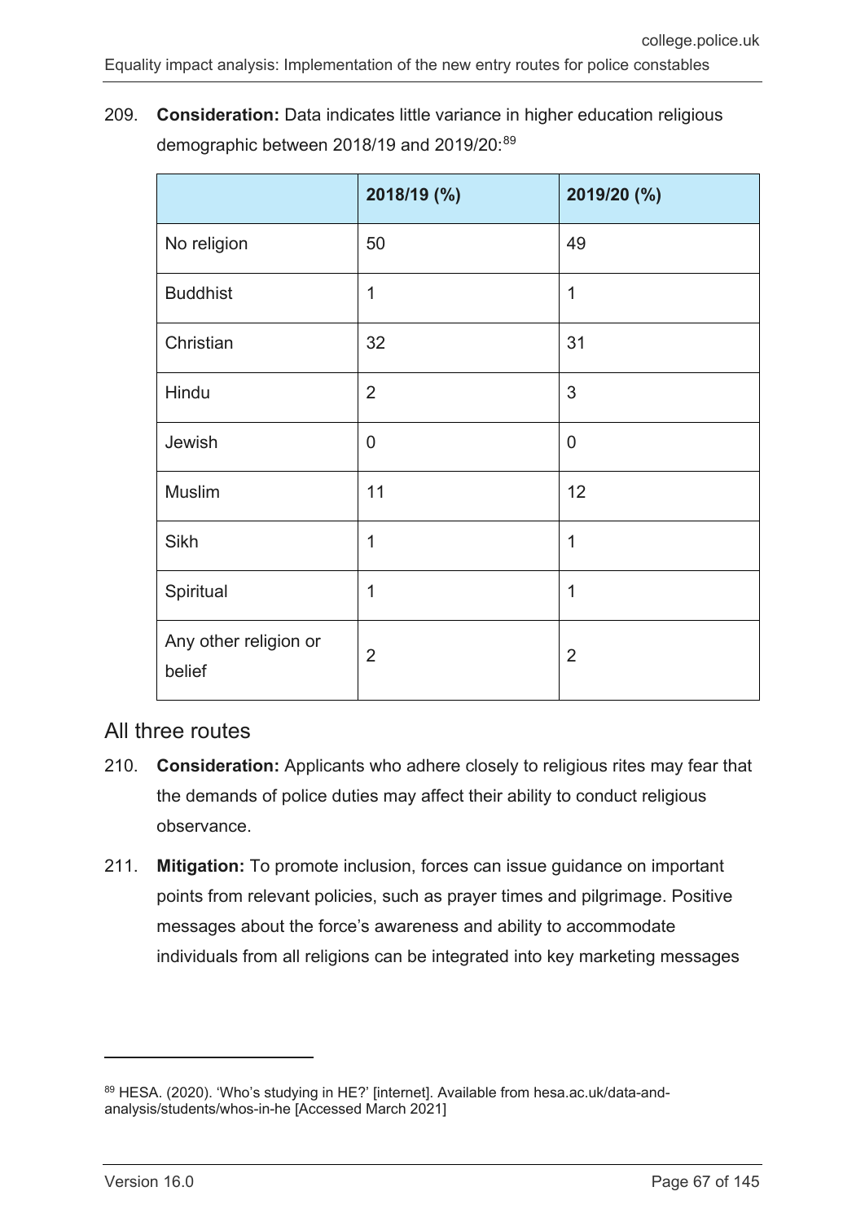209. **Consideration:** Data indicates little variance in higher education religious demographic between 2018/19 and 2019/20:[89]

| | 2018/19 (%) | 2019/20 (%) |
|---|---|---|
| No religion | 50 | 49 |
| Buddhist | 1 | 1 |
| Christian | 32 | 31 |
| Hindu | 2 | 3 |
| Jewish | 0 | 0 |
| Muslim | 11 | 12 |
| Sikh | 1 | 1 |
| Spiritual | 1 | 1 |
| Any other religion or belief | 2 | 2 |

## All three routes

210. **Consideration:** Applicants who adhere closely to religious rites may fear that the demands of police duties may affect their ability to conduct religious observance.

211. **Mitigation:** To promote inclusion, forces can issue guidance on important points from relevant policies, such as prayer times and pilgrimage. Positive messages about the force's awareness and ability to accommodate individuals from all religions can be integrated into key marketing messages

---

[89] HESA. (2020). 'Who's studying in HE?' [internet]. Available from hesa.ac.uk/data-and-analysis/students/whos-in-he [Accessed March 2021]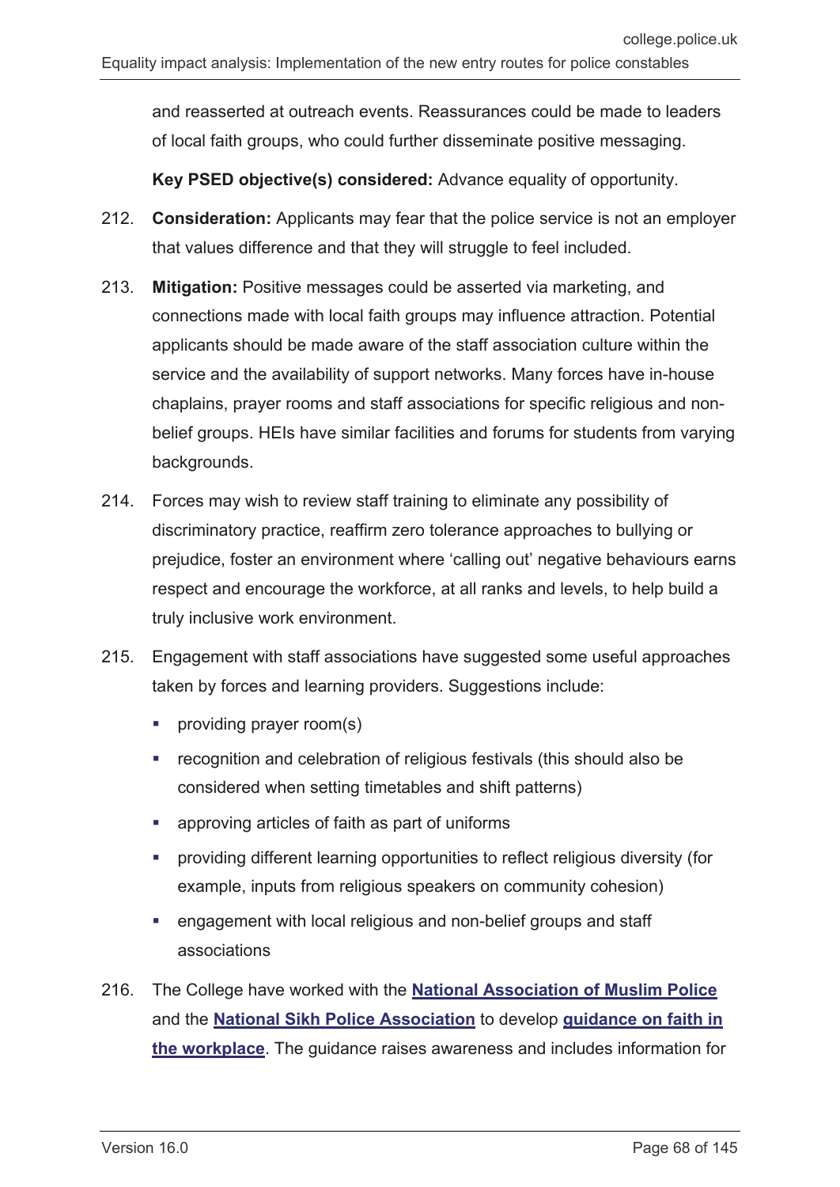and reasserted at outreach events. Reassurances could be made to leaders of local faith groups, who could further disseminate positive messaging.

**Key PSED objective(s) considered:** Advance equality of opportunity.

212. **Consideration:** Applicants may fear that the police service is not an employer that values difference and that they will struggle to feel included.

213. **Mitigation:** Positive messages could be asserted via marketing, and connections made with local faith groups may influence attraction. Potential applicants should be made aware of the staff association culture within the service and the availability of support networks. Many forces have in-house chaplains, prayer rooms and staff associations for specific religious and non-belief groups. HEIs have similar facilities and forums for students from varying backgrounds.

214. Forces may wish to review staff training to eliminate any possibility of discriminatory practice, reaffirm zero tolerance approaches to bullying or prejudice, foster an environment where 'calling out' negative behaviours earns respect and encourage the workforce, at all ranks and levels, to help build a truly inclusive work environment.

215. Engagement with staff associations have suggested some useful approaches taken by forces and learning providers. Suggestions include:

    - providing prayer room(s)
    - recognition and celebration of religious festivals (this should also be considered when setting timetables and shift patterns)
    - approving articles of faith as part of uniforms
    - providing different learning opportunities to reflect religious diversity (for example, inputs from religious speakers on community cohesion)
    - engagement with local religious and non-belief groups and staff associations

216. The College have worked with the **National Association of Muslim Police** and the **National Sikh Police Association** to develop **guidance on faith in the workplace**. The guidance raises awareness and includes information for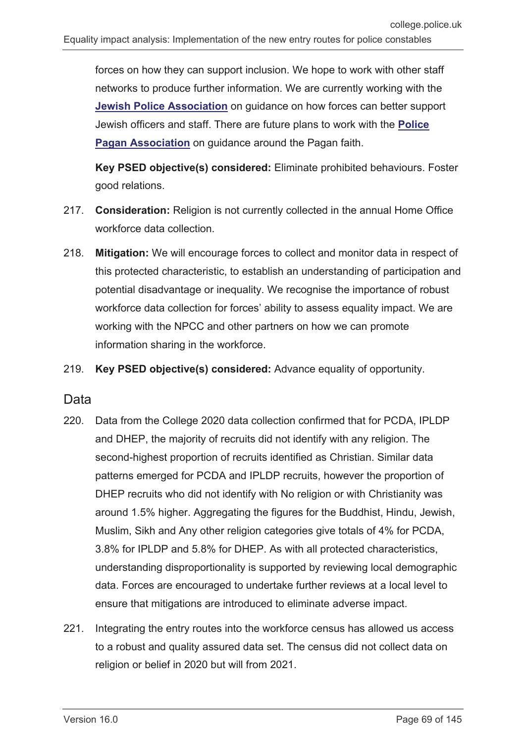forces on how they can support inclusion. We hope to work with other staff networks to produce further information. We are currently working with the **Jewish Police Association** on guidance on how forces can better support Jewish officers and staff. There are future plans to work with the **Police Pagan Association** on guidance around the Pagan faith.

**Key PSED objective(s) considered:** Eliminate prohibited behaviours. Foster good relations.

217. **Consideration:** Religion is not currently collected in the annual Home Office workforce data collection.

218. **Mitigation:** We will encourage forces to collect and monitor data in respect of this protected characteristic, to establish an understanding of participation and potential disadvantage or inequality. We recognise the importance of robust workforce data collection for forces' ability to assess equality impact. We are working with the NPCC and other partners on how we can promote information sharing in the workforce.

219. **Key PSED objective(s) considered:** Advance equality of opportunity.

## Data

220. Data from the College 2020 data collection confirmed that for PCDA, IPLDP and DHEP, the majority of recruits did not identify with any religion. The second-highest proportion of recruits identified as Christian. Similar data patterns emerged for PCDA and IPLDP recruits, however the proportion of DHEP recruits who did not identify with No religion or with Christianity was around 1.5% higher. Aggregating the figures for the Buddhist, Hindu, Jewish, Muslim, Sikh and Any other religion categories give totals of 4% for PCDA, 3.8% for IPLDP and 5.8% for DHEP. As with all protected characteristics, understanding disproportionality is supported by reviewing local demographic data. Forces are encouraged to undertake further reviews at a local level to ensure that mitigations are introduced to eliminate adverse impact.

221. Integrating the entry routes into the workforce census has allowed us access to a robust and quality assured data set. The census did not collect data on religion or belief in 2020 but will from 2021.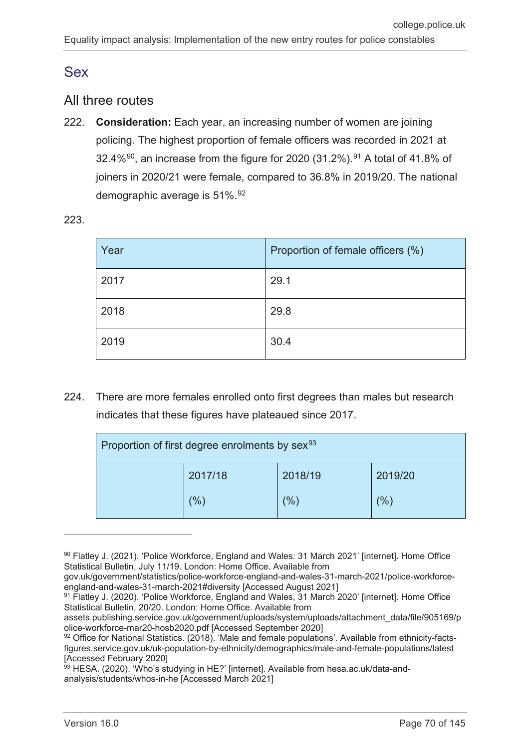## Sex

### All three routes

222. **Consideration:** Each year, an increasing number of women are joining policing. The highest proportion of female officers was recorded in 2021 at 32.4%[90], an increase from the figure for 2020 (31.2%).[91] A total of 41.8% of joiners in 2020/21 were female, compared to 36.8% in 2019/20. The national demographic average is 51%.[92]

223.

| Year | Proportion of female officers (%) |
|---|---|
| 2017 | 29.1 |
| 2018 | 29.8 |
| 2019 | 30.4 |

224. There are more females enrolled onto first degrees than males but research indicates that these figures have plateaued since 2017.

| Proportion of first degree enrolments by sex[93] | | | |
|---|---|---|---|
| | 2017/18 (%) | 2018/19 (%) | 2019/20 (%) |

---

[90] Flatley J. (2021). 'Police Workforce, England and Wales: 31 March 2021' [internet]. Home Office Statistical Bulletin, July 11/19. London: Home Office. Available from gov.uk/government/statistics/police-workforce-england-and-wales-31-march-2021/police-workforce-england-and-wales-31-march-2021#diversity [Accessed August 2021]

[91] Flatley J. (2020). 'Police Workforce, England and Wales, 31 March 2020' [internet]. Home Office Statistical Bulletin, 20/20. London: Home Office. Available from assets.publishing.service.gov.uk/government/uploads/system/uploads/attachment_data/file/905169/police-workforce-mar20-hosb2020.pdf [Accessed September 2020]

[92] Office for National Statistics. (2018). 'Male and female populations'. Available from ethnicity-facts-figures.service.gov.uk/uk-population-by-ethnicity/demographics/male-and-female-populations/latest [Accessed February 2020]

[93] HESA. (2020). 'Who's studying in HE?' [internet]. Available from hesa.ac.uk/data-and-analysis/students/whos-in-he [Accessed March 2021]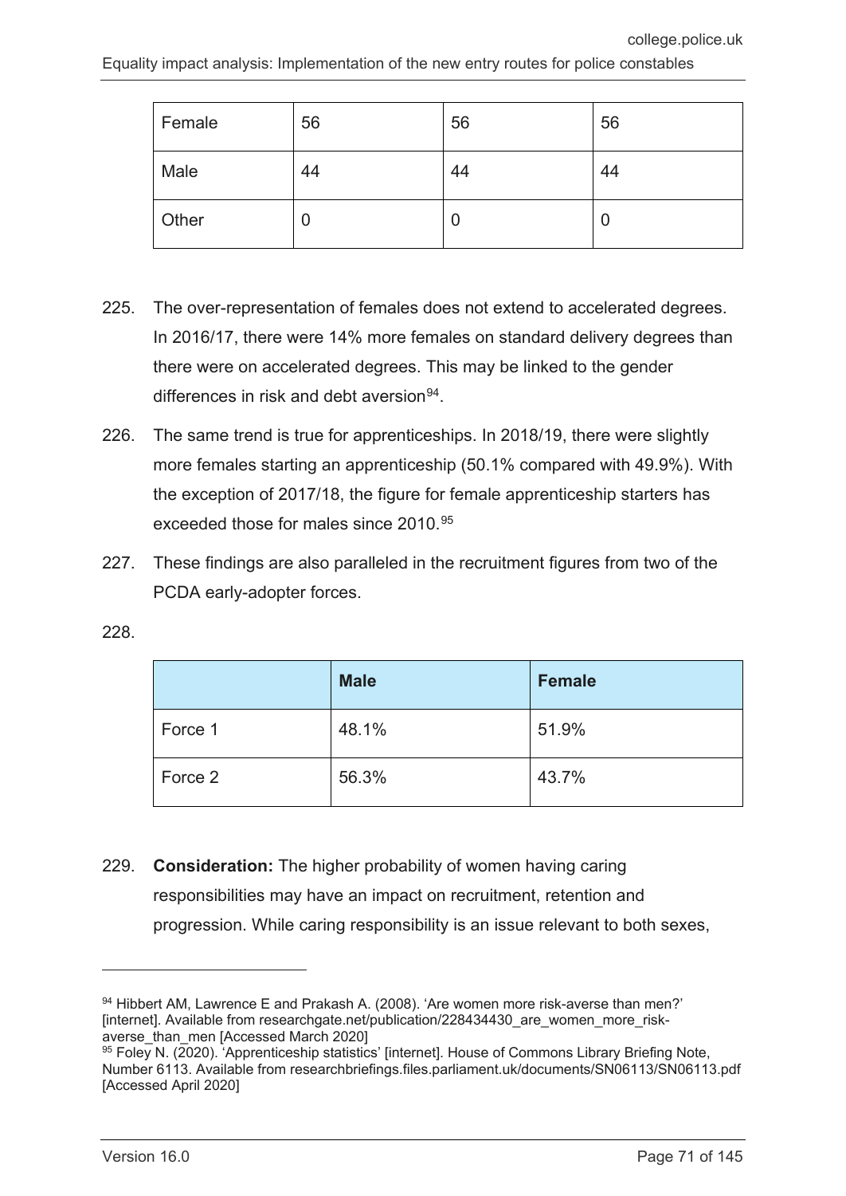| Female | 56 | 56 | 56 |
|---|---|---|---|
| Male | 44 | 44 | 44 |
| Other | 0 | 0 | 0 |

225. The over-representation of females does not extend to accelerated degrees. In 2016/17, there were 14% more females on standard delivery degrees than there were on accelerated degrees. This may be linked to the gender differences in risk and debt aversion[94].

226. The same trend is true for apprenticeships. In 2018/19, there were slightly more females starting an apprenticeship (50.1% compared with 49.9%). With the exception of 2017/18, the figure for female apprenticeship starters has exceeded those for males since 2010.[95]

227. These findings are also paralleled in the recruitment figures from two of the PCDA early-adopter forces.

228.

| | **Male** | **Female** |
|---|---|---|
| Force 1 | 48.1% | 51.9% |
| Force 2 | 56.3% | 43.7% |

229. **Consideration:** The higher probability of women having caring responsibilities may have an impact on recruitment, retention and progression. While caring responsibility is an issue relevant to both sexes,

[94] Hibbert AM, Lawrence E and Prakash A. (2008). 'Are women more risk-averse than men?' [internet]. Available from researchgate.net/publication/228434430_are_women_more_risk-averse_than_men [Accessed March 2020]

[95] Foley N. (2020). 'Apprenticeship statistics' [internet]. House of Commons Library Briefing Note, Number 6113. Available from researchbriefings.files.parliament.uk/documents/SN06113/SN06113.pdf [Accessed April 2020]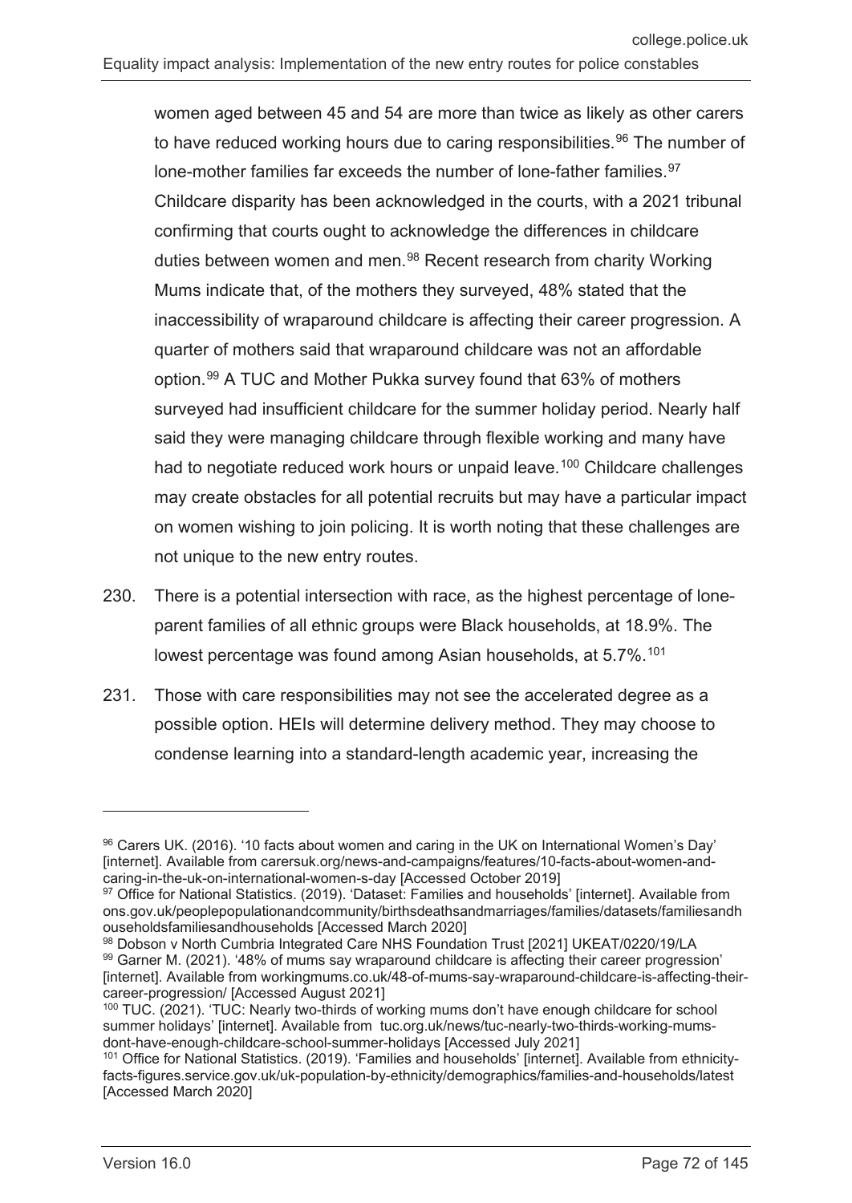women aged between 45 and 54 are more than twice as likely as other carers to have reduced working hours due to caring responsibilities.[96] The number of lone-mother families far exceeds the number of lone-father families.[97] Childcare disparity has been acknowledged in the courts, with a 2021 tribunal confirming that courts ought to acknowledge the differences in childcare duties between women and men.[98] Recent research from charity Working Mums indicate that, of the mothers they surveyed, 48% stated that the inaccessibility of wraparound childcare is affecting their career progression. A quarter of mothers said that wraparound childcare was not an affordable option.[99] A TUC and Mother Pukka survey found that 63% of mothers surveyed had insufficient childcare for the summer holiday period. Nearly half said they were managing childcare through flexible working and many have had to negotiate reduced work hours or unpaid leave.[100] Childcare challenges may create obstacles for all potential recruits but may have a particular impact on women wishing to join policing. It is worth noting that these challenges are not unique to the new entry routes.

230. There is a potential intersection with race, as the highest percentage of lone-parent families of all ethnic groups were Black households, at 18.9%. The lowest percentage was found among Asian households, at 5.7%.[101]

231. Those with care responsibilities may not see the accelerated degree as a possible option. HEIs will determine delivery method. They may choose to condense learning into a standard-length academic year, increasing the

---

[96] Carers UK. (2016). '10 facts about women and caring in the UK on International Women's Day' [internet]. Available from carersuk.org/news-and-campaigns/features/10-facts-about-women-and-caring-in-the-uk-on-international-women-s-day [Accessed October 2019]

[97] Office for National Statistics. (2019). 'Dataset: Families and households' [internet]. Available from ons.gov.uk/peoplepopulationandcommunity/birthsdeathsandmarriages/families/datasets/familiesandhouseholdsfamiliesandhouseholds [Accessed March 2020]

[98] Dobson v North Cumbria Integrated Care NHS Foundation Trust [2021] UKEAT/0220/19/LA

[99] Garner M. (2021). '48% of mums say wraparound childcare is affecting their career progression' [internet]. Available from workingmums.co.uk/48-of-mums-say-wraparound-childcare-is-affecting-their-career-progression/ [Accessed August 2021]

[100] TUC. (2021). 'TUC: Nearly two-thirds of working mums don't have enough childcare for school summer holidays' [internet]. Available from tuc.org.uk/news/tuc-nearly-two-thirds-working-mums-dont-have-enough-childcare-school-summer-holidays [Accessed July 2021]

[101] Office for National Statistics. (2019). 'Families and households' [internet]. Available from ethnicity-facts-figures.service.gov.uk/uk-population-by-ethnicity/demographics/families-and-households/latest [Accessed March 2020]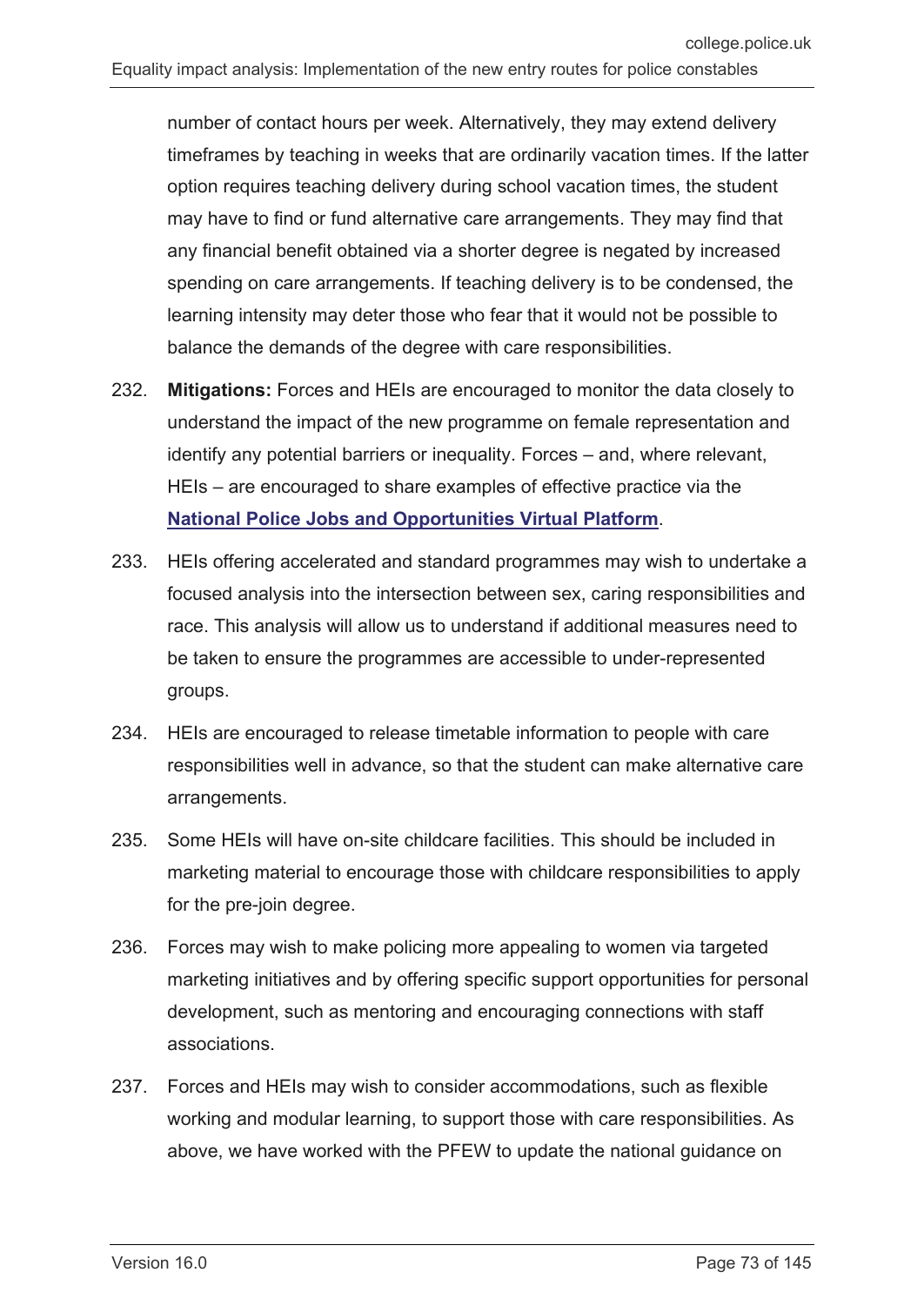number of contact hours per week. Alternatively, they may extend delivery timeframes by teaching in weeks that are ordinarily vacation times. If the latter option requires teaching delivery during school vacation times, the student may have to find or fund alternative care arrangements. They may find that any financial benefit obtained via a shorter degree is negated by increased spending on care arrangements. If teaching delivery is to be condensed, the learning intensity may deter those who fear that it would not be possible to balance the demands of the degree with care responsibilities.

232. **Mitigations:** Forces and HEIs are encouraged to monitor the data closely to understand the impact of the new programme on female representation and identify any potential barriers or inequality. Forces – and, where relevant, HEIs – are encouraged to share examples of effective practice via the **National Police Jobs and Opportunities Virtual Platform**.

233. HEIs offering accelerated and standard programmes may wish to undertake a focused analysis into the intersection between sex, caring responsibilities and race. This analysis will allow us to understand if additional measures need to be taken to ensure the programmes are accessible to under-represented groups.

234. HEIs are encouraged to release timetable information to people with care responsibilities well in advance, so that the student can make alternative care arrangements.

235. Some HEIs will have on-site childcare facilities. This should be included in marketing material to encourage those with childcare responsibilities to apply for the pre-join degree.

236. Forces may wish to make policing more appealing to women via targeted marketing initiatives and by offering specific support opportunities for personal development, such as mentoring and encouraging connections with staff associations.

237. Forces and HEIs may wish to consider accommodations, such as flexible working and modular learning, to support those with care responsibilities. As above, we have worked with the PFEW to update the national guidance on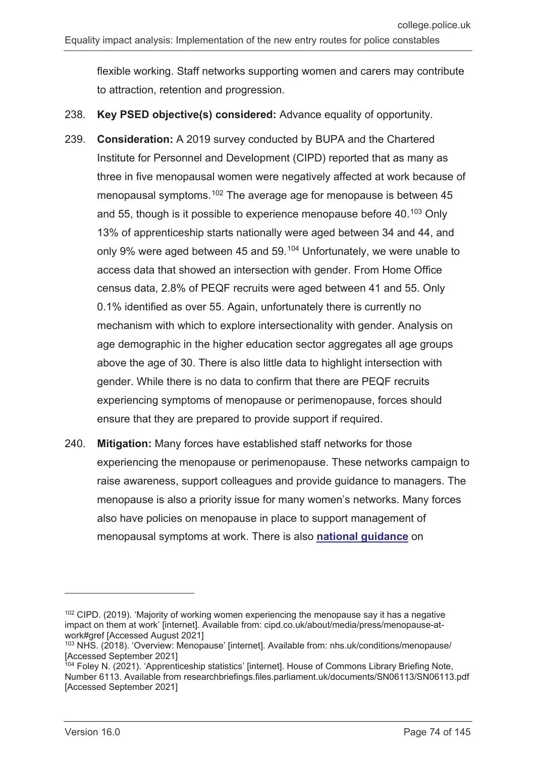flexible working. Staff networks supporting women and carers may contribute to attraction, retention and progression.

238. **Key PSED objective(s) considered:** Advance equality of opportunity.

239. **Consideration:** A 2019 survey conducted by BUPA and the Chartered Institute for Personnel and Development (CIPD) reported that as many as three in five menopausal women were negatively affected at work because of menopausal symptoms.[102] The average age for menopause is between 45 and 55, though is it possible to experience menopause before 40.[103] Only 13% of apprenticeship starts nationally were aged between 34 and 44, and only 9% were aged between 45 and 59.[104] Unfortunately, we were unable to access data that showed an intersection with gender. From Home Office census data, 2.8% of PEQF recruits were aged between 41 and 55. Only 0.1% identified as over 55. Again, unfortunately there is currently no mechanism with which to explore intersectionality with gender. Analysis on age demographic in the higher education sector aggregates all age groups above the age of 30. There is also little data to highlight intersection with gender. While there is no data to confirm that there are PEQF recruits experiencing symptoms of menopause or perimenopause, forces should ensure that they are prepared to provide support if required.

240. **Mitigation:** Many forces have established staff networks for those experiencing the menopause or perimenopause. These networks campaign to raise awareness, support colleagues and provide guidance to managers. The menopause is also a priority issue for many women's networks. Many forces also have policies on menopause in place to support management of menopausal symptoms at work. There is also **national guidance** on

---

[102] CIPD. (2019). 'Majority of working women experiencing the menopause say it has a negative impact on them at work' [internet]. Available from: cipd.co.uk/about/media/press/menopause-at-work#gref [Accessed August 2021]

[103] NHS. (2018). 'Overview: Menopause' [internet]. Available from: nhs.uk/conditions/menopause/ [Accessed September 2021]

[104] Foley N. (2021). 'Apprenticeship statistics' [internet]. House of Commons Library Briefing Note, Number 6113. Available from researchbriefings.files.parliament.uk/documents/SN06113/SN06113.pdf [Accessed September 2021]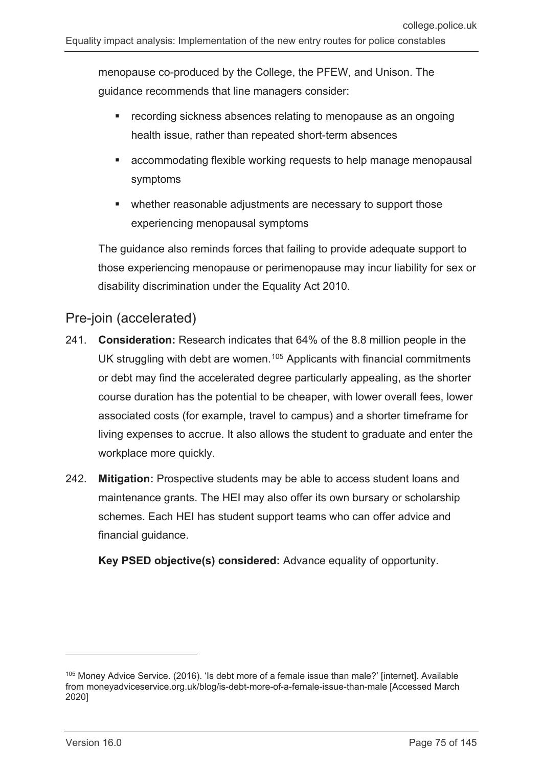menopause co-produced by the College, the PFEW, and Unison. The guidance recommends that line managers consider:

- recording sickness absences relating to menopause as an ongoing health issue, rather than repeated short-term absences
- accommodating flexible working requests to help manage menopausal symptoms
- whether reasonable adjustments are necessary to support those experiencing menopausal symptoms

The guidance also reminds forces that failing to provide adequate support to those experiencing menopause or perimenopause may incur liability for sex or disability discrimination under the Equality Act 2010.

## Pre-join (accelerated)

241. **Consideration:** Research indicates that 64% of the 8.8 million people in the UK struggling with debt are women.[105] Applicants with financial commitments or debt may find the accelerated degree particularly appealing, as the shorter course duration has the potential to be cheaper, with lower overall fees, lower associated costs (for example, travel to campus) and a shorter timeframe for living expenses to accrue. It also allows the student to graduate and enter the workplace more quickly.

242. **Mitigation:** Prospective students may be able to access student loans and maintenance grants. The HEI may also offer its own bursary or scholarship schemes. Each HEI has student support teams who can offer advice and financial guidance.

 **Key PSED objective(s) considered:** Advance equality of opportunity.

---

[105] Money Advice Service. (2016). 'Is debt more of a female issue than male?' [internet]. Available from moneyadviceservice.org.uk/blog/is-debt-more-of-a-female-issue-than-male [Accessed March 2020]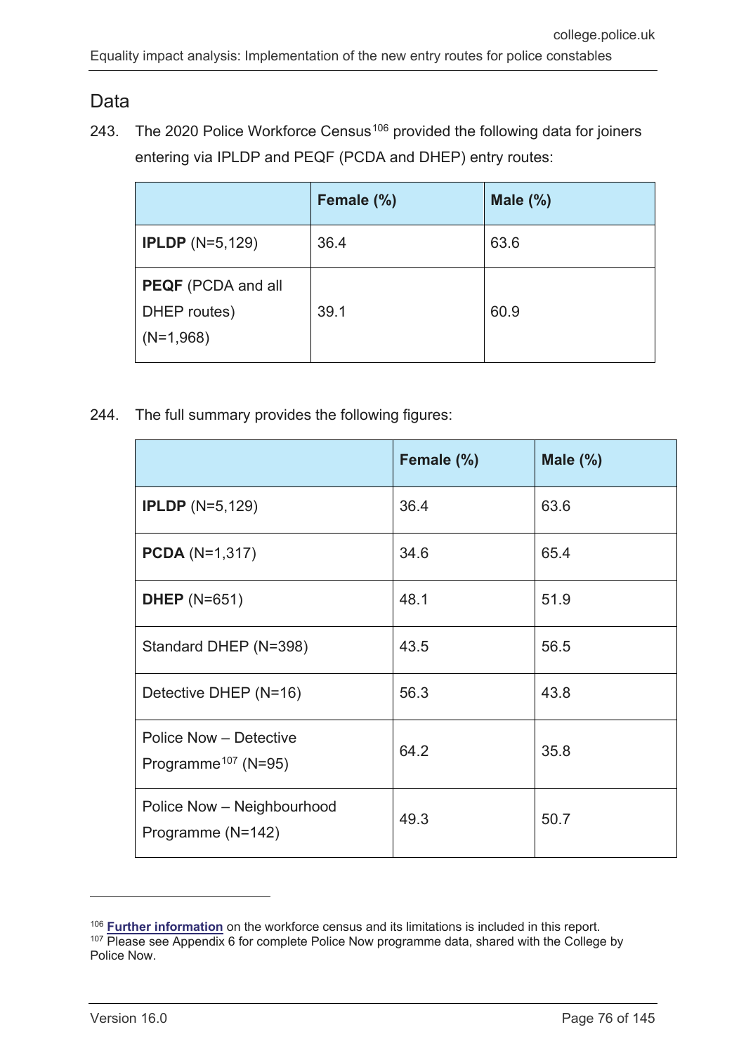## Data

243. The 2020 Police Workforce Census[106] provided the following data for joiners entering via IPLDP and PEQF (PCDA and DHEP) entry routes:

| | Female (%) | Male (%) |
|---|---|---|
| **IPLDP** (N=5,129) | 36.4 | 63.6 |
| **PEQF** (PCDA and all DHEP routes) (N=1,968) | 39.1 | 60.9 |

244. The full summary provides the following figures:

| | Female (%) | Male (%) |
|---|---|---|
| **IPLDP** (N=5,129) | 36.4 | 63.6 |
| **PCDA** (N=1,317) | 34.6 | 65.4 |
| **DHEP** (N=651) | 48.1 | 51.9 |
| Standard DHEP (N=398) | 43.5 | 56.5 |
| Detective DHEP (N=16) | 56.3 | 43.8 |
| Police Now – Detective Programme[107] (N=95) | 64.2 | 35.8 |
| Police Now – Neighbourhood Programme (N=142) | 49.3 | 50.7 |

---

[106] **Further information** on the workforce census and its limitations is included in this report.
[107] Please see Appendix 6 for complete Police Now programme data, shared with the College by Police Now.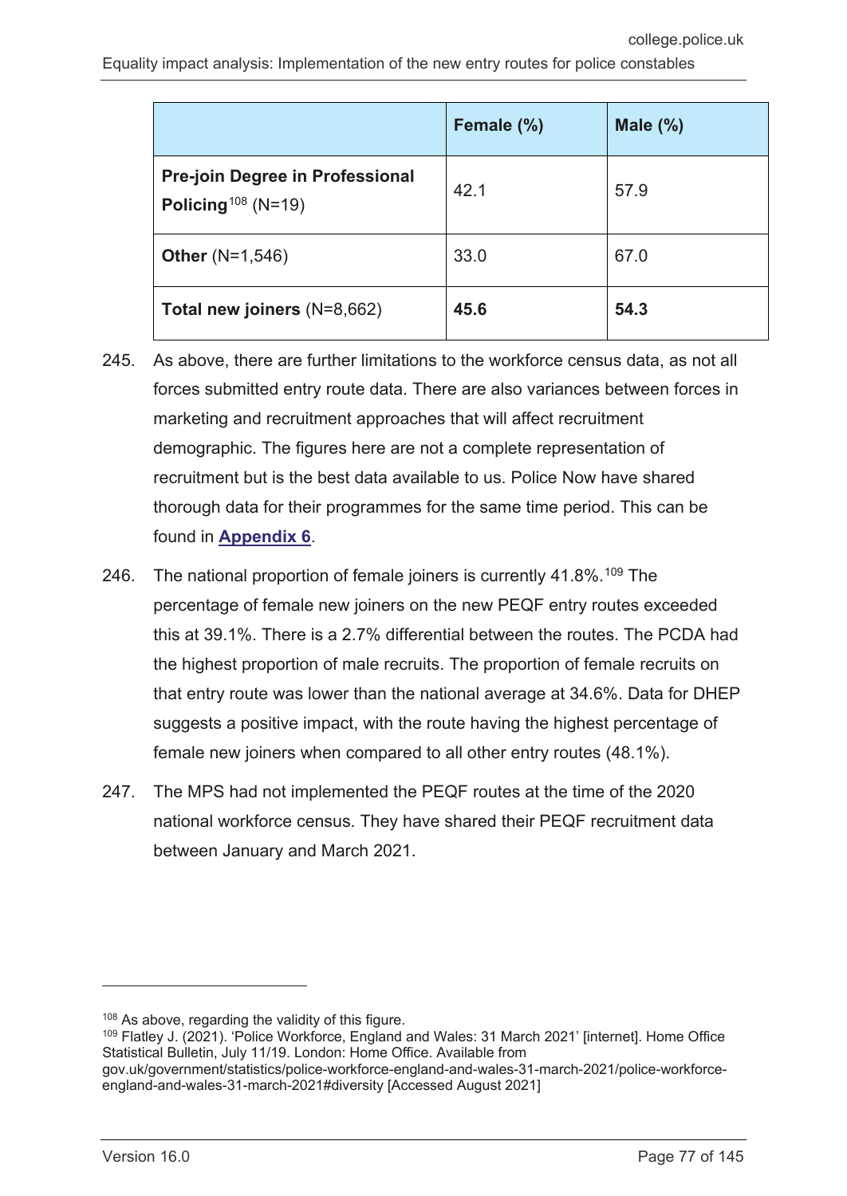| | Female (%) | Male (%) |
|---|---|---|
| **Pre-join Degree in Professional Policing**[108] (N=19) | 42.1 | 57.9 |
| **Other** (N=1,546) | 33.0 | 67.0 |
| **Total new joiners** (N=8,662) | **45.6** | **54.3** |

245. As above, there are further limitations to the workforce census data, as not all forces submitted entry route data. There are also variances between forces in marketing and recruitment approaches that will affect recruitment demographic. The figures here are not a complete representation of recruitment but is the best data available to us. Police Now have shared thorough data for their programmes for the same time period. This can be found in **Appendix 6**.

246. The national proportion of female joiners is currently 41.8%.[109] The percentage of female new joiners on the new PEQF entry routes exceeded this at 39.1%. There is a 2.7% differential between the routes. The PCDA had the highest proportion of male recruits. The proportion of female recruits on that entry route was lower than the national average at 34.6%. Data for DHEP suggests a positive impact, with the route having the highest percentage of female new joiners when compared to all other entry routes (48.1%).

247. The MPS had not implemented the PEQF routes at the time of the 2020 national workforce census. They have shared their PEQF recruitment data between January and March 2021.

---

[108] As above, regarding the validity of this figure.

[109] Flatley J. (2021). 'Police Workforce, England and Wales: 31 March 2021' [internet]. Home Office Statistical Bulletin, July 11/19. London: Home Office. Available from gov.uk/government/statistics/police-workforce-england-and-wales-31-march-2021/police-workforce-england-and-wales-31-march-2021#diversity [Accessed August 2021]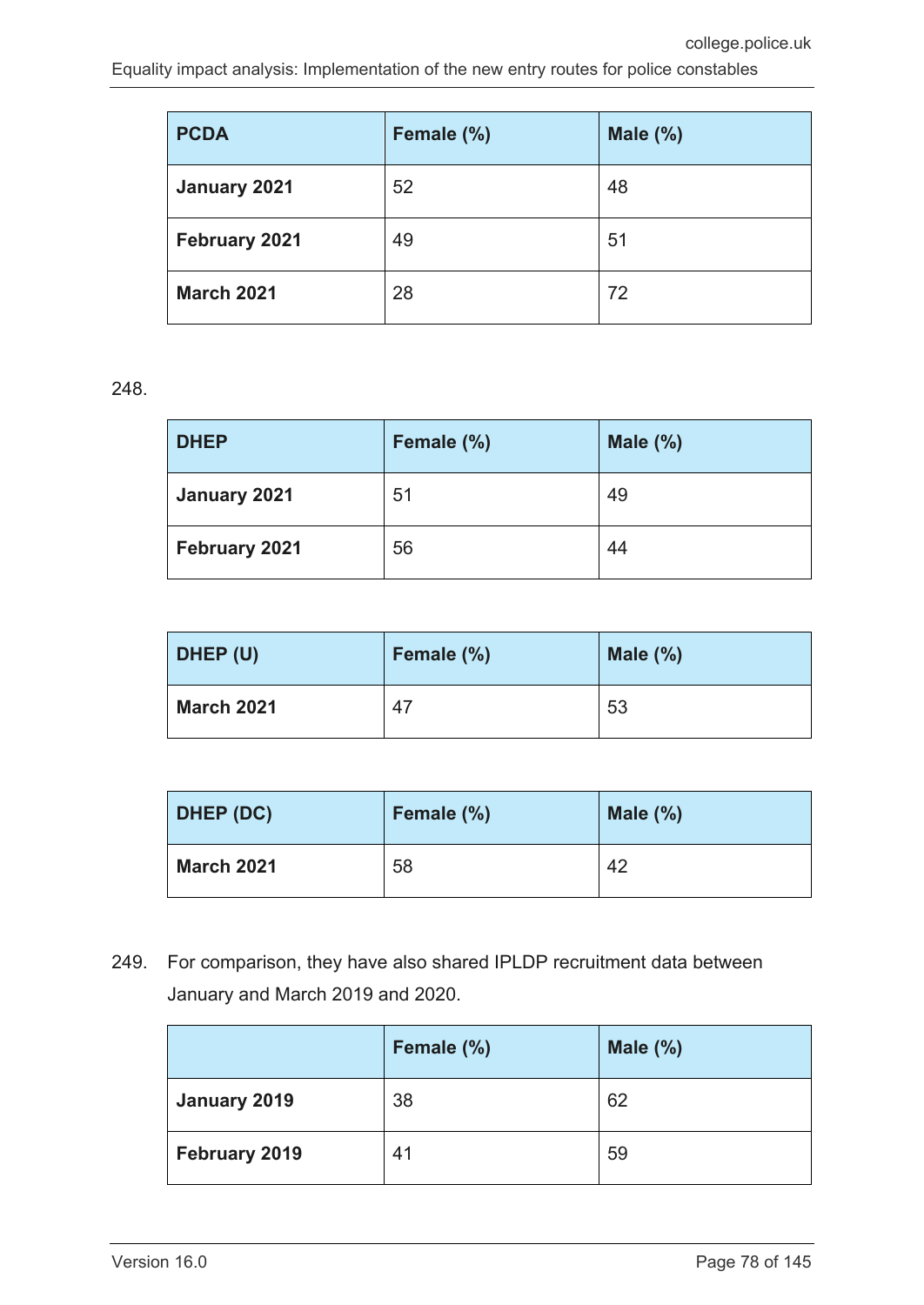| PCDA | Female (%) | Male (%) |
|---|---|---|
| **January 2021** | 52 | 48 |
| **February 2021** | 49 | 51 |
| **March 2021** | 28 | 72 |

248.

| DHEP | Female (%) | Male (%) |
|---|---|---|
| **January 2021** | 51 | 49 |
| **February 2021** | 56 | 44 |

| DHEP (U) | Female (%) | Male (%) |
|---|---|---|
| **March 2021** | 47 | 53 |

| DHEP (DC) | Female (%) | Male (%) |
|---|---|---|
| **March 2021** | 58 | 42 |

249. For comparison, they have also shared IPLDP recruitment data between January and March 2019 and 2020.

| | Female (%) | Male (%) |
|---|---|---|
| **January 2019** | 38 | 62 |
| **February 2019** | 41 | 59 |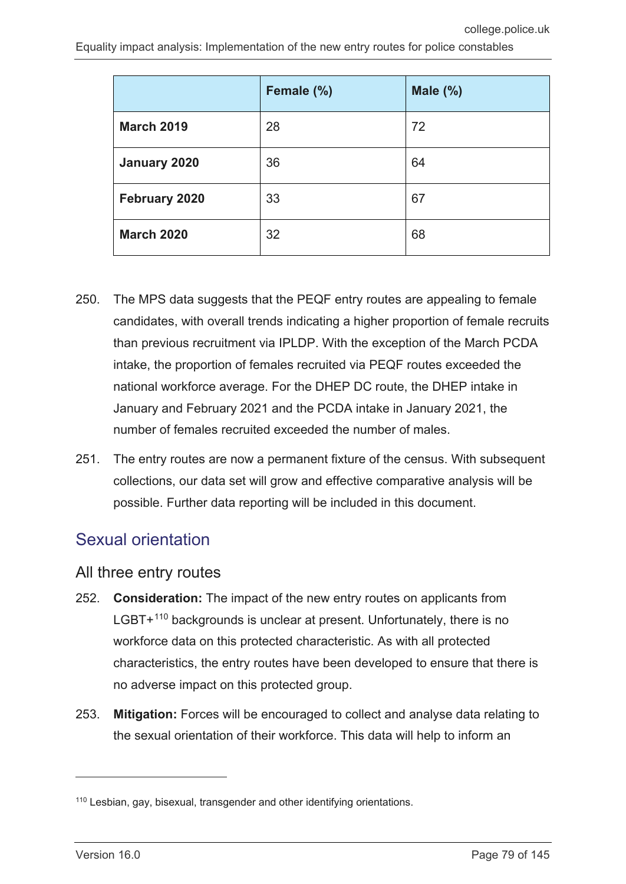| | Female (%) | Male (%) |
|---|---|---|
| **March 2019** | 28 | 72 |
| **January 2020** | 36 | 64 |
| **February 2020** | 33 | 67 |
| **March 2020** | 32 | 68 |

250. The MPS data suggests that the PEQF entry routes are appealing to female candidates, with overall trends indicating a higher proportion of female recruits than previous recruitment via IPLDP. With the exception of the March PCDA intake, the proportion of females recruited via PEQF routes exceeded the national workforce average. For the DHEP DC route, the DHEP intake in January and February 2021 and the PCDA intake in January 2021, the number of females recruited exceeded the number of males.

251. The entry routes are now a permanent fixture of the census. With subsequent collections, our data set will grow and effective comparative analysis will be possible. Further data reporting will be included in this document.

## Sexual orientation

### All three entry routes

252. **Consideration:** The impact of the new entry routes on applicants from LGBT+[110] backgrounds is unclear at present. Unfortunately, there is no workforce data on this protected characteristic. As with all protected characteristics, the entry routes have been developed to ensure that there is no adverse impact on this protected group.

253. **Mitigation:** Forces will be encouraged to collect and analyse data relating to the sexual orientation of their workforce. This data will help to inform an

[110] Lesbian, gay, bisexual, transgender and other identifying orientations.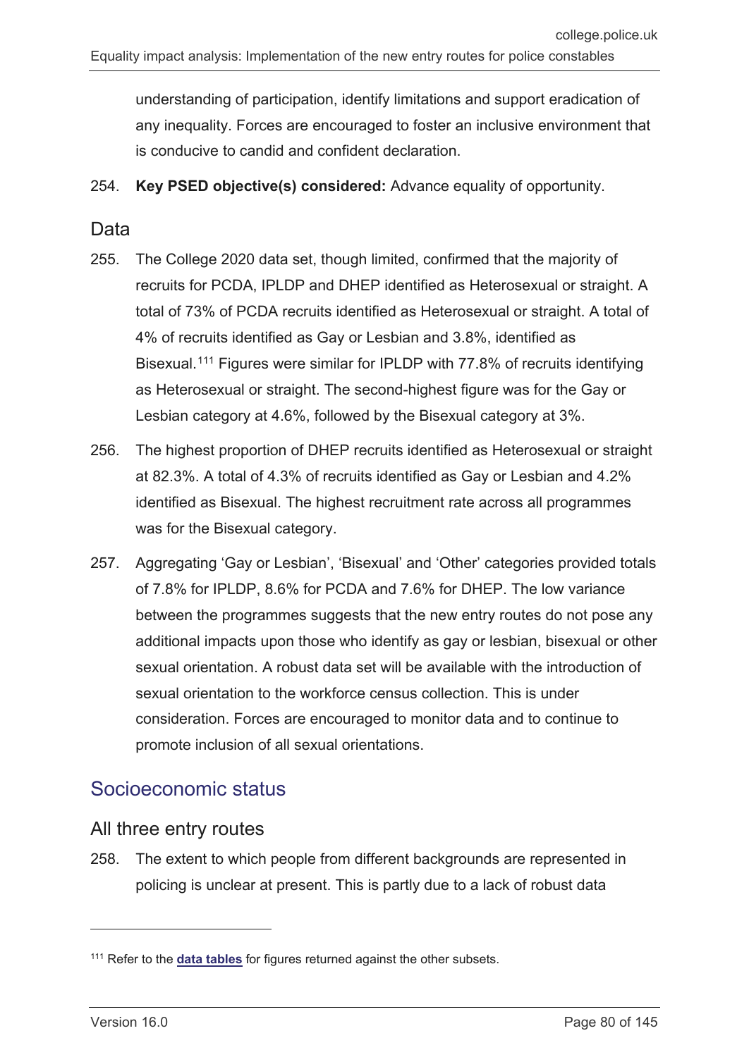understanding of participation, identify limitations and support eradication of any inequality. Forces are encouraged to foster an inclusive environment that is conducive to candid and confident declaration.

254. **Key PSED objective(s) considered:** Advance equality of opportunity.

### Data

255. The College 2020 data set, though limited, confirmed that the majority of recruits for PCDA, IPLDP and DHEP identified as Heterosexual or straight. A total of 73% of PCDA recruits identified as Heterosexual or straight. A total of 4% of recruits identified as Gay or Lesbian and 3.8%, identified as Bisexual.[111] Figures were similar for IPLDP with 77.8% of recruits identifying as Heterosexual or straight. The second-highest figure was for the Gay or Lesbian category at 4.6%, followed by the Bisexual category at 3%.

256. The highest proportion of DHEP recruits identified as Heterosexual or straight at 82.3%. A total of 4.3% of recruits identified as Gay or Lesbian and 4.2% identified as Bisexual. The highest recruitment rate across all programmes was for the Bisexual category.

257. Aggregating 'Gay or Lesbian', 'Bisexual' and 'Other' categories provided totals of 7.8% for IPLDP, 8.6% for PCDA and 7.6% for DHEP. The low variance between the programmes suggests that the new entry routes do not pose any additional impacts upon those who identify as gay or lesbian, bisexual or other sexual orientation. A robust data set will be available with the introduction of sexual orientation to the workforce census collection. This is under consideration. Forces are encouraged to monitor data and to continue to promote inclusion of all sexual orientations.

## Socioeconomic status

### All three entry routes

258. The extent to which people from different backgrounds are represented in policing is unclear at present. This is partly due to a lack of robust data

---

[111] Refer to the **data tables** for figures returned against the other subsets.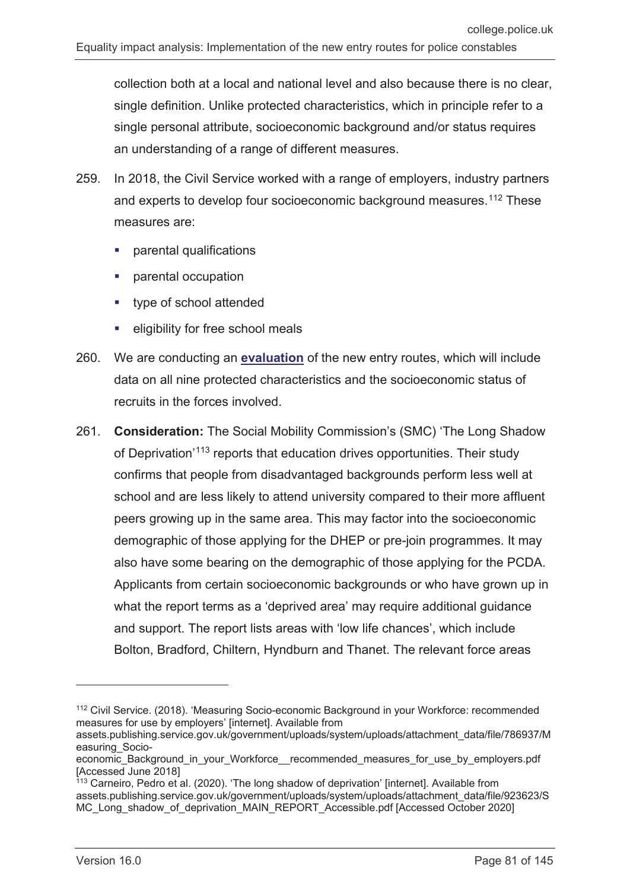collection both at a local and national level and also because there is no clear, single definition. Unlike protected characteristics, which in principle refer to a single personal attribute, socioeconomic background and/or status requires an understanding of a range of different measures.

259. In 2018, the Civil Service worked with a range of employers, industry partners and experts to develop four socioeconomic background measures.[112] These measures are:

   - parental qualifications
   - parental occupation
   - type of school attended
   - eligibility for free school meals

260. We are conducting an **evaluation** of the new entry routes, which will include data on all nine protected characteristics and the socioeconomic status of recruits in the forces involved.

261. **Consideration:** The Social Mobility Commission's (SMC) 'The Long Shadow of Deprivation'[113] reports that education drives opportunities. Their study confirms that people from disadvantaged backgrounds perform less well at school and are less likely to attend university compared to their more affluent peers growing up in the same area. This may factor into the socioeconomic demographic of those applying for the DHEP or pre-join programmes. It may also have some bearing on the demographic of those applying for the PCDA. Applicants from certain socioeconomic backgrounds or who have grown up in what the report terms as a 'deprived area' may require additional guidance and support. The report lists areas with 'low life chances', which include Bolton, Bradford, Chiltern, Hyndburn and Thanet. The relevant force areas

---

[112] Civil Service. (2018). 'Measuring Socio-economic Background in your Workforce: recommended measures for use by employers' [internet]. Available from assets.publishing.service.gov.uk/government/uploads/system/uploads/attachment_data/file/786937/Measuring_Socio-economic_Background_in_your_Workforce__recommended_measures_for_use_by_employers.pdf [Accessed June 2018]

[113] Carneiro, Pedro et al. (2020). 'The long shadow of deprivation' [internet]. Available from assets.publishing.service.gov.uk/government/uploads/system/uploads/attachment_data/file/923623/SMC_Long_shadow_of_deprivation_MAIN_REPORT_Accessible.pdf [Accessed October 2020]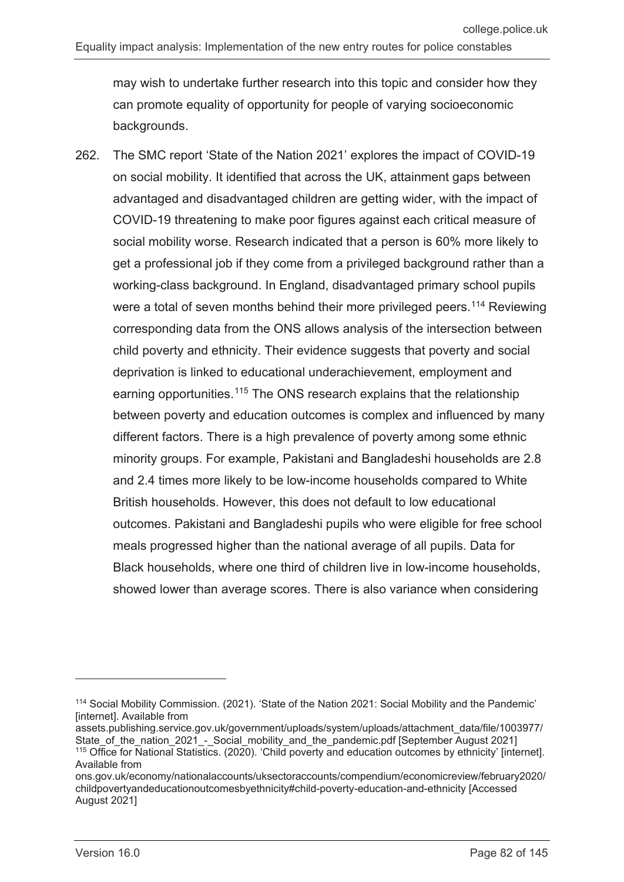may wish to undertake further research into this topic and consider how they can promote equality of opportunity for people of varying socioeconomic backgrounds.

262. The SMC report 'State of the Nation 2021' explores the impact of COVID-19 on social mobility. It identified that across the UK, attainment gaps between advantaged and disadvantaged children are getting wider, with the impact of COVID-19 threatening to make poor figures against each critical measure of social mobility worse. Research indicated that a person is 60% more likely to get a professional job if they come from a privileged background rather than a working-class background. In England, disadvantaged primary school pupils were a total of seven months behind their more privileged peers.[114] Reviewing corresponding data from the ONS allows analysis of the intersection between child poverty and ethnicity. Their evidence suggests that poverty and social deprivation is linked to educational underachievement, employment and earning opportunities.[115] The ONS research explains that the relationship between poverty and education outcomes is complex and influenced by many different factors. There is a high prevalence of poverty among some ethnic minority groups. For example, Pakistani and Bangladeshi households are 2.8 and 2.4 times more likely to be low-income households compared to White British households. However, this does not default to low educational outcomes. Pakistani and Bangladeshi pupils who were eligible for free school meals progressed higher than the national average of all pupils. Data for Black households, where one third of children live in low-income households, showed lower than average scores. There is also variance when considering

---

[114] Social Mobility Commission. (2021). 'State of the Nation 2021: Social Mobility and the Pandemic' [internet]. Available from assets.publishing.service.gov.uk/government/uploads/system/uploads/attachment_data/file/1003977/State_of_the_nation_2021_-_Social_mobility_and_the_pandemic.pdf [September August 2021]

[115] Office for National Statistics. (2020). 'Child poverty and education outcomes by ethnicity' [internet]. Available from ons.gov.uk/economy/nationalaccounts/uksectoraccounts/compendium/economicreview/february2020/childpovertyandeducationoutcomesbyethnicity#child-poverty-education-and-ethnicity [Accessed August 2021]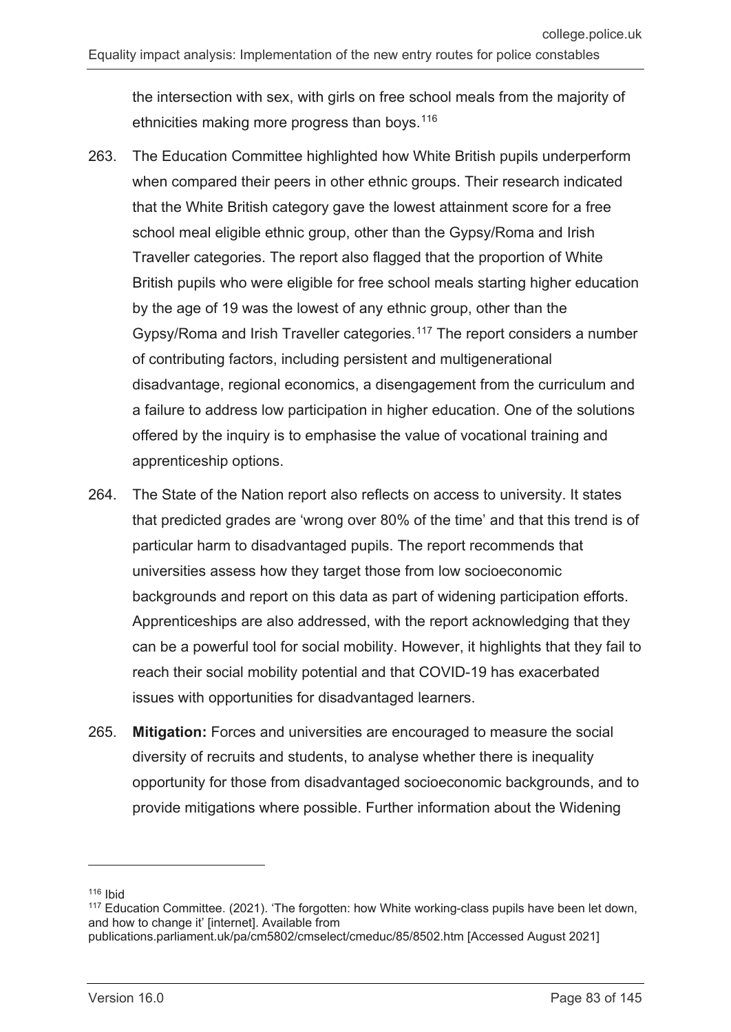the intersection with sex, with girls on free school meals from the majority of ethnicities making more progress than boys.[116]

263. The Education Committee highlighted how White British pupils underperform when compared their peers in other ethnic groups. Their research indicated that the White British category gave the lowest attainment score for a free school meal eligible ethnic group, other than the Gypsy/Roma and Irish Traveller categories. The report also flagged that the proportion of White British pupils who were eligible for free school meals starting higher education by the age of 19 was the lowest of any ethnic group, other than the Gypsy/Roma and Irish Traveller categories.[117] The report considers a number of contributing factors, including persistent and multigenerational disadvantage, regional economics, a disengagement from the curriculum and a failure to address low participation in higher education. One of the solutions offered by the inquiry is to emphasise the value of vocational training and apprenticeship options.

264. The State of the Nation report also reflects on access to university. It states that predicted grades are 'wrong over 80% of the time' and that this trend is of particular harm to disadvantaged pupils. The report recommends that universities assess how they target those from low socioeconomic backgrounds and report on this data as part of widening participation efforts. Apprenticeships are also addressed, with the report acknowledging that they can be a powerful tool for social mobility. However, it highlights that they fail to reach their social mobility potential and that COVID-19 has exacerbated issues with opportunities for disadvantaged learners.

265. **Mitigation:** Forces and universities are encouraged to measure the social diversity of recruits and students, to analyse whether there is inequality opportunity for those from disadvantaged socioeconomic backgrounds, and to provide mitigations where possible. Further information about the Widening

---

[116] Ibid

[117] Education Committee. (2021). 'The forgotten: how White working-class pupils have been let down, and how to change it' [internet]. Available from publications.parliament.uk/pa/cm5802/cmselect/cmeduc/85/8502.htm [Accessed August 2021]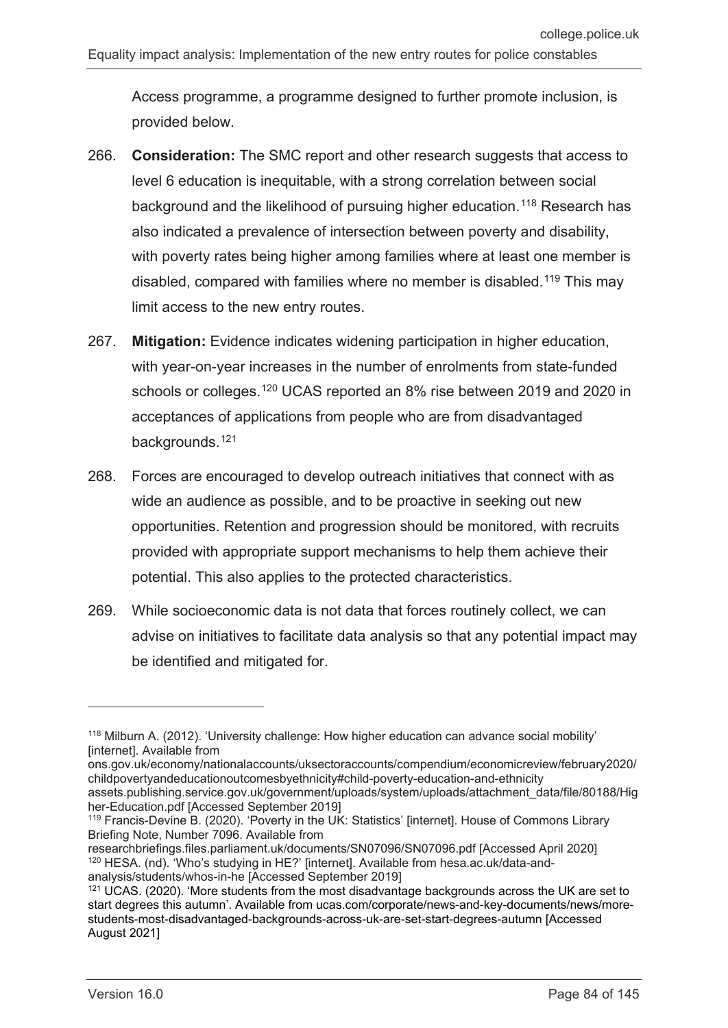Access programme, a programme designed to further promote inclusion, is provided below.

266. **Consideration:** The SMC report and other research suggests that access to level 6 education is inequitable, with a strong correlation between social background and the likelihood of pursuing higher education.[118] Research has also indicated a prevalence of intersection between poverty and disability, with poverty rates being higher among families where at least one member is disabled, compared with families where no member is disabled.[119] This may limit access to the new entry routes.

267. **Mitigation:** Evidence indicates widening participation in higher education, with year-on-year increases in the number of enrolments from state-funded schools or colleges.[120] UCAS reported an 8% rise between 2019 and 2020 in acceptances of applications from people who are from disadvantaged backgrounds.[121]

268. Forces are encouraged to develop outreach initiatives that connect with as wide an audience as possible, and to be proactive in seeking out new opportunities. Retention and progression should be monitored, with recruits provided with appropriate support mechanisms to help them achieve their potential. This also applies to the protected characteristics.

269. While socioeconomic data is not data that forces routinely collect, we can advise on initiatives to facilitate data analysis so that any potential impact may be identified and mitigated for.

---

[118] Milburn A. (2012). 'University challenge: How higher education can advance social mobility' [internet]. Available from ons.gov.uk/economy/nationalaccounts/uksectoraccounts/compendium/economicreview/february2020/childpovertyandeducationoutcomesbyethnicity#child-poverty-education-and-ethnicity assets.publishing.service.gov.uk/government/uploads/system/uploads/attachment_data/file/80188/Higher-Education.pdf [Accessed September 2019]

[119] Francis-Devine B. (2020). 'Poverty in the UK: Statistics' [internet]. House of Commons Library Briefing Note, Number 7096. Available from researchbriefings.files.parliament.uk/documents/SN07096/SN07096.pdf [Accessed April 2020]

[120] HESA. (nd). 'Who's studying in HE?' [internet]. Available from hesa.ac.uk/data-and-analysis/students/whos-in-he [Accessed September 2019]

[121] UCAS. (2020). 'More students from the most disadvantage backgrounds across the UK are set to start degrees this autumn'. Available from ucas.com/corporate/news-and-key-documents/news/more-students-most-disadvantaged-backgrounds-across-uk-are-set-start-degrees-autumn [Accessed August 2021]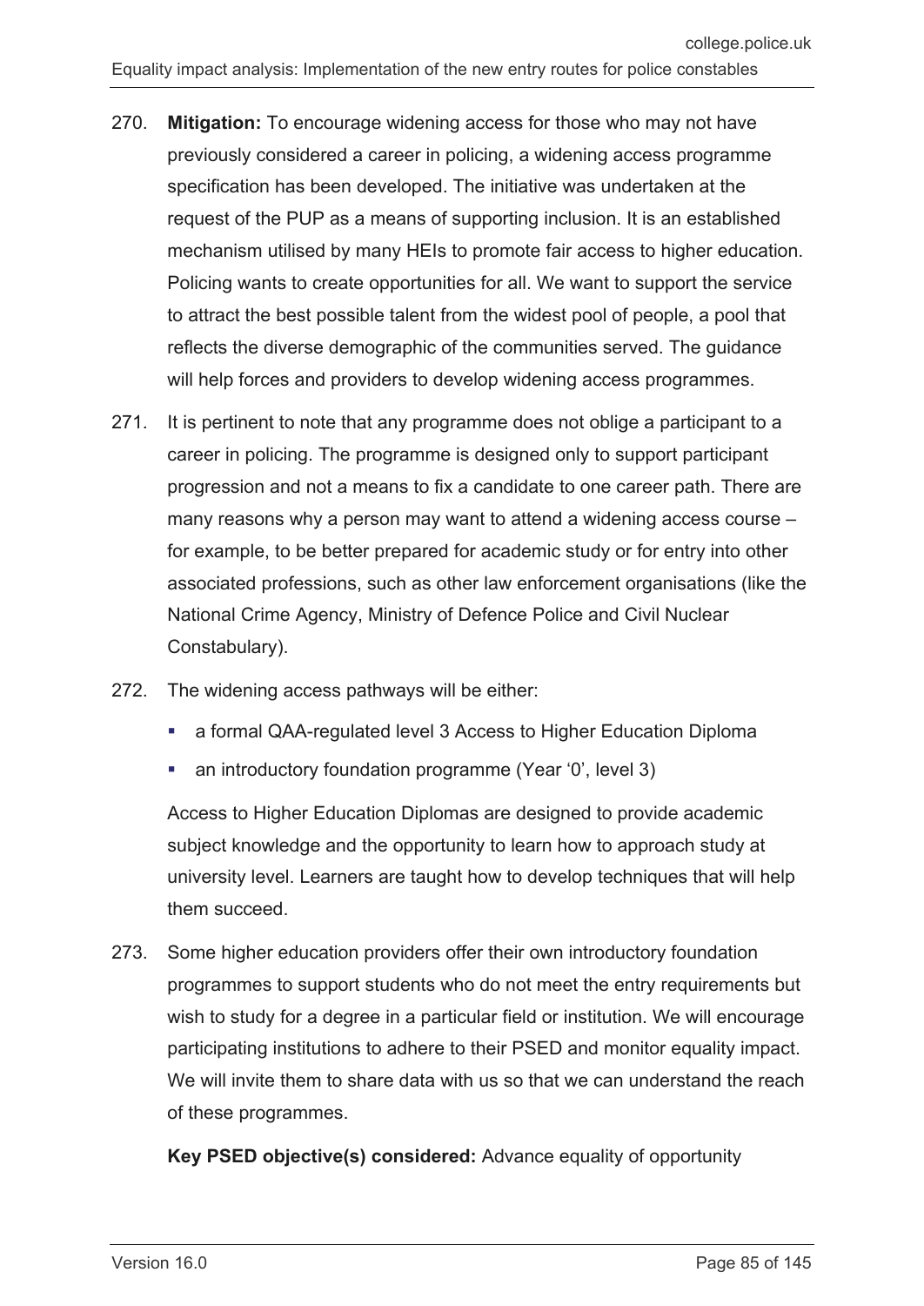270. **Mitigation:** To encourage widening access for those who may not have previously considered a career in policing, a widening access programme specification has been developed. The initiative was undertaken at the request of the PUP as a means of supporting inclusion. It is an established mechanism utilised by many HEIs to promote fair access to higher education. Policing wants to create opportunities for all. We want to support the service to attract the best possible talent from the widest pool of people, a pool that reflects the diverse demographic of the communities served. The guidance will help forces and providers to develop widening access programmes.

271. It is pertinent to note that any programme does not oblige a participant to a career in policing. The programme is designed only to support participant progression and not a means to fix a candidate to one career path. There are many reasons why a person may want to attend a widening access course – for example, to be better prepared for academic study or for entry into other associated professions, such as other law enforcement organisations (like the National Crime Agency, Ministry of Defence Police and Civil Nuclear Constabulary).

272. The widening access pathways will be either:

   - a formal QAA-regulated level 3 Access to Higher Education Diploma
   - an introductory foundation programme (Year '0', level 3)

   Access to Higher Education Diplomas are designed to provide academic subject knowledge and the opportunity to learn how to approach study at university level. Learners are taught how to develop techniques that will help them succeed.

273. Some higher education providers offer their own introductory foundation programmes to support students who do not meet the entry requirements but wish to study for a degree in a particular field or institution. We will encourage participating institutions to adhere to their PSED and monitor equality impact. We will invite them to share data with us so that we can understand the reach of these programmes.

   **Key PSED objective(s) considered:** Advance equality of opportunity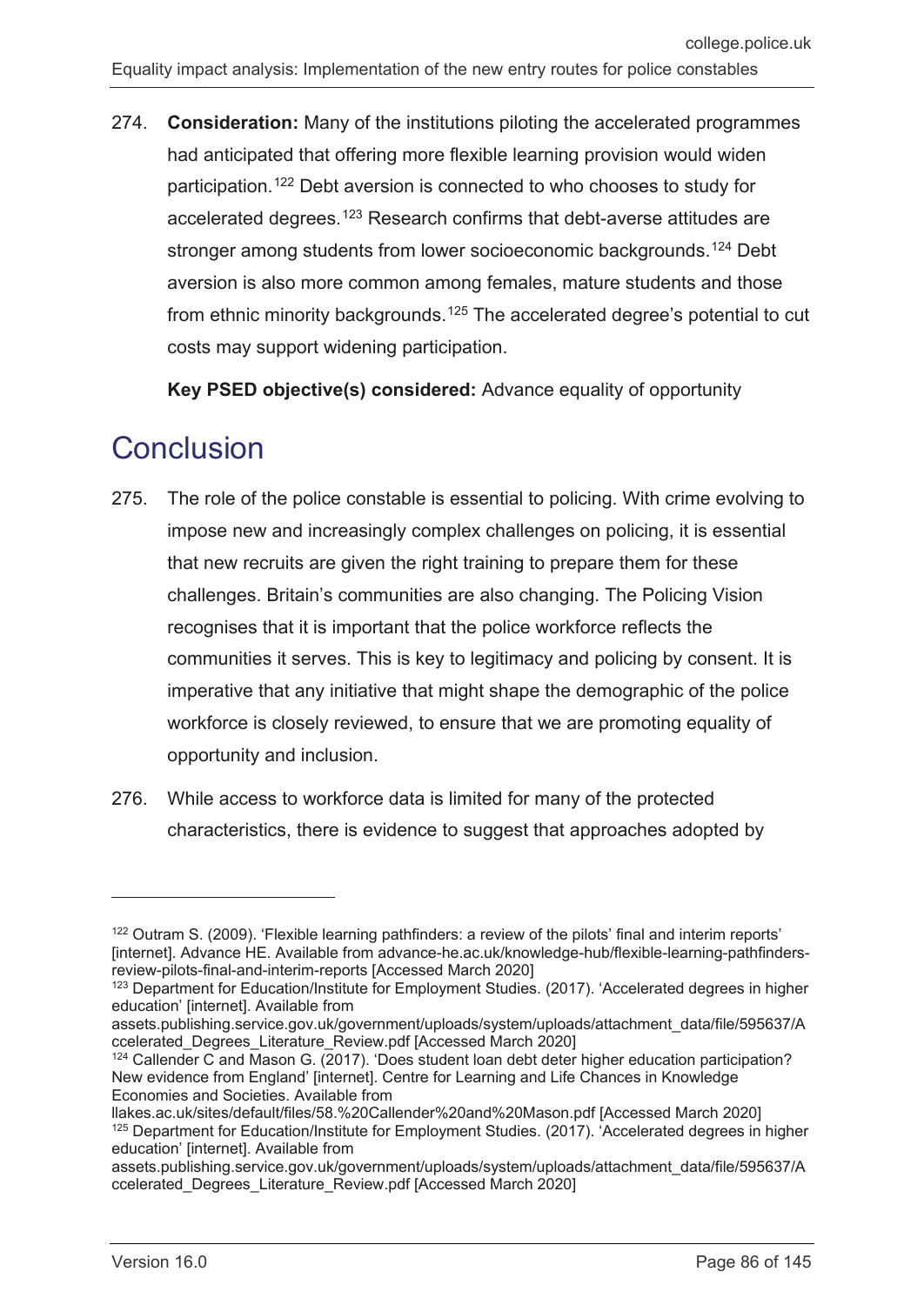274. **Consideration:** Many of the institutions piloting the accelerated programmes had anticipated that offering more flexible learning provision would widen participation.[122] Debt aversion is connected to who chooses to study for accelerated degrees.[123] Research confirms that debt-averse attitudes are stronger among students from lower socioeconomic backgrounds.[124] Debt aversion is also more common among females, mature students and those from ethnic minority backgrounds.[125] The accelerated degree's potential to cut costs may support widening participation.

   **Key PSED objective(s) considered:** Advance equality of opportunity

# Conclusion

275. The role of the police constable is essential to policing. With crime evolving to impose new and increasingly complex challenges on policing, it is essential that new recruits are given the right training to prepare them for these challenges. Britain's communities are also changing. The Policing Vision recognises that it is important that the police workforce reflects the communities it serves. This is key to legitimacy and policing by consent. It is imperative that any initiative that might shape the demographic of the police workforce is closely reviewed, to ensure that we are promoting equality of opportunity and inclusion.

276. While access to workforce data is limited for many of the protected characteristics, there is evidence to suggest that approaches adopted by

---

[122] Outram S. (2009). 'Flexible learning pathfinders: a review of the pilots' final and interim reports' [internet]. Advance HE. Available from advance-he.ac.uk/knowledge-hub/flexible-learning-pathfinders-review-pilots-final-and-interim-reports [Accessed March 2020]

[123] Department for Education/Institute for Employment Studies. (2017). 'Accelerated degrees in higher education' [internet]. Available from assets.publishing.service.gov.uk/government/uploads/system/uploads/attachment_data/file/595637/Accelerated_Degrees_Literature_Review.pdf [Accessed March 2020]

[124] Callender C and Mason G. (2017). 'Does student loan debt deter higher education participation? New evidence from England' [internet]. Centre for Learning and Life Chances in Knowledge Economies and Societies. Available from llakes.ac.uk/sites/default/files/58.%20Callender%20and%20Mason.pdf [Accessed March 2020]

[125] Department for Education/Institute for Employment Studies. (2017). 'Accelerated degrees in higher education' [internet]. Available from assets.publishing.service.gov.uk/government/uploads/system/uploads/attachment_data/file/595637/Accelerated_Degrees_Literature_Review.pdf [Accessed March 2020]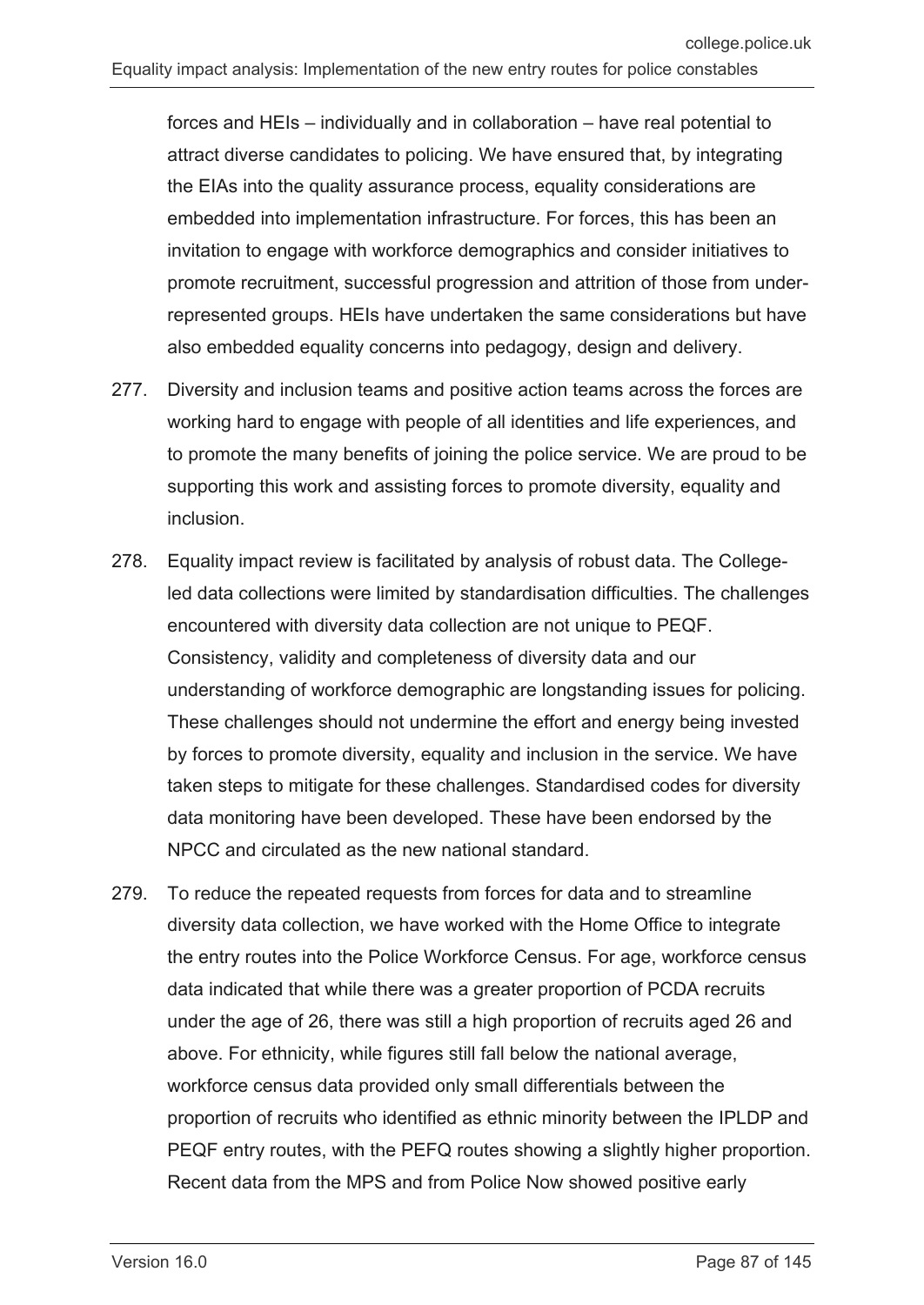forces and HEIs – individually and in collaboration – have real potential to attract diverse candidates to policing. We have ensured that, by integrating the EIAs into the quality assurance process, equality considerations are embedded into implementation infrastructure. For forces, this has been an invitation to engage with workforce demographics and consider initiatives to promote recruitment, successful progression and attrition of those from under-represented groups. HEIs have undertaken the same considerations but have also embedded equality concerns into pedagogy, design and delivery.

277. Diversity and inclusion teams and positive action teams across the forces are working hard to engage with people of all identities and life experiences, and to promote the many benefits of joining the police service. We are proud to be supporting this work and assisting forces to promote diversity, equality and inclusion.

278. Equality impact review is facilitated by analysis of robust data. The College-led data collections were limited by standardisation difficulties. The challenges encountered with diversity data collection are not unique to PEQF. Consistency, validity and completeness of diversity data and our understanding of workforce demographic are longstanding issues for policing. These challenges should not undermine the effort and energy being invested by forces to promote diversity, equality and inclusion in the service. We have taken steps to mitigate for these challenges. Standardised codes for diversity data monitoring have been developed. These have been endorsed by the NPCC and circulated as the new national standard.

279. To reduce the repeated requests from forces for data and to streamline diversity data collection, we have worked with the Home Office to integrate the entry routes into the Police Workforce Census. For age, workforce census data indicated that while there was a greater proportion of PCDA recruits under the age of 26, there was still a high proportion of recruits aged 26 and above. For ethnicity, while figures still fall below the national average, workforce census data provided only small differentials between the proportion of recruits who identified as ethnic minority between the IPLDP and PEQF entry routes, with the PEFQ routes showing a slightly higher proportion. Recent data from the MPS and from Police Now showed positive early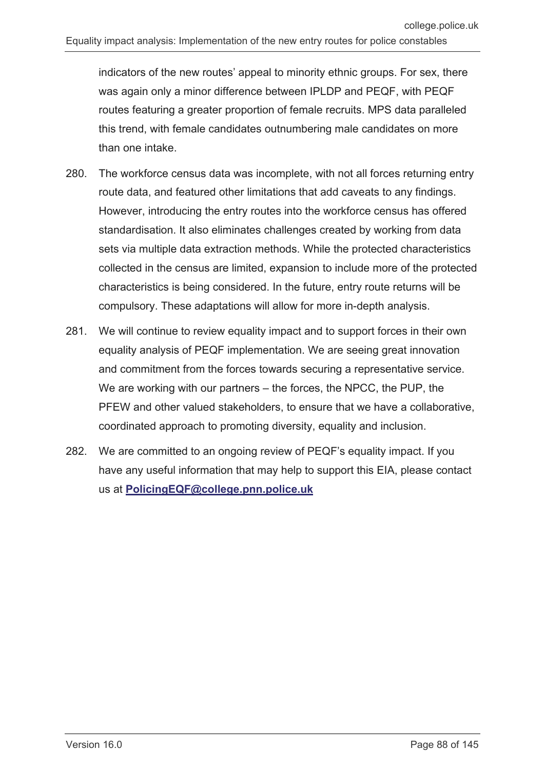indicators of the new routes' appeal to minority ethnic groups. For sex, there was again only a minor difference between IPLDP and PEQF, with PEQF routes featuring a greater proportion of female recruits. MPS data paralleled this trend, with female candidates outnumbering male candidates on more than one intake.

280. The workforce census data was incomplete, with not all forces returning entry route data, and featured other limitations that add caveats to any findings. However, introducing the entry routes into the workforce census has offered standardisation. It also eliminates challenges created by working from data sets via multiple data extraction methods. While the protected characteristics collected in the census are limited, expansion to include more of the protected characteristics is being considered. In the future, entry route returns will be compulsory. These adaptations will allow for more in-depth analysis.

281. We will continue to review equality impact and to support forces in their own equality analysis of PEQF implementation. We are seeing great innovation and commitment from the forces towards securing a representative service. We are working with our partners – the forces, the NPCC, the PUP, the PFEW and other valued stakeholders, to ensure that we have a collaborative, coordinated approach to promoting diversity, equality and inclusion.

282. We are committed to an ongoing review of PEQF's equality impact. If you have any useful information that may help to support this EIA, please contact us at **PolicingEQF@college.pnn.police.uk**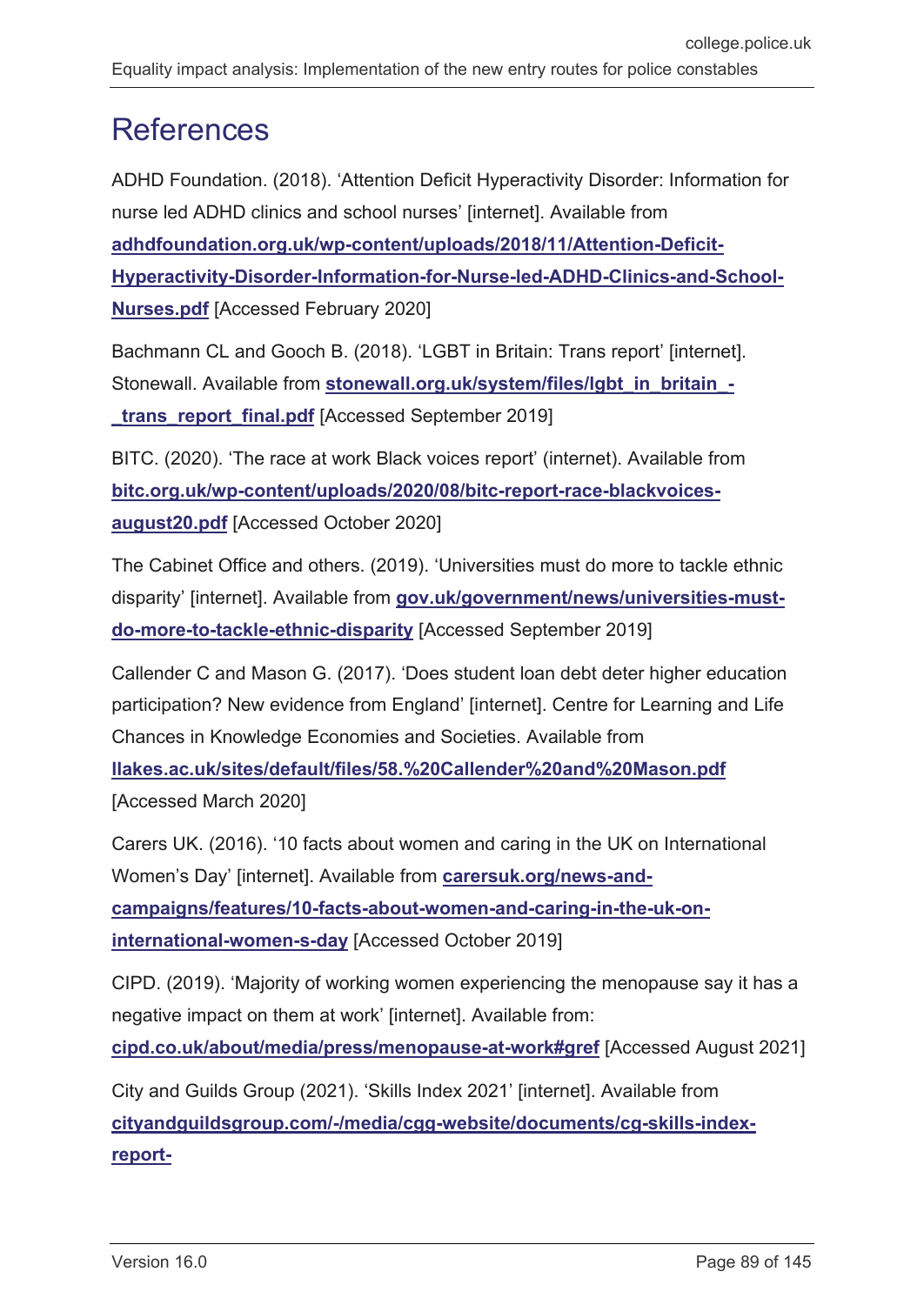# References

ADHD Foundation. (2018). 'Attention Deficit Hyperactivity Disorder: Information for nurse led ADHD clinics and school nurses' [internet]. Available from **adhdfoundation.org.uk/wp-content/uploads/2018/11/Attention-Deficit-Hyperactivity-Disorder-Information-for-Nurse-led-ADHD-Clinics-and-School-Nurses.pdf** [Accessed February 2020]

Bachmann CL and Gooch B. (2018). 'LGBT in Britain: Trans report' [internet]. Stonewall. Available from **stonewall.org.uk/system/files/lgbt_in_britain_-_trans_report_final.pdf** [Accessed September 2019]

BITC. (2020). 'The race at work Black voices report' (internet). Available from **bitc.org.uk/wp-content/uploads/2020/08/bitc-report-race-blackvoices-august20.pdf** [Accessed October 2020]

The Cabinet Office and others. (2019). 'Universities must do more to tackle ethnic disparity' [internet]. Available from **gov.uk/government/news/universities-must-do-more-to-tackle-ethnic-disparity** [Accessed September 2019]

Callender C and Mason G. (2017). 'Does student loan debt deter higher education participation? New evidence from England' [internet]. Centre for Learning and Life Chances in Knowledge Economies and Societies. Available from **llakes.ac.uk/sites/default/files/58.%20Callender%20and%20Mason.pdf** [Accessed March 2020]

Carers UK. (2016). '10 facts about women and caring in the UK on International Women's Day' [internet]. Available from **carersuk.org/news-and-campaigns/features/10-facts-about-women-and-caring-in-the-uk-on-international-women-s-day** [Accessed October 2019]

CIPD. (2019). 'Majority of working women experiencing the menopause say it has a negative impact on them at work' [internet]. Available from: **cipd.co.uk/about/media/press/menopause-at-work#gref** [Accessed August 2021]

City and Guilds Group (2021). 'Skills Index 2021' [internet]. Available from **cityandguildsgroup.com/-/media/cgg-website/documents/cg-skills-index-report-**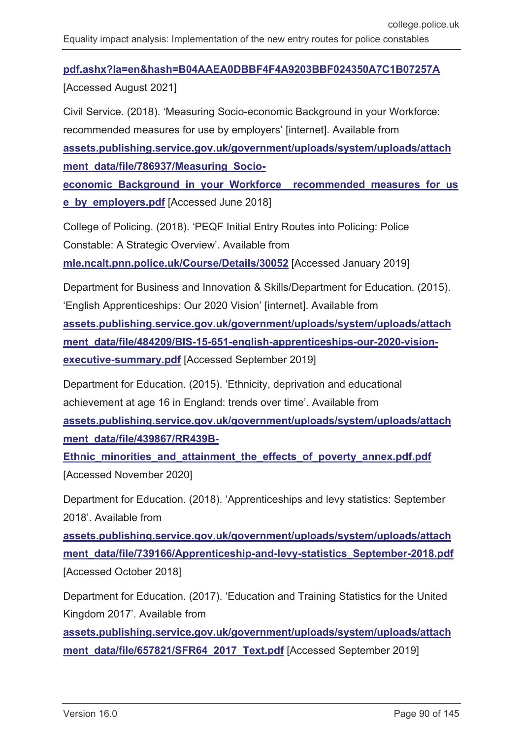pdf.ashx?la=en&hash=B04AAEA0DBBF4F4A9203BBF024350A7C1B07257A [Accessed August 2021]

Civil Service. (2018). 'Measuring Socio-economic Background in your Workforce: recommended measures for use by employers' [internet]. Available from assets.publishing.service.gov.uk/government/uploads/system/uploads/attachment_data/file/786937/Measuring_Socio-economic_Background_in_your_Workforce__recommended_measures_for_use_by_employers.pdf [Accessed June 2018]

College of Policing. (2018). 'PEQF Initial Entry Routes into Policing: Police Constable: A Strategic Overview'. Available from mle.ncalt.pnn.police.uk/Course/Details/30052 [Accessed January 2019]

Department for Business and Innovation & Skills/Department for Education. (2015). 'English Apprenticeships: Our 2020 Vision' [internet]. Available from assets.publishing.service.gov.uk/government/uploads/system/uploads/attachment_data/file/484209/BIS-15-651-english-apprenticeships-our-2020-vision-executive-summary.pdf [Accessed September 2019]

Department for Education. (2015). 'Ethnicity, deprivation and educational achievement at age 16 in England: trends over time'. Available from assets.publishing.service.gov.uk/government/uploads/system/uploads/attachment_data/file/439867/RR439B-Ethnic_minorities_and_attainment_the_effects_of_poverty_annex.pdf.pdf [Accessed November 2020]

Department for Education. (2018). 'Apprenticeships and levy statistics: September 2018'. Available from assets.publishing.service.gov.uk/government/uploads/system/uploads/attachment_data/file/739166/Apprenticeship-and-levy-statistics_September-2018.pdf [Accessed October 2018]

Department for Education. (2017). 'Education and Training Statistics for the United Kingdom 2017'. Available from assets.publishing.service.gov.uk/government/uploads/system/uploads/attachment_data/file/657821/SFR64_2017_Text.pdf [Accessed September 2019]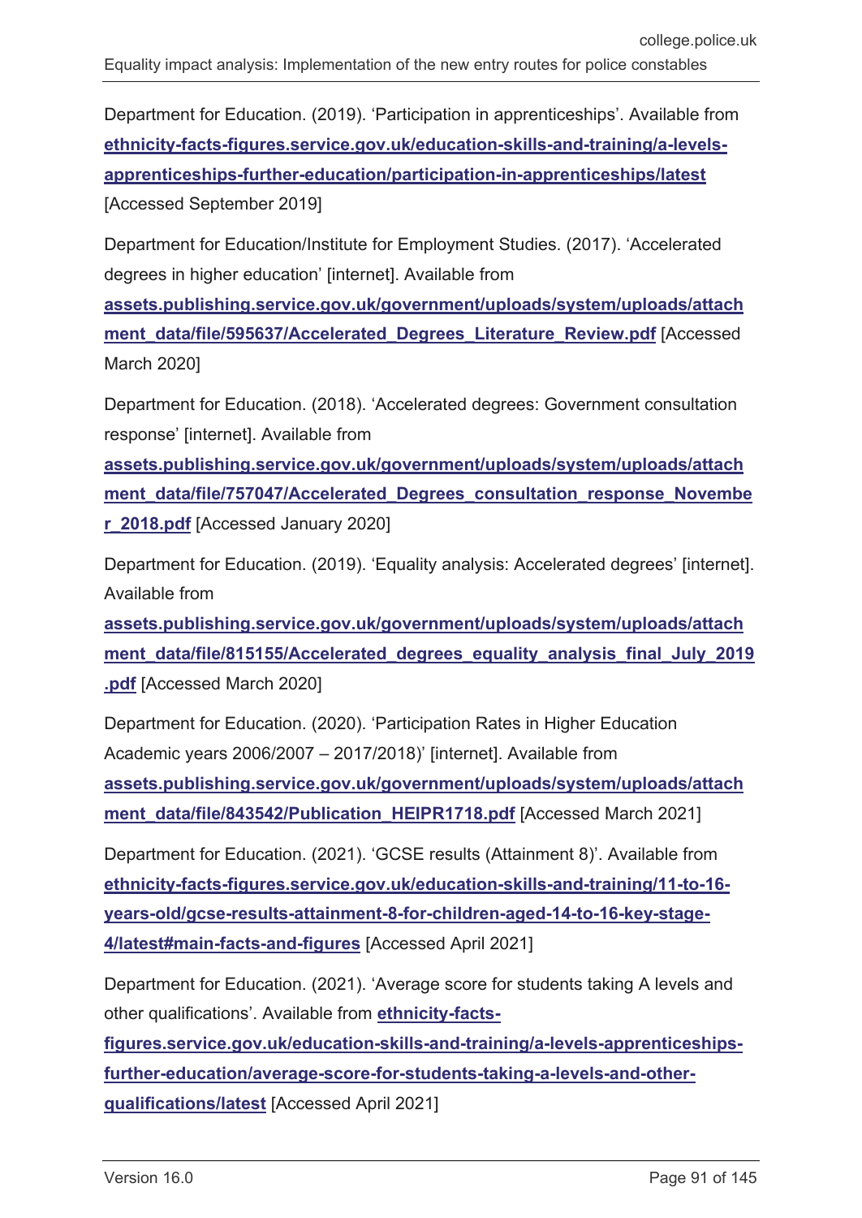Department for Education. (2019). 'Participation in apprenticeships'. Available from **ethnicity-facts-figures.service.gov.uk/education-skills-and-training/a-levels-apprenticeships-further-education/participation-in-apprenticeships/latest** [Accessed September 2019]

Department for Education/Institute for Employment Studies. (2017). 'Accelerated degrees in higher education' [internet]. Available from **assets.publishing.service.gov.uk/government/uploads/system/uploads/attachment_data/file/595637/Accelerated_Degrees_Literature_Review.pdf** [Accessed March 2020]

Department for Education. (2018). 'Accelerated degrees: Government consultation response' [internet]. Available from **assets.publishing.service.gov.uk/government/uploads/system/uploads/attachment_data/file/757047/Accelerated_Degrees_consultation_response_November_2018.pdf** [Accessed January 2020]

Department for Education. (2019). 'Equality analysis: Accelerated degrees' [internet]. Available from **assets.publishing.service.gov.uk/government/uploads/system/uploads/attachment_data/file/815155/Accelerated_degrees_equality_analysis_final_July_2019.pdf** [Accessed March 2020]

Department for Education. (2020). 'Participation Rates in Higher Education Academic years 2006/2007 – 2017/2018)' [internet]. Available from **assets.publishing.service.gov.uk/government/uploads/system/uploads/attachment_data/file/843542/Publication_HEIPR1718.pdf** [Accessed March 2021]

Department for Education. (2021). 'GCSE results (Attainment 8)'. Available from **ethnicity-facts-figures.service.gov.uk/education-skills-and-training/11-to-16-years-old/gcse-results-attainment-8-for-children-aged-14-to-16-key-stage-4/latest#main-facts-and-figures** [Accessed April 2021]

Department for Education. (2021). 'Average score for students taking A levels and other qualifications'. Available from **ethnicity-facts-figures.service.gov.uk/education-skills-and-training/a-levels-apprenticeships-further-education/average-score-for-students-taking-a-levels-and-other-qualifications/latest** [Accessed April 2021]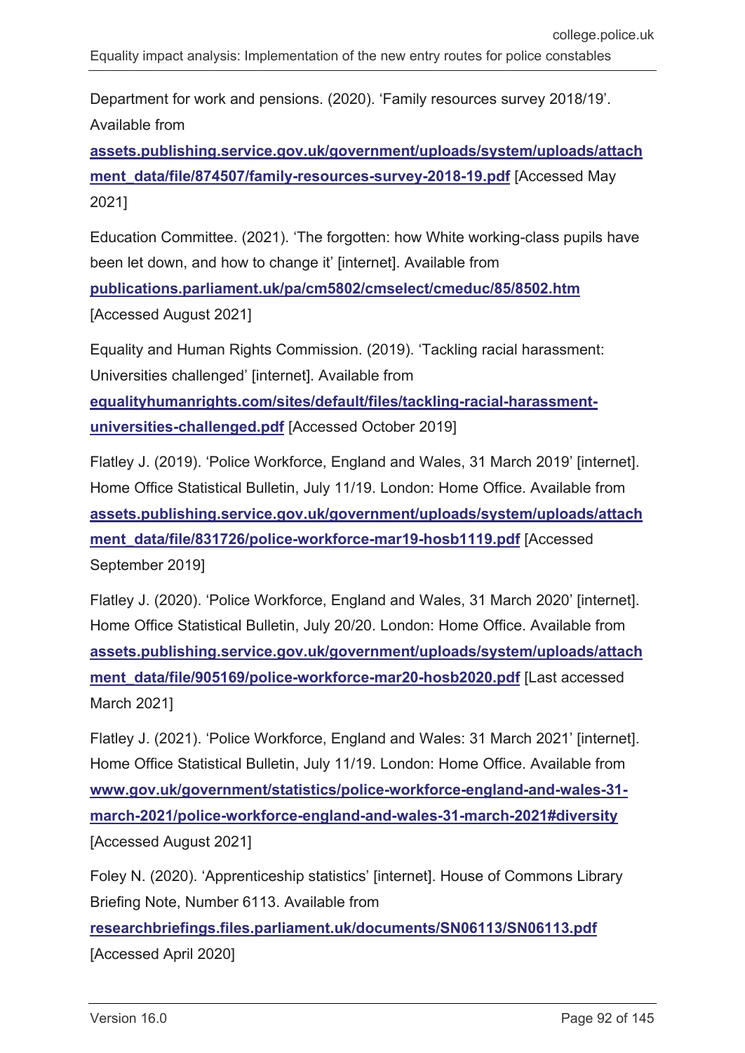Department for work and pensions. (2020). 'Family resources survey 2018/19'. Available from **assets.publishing.service.gov.uk/government/uploads/system/uploads/attachment_data/file/874507/family-resources-survey-2018-19.pdf** [Accessed May 2021]

Education Committee. (2021). 'The forgotten: how White working-class pupils have been let down, and how to change it' [internet]. Available from **publications.parliament.uk/pa/cm5802/cmselect/cmeduc/85/8502.htm** [Accessed August 2021]

Equality and Human Rights Commission. (2019). 'Tackling racial harassment: Universities challenged' [internet]. Available from **equalityhumanrights.com/sites/default/files/tackling-racial-harassment-universities-challenged.pdf** [Accessed October 2019]

Flatley J. (2019). 'Police Workforce, England and Wales, 31 March 2019' [internet]. Home Office Statistical Bulletin, July 11/19. London: Home Office. Available from **assets.publishing.service.gov.uk/government/uploads/system/uploads/attachment_data/file/831726/police-workforce-mar19-hosb1119.pdf** [Accessed September 2019]

Flatley J. (2020). 'Police Workforce, England and Wales, 31 March 2020' [internet]. Home Office Statistical Bulletin, July 20/20. London: Home Office. Available from **assets.publishing.service.gov.uk/government/uploads/system/uploads/attachment_data/file/905169/police-workforce-mar20-hosb2020.pdf** [Last accessed March 2021]

Flatley J. (2021). 'Police Workforce, England and Wales: 31 March 2021' [internet]. Home Office Statistical Bulletin, July 11/19. London: Home Office. Available from **www.gov.uk/government/statistics/police-workforce-england-and-wales-31-march-2021/police-workforce-england-and-wales-31-march-2021#diversity** [Accessed August 2021]

Foley N. (2020). 'Apprenticeship statistics' [internet]. House of Commons Library Briefing Note, Number 6113. Available from **researchbriefings.files.parliament.uk/documents/SN06113/SN06113.pdf** [Accessed April 2020]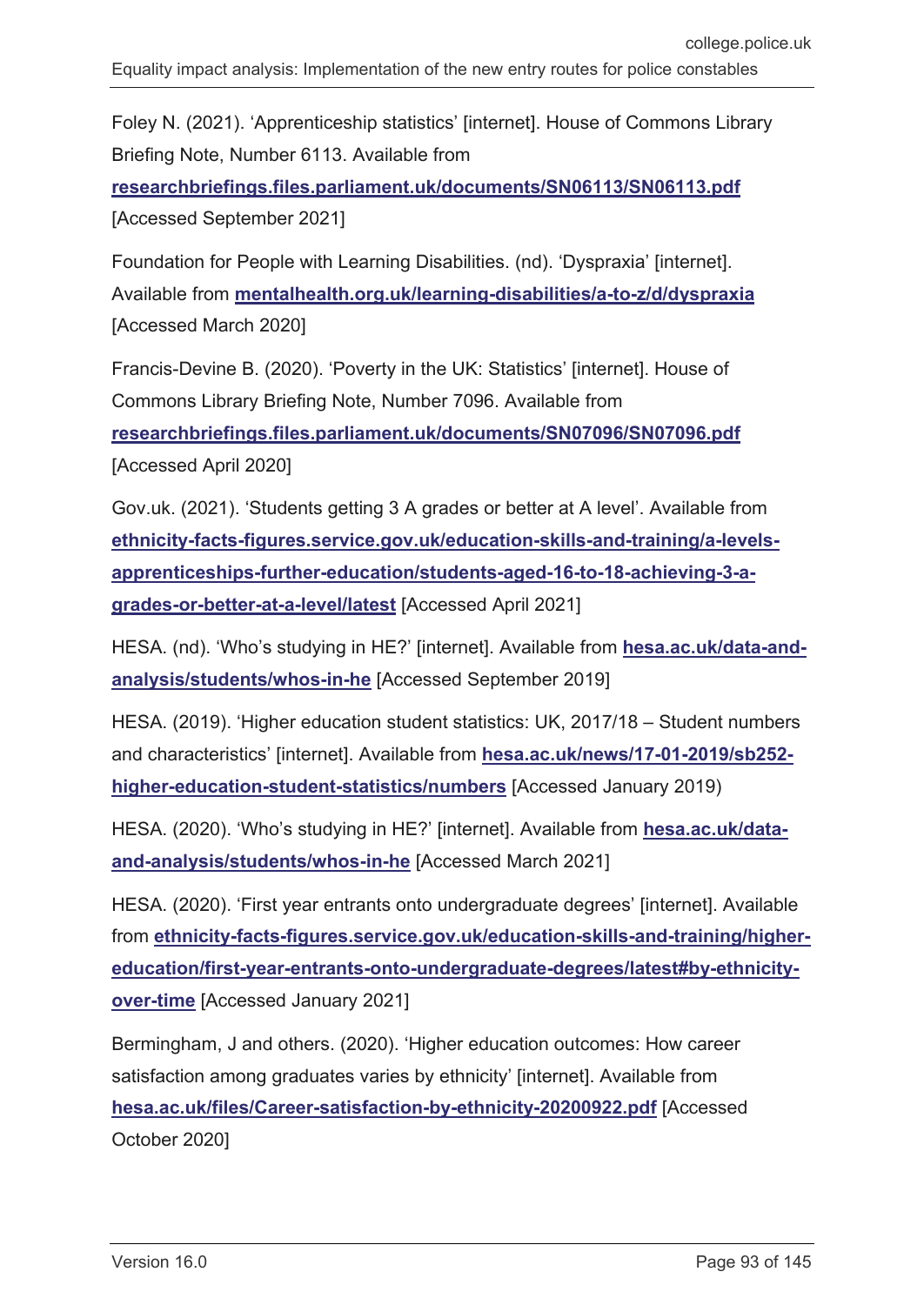Foley N. (2021). 'Apprenticeship statistics' [internet]. House of Commons Library Briefing Note, Number 6113. Available from **researchbriefings.files.parliament.uk/documents/SN06113/SN06113.pdf** [Accessed September 2021]

Foundation for People with Learning Disabilities. (nd). 'Dyspraxia' [internet]. Available from **mentalhealth.org.uk/learning-disabilities/a-to-z/d/dyspraxia** [Accessed March 2020]

Francis-Devine B. (2020). 'Poverty in the UK: Statistics' [internet]. House of Commons Library Briefing Note, Number 7096. Available from **researchbriefings.files.parliament.uk/documents/SN07096/SN07096.pdf** [Accessed April 2020]

Gov.uk. (2021). 'Students getting 3 A grades or better at A level'. Available from **ethnicity-facts-figures.service.gov.uk/education-skills-and-training/a-levels-apprenticeships-further-education/students-aged-16-to-18-achieving-3-a-grades-or-better-at-a-level/latest** [Accessed April 2021]

HESA. (nd). 'Who's studying in HE?' [internet]. Available from **hesa.ac.uk/data-and-analysis/students/whos-in-he** [Accessed September 2019]

HESA. (2019). 'Higher education student statistics: UK, 2017/18 – Student numbers and characteristics' [internet]. Available from **hesa.ac.uk/news/17-01-2019/sb252-higher-education-student-statistics/numbers** [Accessed January 2019)

HESA. (2020). 'Who's studying in HE?' [internet]. Available from **hesa.ac.uk/data-and-analysis/students/whos-in-he** [Accessed March 2021]

HESA. (2020). 'First year entrants onto undergraduate degrees' [internet]. Available from **ethnicity-facts-figures.service.gov.uk/education-skills-and-training/higher-education/first-year-entrants-onto-undergraduate-degrees/latest#by-ethnicity-over-time** [Accessed January 2021]

Bermingham, J and others. (2020). 'Higher education outcomes: How career satisfaction among graduates varies by ethnicity' [internet]. Available from **hesa.ac.uk/files/Career-satisfaction-by-ethnicity-20200922.pdf** [Accessed October 2020]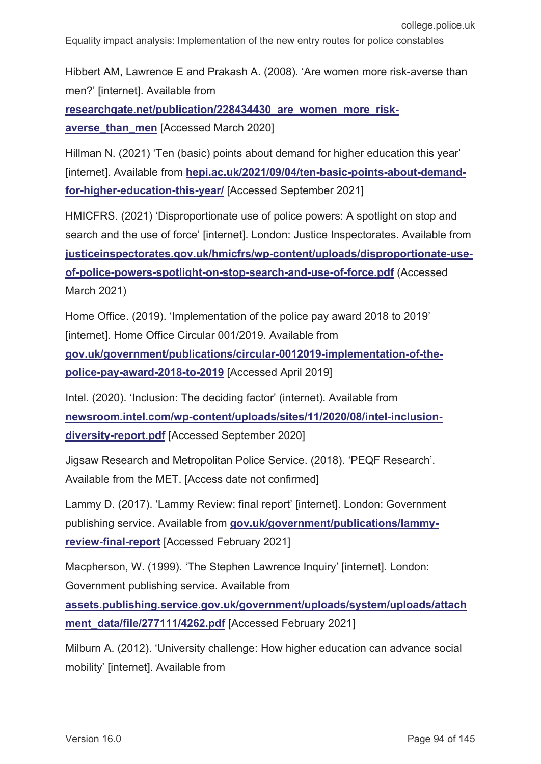Hibbert AM, Lawrence E and Prakash A. (2008). 'Are women more risk-averse than men?' [internet]. Available from **researchgate.net/publication/228434430_are_women_more_risk-averse_than_men** [Accessed March 2020]

Hillman N. (2021) 'Ten (basic) points about demand for higher education this year' [internet]. Available from **hepi.ac.uk/2021/09/04/ten-basic-points-about-demand-for-higher-education-this-year/** [Accessed September 2021]

HMICFRS. (2021) 'Disproportionate use of police powers: A spotlight on stop and search and the use of force' [internet]. London: Justice Inspectorates. Available from **justiceinspectorates.gov.uk/hmicfrs/wp-content/uploads/disproportionate-use-of-police-powers-spotlight-on-stop-search-and-use-of-force.pdf** (Accessed March 2021)

Home Office. (2019). 'Implementation of the police pay award 2018 to 2019' [internet]. Home Office Circular 001/2019. Available from **gov.uk/government/publications/circular-0012019-implementation-of-the-police-pay-award-2018-to-2019** [Accessed April 2019]

Intel. (2020). 'Inclusion: The deciding factor' (internet). Available from **newsroom.intel.com/wp-content/uploads/sites/11/2020/08/intel-inclusion-diversity-report.pdf** [Accessed September 2020]

Jigsaw Research and Metropolitan Police Service. (2018). 'PEQF Research'. Available from the MET. [Access date not confirmed]

Lammy D. (2017). 'Lammy Review: final report' [internet]. London: Government publishing service. Available from **gov.uk/government/publications/lammy-review-final-report** [Accessed February 2021]

Macpherson, W. (1999). 'The Stephen Lawrence Inquiry' [internet]. London: Government publishing service. Available from **assets.publishing.service.gov.uk/government/uploads/system/uploads/attachment_data/file/277111/4262.pdf** [Accessed February 2021]

Milburn A. (2012). 'University challenge: How higher education can advance social mobility' [internet]. Available from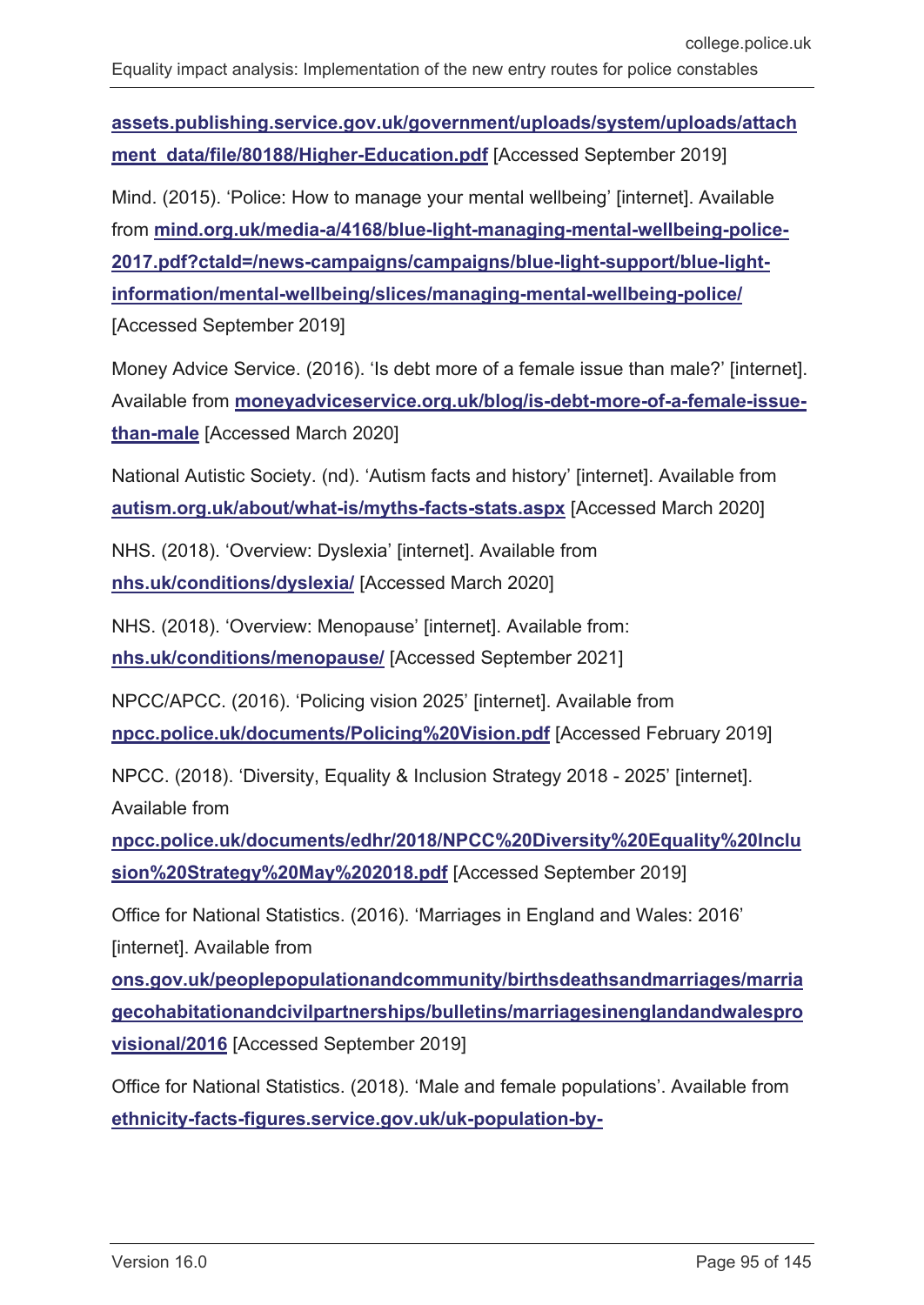**assets.publishing.service.gov.uk/government/uploads/system/uploads/attachment_data/file/80188/Higher-Education.pdf** [Accessed September 2019]

Mind. (2015). 'Police: How to manage your mental wellbeing' [internet]. Available from **mind.org.uk/media-a/4168/blue-light-managing-mental-wellbeing-police-2017.pdf?ctaId=/news-campaigns/campaigns/blue-light-support/blue-light-information/mental-wellbeing/slices/managing-mental-wellbeing-police/** [Accessed September 2019]

Money Advice Service. (2016). 'Is debt more of a female issue than male?' [internet]. Available from **moneyadviceservice.org.uk/blog/is-debt-more-of-a-female-issue-than-male** [Accessed March 2020]

National Autistic Society. (nd). 'Autism facts and history' [internet]. Available from **autism.org.uk/about/what-is/myths-facts-stats.aspx** [Accessed March 2020]

NHS. (2018). 'Overview: Dyslexia' [internet]. Available from **nhs.uk/conditions/dyslexia/** [Accessed March 2020]

NHS. (2018). 'Overview: Menopause' [internet]. Available from: **nhs.uk/conditions/menopause/** [Accessed September 2021]

NPCC/APCC. (2016). 'Policing vision 2025' [internet]. Available from **npcc.police.uk/documents/Policing%20Vision.pdf** [Accessed February 2019]

NPCC. (2018). 'Diversity, Equality & Inclusion Strategy 2018 - 2025' [internet]. Available from **npcc.police.uk/documents/edhr/2018/NPCC%20Diversity%20Equality%20Inclusion%20Strategy%20May%202018.pdf** [Accessed September 2019]

Office for National Statistics. (2016). 'Marriages in England and Wales: 2016' [internet]. Available from **ons.gov.uk/peoplepopulationandcommunity/birthsdeathsandmarriages/marriagecohabitationandcivilpartnerships/bulletins/marriagesinenglandandwalesprovisional/2016** [Accessed September 2019]

Office for National Statistics. (2018). 'Male and female populations'. Available from **ethnicity-facts-figures.service.gov.uk/uk-population-by-**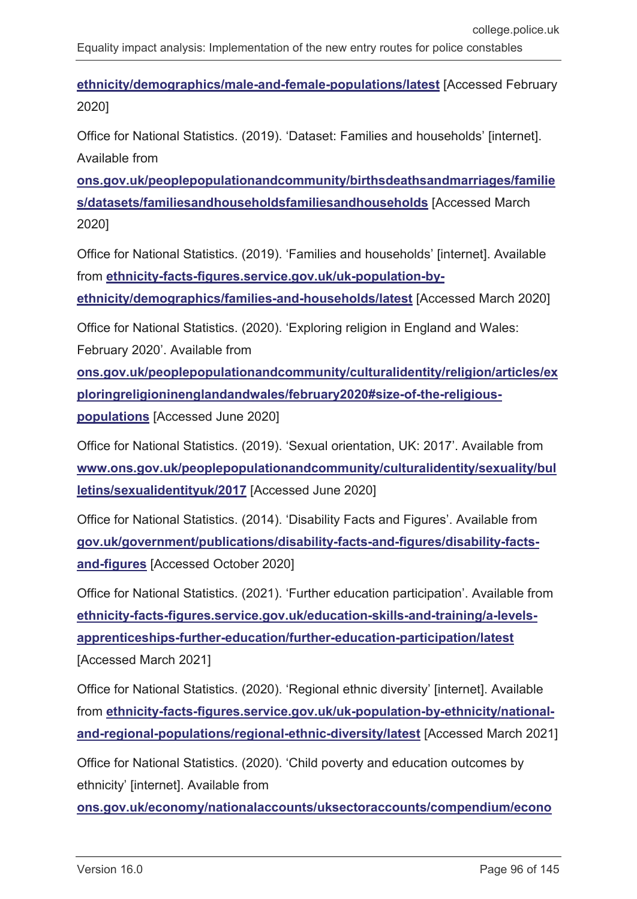**ethnicity/demographics/male-and-female-populations/latest** [Accessed February 2020]

Office for National Statistics. (2019). 'Dataset: Families and households' [internet]. Available from **ons.gov.uk/peoplepopulationandcommunity/birthsdeathsandmarriages/families/datasets/familiesandhouseholdsfamiliesandhouseholds** [Accessed March 2020]

Office for National Statistics. (2019). 'Families and households' [internet]. Available from **ethnicity-facts-figures.service.gov.uk/uk-population-by-ethnicity/demographics/families-and-households/latest** [Accessed March 2020]

Office for National Statistics. (2020). 'Exploring religion in England and Wales: February 2020'. Available from **ons.gov.uk/peoplepopulationandcommunity/culturalidentity/religion/articles/exploringreligioninenglandandwales/february2020#size-of-the-religious-populations** [Accessed June 2020]

Office for National Statistics. (2019). 'Sexual orientation, UK: 2017'. Available from **www.ons.gov.uk/peoplepopulationandcommunity/culturalidentity/sexuality/bulletins/sexualidentityuk/2017** [Accessed June 2020]

Office for National Statistics. (2014). 'Disability Facts and Figures'. Available from **gov.uk/government/publications/disability-facts-and-figures/disability-facts-and-figures** [Accessed October 2020]

Office for National Statistics. (2021). 'Further education participation'. Available from **ethnicity-facts-figures.service.gov.uk/education-skills-and-training/a-levels-apprenticeships-further-education/further-education-participation/latest** [Accessed March 2021]

Office for National Statistics. (2020). 'Regional ethnic diversity' [internet]. Available from **ethnicity-facts-figures.service.gov.uk/uk-population-by-ethnicity/national-and-regional-populations/regional-ethnic-diversity/latest** [Accessed March 2021]

Office for National Statistics. (2020). 'Child poverty and education outcomes by ethnicity' [internet]. Available from **ons.gov.uk/economy/nationalaccounts/uksectoraccounts/compendium/econo**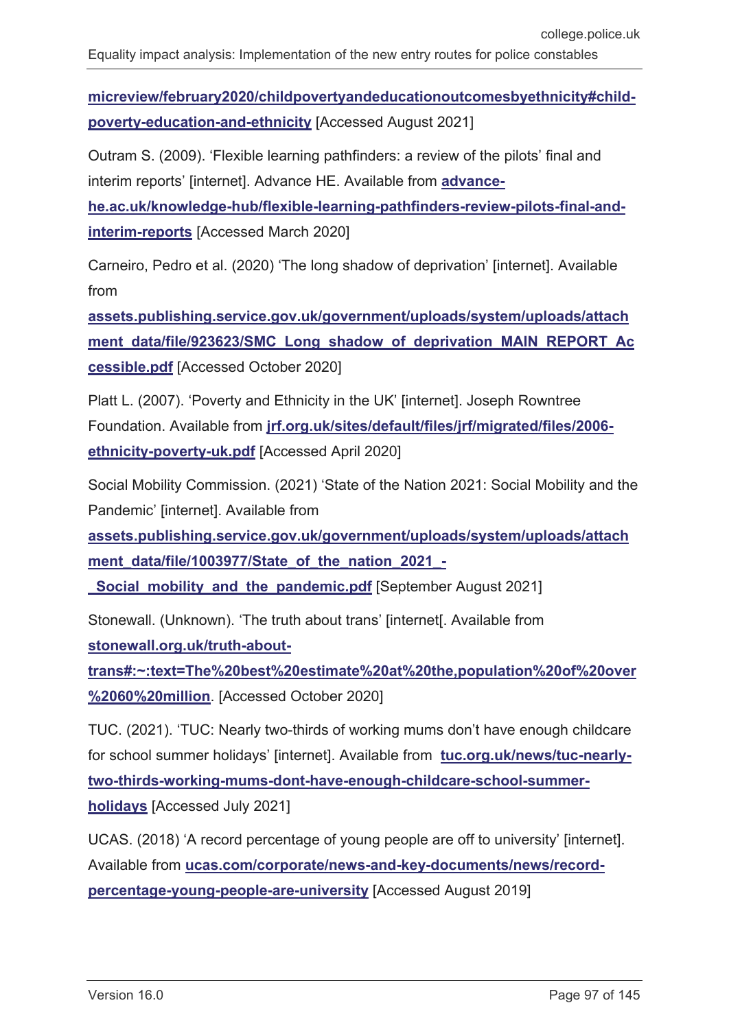**micreview/february2020/childpovertyandeducationoutcomesbyethnicity#child-poverty-education-and-ethnicity** [Accessed August 2021]

Outram S. (2009). 'Flexible learning pathfinders: a review of the pilots' final and interim reports' [internet]. Advance HE. Available from **advance-he.ac.uk/knowledge-hub/flexible-learning-pathfinders-review-pilots-final-and-interim-reports** [Accessed March 2020]

Carneiro, Pedro et al. (2020) 'The long shadow of deprivation' [internet]. Available from **assets.publishing.service.gov.uk/government/uploads/system/uploads/attachment_data/file/923623/SMC_Long_shadow_of_deprivation_MAIN_REPORT_Accessible.pdf** [Accessed October 2020]

Platt L. (2007). 'Poverty and Ethnicity in the UK' [internet]. Joseph Rowntree Foundation. Available from **jrf.org.uk/sites/default/files/jrf/migrated/files/2006-ethnicity-poverty-uk.pdf** [Accessed April 2020]

Social Mobility Commission. (2021) 'State of the Nation 2021: Social Mobility and the Pandemic' [internet]. Available from **assets.publishing.service.gov.uk/government/uploads/system/uploads/attachment_data/file/1003977/State_of_the_nation_2021_-_Social_mobility_and_the_pandemic.pdf** [September August 2021]

Stonewall. (Unknown). 'The truth about trans' [internet[. Available from **stonewall.org.uk/truth-about-trans#:~:text=The%20best%20estimate%20at%20the,population%20of%20over%2060%20million**. [Accessed October 2020]

TUC. (2021). 'TUC: Nearly two-thirds of working mums don't have enough childcare for school summer holidays' [internet]. Available from **tuc.org.uk/news/tuc-nearly-two-thirds-working-mums-dont-have-enough-childcare-school-summer-holidays** [Accessed July 2021]

UCAS. (2018) 'A record percentage of young people are off to university' [internet]. Available from **ucas.com/corporate/news-and-key-documents/news/record-percentage-young-people-are-university** [Accessed August 2019]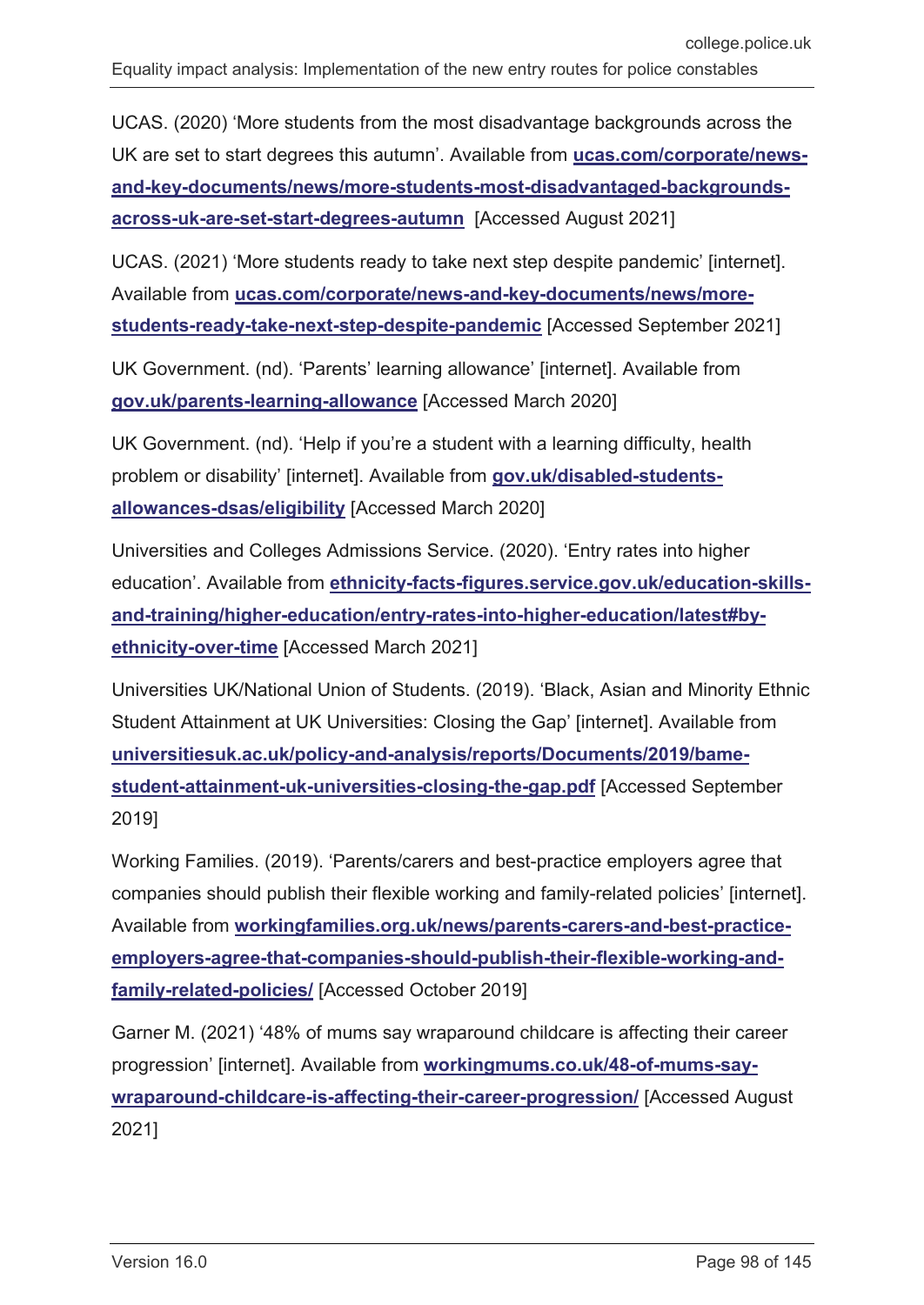UCAS. (2020) 'More students from the most disadvantage backgrounds across the UK are set to start degrees this autumn'. Available from **ucas.com/corporate/news-and-key-documents/news/more-students-most-disadvantaged-backgrounds-across-uk-are-set-start-degrees-autumn** [Accessed August 2021]

UCAS. (2021) 'More students ready to take next step despite pandemic' [internet]. Available from **ucas.com/corporate/news-and-key-documents/news/more-students-ready-take-next-step-despite-pandemic** [Accessed September 2021]

UK Government. (nd). 'Parents' learning allowance' [internet]. Available from **gov.uk/parents-learning-allowance** [Accessed March 2020]

UK Government. (nd). 'Help if you're a student with a learning difficulty, health problem or disability' [internet]. Available from **gov.uk/disabled-students-allowances-dsas/eligibility** [Accessed March 2020]

Universities and Colleges Admissions Service. (2020). 'Entry rates into higher education'. Available from **ethnicity-facts-figures.service.gov.uk/education-skills-and-training/higher-education/entry-rates-into-higher-education/latest#by-ethnicity-over-time** [Accessed March 2021]

Universities UK/National Union of Students. (2019). 'Black, Asian and Minority Ethnic Student Attainment at UK Universities: Closing the Gap' [internet]. Available from **universitiesuk.ac.uk/policy-and-analysis/reports/Documents/2019/bame-student-attainment-uk-universities-closing-the-gap.pdf** [Accessed September 2019]

Working Families. (2019). 'Parents/carers and best-practice employers agree that companies should publish their flexible working and family-related policies' [internet]. Available from **workingfamilies.org.uk/news/parents-carers-and-best-practice-employers-agree-that-companies-should-publish-their-flexible-working-and-family-related-policies/** [Accessed October 2019]

Garner M. (2021) '48% of mums say wraparound childcare is affecting their career progression' [internet]. Available from **workingmums.co.uk/48-of-mums-say-wraparound-childcare-is-affecting-their-career-progression/** [Accessed August 2021]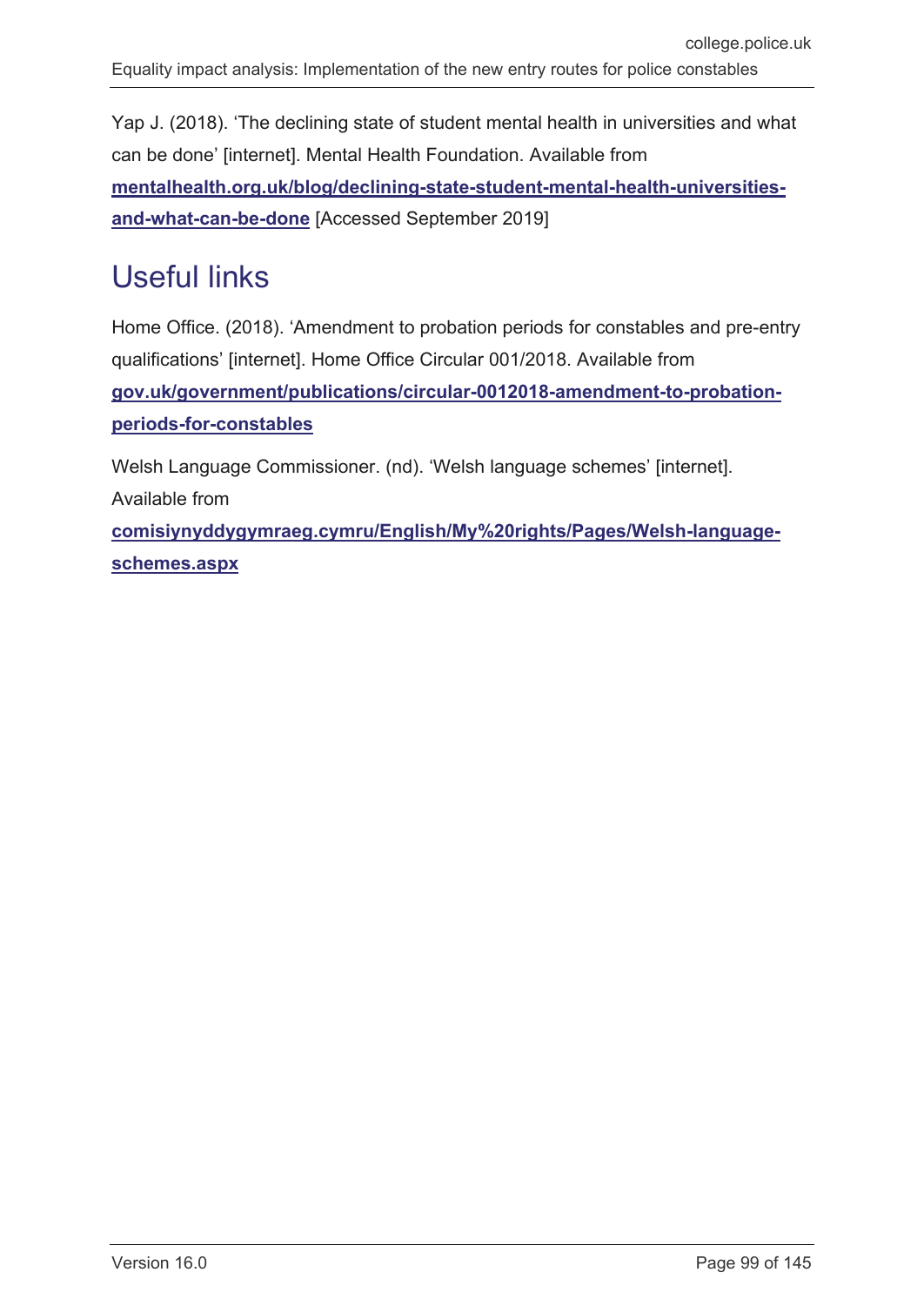Yap J. (2018). 'The declining state of student mental health in universities and what can be done' [internet]. Mental Health Foundation. Available from **mentalhealth.org.uk/blog/declining-state-student-mental-health-universities-and-what-can-be-done** [Accessed September 2019]

## Useful links

Home Office. (2018). 'Amendment to probation periods for constables and pre-entry qualifications' [internet]. Home Office Circular 001/2018. Available from **gov.uk/government/publications/circular-0012018-amendment-to-probation-periods-for-constables**

Welsh Language Commissioner. (nd). 'Welsh language schemes' [internet]. Available from **comisiynyddygymraeg.cymru/English/My%20rights/Pages/Welsh-language-schemes.aspx**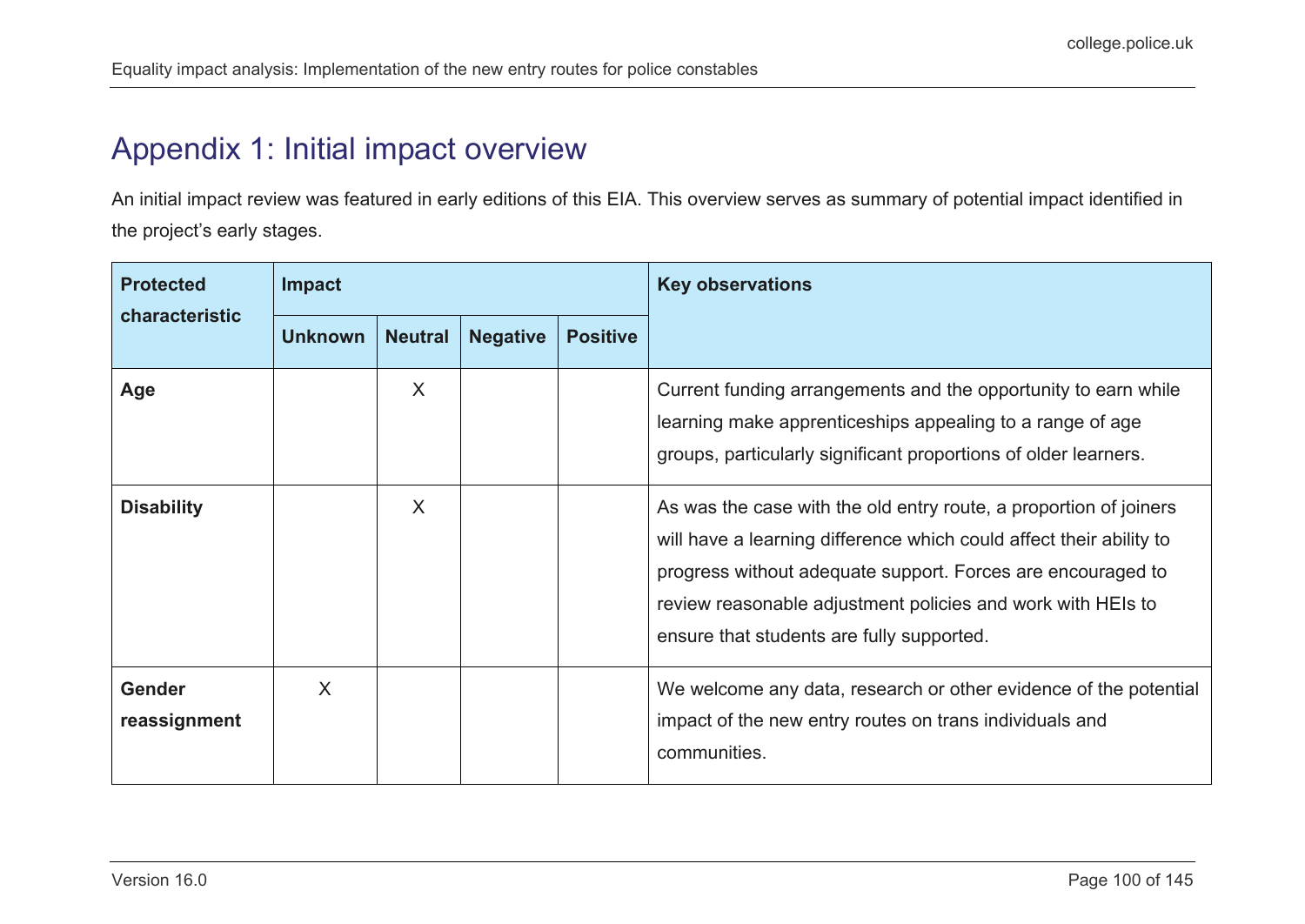# Appendix 1: Initial impact overview

An initial impact review was featured in early editions of this EIA. This overview serves as summary of potential impact identified in the project's early stages.

| Protected characteristic | Impact | | | | Key observations |
|---|---|---|---|---|---|
| | Unknown | Neutral | Negative | Positive | |
| **Age** | | X | | | Current funding arrangements and the opportunity to earn while learning make apprenticeships appealing to a range of age groups, particularly significant proportions of older learners. |
| **Disability** | | X | | | As was the case with the old entry route, a proportion of joiners will have a learning difference which could affect their ability to progress without adequate support. Forces are encouraged to review reasonable adjustment policies and work with HEIs to ensure that students are fully supported. |
| **Gender reassignment** | X | | | | We welcome any data, research or other evidence of the potential impact of the new entry routes on trans individuals and communities. |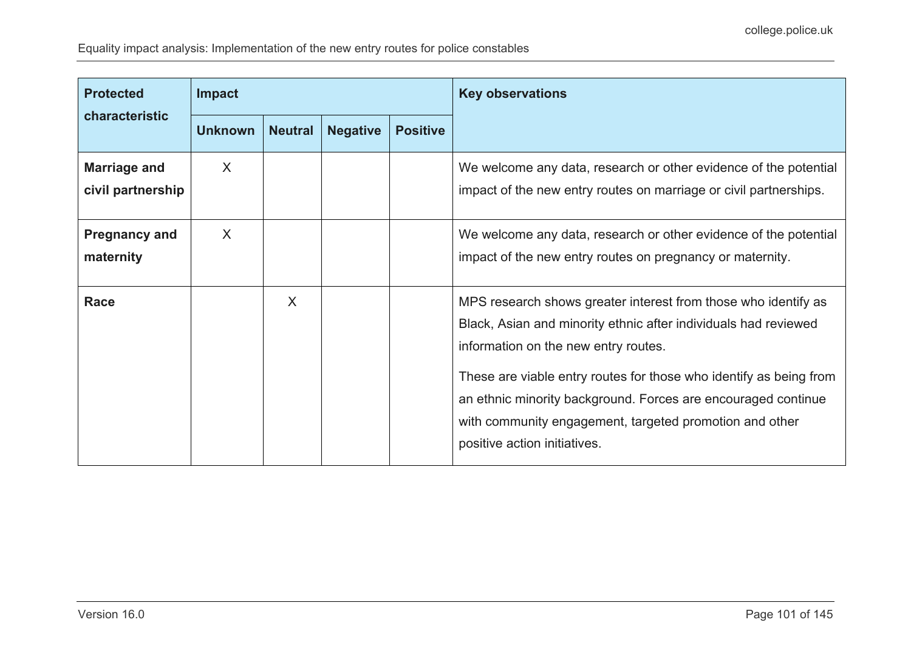| Protected characteristic | Impact | | | | Key observations |
|---|---|---|---|---|---|
| | Unknown | Neutral | Negative | Positive | |
| **Marriage and civil partnership** | X | | | | We welcome any data, research or other evidence of the potential impact of the new entry routes on marriage or civil partnerships. |
| **Pregnancy and maternity** | X | | | | We welcome any data, research or other evidence of the potential impact of the new entry routes on pregnancy or maternity. |
| **Race** | | X | | | MPS research shows greater interest from those who identify as Black, Asian and minority ethnic after individuals had reviewed information on the new entry routes.<br><br>These are viable entry routes for those who identify as being from an ethnic minority background. Forces are encouraged continue with community engagement, targeted promotion and other positive action initiatives. |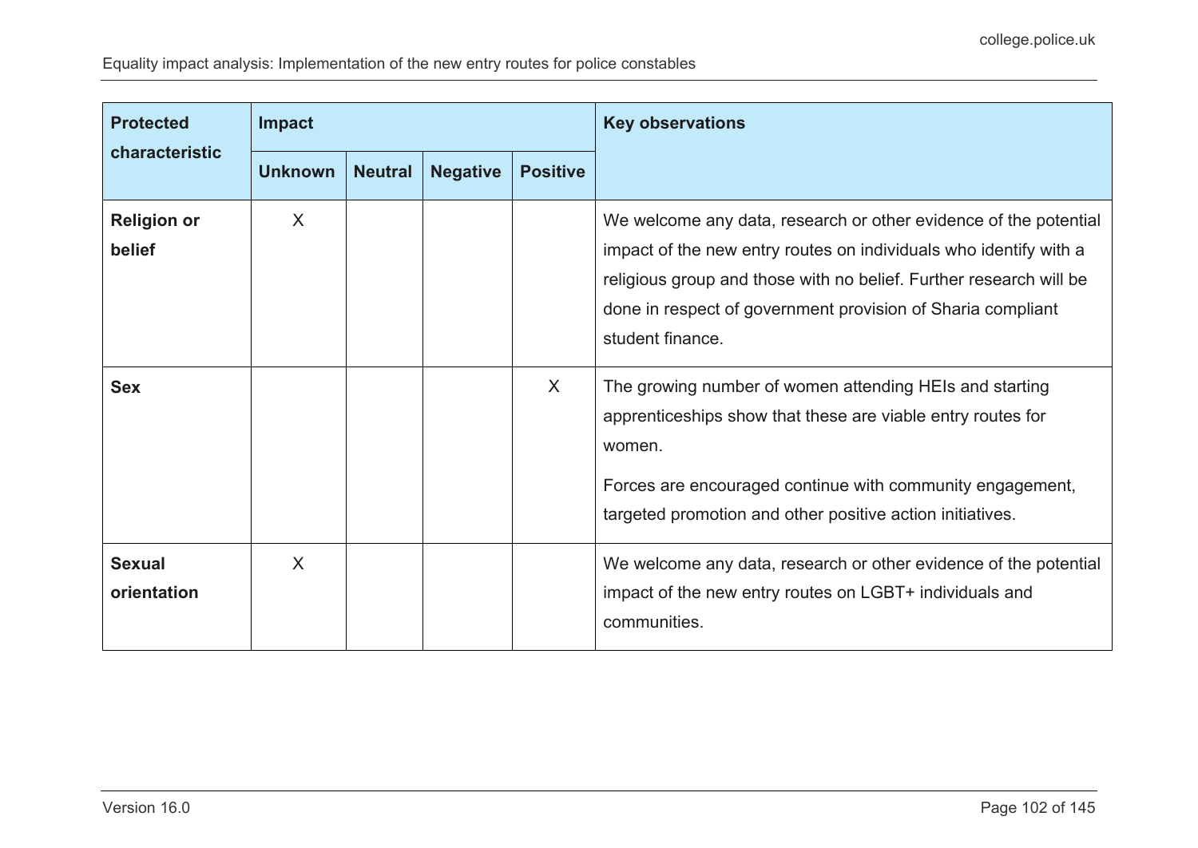| Protected characteristic | Impact | | | | Key observations |
|---|---|---|---|---|---|
| | Unknown | Neutral | Negative | Positive | |
| **Religion or belief** | X | | | | We welcome any data, research or other evidence of the potential impact of the new entry routes on individuals who identify with a religious group and those with no belief. Further research will be done in respect of government provision of Sharia compliant student finance. |
| **Sex** | | | | X | The growing number of women attending HEIs and starting apprenticeships show that these are viable entry routes for women.<br><br>Forces are encouraged continue with community engagement, targeted promotion and other positive action initiatives. |
| **Sexual orientation** | X | | | | We welcome any data, research or other evidence of the potential impact of the new entry routes on LGBT+ individuals and communities. |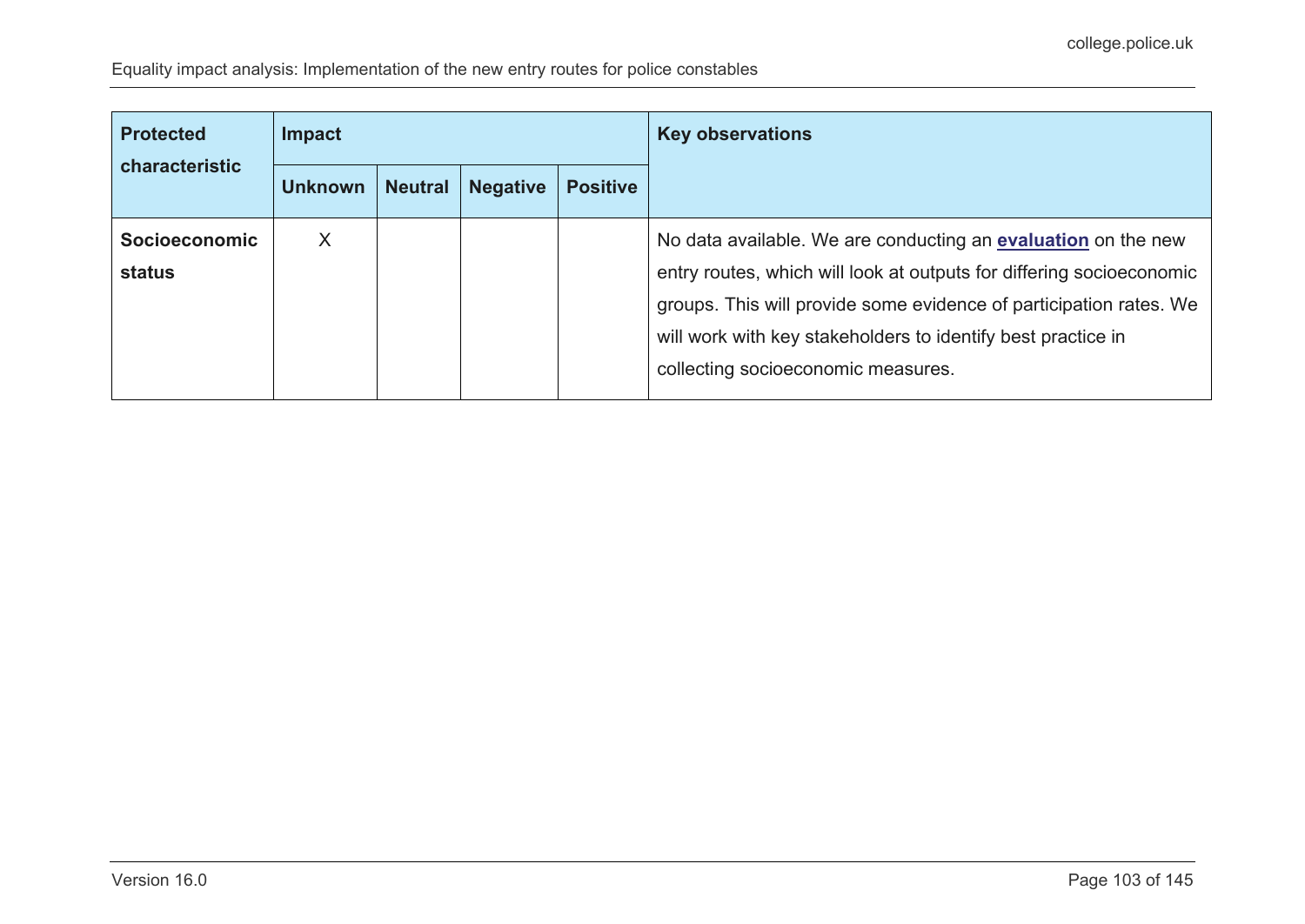| Protected characteristic | Impact | | | | Key observations |
|---|---|---|---|---|---|
| | Unknown | Neutral | Negative | Positive | |
| **Socioeconomic status** | X | | | | No data available. We are conducting an **evaluation** on the new entry routes, which will look at outputs for differing socioeconomic groups. This will provide some evidence of participation rates. We will work with key stakeholders to identify best practice in collecting socioeconomic measures. |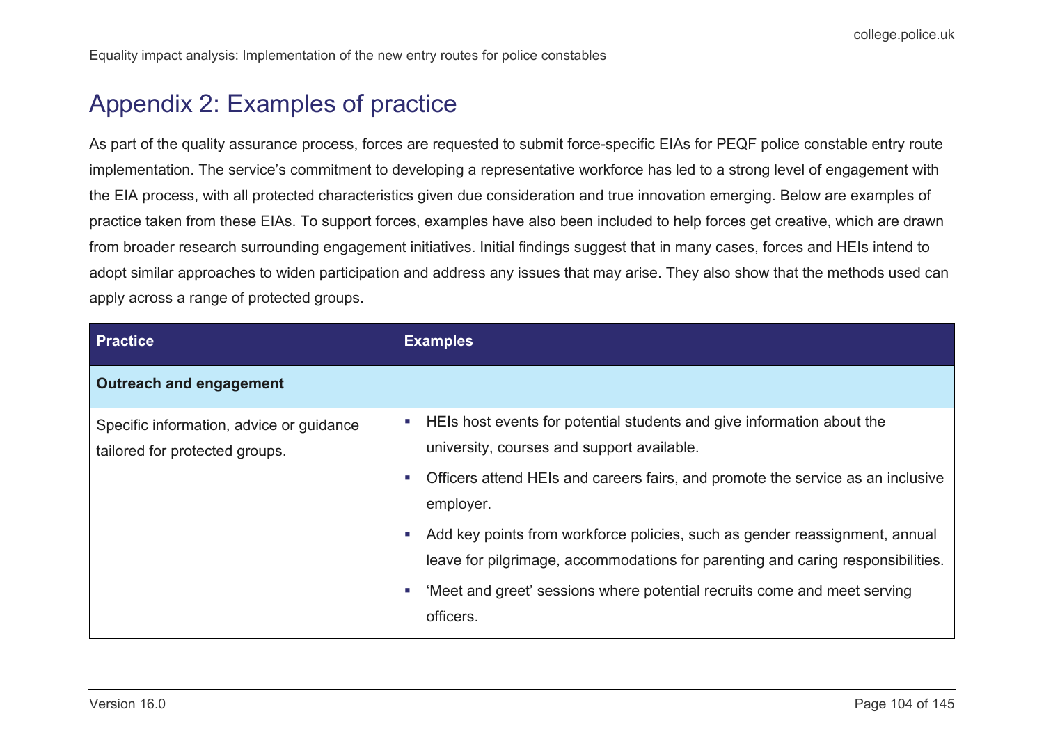## Appendix 2: Examples of practice

As part of the quality assurance process, forces are requested to submit force-specific EIAs for PEQF police constable entry route implementation. The service's commitment to developing a representative workforce has led to a strong level of engagement with the EIA process, with all protected characteristics given due consideration and true innovation emerging. Below are examples of practice taken from these EIAs. To support forces, examples have also been included to help forces get creative, which are drawn from broader research surrounding engagement initiatives. Initial findings suggest that in many cases, forces and HEIs intend to adopt similar approaches to widen participation and address any issues that may arise. They also show that the methods used can apply across a range of protected groups.

| Practice | Examples |
| --- | --- |
| **Outreach and engagement** | |
| Specific information, advice or guidance tailored for protected groups. | ▪ HEIs host events for potential students and give information about the university, courses and support available.<br>▪ Officers attend HEIs and careers fairs, and promote the service as an inclusive employer.<br>▪ Add key points from workforce policies, such as gender reassignment, annual leave for pilgrimage, accommodations for parenting and caring responsibilities.<br>▪ 'Meet and greet' sessions where potential recruits come and meet serving officers. |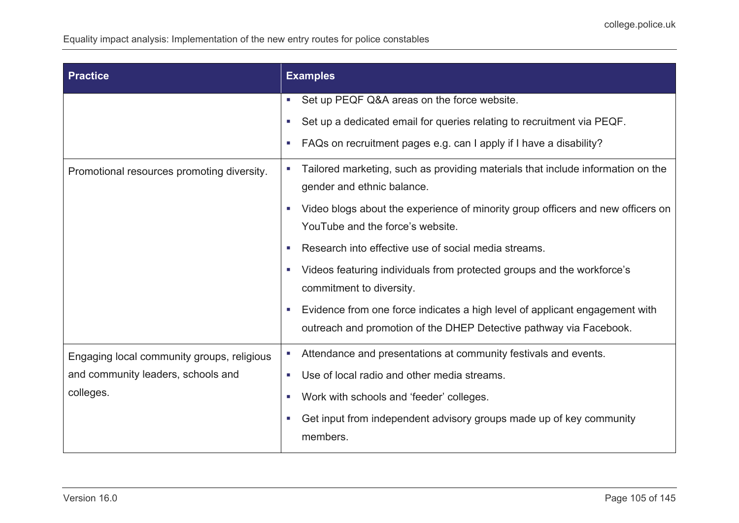| Practice | Examples |
|---|---|
| | ▪ Set up PEQF Q&A areas on the force website.<br>▪ Set up a dedicated email for queries relating to recruitment via PEQF.<br>▪ FAQs on recruitment pages e.g. can I apply if I have a disability? |
| Promotional resources promoting diversity. | ▪ Tailored marketing, such as providing materials that include information on the gender and ethnic balance.<br>▪ Video blogs about the experience of minority group officers and new officers on YouTube and the force's website.<br>▪ Research into effective use of social media streams.<br>▪ Videos featuring individuals from protected groups and the workforce's commitment to diversity.<br>▪ Evidence from one force indicates a high level of applicant engagement with outreach and promotion of the DHEP Detective pathway via Facebook. |
| Engaging local community groups, religious and community leaders, schools and colleges. | ▪ Attendance and presentations at community festivals and events.<br>▪ Use of local radio and other media streams.<br>▪ Work with schools and 'feeder' colleges.<br>▪ Get input from independent advisory groups made up of key community members. |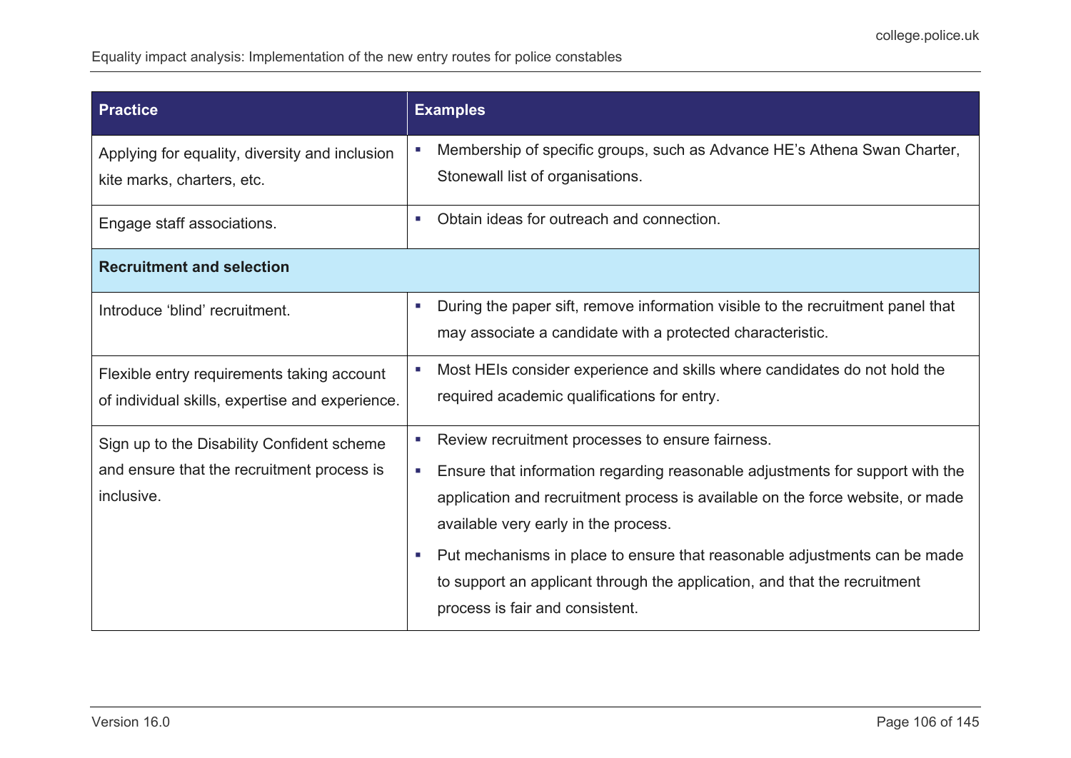| Practice | Examples |
|---|---|
| Applying for equality, diversity and inclusion kite marks, charters, etc. | ▪ Membership of specific groups, such as Advance HE's Athena Swan Charter, Stonewall list of organisations. |
| Engage staff associations. | ▪ Obtain ideas for outreach and connection. |
| **Recruitment and selection** | |
| Introduce 'blind' recruitment. | ▪ During the paper sift, remove information visible to the recruitment panel that may associate a candidate with a protected characteristic. |
| Flexible entry requirements taking account of individual skills, expertise and experience. | ▪ Most HEIs consider experience and skills where candidates do not hold the required academic qualifications for entry. |
| Sign up to the Disability Confident scheme and ensure that the recruitment process is inclusive. | ▪ Review recruitment processes to ensure fairness.<br>▪ Ensure that information regarding reasonable adjustments for support with the application and recruitment process is available on the force website, or made available very early in the process.<br>▪ Put mechanisms in place to ensure that reasonable adjustments can be made to support an applicant through the application, and that the recruitment process is fair and consistent. |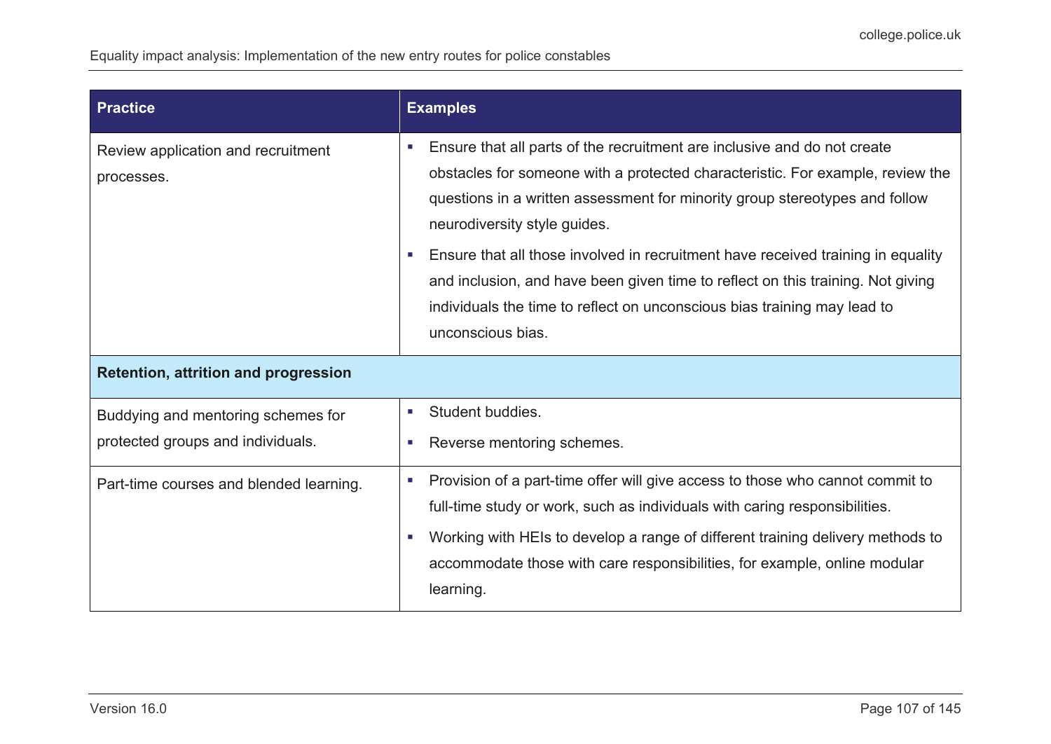| Practice | Examples |
|---|---|
| Review application and recruitment processes. | ▪ Ensure that all parts of the recruitment are inclusive and do not create obstacles for someone with a protected characteristic. For example, review the questions in a written assessment for minority group stereotypes and follow neurodiversity style guides.<br>▪ Ensure that all those involved in recruitment have received training in equality and inclusion, and have been given time to reflect on this training. Not giving individuals the time to reflect on unconscious bias training may lead to unconscious bias. |
| **Retention, attrition and progression** | |
| Buddying and mentoring schemes for protected groups and individuals. | ▪ Student buddies.<br>▪ Reverse mentoring schemes. |
| Part-time courses and blended learning. | ▪ Provision of a part-time offer will give access to those who cannot commit to full-time study or work, such as individuals with caring responsibilities.<br>▪ Working with HEIs to develop a range of different training delivery methods to accommodate those with care responsibilities, for example, online modular learning. |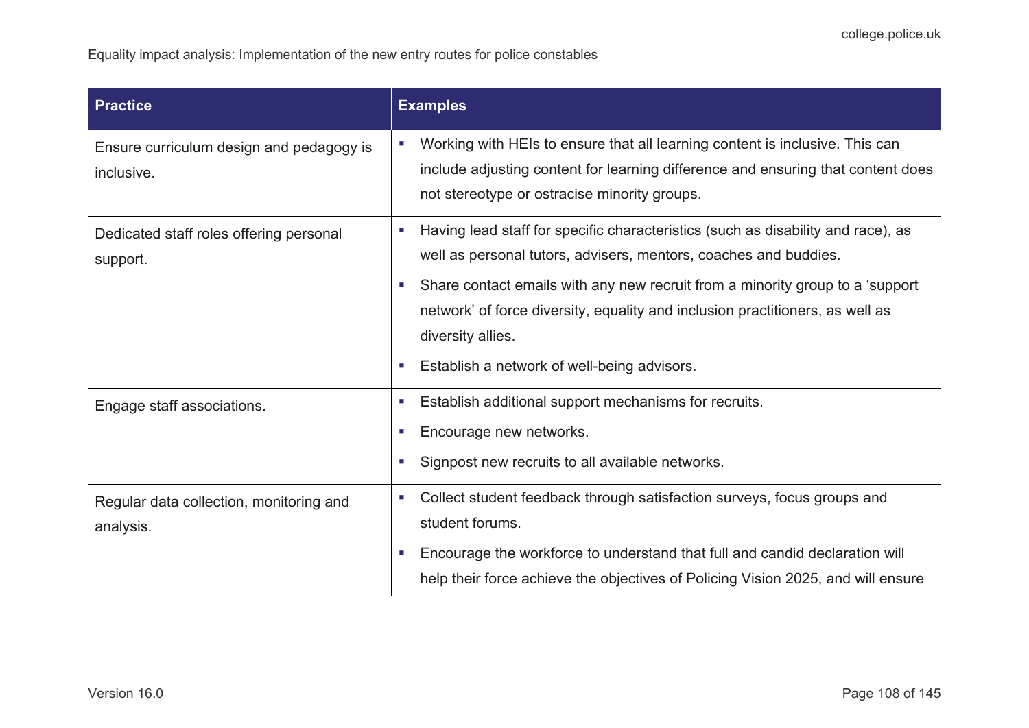| Practice | Examples |
|---|---|
| Ensure curriculum design and pedagogy is inclusive. | ▪ Working with HEIs to ensure that all learning content is inclusive. This can include adjusting content for learning difference and ensuring that content does not stereotype or ostracise minority groups. |
| Dedicated staff roles offering personal support. | ▪ Having lead staff for specific characteristics (such as disability and race), as well as personal tutors, advisers, mentors, coaches and buddies.<br>▪ Share contact emails with any new recruit from a minority group to a 'support network' of force diversity, equality and inclusion practitioners, as well as diversity allies.<br>▪ Establish a network of well-being advisors. |
| Engage staff associations. | ▪ Establish additional support mechanisms for recruits.<br>▪ Encourage new networks.<br>▪ Signpost new recruits to all available networks. |
| Regular data collection, monitoring and analysis. | ▪ Collect student feedback through satisfaction surveys, focus groups and student forums.<br>▪ Encourage the workforce to understand that full and candid declaration will help their force achieve the objectives of Policing Vision 2025, and will ensure |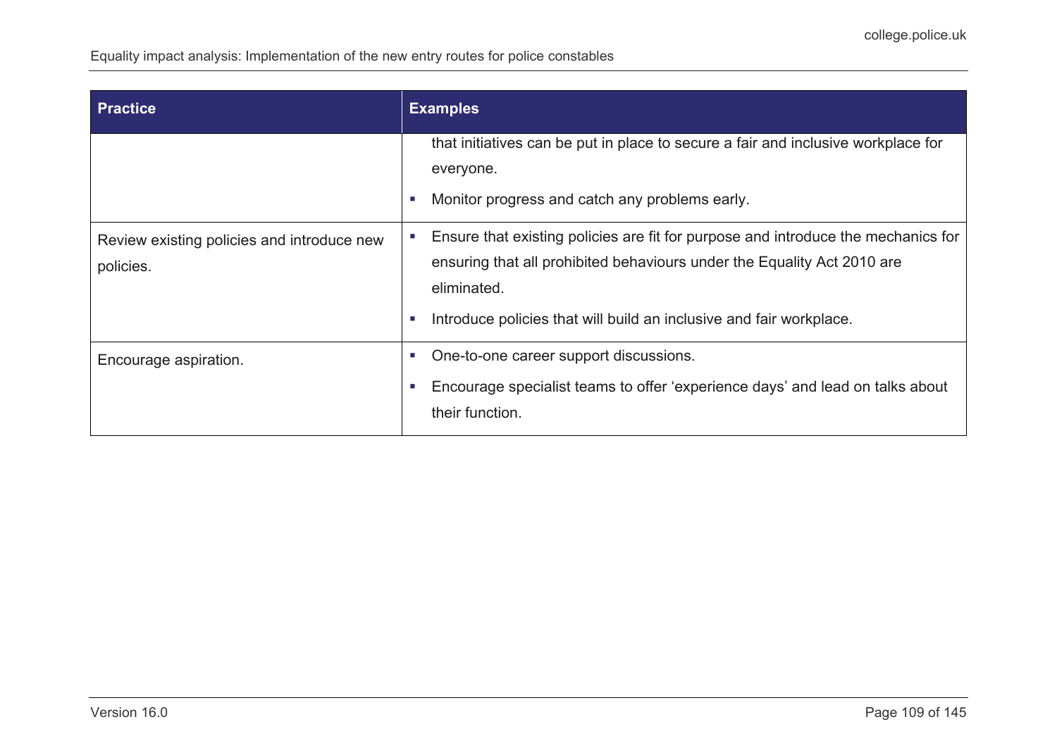| Practice | Examples |
|---|---|
| | that initiatives can be put in place to secure a fair and inclusive workplace for everyone.<br>▪ Monitor progress and catch any problems early. |
| Review existing policies and introduce new policies. | ▪ Ensure that existing policies are fit for purpose and introduce the mechanics for ensuring that all prohibited behaviours under the Equality Act 2010 are eliminated.<br>▪ Introduce policies that will build an inclusive and fair workplace. |
| Encourage aspiration. | ▪ One-to-one career support discussions.<br>▪ Encourage specialist teams to offer 'experience days' and lead on talks about their function. |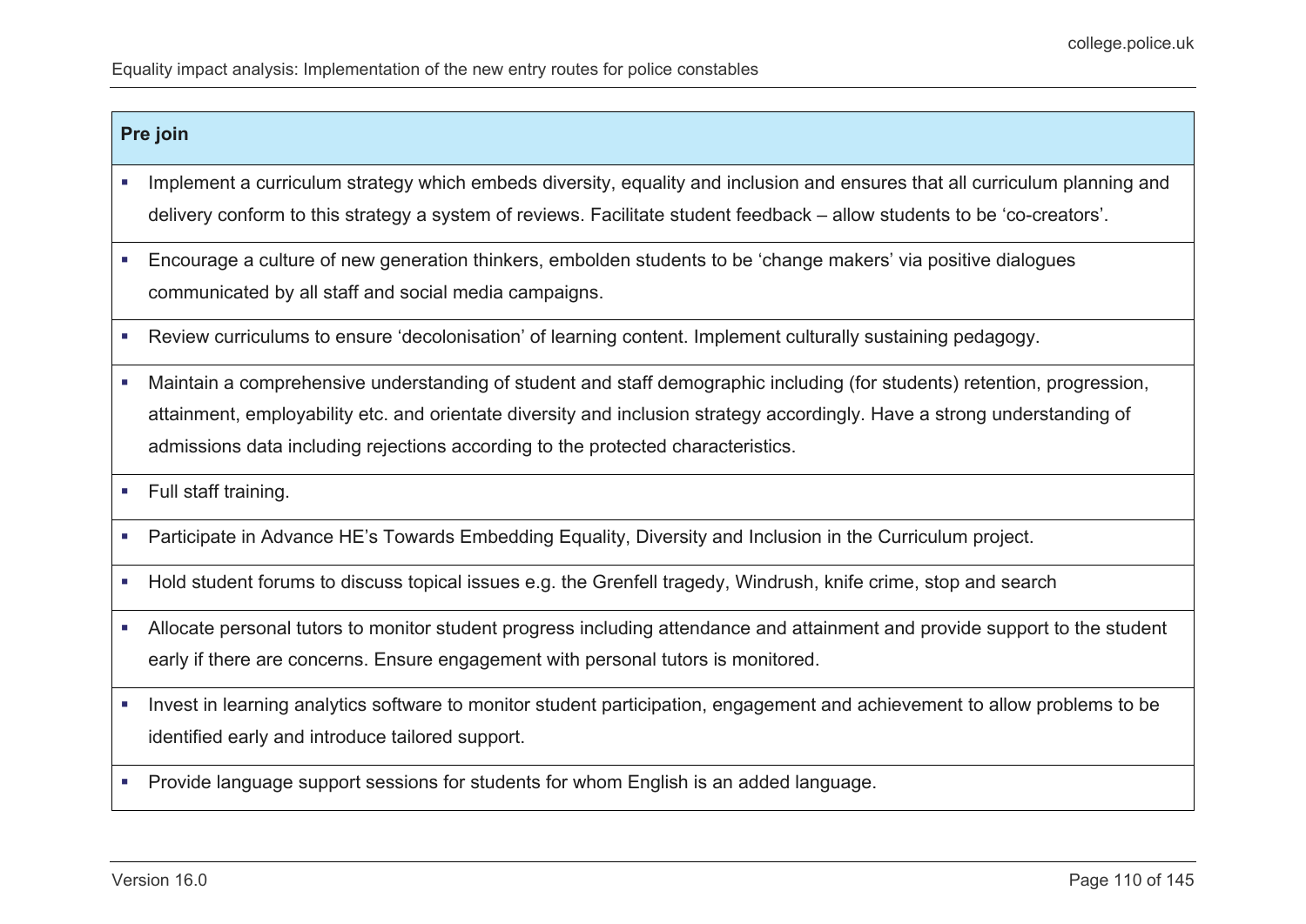| Pre join |
| --- |
| ▪ Implement a curriculum strategy which embeds diversity, equality and inclusion and ensures that all curriculum planning and delivery conform to this strategy a system of reviews. Facilitate student feedback – allow students to be ‘co-creators’. |
| ▪ Encourage a culture of new generation thinkers, embolden students to be ‘change makers’ via positive dialogues communicated by all staff and social media campaigns. |
| ▪ Review curriculums to ensure ‘decolonisation’ of learning content. Implement culturally sustaining pedagogy. |
| ▪ Maintain a comprehensive understanding of student and staff demographic including (for students) retention, progression, attainment, employability etc. and orientate diversity and inclusion strategy accordingly. Have a strong understanding of admissions data including rejections according to the protected characteristics. |
| ▪ Full staff training. |
| ▪ Participate in Advance HE’s Towards Embedding Equality, Diversity and Inclusion in the Curriculum project. |
| ▪ Hold student forums to discuss topical issues e.g. the Grenfell tragedy, Windrush, knife crime, stop and search |
| ▪ Allocate personal tutors to monitor student progress including attendance and attainment and provide support to the student early if there are concerns. Ensure engagement with personal tutors is monitored. |
| ▪ Invest in learning analytics software to monitor student participation, engagement and achievement to allow problems to be identified early and introduce tailored support. |
| ▪ Provide language support sessions for students for whom English is an added language. |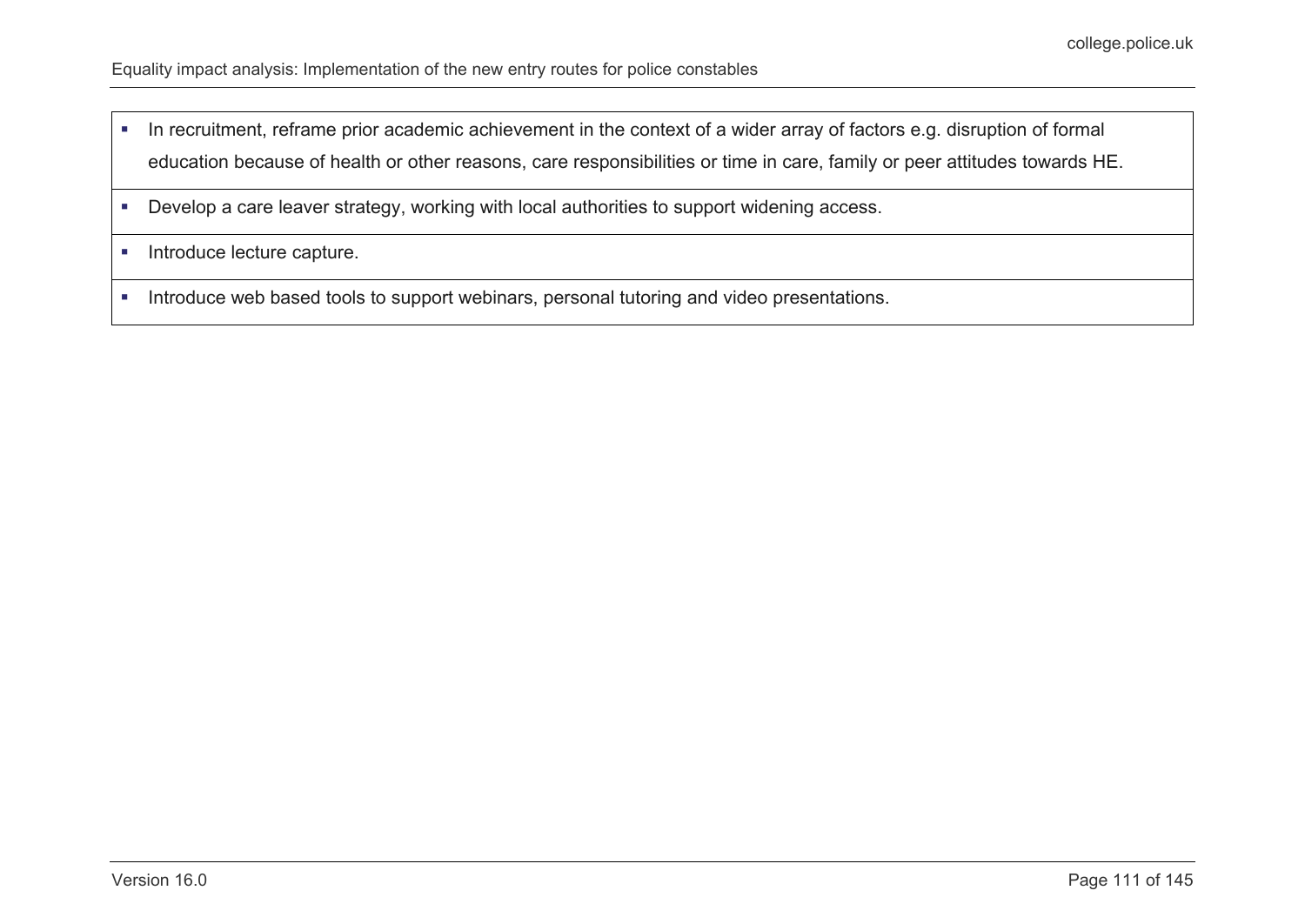|  |
| --- |
| ▪ In recruitment, reframe prior academic achievement in the context of a wider array of factors e.g. disruption of formal education because of health or other reasons, care responsibilities or time in care, family or peer attitudes towards HE. |
| ▪ Develop a care leaver strategy, working with local authorities to support widening access. |
| ▪ Introduce lecture capture. |
| ▪ Introduce web based tools to support webinars, personal tutoring and video presentations. |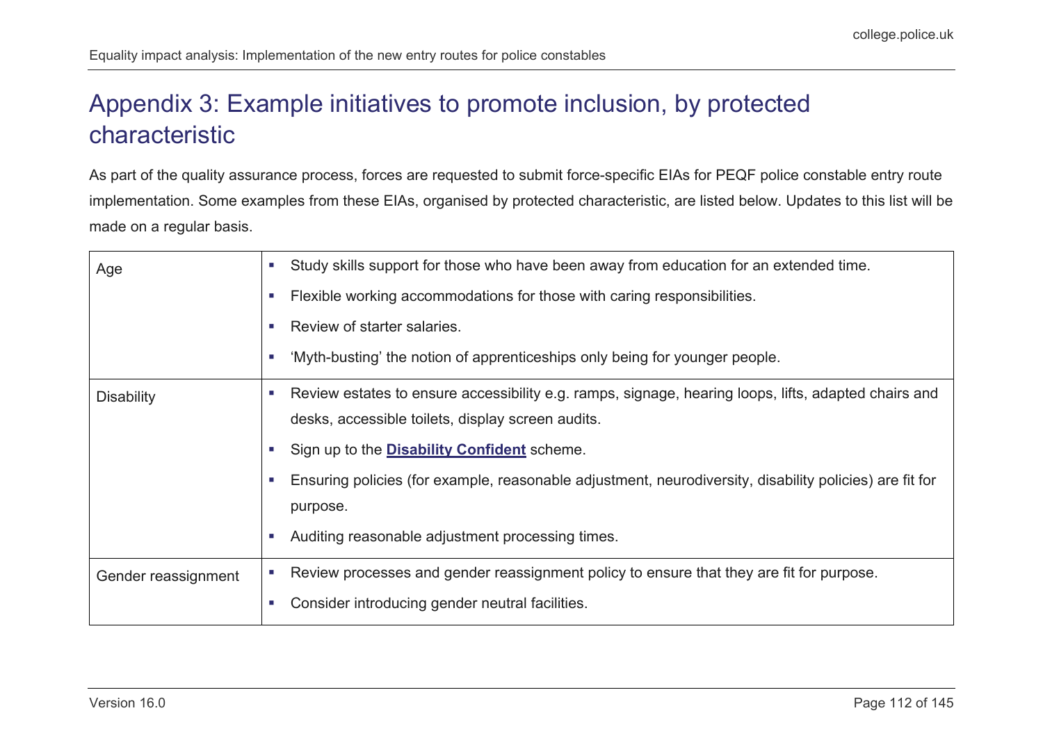# Appendix 3: Example initiatives to promote inclusion, by protected characteristic

As part of the quality assurance process, forces are requested to submit force-specific EIAs for PEQF police constable entry route implementation. Some examples from these EIAs, organised by protected characteristic, are listed below. Updates to this list will be made on a regular basis.

| | |
|---|---|
| Age | ▪ Study skills support for those who have been away from education for an extended time.<br>▪ Flexible working accommodations for those with caring responsibilities.<br>▪ Review of starter salaries.<br>▪ 'Myth-busting' the notion of apprenticeships only being for younger people. |
| Disability | ▪ Review estates to ensure accessibility e.g. ramps, signage, hearing loops, lifts, adapted chairs and desks, accessible toilets, display screen audits.<br>▪ Sign up to the **Disability Confident** scheme.<br>▪ Ensuring policies (for example, reasonable adjustment, neurodiversity, disability policies) are fit for purpose.<br>▪ Auditing reasonable adjustment processing times. |
| Gender reassignment | ▪ Review processes and gender reassignment policy to ensure that they are fit for purpose.<br>▪ Consider introducing gender neutral facilities. |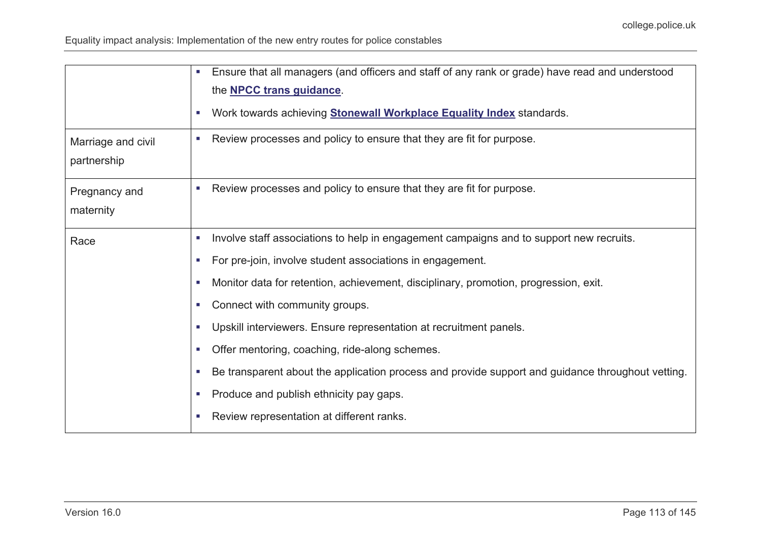| | |
|---|---|
| | ▪ Ensure that all managers (and officers and staff of any rank or grade) have read and understood the **NPCC trans guidance**.<br>▪ Work towards achieving **Stonewall Workplace Equality Index** standards. |
| Marriage and civil partnership | ▪ Review processes and policy to ensure that they are fit for purpose. |
| Pregnancy and maternity | ▪ Review processes and policy to ensure that they are fit for purpose. |
| Race | ▪ Involve staff associations to help in engagement campaigns and to support new recruits.<br>▪ For pre-join, involve student associations in engagement.<br>▪ Monitor data for retention, achievement, disciplinary, promotion, progression, exit.<br>▪ Connect with community groups.<br>▪ Upskill interviewers. Ensure representation at recruitment panels.<br>▪ Offer mentoring, coaching, ride-along schemes.<br>▪ Be transparent about the application process and provide support and guidance throughout vetting.<br>▪ Produce and publish ethnicity pay gaps.<br>▪ Review representation at different ranks. |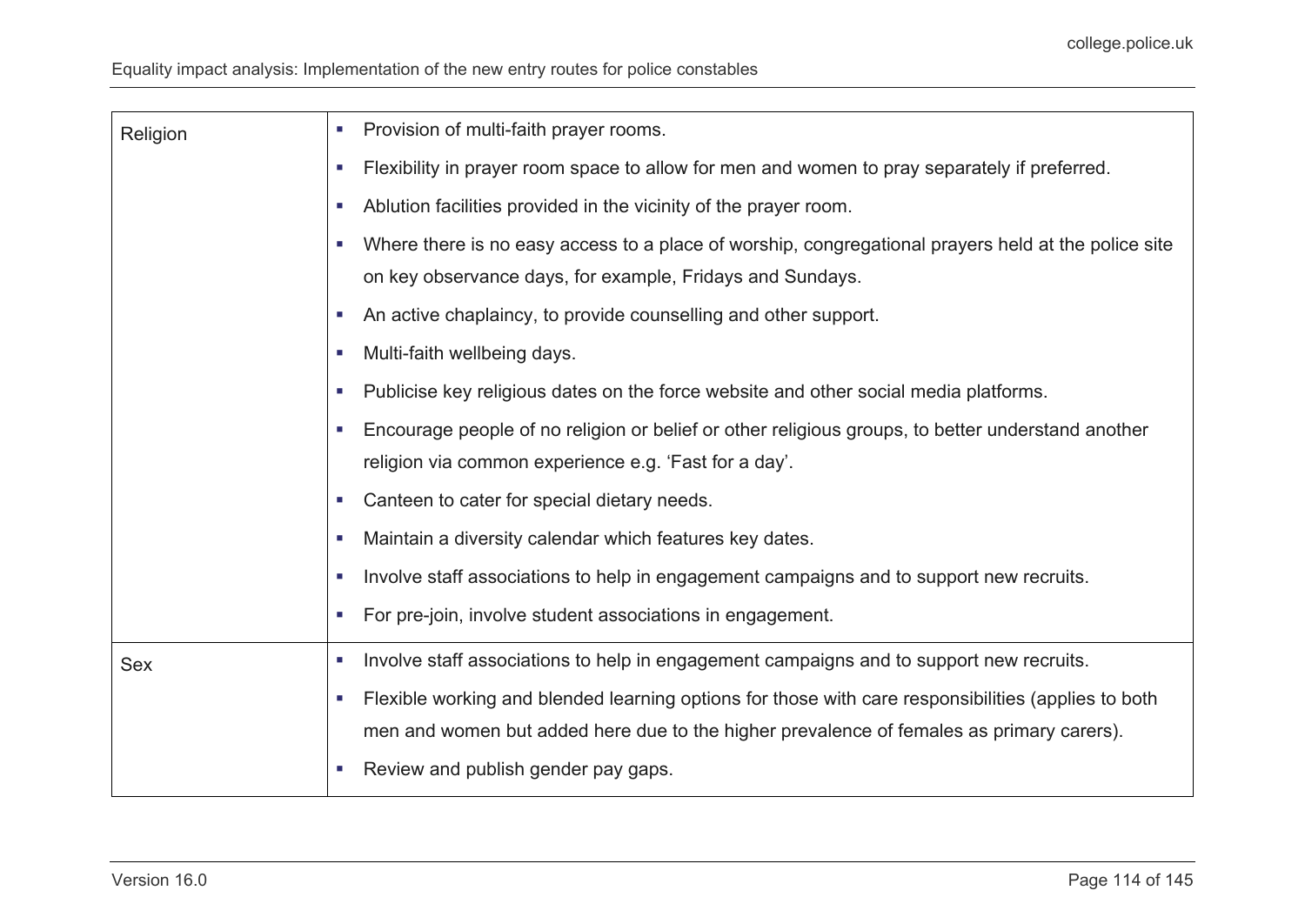| | |
|---|---|
| Religion | ▪ Provision of multi-faith prayer rooms.<br>▪ Flexibility in prayer room space to allow for men and women to pray separately if preferred.<br>▪ Ablution facilities provided in the vicinity of the prayer room.<br>▪ Where there is no easy access to a place of worship, congregational prayers held at the police site on key observance days, for example, Fridays and Sundays.<br>▪ An active chaplaincy, to provide counselling and other support.<br>▪ Multi-faith wellbeing days.<br>▪ Publicise key religious dates on the force website and other social media platforms.<br>▪ Encourage people of no religion or belief or other religious groups, to better understand another religion via common experience e.g. 'Fast for a day'.<br>▪ Canteen to cater for special dietary needs.<br>▪ Maintain a diversity calendar which features key dates.<br>▪ Involve staff associations to help in engagement campaigns and to support new recruits.<br>▪ For pre-join, involve student associations in engagement. |
| Sex | ▪ Involve staff associations to help in engagement campaigns and to support new recruits.<br>▪ Flexible working and blended learning options for those with care responsibilities (applies to both men and women but added here due to the higher prevalence of females as primary carers).<br>▪ Review and publish gender pay gaps. |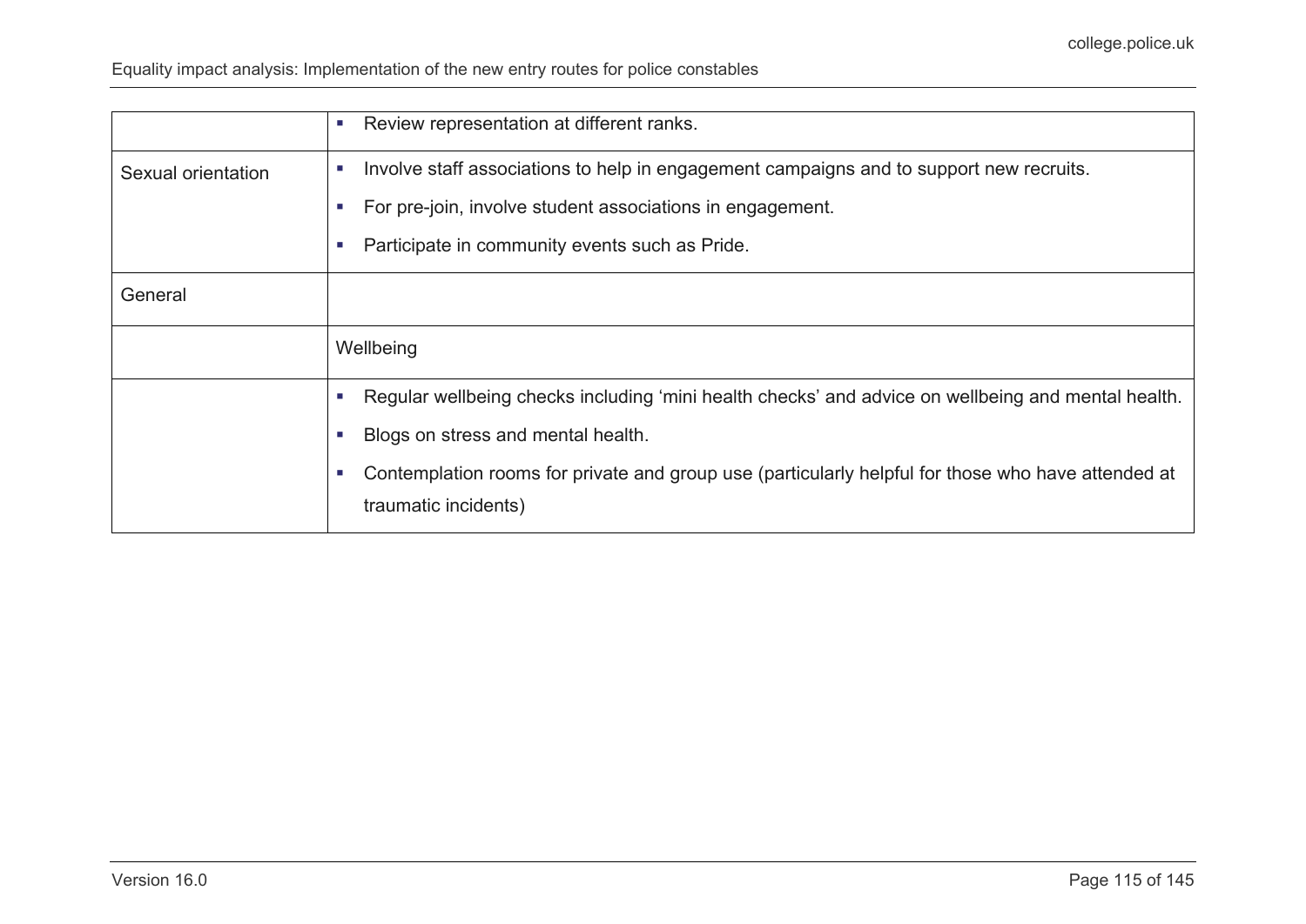| | |
|---|---|
| | ▪ Review representation at different ranks. |
| Sexual orientation | ▪ Involve staff associations to help in engagement campaigns and to support new recruits.<br>▪ For pre-join, involve student associations in engagement.<br>▪ Participate in community events such as Pride. |
| General | |
| | Wellbeing |
| | ▪ Regular wellbeing checks including 'mini health checks' and advice on wellbeing and mental health.<br>▪ Blogs on stress and mental health.<br>▪ Contemplation rooms for private and group use (particularly helpful for those who have attended at traumatic incidents) |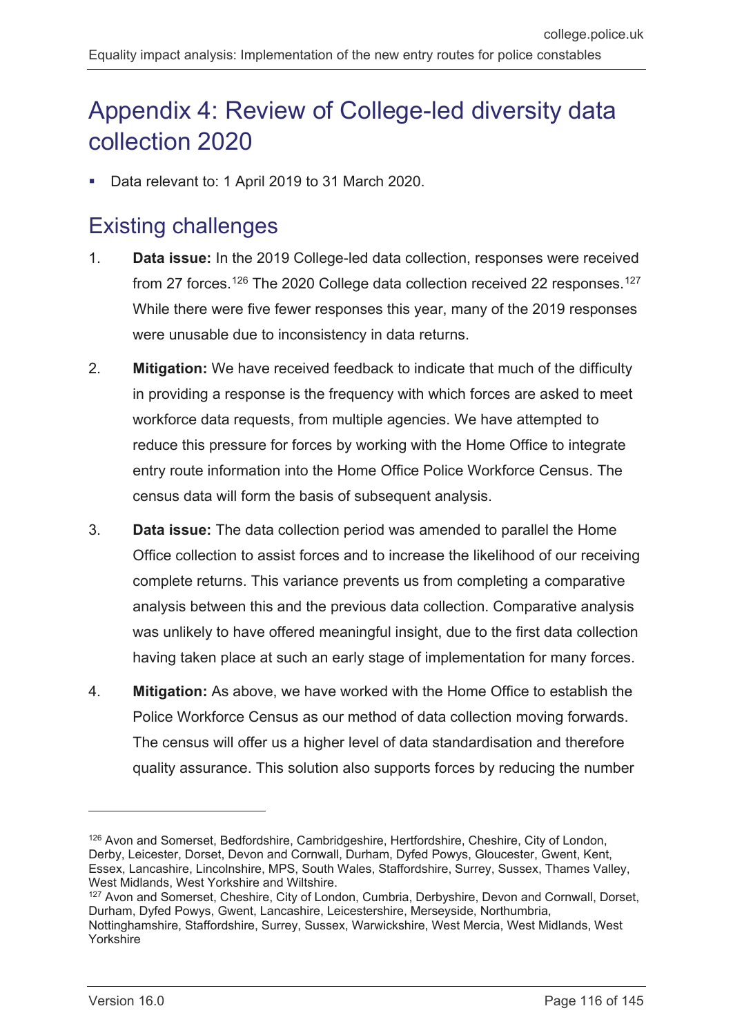# Appendix 4: Review of College-led diversity data collection 2020

- Data relevant to: 1 April 2019 to 31 March 2020.

## Existing challenges

1. **Data issue:** In the 2019 College-led data collection, responses were received from 27 forces.[126] The 2020 College data collection received 22 responses.[127] While there were five fewer responses this year, many of the 2019 responses were unusable due to inconsistency in data returns.

2. **Mitigation:** We have received feedback to indicate that much of the difficulty in providing a response is the frequency with which forces are asked to meet workforce data requests, from multiple agencies. We have attempted to reduce this pressure for forces by working with the Home Office to integrate entry route information into the Home Office Police Workforce Census. The census data will form the basis of subsequent analysis.

3. **Data issue:** The data collection period was amended to parallel the Home Office collection to assist forces and to increase the likelihood of our receiving complete returns. This variance prevents us from completing a comparative analysis between this and the previous data collection. Comparative analysis was unlikely to have offered meaningful insight, due to the first data collection having taken place at such an early stage of implementation for many forces.

4. **Mitigation:** As above, we have worked with the Home Office to establish the Police Workforce Census as our method of data collection moving forwards. The census will offer us a higher level of data standardisation and therefore quality assurance. This solution also supports forces by reducing the number

---

[126] Avon and Somerset, Bedfordshire, Cambridgeshire, Hertfordshire, Cheshire, City of London, Derby, Leicester, Dorset, Devon and Cornwall, Durham, Dyfed Powys, Gloucester, Gwent, Kent, Essex, Lancashire, Lincolnshire, MPS, South Wales, Staffordshire, Surrey, Sussex, Thames Valley, West Midlands, West Yorkshire and Wiltshire.

[127] Avon and Somerset, Cheshire, City of London, Cumbria, Derbyshire, Devon and Cornwall, Dorset, Durham, Dyfed Powys, Gwent, Lancashire, Leicestershire, Merseyside, Northumbria, Nottinghamshire, Staffordshire, Surrey, Sussex, Warwickshire, West Mercia, West Midlands, West Yorkshire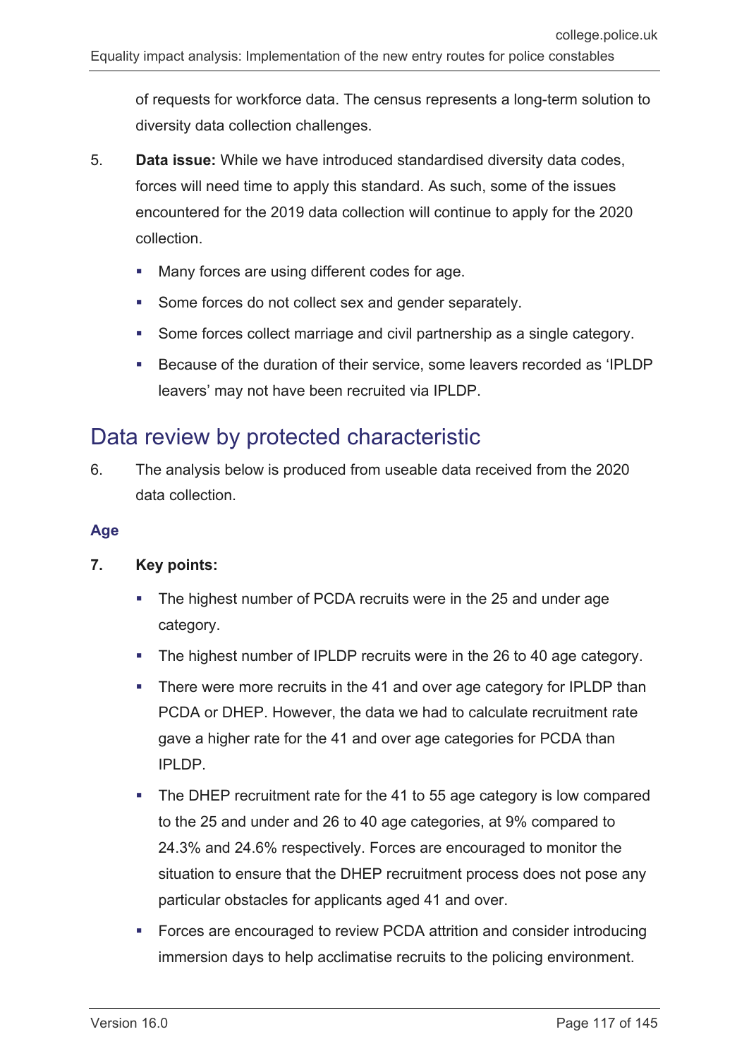of requests for workforce data. The census represents a long-term solution to diversity data collection challenges.

5. **Data issue:** While we have introduced standardised diversity data codes, forces will need time to apply this standard. As such, some of the issues encountered for the 2019 data collection will continue to apply for the 2020 collection.

   - Many forces are using different codes for age.
   - Some forces do not collect sex and gender separately.
   - Some forces collect marriage and civil partnership as a single category.
   - Because of the duration of their service, some leavers recorded as 'IPLDP leavers' may not have been recruited via IPLDP.

## Data review by protected characteristic

6. The analysis below is produced from useable data received from the 2020 data collection.

### Age

7. **Key points:**

   - The highest number of PCDA recruits were in the 25 and under age category.
   - The highest number of IPLDP recruits were in the 26 to 40 age category.
   - There were more recruits in the 41 and over age category for IPLDP than PCDA or DHEP. However, the data we had to calculate recruitment rate gave a higher rate for the 41 and over age categories for PCDA than IPLDP.
   - The DHEP recruitment rate for the 41 to 55 age category is low compared to the 25 and under and 26 to 40 age categories, at 9% compared to 24.3% and 24.6% respectively. Forces are encouraged to monitor the situation to ensure that the DHEP recruitment process does not pose any particular obstacles for applicants aged 41 and over.
   - Forces are encouraged to review PCDA attrition and consider introducing immersion days to help acclimatise recruits to the policing environment.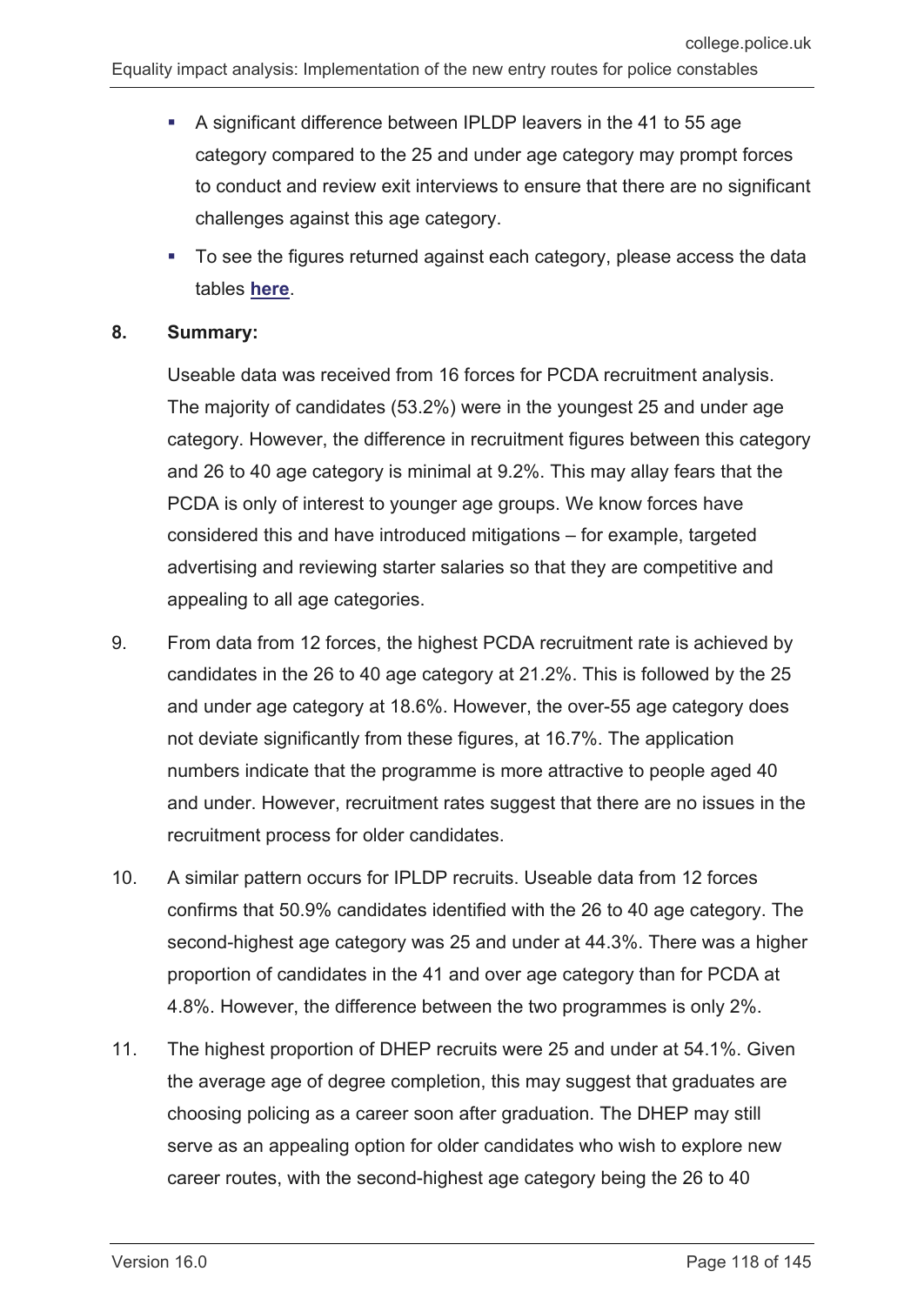- A significant difference between IPLDP leavers in the 41 to 55 age category compared to the 25 and under age category may prompt forces to conduct and review exit interviews to ensure that there are no significant challenges against this age category.
- To see the figures returned against each category, please access the data tables **here**.

8. **Summary:**

   Useable data was received from 16 forces for PCDA recruitment analysis. The majority of candidates (53.2%) were in the youngest 25 and under age category. However, the difference in recruitment figures between this category and 26 to 40 age category is minimal at 9.2%. This may allay fears that the PCDA is only of interest to younger age groups. We know forces have considered this and have introduced mitigations – for example, targeted advertising and reviewing starter salaries so that they are competitive and appealing to all age categories.

9. From data from 12 forces, the highest PCDA recruitment rate is achieved by candidates in the 26 to 40 age category at 21.2%. This is followed by the 25 and under age category at 18.6%. However, the over-55 age category does not deviate significantly from these figures, at 16.7%. The application numbers indicate that the programme is more attractive to people aged 40 and under. However, recruitment rates suggest that there are no issues in the recruitment process for older candidates.

10. A similar pattern occurs for IPLDP recruits. Useable data from 12 forces confirms that 50.9% candidates identified with the 26 to 40 age category. The second-highest age category was 25 and under at 44.3%. There was a higher proportion of candidates in the 41 and over age category than for PCDA at 4.8%. However, the difference between the two programmes is only 2%.

11. The highest proportion of DHEP recruits were 25 and under at 54.1%. Given the average age of degree completion, this may suggest that graduates are choosing policing as a career soon after graduation. The DHEP may still serve as an appealing option for older candidates who wish to explore new career routes, with the second-highest age category being the 26 to 40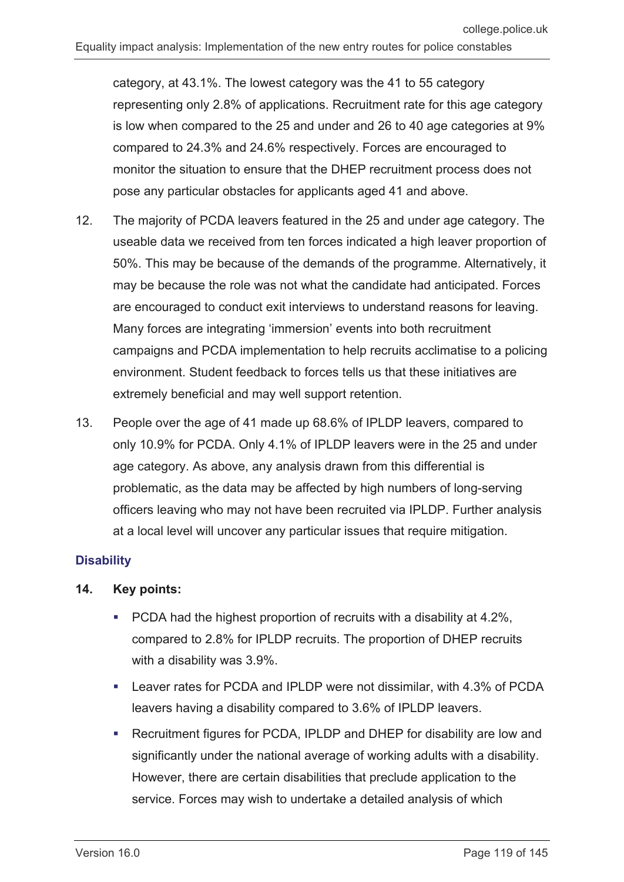category, at 43.1%. The lowest category was the 41 to 55 category representing only 2.8% of applications. Recruitment rate for this age category is low when compared to the 25 and under and 26 to 40 age categories at 9% compared to 24.3% and 24.6% respectively. Forces are encouraged to monitor the situation to ensure that the DHEP recruitment process does not pose any particular obstacles for applicants aged 41 and above.

12. The majority of PCDA leavers featured in the 25 and under age category. The useable data we received from ten forces indicated a high leaver proportion of 50%. This may be because of the demands of the programme. Alternatively, it may be because the role was not what the candidate had anticipated. Forces are encouraged to conduct exit interviews to understand reasons for leaving. Many forces are integrating 'immersion' events into both recruitment campaigns and PCDA implementation to help recruits acclimatise to a policing environment. Student feedback to forces tells us that these initiatives are extremely beneficial and may well support retention.

13. People over the age of 41 made up 68.6% of IPLDP leavers, compared to only 10.9% for PCDA. Only 4.1% of IPLDP leavers were in the 25 and under age category. As above, any analysis drawn from this differential is problematic, as the data may be affected by high numbers of long-serving officers leaving who may not have been recruited via IPLDP. Further analysis at a local level will uncover any particular issues that require mitigation.

### Disability

**14. Key points:**

- PCDA had the highest proportion of recruits with a disability at 4.2%, compared to 2.8% for IPLDP recruits. The proportion of DHEP recruits with a disability was 3.9%.
- Leaver rates for PCDA and IPLDP were not dissimilar, with 4.3% of PCDA leavers having a disability compared to 3.6% of IPLDP leavers.
- Recruitment figures for PCDA, IPLDP and DHEP for disability are low and significantly under the national average of working adults with a disability. However, there are certain disabilities that preclude application to the service. Forces may wish to undertake a detailed analysis of which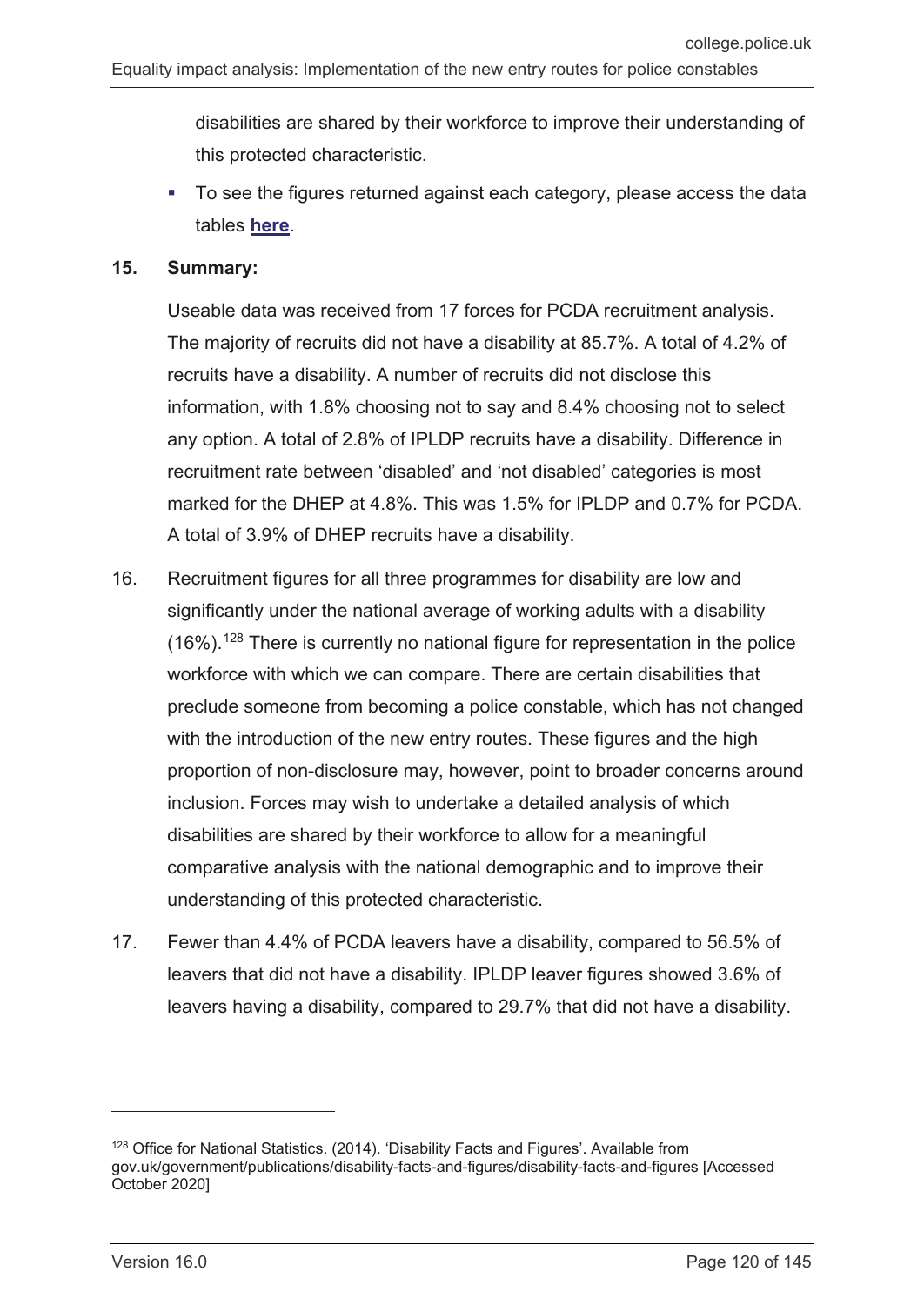disabilities are shared by their workforce to improve their understanding of this protected characteristic.

- To see the figures returned against each category, please access the data tables **here**.

**15. Summary:**

Useable data was received from 17 forces for PCDA recruitment analysis. The majority of recruits did not have a disability at 85.7%. A total of 4.2% of recruits have a disability. A number of recruits did not disclose this information, with 1.8% choosing not to say and 8.4% choosing not to select any option. A total of 2.8% of IPLDP recruits have a disability. Difference in recruitment rate between 'disabled' and 'not disabled' categories is most marked for the DHEP at 4.8%. This was 1.5% for IPLDP and 0.7% for PCDA. A total of 3.9% of DHEP recruits have a disability.

16. Recruitment figures for all three programmes for disability are low and significantly under the national average of working adults with a disability (16%).[128] There is currently no national figure for representation in the police workforce with which we can compare. There are certain disabilities that preclude someone from becoming a police constable, which has not changed with the introduction of the new entry routes. These figures and the high proportion of non-disclosure may, however, point to broader concerns around inclusion. Forces may wish to undertake a detailed analysis of which disabilities are shared by their workforce to allow for a meaningful comparative analysis with the national demographic and to improve their understanding of this protected characteristic.

17. Fewer than 4.4% of PCDA leavers have a disability, compared to 56.5% of leavers that did not have a disability. IPLDP leaver figures showed 3.6% of leavers having a disability, compared to 29.7% that did not have a disability.

---

[128] Office for National Statistics. (2014). 'Disability Facts and Figures'. Available from gov.uk/government/publications/disability-facts-and-figures/disability-facts-and-figures [Accessed October 2020]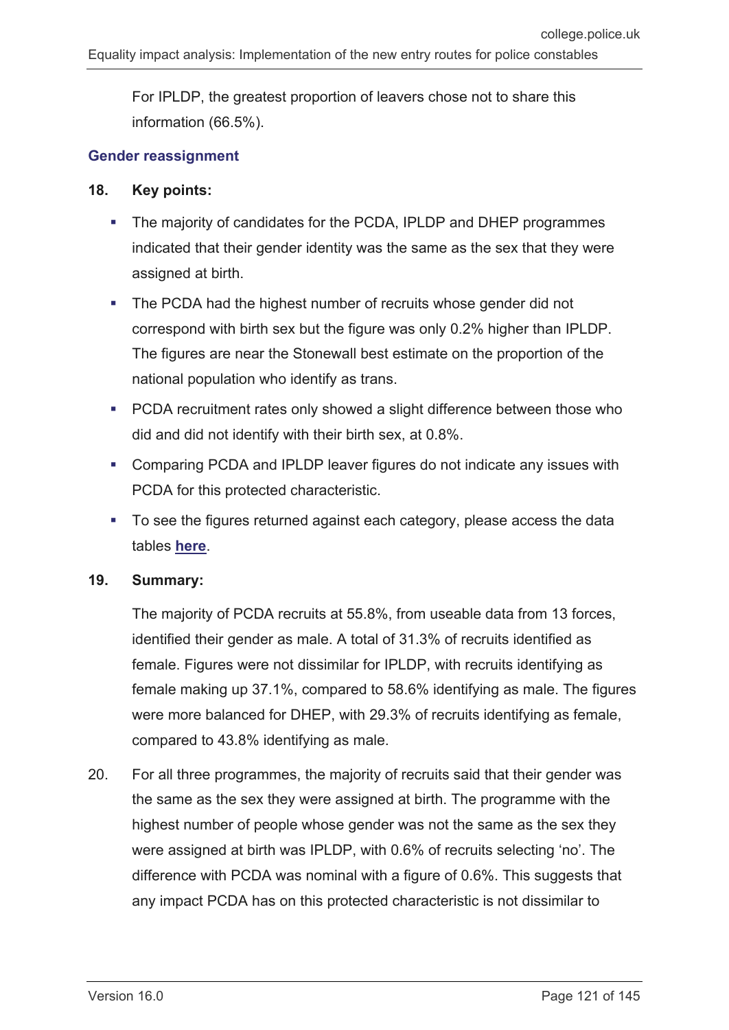For IPLDP, the greatest proportion of leavers chose not to share this information (66.5%).

### Gender reassignment

**18. Key points:**

- The majority of candidates for the PCDA, IPLDP and DHEP programmes indicated that their gender identity was the same as the sex that they were assigned at birth.
- The PCDA had the highest number of recruits whose gender did not correspond with birth sex but the figure was only 0.2% higher than IPLDP. The figures are near the Stonewall best estimate on the proportion of the national population who identify as trans.
- PCDA recruitment rates only showed a slight difference between those who did and did not identify with their birth sex, at 0.8%.
- Comparing PCDA and IPLDP leaver figures do not indicate any issues with PCDA for this protected characteristic.
- To see the figures returned against each category, please access the data tables **here**.

**19. Summary:**

The majority of PCDA recruits at 55.8%, from useable data from 13 forces, identified their gender as male. A total of 31.3% of recruits identified as female. Figures were not dissimilar for IPLDP, with recruits identifying as female making up 37.1%, compared to 58.6% identifying as male. The figures were more balanced for DHEP, with 29.3% of recruits identifying as female, compared to 43.8% identifying as male.

20. For all three programmes, the majority of recruits said that their gender was the same as the sex they were assigned at birth. The programme with the highest number of people whose gender was not the same as the sex they were assigned at birth was IPLDP, with 0.6% of recruits selecting 'no'. The difference with PCDA was nominal with a figure of 0.6%. This suggests that any impact PCDA has on this protected characteristic is not dissimilar to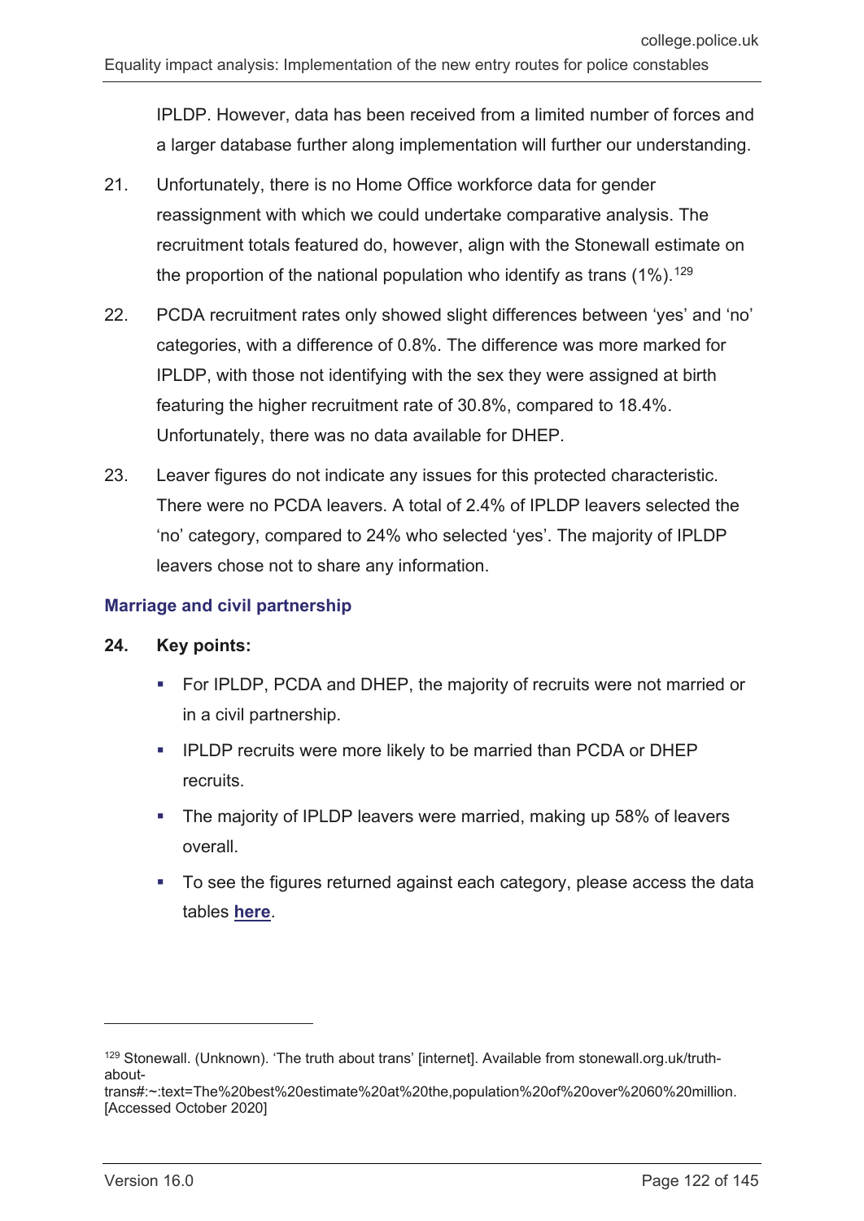IPLDP. However, data has been received from a limited number of forces and a larger database further along implementation will further our understanding.

21. Unfortunately, there is no Home Office workforce data for gender reassignment with which we could undertake comparative analysis. The recruitment totals featured do, however, align with the Stonewall estimate on the proportion of the national population who identify as trans (1%).[129]

22. PCDA recruitment rates only showed slight differences between 'yes' and 'no' categories, with a difference of 0.8%. The difference was more marked for IPLDP, with those not identifying with the sex they were assigned at birth featuring the higher recruitment rate of 30.8%, compared to 18.4%. Unfortunately, there was no data available for DHEP.

23. Leaver figures do not indicate any issues for this protected characteristic. There were no PCDA leavers. A total of 2.4% of IPLDP leavers selected the 'no' category, compared to 24% who selected 'yes'. The majority of IPLDP leavers chose not to share any information.

### Marriage and civil partnership

**24. Key points:**

- For IPLDP, PCDA and DHEP, the majority of recruits were not married or in a civil partnership.
- IPLDP recruits were more likely to be married than PCDA or DHEP recruits.
- The majority of IPLDP leavers were married, making up 58% of leavers overall.
- To see the figures returned against each category, please access the data tables **here**.

---

[129] Stonewall. (Unknown). 'The truth about trans' [internet]. Available from stonewall.org.uk/truth-about-trans#:~:text=The%20best%20estimate%20at%20the,population%20of%20over%2060%20million. [Accessed October 2020]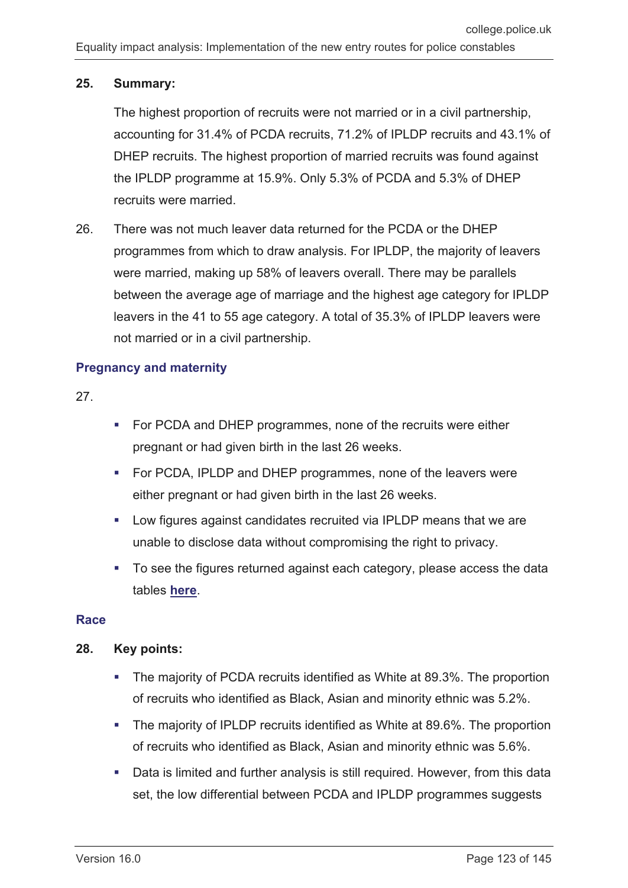**25. Summary:**

The highest proportion of recruits were not married or in a civil partnership, accounting for 31.4% of PCDA recruits, 71.2% of IPLDP recruits and 43.1% of DHEP recruits. The highest proportion of married recruits was found against the IPLDP programme at 15.9%. Only 5.3% of PCDA and 5.3% of DHEP recruits were married.

26. There was not much leaver data returned for the PCDA or the DHEP programmes from which to draw analysis. For IPLDP, the majority of leavers were married, making up 58% of leavers overall. There may be parallels between the average age of marriage and the highest age category for IPLDP leavers in the 41 to 55 age category. A total of 35.3% of IPLDP leavers were not married or in a civil partnership.

### Pregnancy and maternity

27.

- For PCDA and DHEP programmes, none of the recruits were either pregnant or had given birth in the last 26 weeks.
- For PCDA, IPLDP and DHEP programmes, none of the leavers were either pregnant or had given birth in the last 26 weeks.
- Low figures against candidates recruited via IPLDP means that we are unable to disclose data without compromising the right to privacy.
- To see the figures returned against each category, please access the data tables **here**.

### Race

**28. Key points:**

- The majority of PCDA recruits identified as White at 89.3%. The proportion of recruits who identified as Black, Asian and minority ethnic was 5.2%.
- The majority of IPLDP recruits identified as White at 89.6%. The proportion of recruits who identified as Black, Asian and minority ethnic was 5.6%.
- Data is limited and further analysis is still required. However, from this data set, the low differential between PCDA and IPLDP programmes suggests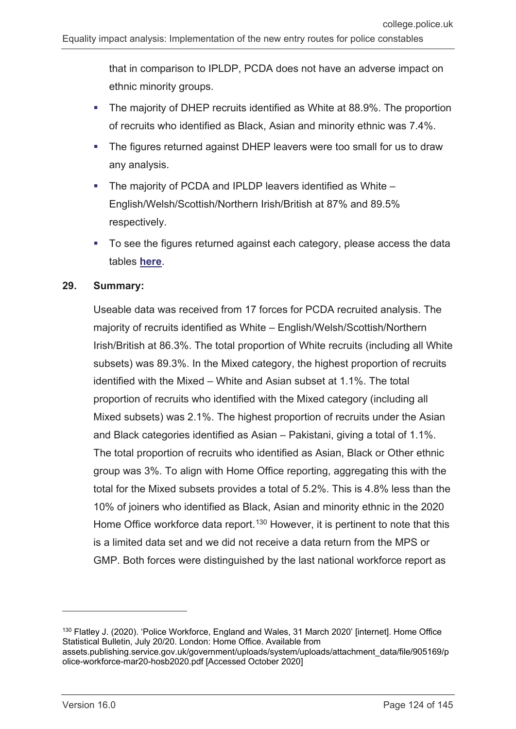that in comparison to IPLDP, PCDA does not have an adverse impact on ethnic minority groups.

- The majority of DHEP recruits identified as White at 88.9%. The proportion of recruits who identified as Black, Asian and minority ethnic was 7.4%.
- The figures returned against DHEP leavers were too small for us to draw any analysis.
- The majority of PCDA and IPLDP leavers identified as White – English/Welsh/Scottish/Northern Irish/British at 87% and 89.5% respectively.
- To see the figures returned against each category, please access the data tables **here**.

**29. Summary:**

Useable data was received from 17 forces for PCDA recruited analysis. The majority of recruits identified as White – English/Welsh/Scottish/Northern Irish/British at 86.3%. The total proportion of White recruits (including all White subsets) was 89.3%. In the Mixed category, the highest proportion of recruits identified with the Mixed – White and Asian subset at 1.1%. The total proportion of recruits who identified with the Mixed category (including all Mixed subsets) was 2.1%. The highest proportion of recruits under the Asian and Black categories identified as Asian – Pakistani, giving a total of 1.1%. The total proportion of recruits who identified as Asian, Black or Other ethnic group was 3%. To align with Home Office reporting, aggregating this with the total for the Mixed subsets provides a total of 5.2%. This is 4.8% less than the 10% of joiners who identified as Black, Asian and minority ethnic in the 2020 Home Office workforce data report.[130] However, it is pertinent to note that this is a limited data set and we did not receive a data return from the MPS or GMP. Both forces were distinguished by the last national workforce report as

---

[130] Flatley J. (2020). 'Police Workforce, England and Wales, 31 March 2020' [internet]. Home Office Statistical Bulletin, July 20/20. London: Home Office. Available from assets.publishing.service.gov.uk/government/uploads/system/uploads/attachment_data/file/905169/police-workforce-mar20-hosb2020.pdf [Accessed October 2020]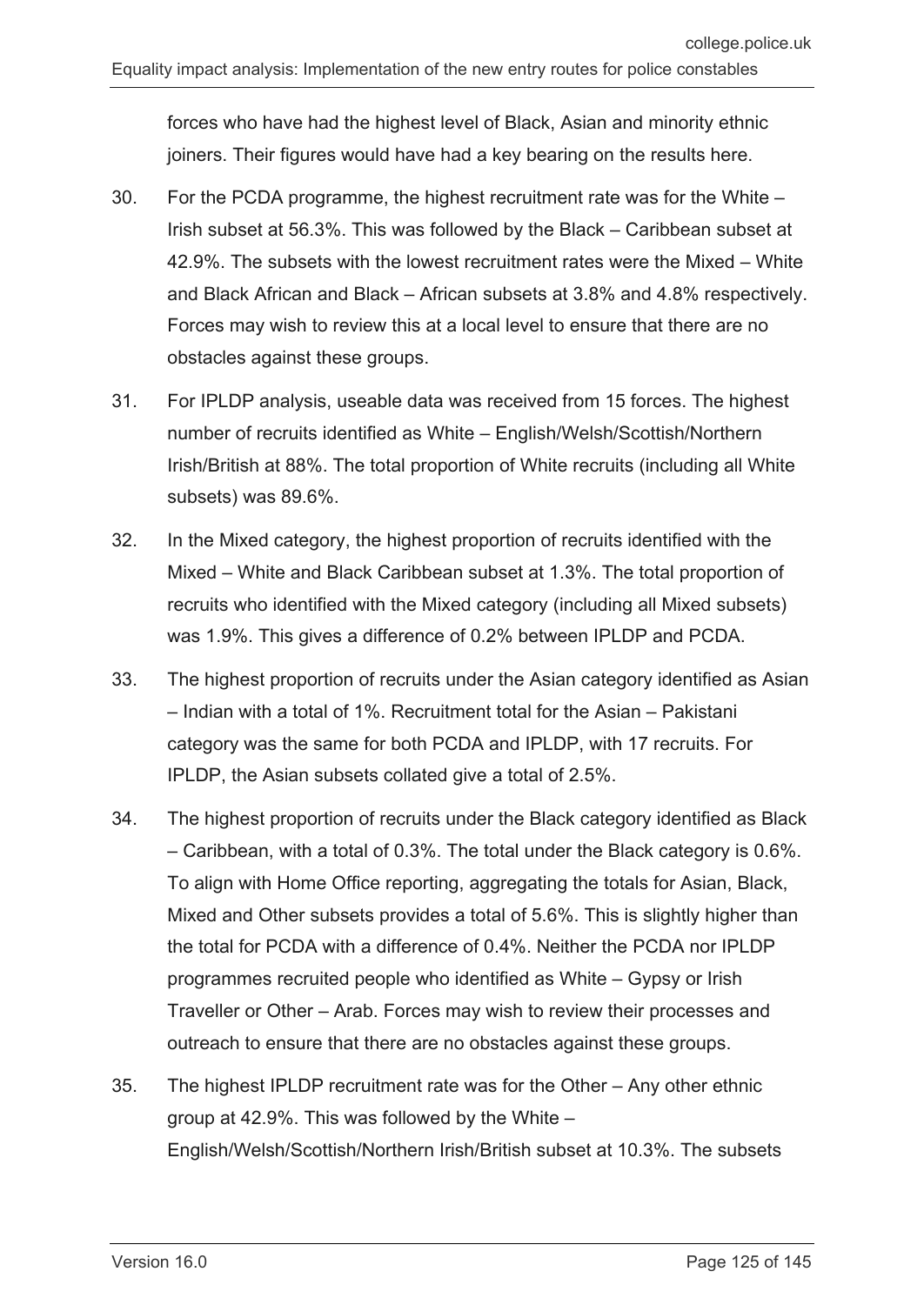forces who have had the highest level of Black, Asian and minority ethnic joiners. Their figures would have had a key bearing on the results here.

30. For the PCDA programme, the highest recruitment rate was for the White – Irish subset at 56.3%. This was followed by the Black – Caribbean subset at 42.9%. The subsets with the lowest recruitment rates were the Mixed – White and Black African and Black – African subsets at 3.8% and 4.8% respectively. Forces may wish to review this at a local level to ensure that there are no obstacles against these groups.

31. For IPLDP analysis, useable data was received from 15 forces. The highest number of recruits identified as White – English/Welsh/Scottish/Northern Irish/British at 88%. The total proportion of White recruits (including all White subsets) was 89.6%.

32. In the Mixed category, the highest proportion of recruits identified with the Mixed – White and Black Caribbean subset at 1.3%. The total proportion of recruits who identified with the Mixed category (including all Mixed subsets) was 1.9%. This gives a difference of 0.2% between IPLDP and PCDA.

33. The highest proportion of recruits under the Asian category identified as Asian – Indian with a total of 1%. Recruitment total for the Asian – Pakistani category was the same for both PCDA and IPLDP, with 17 recruits. For IPLDP, the Asian subsets collated give a total of 2.5%.

34. The highest proportion of recruits under the Black category identified as Black – Caribbean, with a total of 0.3%. The total under the Black category is 0.6%. To align with Home Office reporting, aggregating the totals for Asian, Black, Mixed and Other subsets provides a total of 5.6%. This is slightly higher than the total for PCDA with a difference of 0.4%. Neither the PCDA nor IPLDP programmes recruited people who identified as White – Gypsy or Irish Traveller or Other – Arab. Forces may wish to review their processes and outreach to ensure that there are no obstacles against these groups.

35. The highest IPLDP recruitment rate was for the Other – Any other ethnic group at 42.9%. This was followed by the White – English/Welsh/Scottish/Northern Irish/British subset at 10.3%. The subsets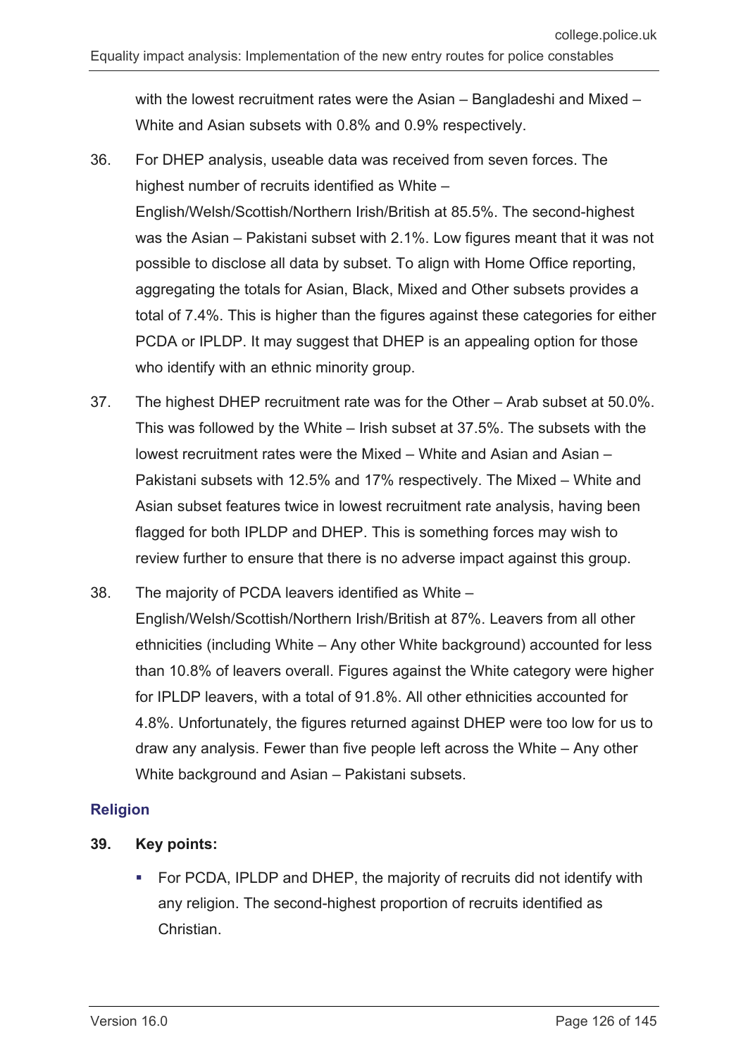with the lowest recruitment rates were the Asian – Bangladeshi and Mixed – White and Asian subsets with 0.8% and 0.9% respectively.

36. For DHEP analysis, useable data was received from seven forces. The highest number of recruits identified as White – English/Welsh/Scottish/Northern Irish/British at 85.5%. The second-highest was the Asian – Pakistani subset with 2.1%. Low figures meant that it was not possible to disclose all data by subset. To align with Home Office reporting, aggregating the totals for Asian, Black, Mixed and Other subsets provides a total of 7.4%. This is higher than the figures against these categories for either PCDA or IPLDP. It may suggest that DHEP is an appealing option for those who identify with an ethnic minority group.

37. The highest DHEP recruitment rate was for the Other – Arab subset at 50.0%. This was followed by the White – Irish subset at 37.5%. The subsets with the lowest recruitment rates were the Mixed – White and Asian and Asian – Pakistani subsets with 12.5% and 17% respectively. The Mixed – White and Asian subset features twice in lowest recruitment rate analysis, having been flagged for both IPLDP and DHEP. This is something forces may wish to review further to ensure that there is no adverse impact against this group.

38. The majority of PCDA leavers identified as White – English/Welsh/Scottish/Northern Irish/British at 87%. Leavers from all other ethnicities (including White – Any other White background) accounted for less than 10.8% of leavers overall. Figures against the White category were higher for IPLDP leavers, with a total of 91.8%. All other ethnicities accounted for 4.8%. Unfortunately, the figures returned against DHEP were too low for us to draw any analysis. Fewer than five people left across the White – Any other White background and Asian – Pakistani subsets.

### Religion

**39. Key points:**

- For PCDA, IPLDP and DHEP, the majority of recruits did not identify with any religion. The second-highest proportion of recruits identified as Christian.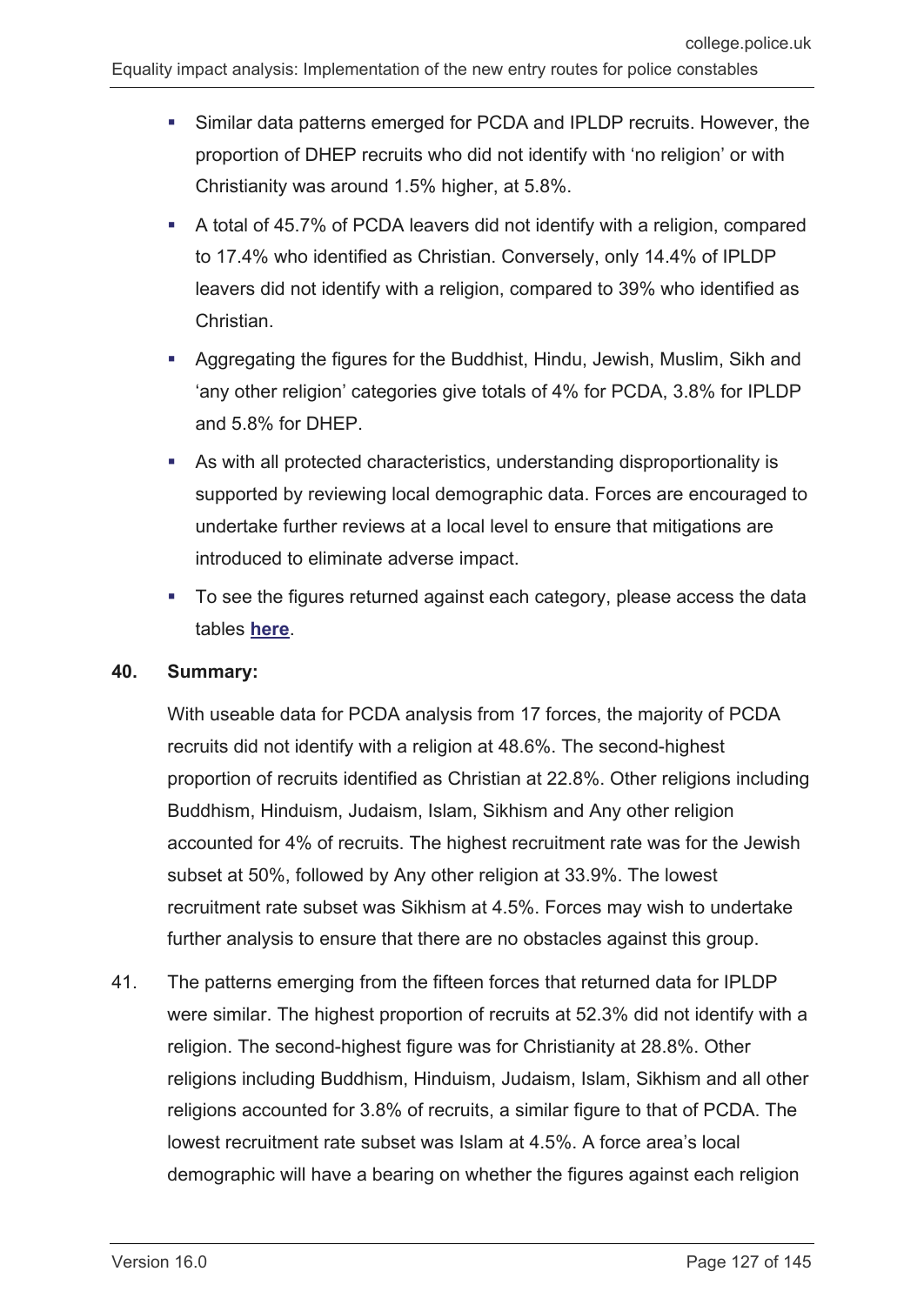- Similar data patterns emerged for PCDA and IPLDP recruits. However, the proportion of DHEP recruits who did not identify with 'no religion' or with Christianity was around 1.5% higher, at 5.8%.
- A total of 45.7% of PCDA leavers did not identify with a religion, compared to 17.4% who identified as Christian. Conversely, only 14.4% of IPLDP leavers did not identify with a religion, compared to 39% who identified as Christian.
- Aggregating the figures for the Buddhist, Hindu, Jewish, Muslim, Sikh and 'any other religion' categories give totals of 4% for PCDA, 3.8% for IPLDP and 5.8% for DHEP.
- As with all protected characteristics, understanding disproportionality is supported by reviewing local demographic data. Forces are encouraged to undertake further reviews at a local level to ensure that mitigations are introduced to eliminate adverse impact.
- To see the figures returned against each category, please access the data tables **here**.

**40. Summary:**

With useable data for PCDA analysis from 17 forces, the majority of PCDA recruits did not identify with a religion at 48.6%. The second-highest proportion of recruits identified as Christian at 22.8%. Other religions including Buddhism, Hinduism, Judaism, Islam, Sikhism and Any other religion accounted for 4% of recruits. The highest recruitment rate was for the Jewish subset at 50%, followed by Any other religion at 33.9%. The lowest recruitment rate subset was Sikhism at 4.5%. Forces may wish to undertake further analysis to ensure that there are no obstacles against this group.

41. The patterns emerging from the fifteen forces that returned data for IPLDP were similar. The highest proportion of recruits at 52.3% did not identify with a religion. The second-highest figure was for Christianity at 28.8%. Other religions including Buddhism, Hinduism, Judaism, Islam, Sikhism and all other religions accounted for 3.8% of recruits, a similar figure to that of PCDA. The lowest recruitment rate subset was Islam at 4.5%. A force area's local demographic will have a bearing on whether the figures against each religion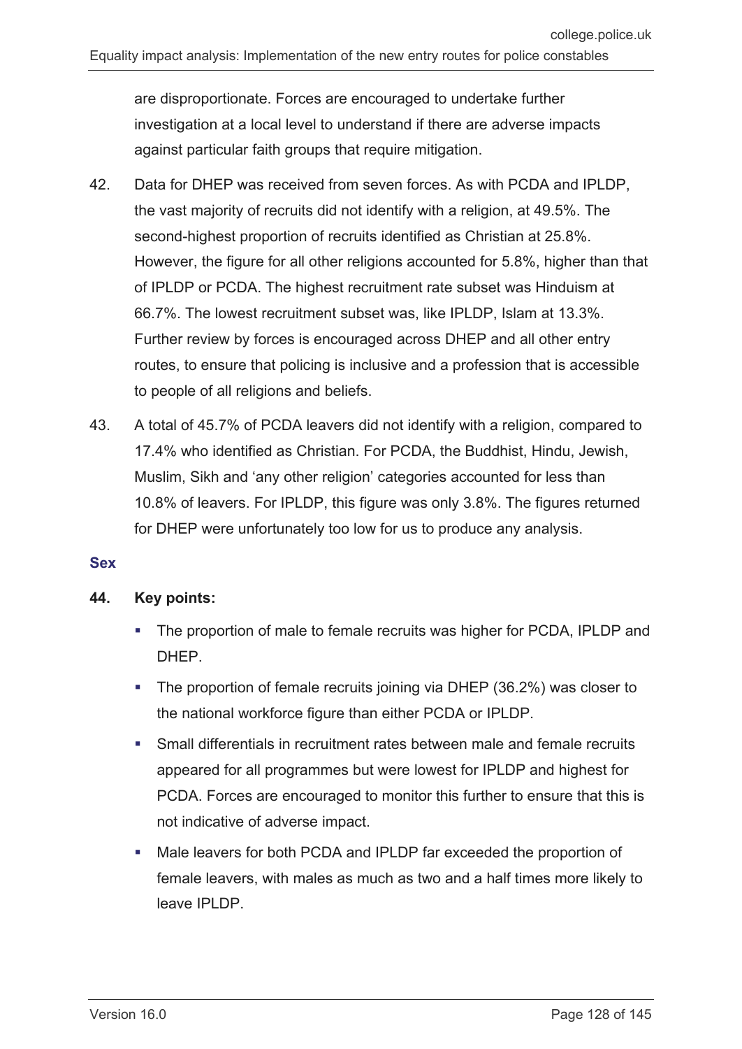are disproportionate. Forces are encouraged to undertake further investigation at a local level to understand if there are adverse impacts against particular faith groups that require mitigation.

42. Data for DHEP was received from seven forces. As with PCDA and IPLDP, the vast majority of recruits did not identify with a religion, at 49.5%. The second-highest proportion of recruits identified as Christian at 25.8%. However, the figure for all other religions accounted for 5.8%, higher than that of IPLDP or PCDA. The highest recruitment rate subset was Hinduism at 66.7%. The lowest recruitment subset was, like IPLDP, Islam at 13.3%. Further review by forces is encouraged across DHEP and all other entry routes, to ensure that policing is inclusive and a profession that is accessible to people of all religions and beliefs.

43. A total of 45.7% of PCDA leavers did not identify with a religion, compared to 17.4% who identified as Christian. For PCDA, the Buddhist, Hindu, Jewish, Muslim, Sikh and 'any other religion' categories accounted for less than 10.8% of leavers. For IPLDP, this figure was only 3.8%. The figures returned for DHEP were unfortunately too low for us to produce any analysis.

### Sex

**44. Key points:**

- The proportion of male to female recruits was higher for PCDA, IPLDP and DHEP.
- The proportion of female recruits joining via DHEP (36.2%) was closer to the national workforce figure than either PCDA or IPLDP.
- Small differentials in recruitment rates between male and female recruits appeared for all programmes but were lowest for IPLDP and highest for PCDA. Forces are encouraged to monitor this further to ensure that this is not indicative of adverse impact.
- Male leavers for both PCDA and IPLDP far exceeded the proportion of female leavers, with males as much as two and a half times more likely to leave IPLDP.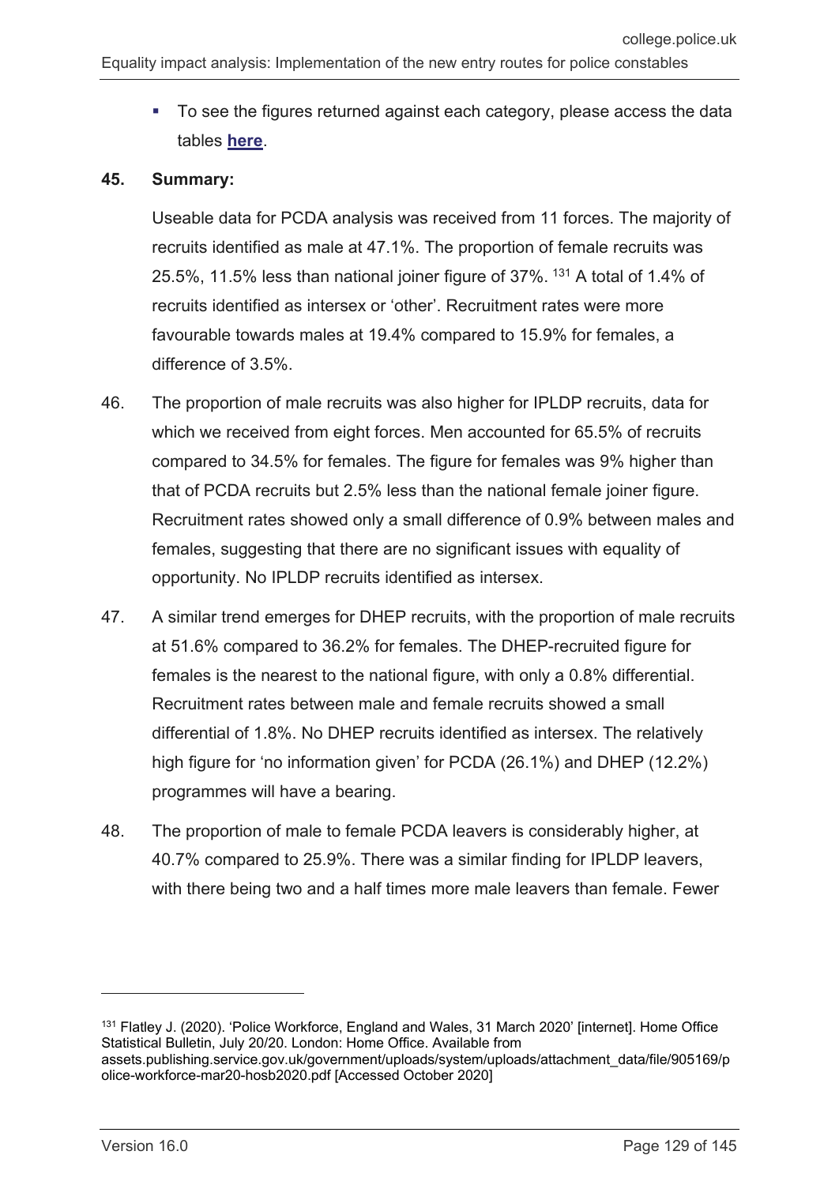- To see the figures returned against each category, please access the data tables **here**.

**45. Summary:**

Useable data for PCDA analysis was received from 11 forces. The majority of recruits identified as male at 47.1%. The proportion of female recruits was 25.5%, 11.5% less than national joiner figure of 37%.[131] A total of 1.4% of recruits identified as intersex or 'other'. Recruitment rates were more favourable towards males at 19.4% compared to 15.9% for females, a difference of 3.5%.

46. The proportion of male recruits was also higher for IPLDP recruits, data for which we received from eight forces. Men accounted for 65.5% of recruits compared to 34.5% for females. The figure for females was 9% higher than that of PCDA recruits but 2.5% less than the national female joiner figure. Recruitment rates showed only a small difference of 0.9% between males and females, suggesting that there are no significant issues with equality of opportunity. No IPLDP recruits identified as intersex.

47. A similar trend emerges for DHEP recruits, with the proportion of male recruits at 51.6% compared to 36.2% for females. The DHEP-recruited figure for females is the nearest to the national figure, with only a 0.8% differential. Recruitment rates between male and female recruits showed a small differential of 1.8%. No DHEP recruits identified as intersex. The relatively high figure for 'no information given' for PCDA (26.1%) and DHEP (12.2%) programmes will have a bearing.

48. The proportion of male to female PCDA leavers is considerably higher, at 40.7% compared to 25.9%. There was a similar finding for IPLDP leavers, with there being two and a half times more male leavers than female. Fewer

---

[131] Flatley J. (2020). 'Police Workforce, England and Wales, 31 March 2020' [internet]. Home Office Statistical Bulletin, July 20/20. London: Home Office. Available from assets.publishing.service.gov.uk/government/uploads/system/uploads/attachment_data/file/905169/police-workforce-mar20-hosb2020.pdf [Accessed October 2020]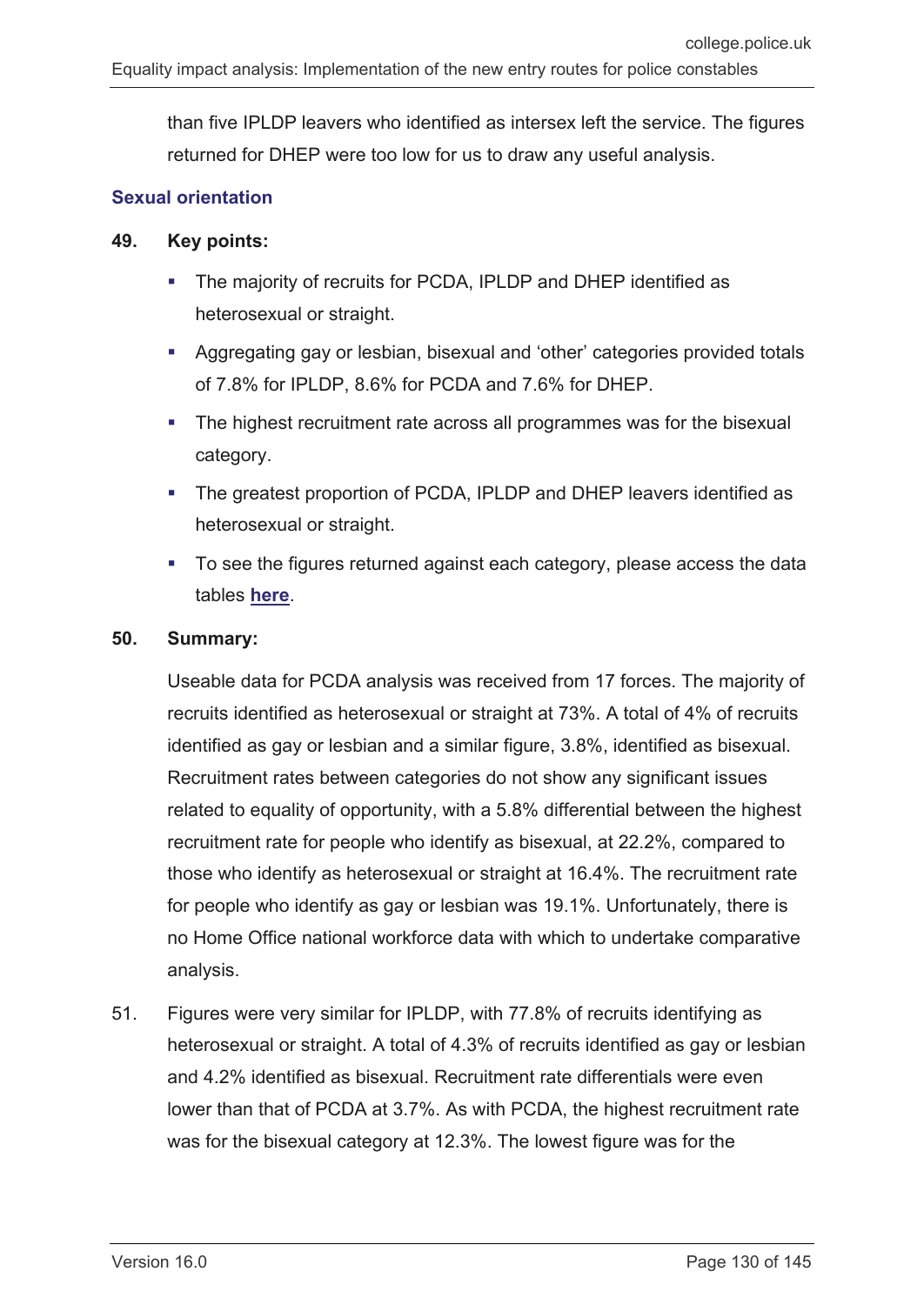than five IPLDP leavers who identified as intersex left the service. The figures returned for DHEP were too low for us to draw any useful analysis.

### Sexual orientation

**49. Key points:**

- The majority of recruits for PCDA, IPLDP and DHEP identified as heterosexual or straight.
- Aggregating gay or lesbian, bisexual and 'other' categories provided totals of 7.8% for IPLDP, 8.6% for PCDA and 7.6% for DHEP.
- The highest recruitment rate across all programmes was for the bisexual category.
- The greatest proportion of PCDA, IPLDP and DHEP leavers identified as heterosexual or straight.
- To see the figures returned against each category, please access the data tables **here**.

**50. Summary:**

Useable data for PCDA analysis was received from 17 forces. The majority of recruits identified as heterosexual or straight at 73%. A total of 4% of recruits identified as gay or lesbian and a similar figure, 3.8%, identified as bisexual. Recruitment rates between categories do not show any significant issues related to equality of opportunity, with a 5.8% differential between the highest recruitment rate for people who identify as bisexual, at 22.2%, compared to those who identify as heterosexual or straight at 16.4%. The recruitment rate for people who identify as gay or lesbian was 19.1%. Unfortunately, there is no Home Office national workforce data with which to undertake comparative analysis.

51. Figures were very similar for IPLDP, with 77.8% of recruits identifying as heterosexual or straight. A total of 4.3% of recruits identified as gay or lesbian and 4.2% identified as bisexual. Recruitment rate differentials were even lower than that of PCDA at 3.7%. As with PCDA, the highest recruitment rate was for the bisexual category at 12.3%. The lowest figure was for the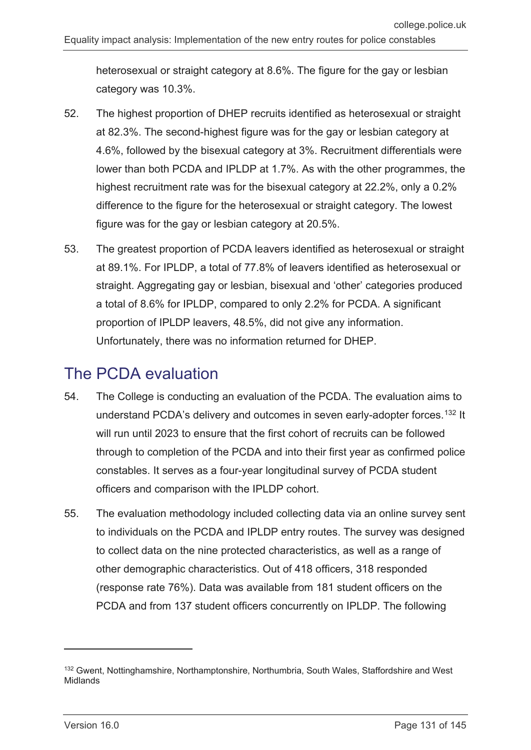heterosexual or straight category at 8.6%. The figure for the gay or lesbian category was 10.3%.

52. The highest proportion of DHEP recruits identified as heterosexual or straight at 82.3%. The second-highest figure was for the gay or lesbian category at 4.6%, followed by the bisexual category at 3%. Recruitment differentials were lower than both PCDA and IPLDP at 1.7%. As with the other programmes, the highest recruitment rate was for the bisexual category at 22.2%, only a 0.2% difference to the figure for the heterosexual or straight category. The lowest figure was for the gay or lesbian category at 20.5%.

53. The greatest proportion of PCDA leavers identified as heterosexual or straight at 89.1%. For IPLDP, a total of 77.8% of leavers identified as heterosexual or straight. Aggregating gay or lesbian, bisexual and 'other' categories produced a total of 8.6% for IPLDP, compared to only 2.2% for PCDA. A significant proportion of IPLDP leavers, 48.5%, did not give any information. Unfortunately, there was no information returned for DHEP.

## The PCDA evaluation

54. The College is conducting an evaluation of the PCDA. The evaluation aims to understand PCDA's delivery and outcomes in seven early-adopter forces.[132] It will run until 2023 to ensure that the first cohort of recruits can be followed through to completion of the PCDA and into their first year as confirmed police constables. It serves as a four-year longitudinal survey of PCDA student officers and comparison with the IPLDP cohort.

55. The evaluation methodology included collecting data via an online survey sent to individuals on the PCDA and IPLDP entry routes. The survey was designed to collect data on the nine protected characteristics, as well as a range of other demographic characteristics. Out of 418 officers, 318 responded (response rate 76%). Data was available from 181 student officers on the PCDA and from 137 student officers concurrently on IPLDP. The following

[132] Gwent, Nottinghamshire, Northamptonshire, Northumbria, South Wales, Staffordshire and West Midlands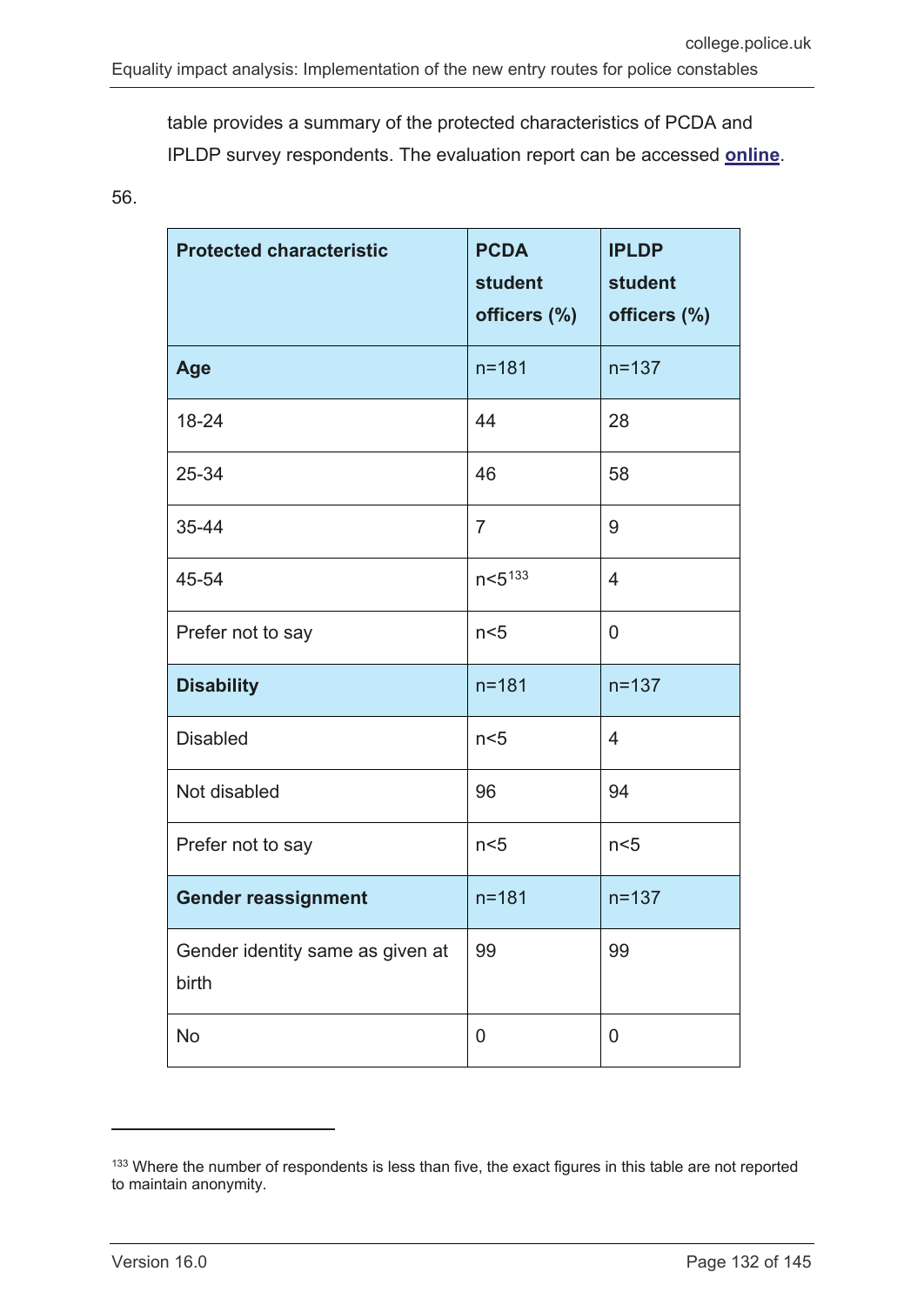table provides a summary of the protected characteristics of PCDA and IPLDP survey respondents. The evaluation report can be accessed **online**.

56.

| Protected characteristic | PCDA student officers (%) | IPLDP student officers (%) |
|---|---|---|
| **Age** | n=181 | n=137 |
| 18-24 | 44 | 28 |
| 25-34 | 46 | 58 |
| 35-44 | 7 | 9 |
| 45-54 | n<5[133] | 4 |
| Prefer not to say | n<5 | 0 |
| **Disability** | n=181 | n=137 |
| Disabled | n<5 | 4 |
| Not disabled | 96 | 94 |
| Prefer not to say | n<5 | n<5 |
| **Gender reassignment** | n=181 | n=137 |
| Gender identity same as given at birth | 99 | 99 |
| No | 0 | 0 |

[133] Where the number of respondents is less than five, the exact figures in this table are not reported to maintain anonymity.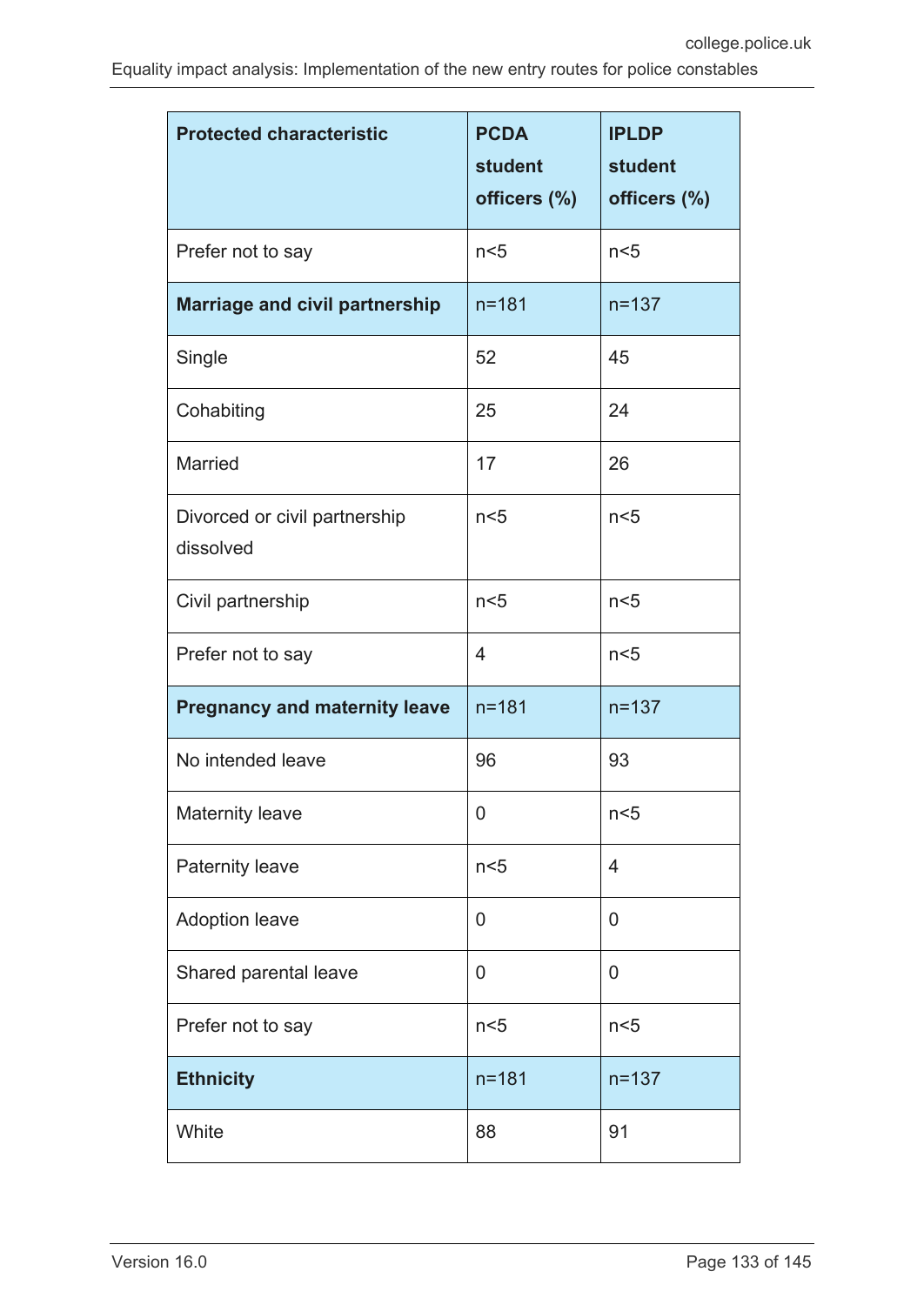| Protected characteristic | PCDA student officers (%) | IPLDP student officers (%) |
|---|---|---|
| Prefer not to say | n<5 | n<5 |
| **Marriage and civil partnership** | n=181 | n=137 |
| Single | 52 | 45 |
| Cohabiting | 25 | 24 |
| Married | 17 | 26 |
| Divorced or civil partnership dissolved | n<5 | n<5 |
| Civil partnership | n<5 | n<5 |
| Prefer not to say | 4 | n<5 |
| **Pregnancy and maternity leave** | n=181 | n=137 |
| No intended leave | 96 | 93 |
| Maternity leave | 0 | n<5 |
| Paternity leave | n<5 | 4 |
| Adoption leave | 0 | 0 |
| Shared parental leave | 0 | 0 |
| Prefer not to say | n<5 | n<5 |
| **Ethnicity** | n=181 | n=137 |
| White | 88 | 91 |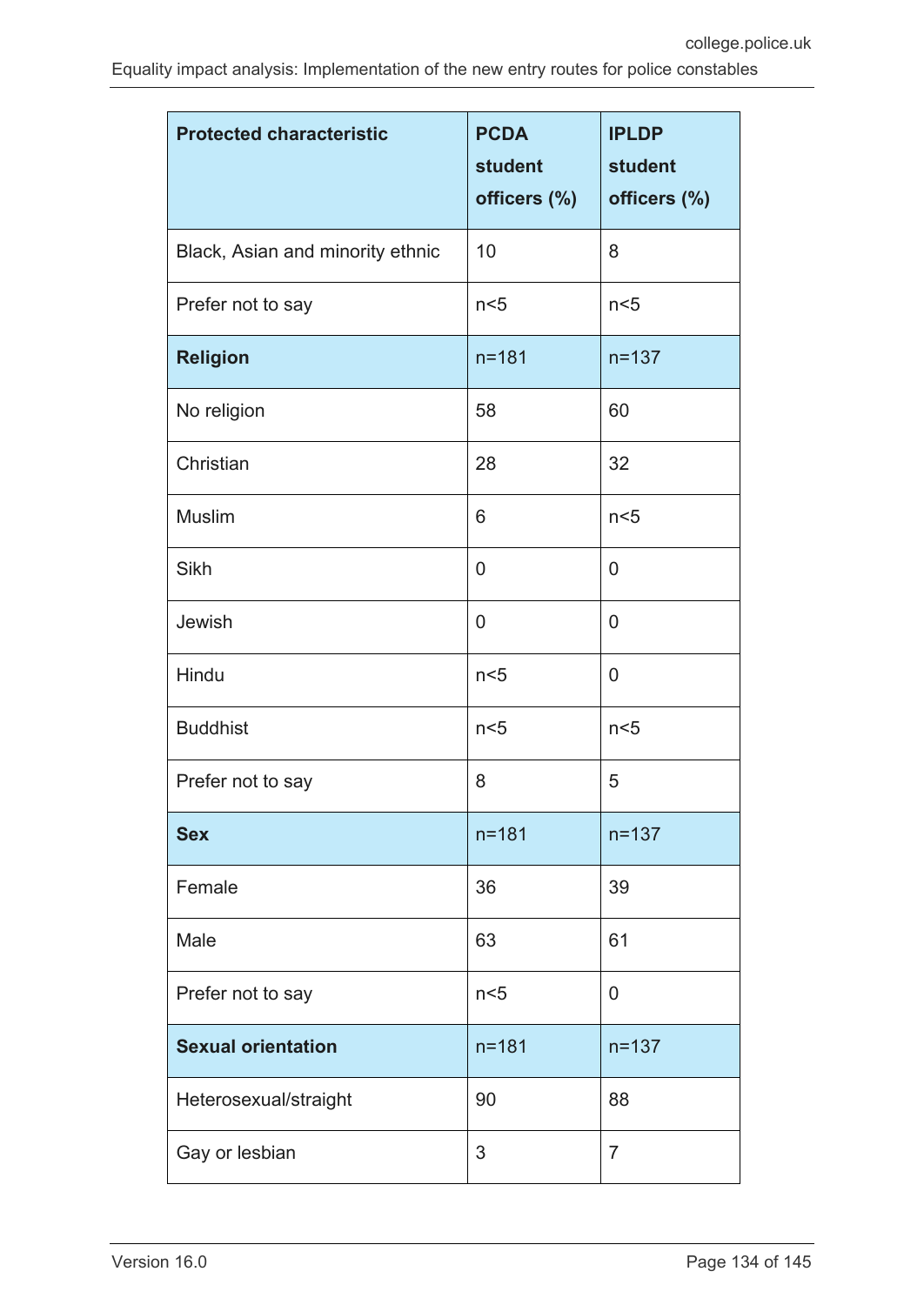| Protected characteristic | PCDA student officers (%) | IPLDP student officers (%) |
|---|---|---|
| Black, Asian and minority ethnic | 10 | 8 |
| Prefer not to say | n<5 | n<5 |
| **Religion** | n=181 | n=137 |
| No religion | 58 | 60 |
| Christian | 28 | 32 |
| Muslim | 6 | n<5 |
| Sikh | 0 | 0 |
| Jewish | 0 | 0 |
| Hindu | n<5 | 0 |
| Buddhist | n<5 | n<5 |
| Prefer not to say | 8 | 5 |
| **Sex** | n=181 | n=137 |
| Female | 36 | 39 |
| Male | 63 | 61 |
| Prefer not to say | n<5 | 0 |
| **Sexual orientation** | n=181 | n=137 |
| Heterosexual/straight | 90 | 88 |
| Gay or lesbian | 3 | 7 |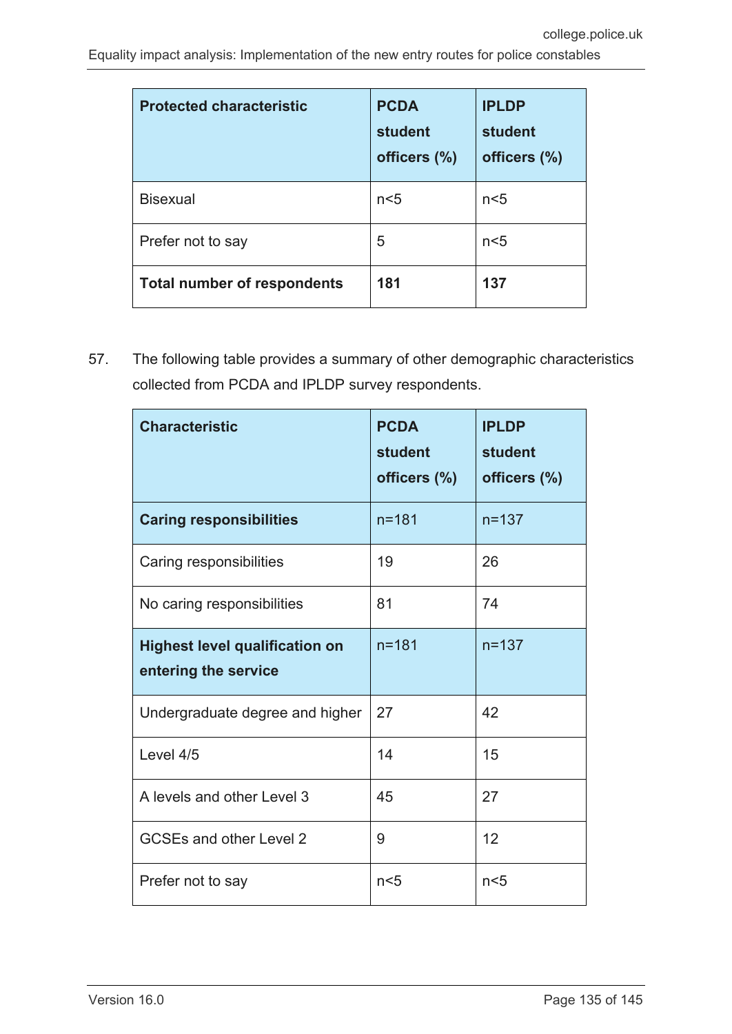| Protected characteristic | PCDA student officers (%) | IPLDP student officers (%) |
|---|---|---|
| Bisexual | n<5 | n<5 |
| Prefer not to say | 5 | n<5 |
| **Total number of respondents** | **181** | **137** |

57. The following table provides a summary of other demographic characteristics collected from PCDA and IPLDP survey respondents.

| Characteristic | PCDA student officers (%) | IPLDP student officers (%) |
|---|---|---|
| **Caring responsibilities** | n=181 | n=137 |
| Caring responsibilities | 19 | 26 |
| No caring responsibilities | 81 | 74 |
| **Highest level qualification on entering the service** | n=181 | n=137 |
| Undergraduate degree and higher | 27 | 42 |
| Level 4/5 | 14 | 15 |
| A levels and other Level 3 | 45 | 27 |
| GCSEs and other Level 2 | 9 | 12 |
| Prefer not to say | n<5 | n<5 |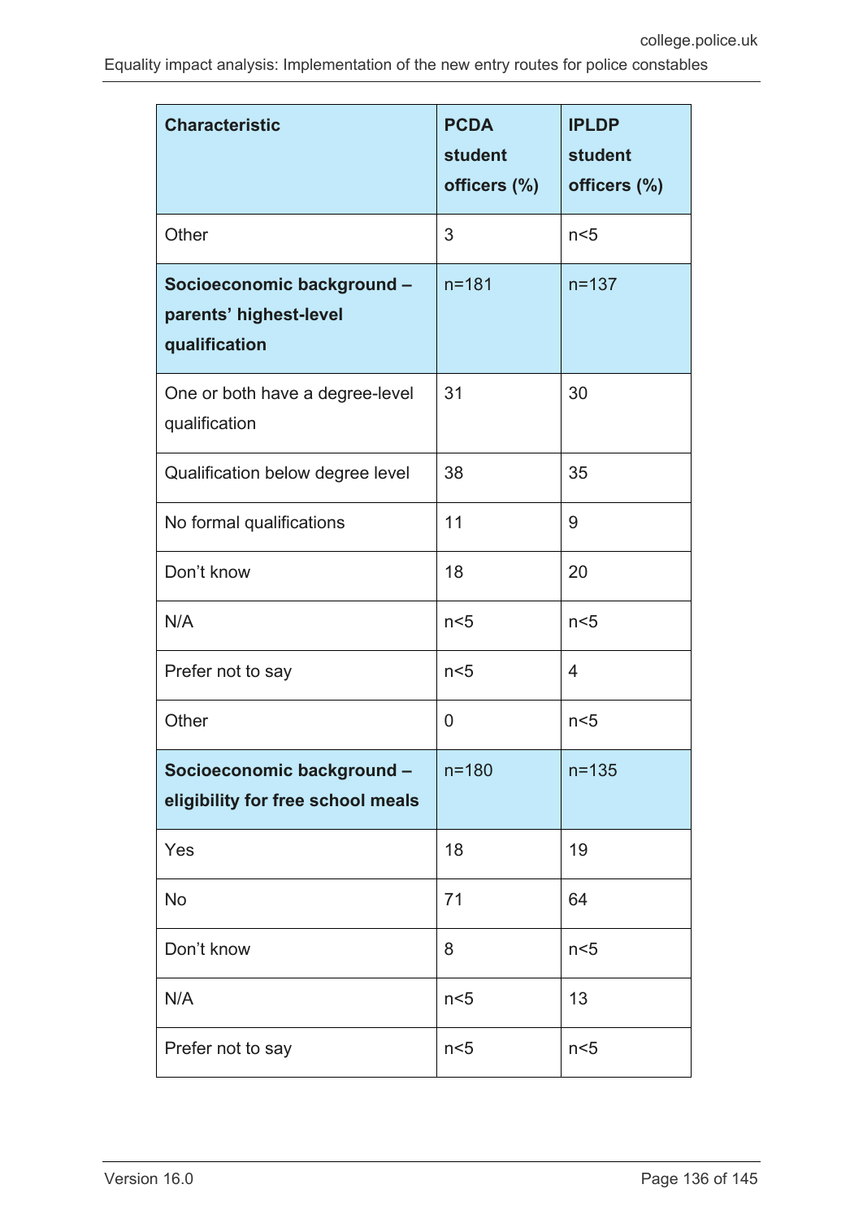| Characteristic | PCDA student officers (%) | IPLDP student officers (%) |
|---|---|---|
| Other | 3 | n<5 |
| **Socioeconomic background – parents' highest-level qualification** | n=181 | n=137 |
| One or both have a degree-level qualification | 31 | 30 |
| Qualification below degree level | 38 | 35 |
| No formal qualifications | 11 | 9 |
| Don't know | 18 | 20 |
| N/A | n<5 | n<5 |
| Prefer not to say | n<5 | 4 |
| Other | 0 | n<5 |
| **Socioeconomic background – eligibility for free school meals** | n=180 | n=135 |
| Yes | 18 | 19 |
| No | 71 | 64 |
| Don't know | 8 | n<5 |
| N/A | n<5 | 13 |
| Prefer not to say | n<5 | n<5 |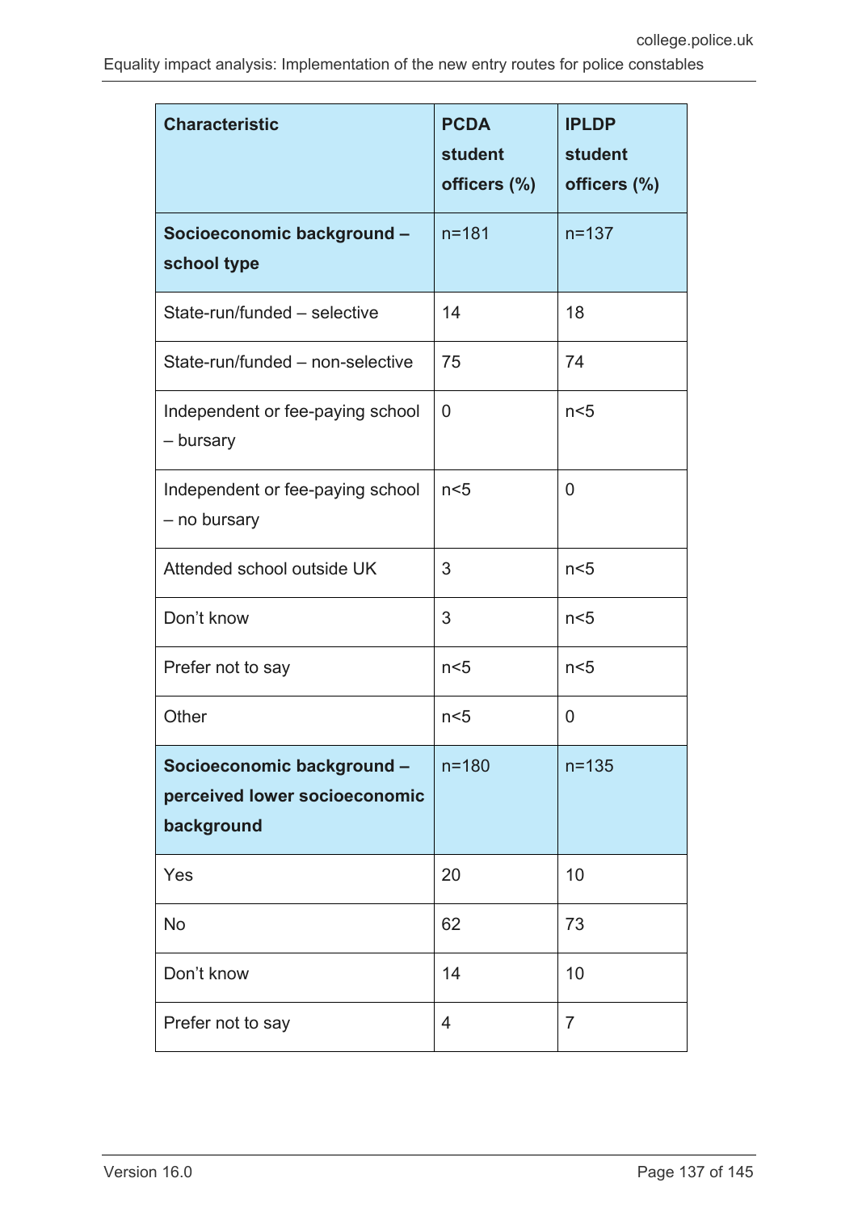| Characteristic | PCDA student officers (%) | IPLDP student officers (%) |
| --- | --- | --- |
| **Socioeconomic background – school type** | n=181 | n=137 |
| State-run/funded – selective | 14 | 18 |
| State-run/funded – non-selective | 75 | 74 |
| Independent or fee-paying school – bursary | 0 | n<5 |
| Independent or fee-paying school – no bursary | n<5 | 0 |
| Attended school outside UK | 3 | n<5 |
| Don’t know | 3 | n<5 |
| Prefer not to say | n<5 | n<5 |
| Other | n<5 | 0 |
| **Socioeconomic background – perceived lower socioeconomic background** | n=180 | n=135 |
| Yes | 20 | 10 |
| No | 62 | 73 |
| Don’t know | 14 | 10 |
| Prefer not to say | 4 | 7 |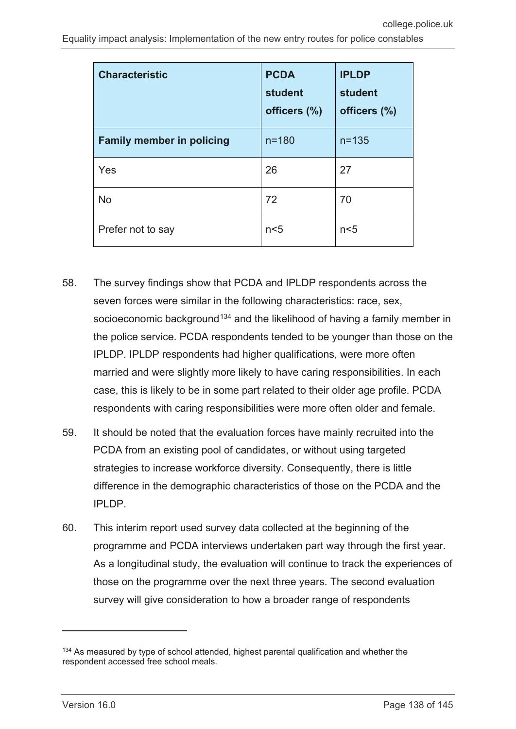| Characteristic | PCDA student officers (%) | IPLDP student officers (%) |
|---|---|---|
| **Family member in policing** | n=180 | n=135 |
| Yes | 26 | 27 |
| No | 72 | 70 |
| Prefer not to say | n<5 | n<5 |

58. The survey findings show that PCDA and IPLDP respondents across the seven forces were similar in the following characteristics: race, sex, socioeconomic background[134] and the likelihood of having a family member in the police service. PCDA respondents tended to be younger than those on the IPLDP. IPLDP respondents had higher qualifications, were more often married and were slightly more likely to have caring responsibilities. In each case, this is likely to be in some part related to their older age profile. PCDA respondents with caring responsibilities were more often older and female.

59. It should be noted that the evaluation forces have mainly recruited into the PCDA from an existing pool of candidates, or without using targeted strategies to increase workforce diversity. Consequently, there is little difference in the demographic characteristics of those on the PCDA and the IPLDP.

60. This interim report used survey data collected at the beginning of the programme and PCDA interviews undertaken part way through the first year. As a longitudinal study, the evaluation will continue to track the experiences of those on the programme over the next three years. The second evaluation survey will give consideration to how a broader range of respondents

---

[134] As measured by type of school attended, highest parental qualification and whether the respondent accessed free school meals.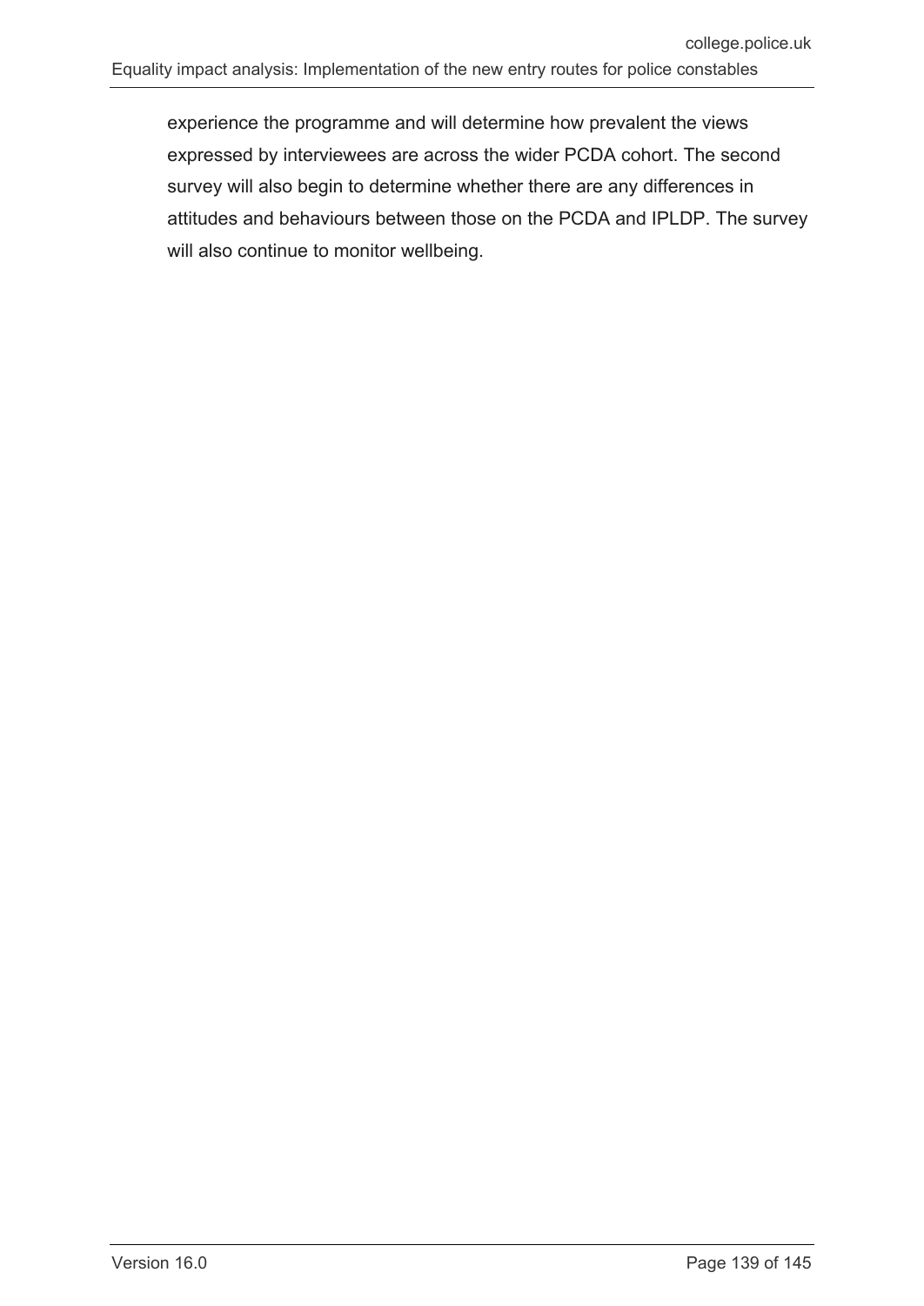experience the programme and will determine how prevalent the views expressed by interviewees are across the wider PCDA cohort. The second survey will also begin to determine whether there are any differences in attitudes and behaviours between those on the PCDA and IPLDP. The survey will also continue to monitor wellbeing.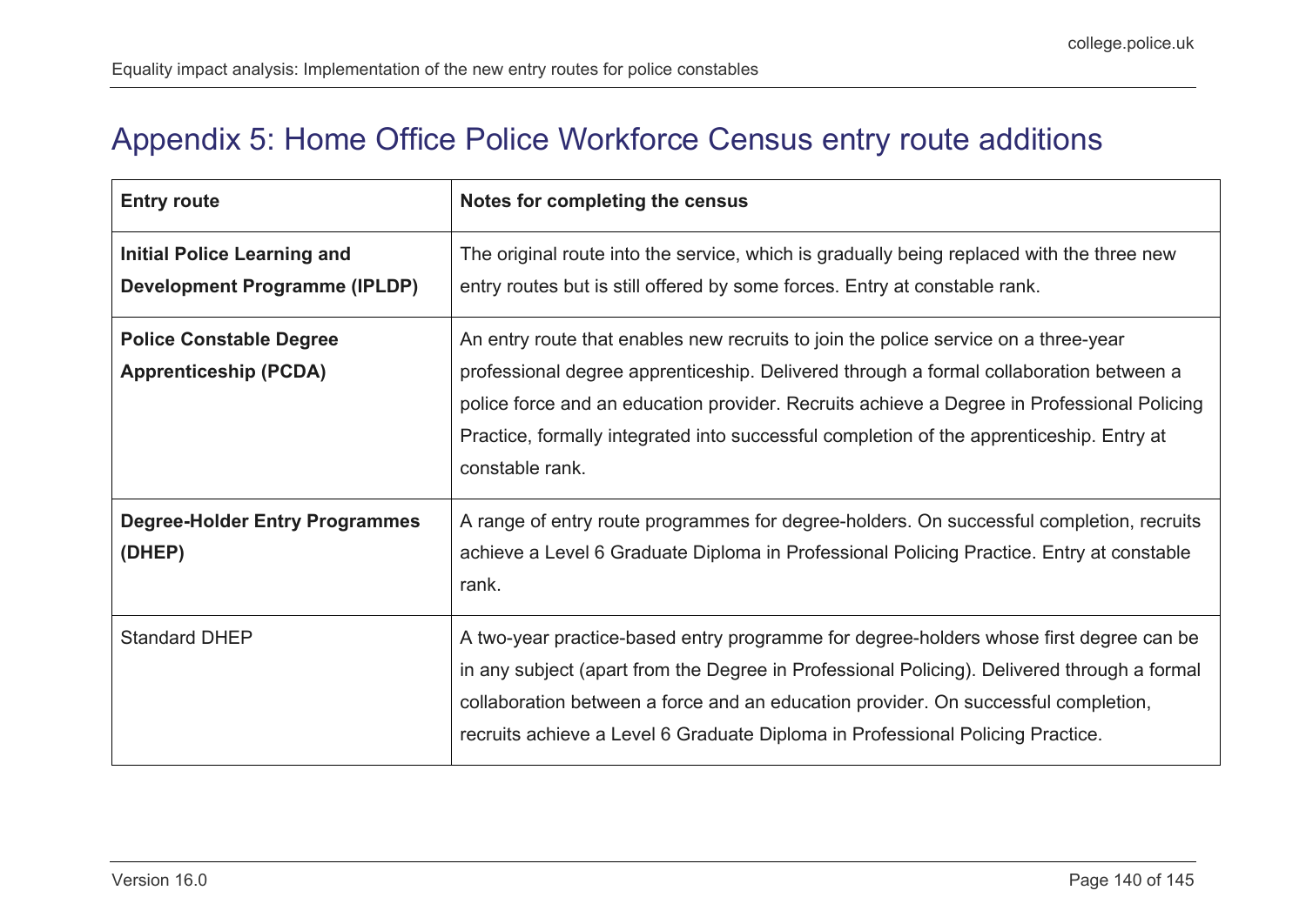# Appendix 5: Home Office Police Workforce Census entry route additions

| Entry route | Notes for completing the census |
|---|---|
| **Initial Police Learning and Development Programme (IPLDP)** | The original route into the service, which is gradually being replaced with the three new entry routes but is still offered by some forces. Entry at constable rank. |
| **Police Constable Degree Apprenticeship (PCDA)** | An entry route that enables new recruits to join the police service on a three-year professional degree apprenticeship. Delivered through a formal collaboration between a police force and an education provider. Recruits achieve a Degree in Professional Policing Practice, formally integrated into successful completion of the apprenticeship. Entry at constable rank. |
| **Degree-Holder Entry Programmes (DHEP)** | A range of entry route programmes for degree-holders. On successful completion, recruits achieve a Level 6 Graduate Diploma in Professional Policing Practice. Entry at constable rank. |
| Standard DHEP | A two-year practice-based entry programme for degree-holders whose first degree can be in any subject (apart from the Degree in Professional Policing). Delivered through a formal collaboration between a force and an education provider. On successful completion, recruits achieve a Level 6 Graduate Diploma in Professional Policing Practice. |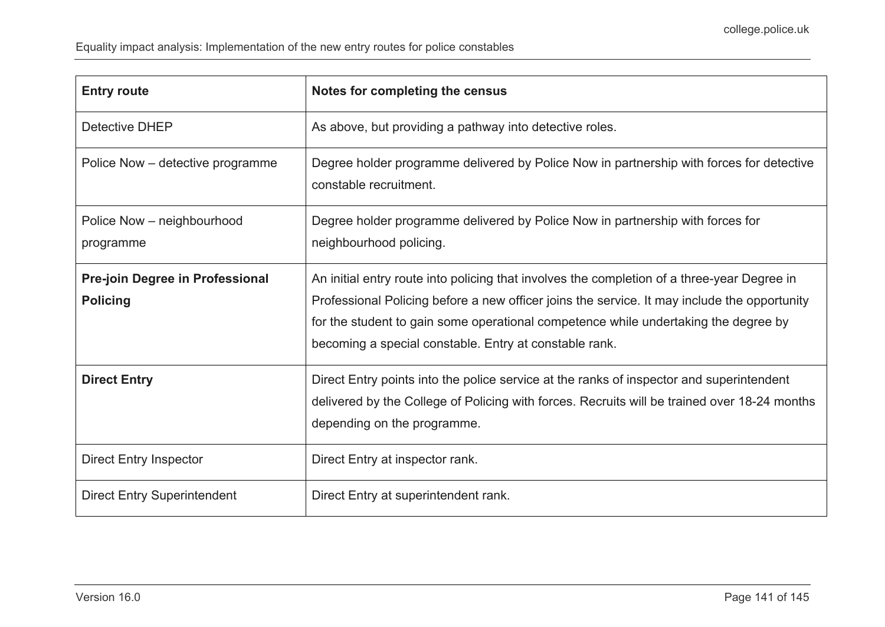| Entry route | Notes for completing the census |
|---|---|
| Detective DHEP | As above, but providing a pathway into detective roles. |
| Police Now – detective programme | Degree holder programme delivered by Police Now in partnership with forces for detective constable recruitment. |
| Police Now – neighbourhood programme | Degree holder programme delivered by Police Now in partnership with forces for neighbourhood policing. |
| **Pre-join Degree in Professional Policing** | An initial entry route into policing that involves the completion of a three-year Degree in Professional Policing before a new officer joins the service. It may include the opportunity for the student to gain some operational competence while undertaking the degree by becoming a special constable. Entry at constable rank. |
| **Direct Entry** | Direct Entry points into the police service at the ranks of inspector and superintendent delivered by the College of Policing with forces. Recruits will be trained over 18-24 months depending on the programme. |
| Direct Entry Inspector | Direct Entry at inspector rank. |
| Direct Entry Superintendent | Direct Entry at superintendent rank. |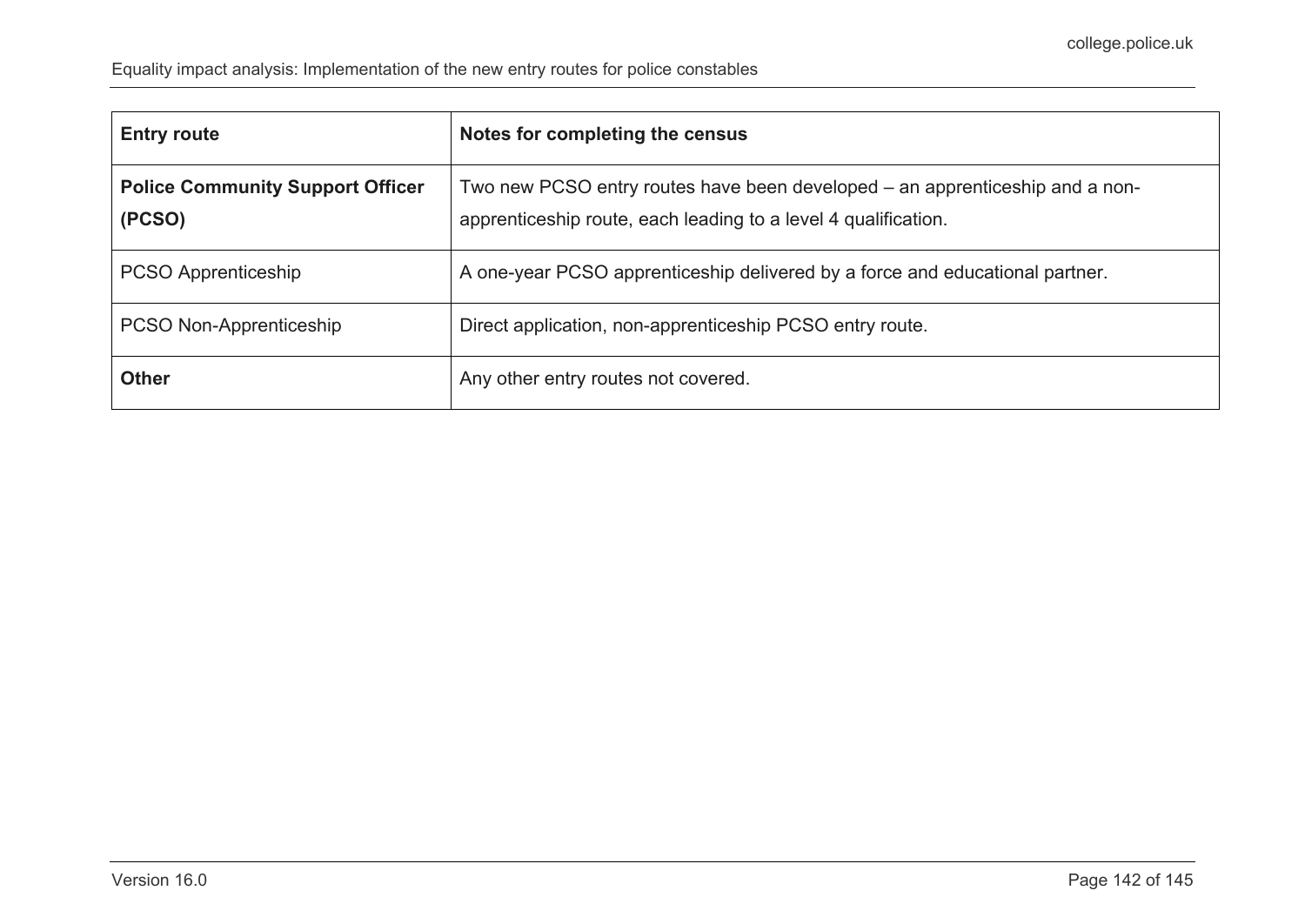| Entry route | Notes for completing the census |
| --- | --- |
| **Police Community Support Officer (PCSO)** | Two new PCSO entry routes have been developed – an apprenticeship and a non-apprenticeship route, each leading to a level 4 qualification. |
| PCSO Apprenticeship | A one-year PCSO apprenticeship delivered by a force and educational partner. |
| PCSO Non-Apprenticeship | Direct application, non-apprenticeship PCSO entry route. |
| **Other** | Any other entry routes not covered. |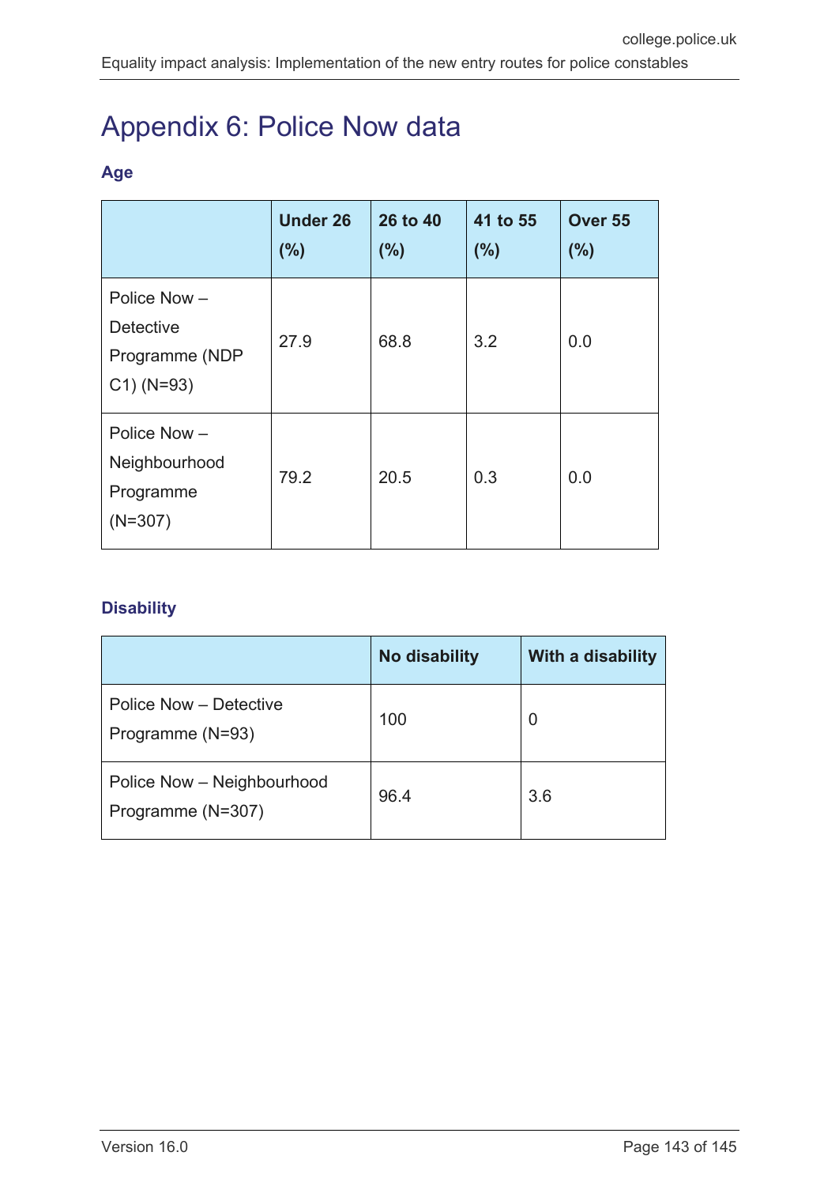# Appendix 6: Police Now data

### Age

| | Under 26 (%) | 26 to 40 (%) | 41 to 55 (%) | Over 55 (%) |
|---|---|---|---|---|
| Police Now – Detective Programme (NDP C1) (N=93) | 27.9 | 68.8 | 3.2 | 0.0 |
| Police Now – Neighbourhood Programme (N=307) | 79.2 | 20.5 | 0.3 | 0.0 |

### Disability

| | No disability | With a disability |
|---|---|---|
| Police Now – Detective Programme (N=93) | 100 | 0 |
| Police Now – Neighbourhood Programme (N=307) | 96.4 | 3.6 |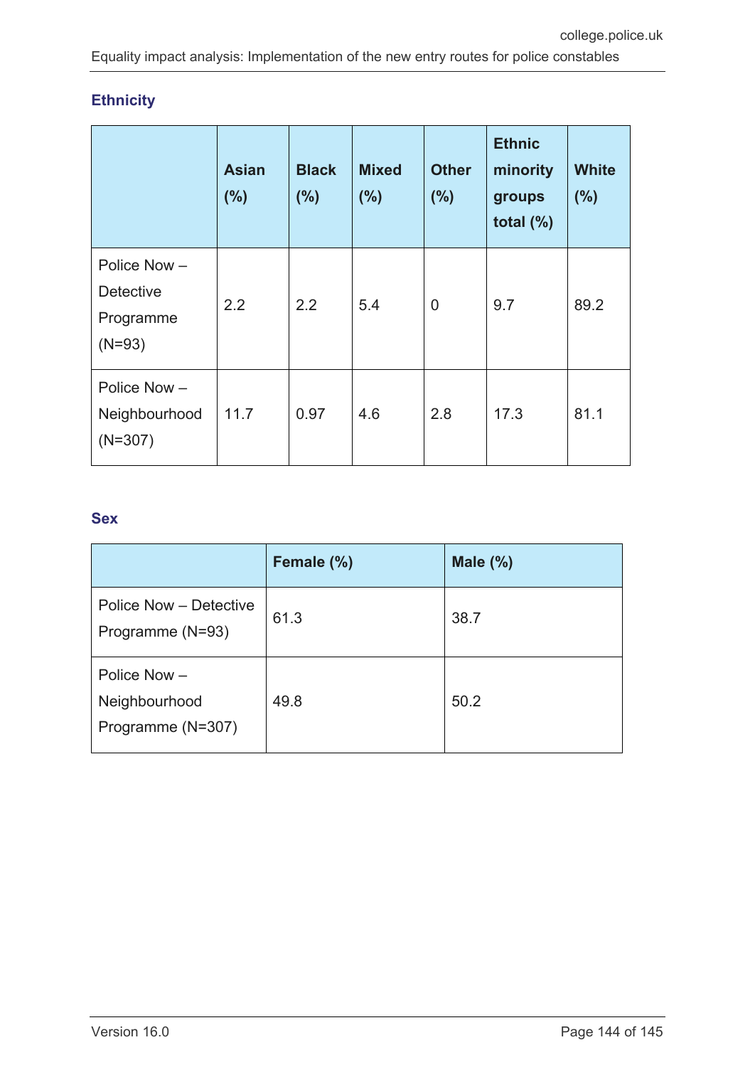### Ethnicity

| | Asian (%) | Black (%) | Mixed (%) | Other (%) | Ethnic minority groups total (%) | White (%) |
|---|---|---|---|---|---|---|
| Police Now – Detective Programme (N=93) | 2.2 | 2.2 | 5.4 | 0 | 9.7 | 89.2 |
| Police Now – Neighbourhood (N=307) | 11.7 | 0.97 | 4.6 | 2.8 | 17.3 | 81.1 |

### Sex

| | Female (%) | Male (%) |
|---|---|---|
| Police Now – Detective Programme (N=93) | 61.3 | 38.7 |
| Police Now – Neighbourhood Programme (N=307) | 49.8 | 50.2 |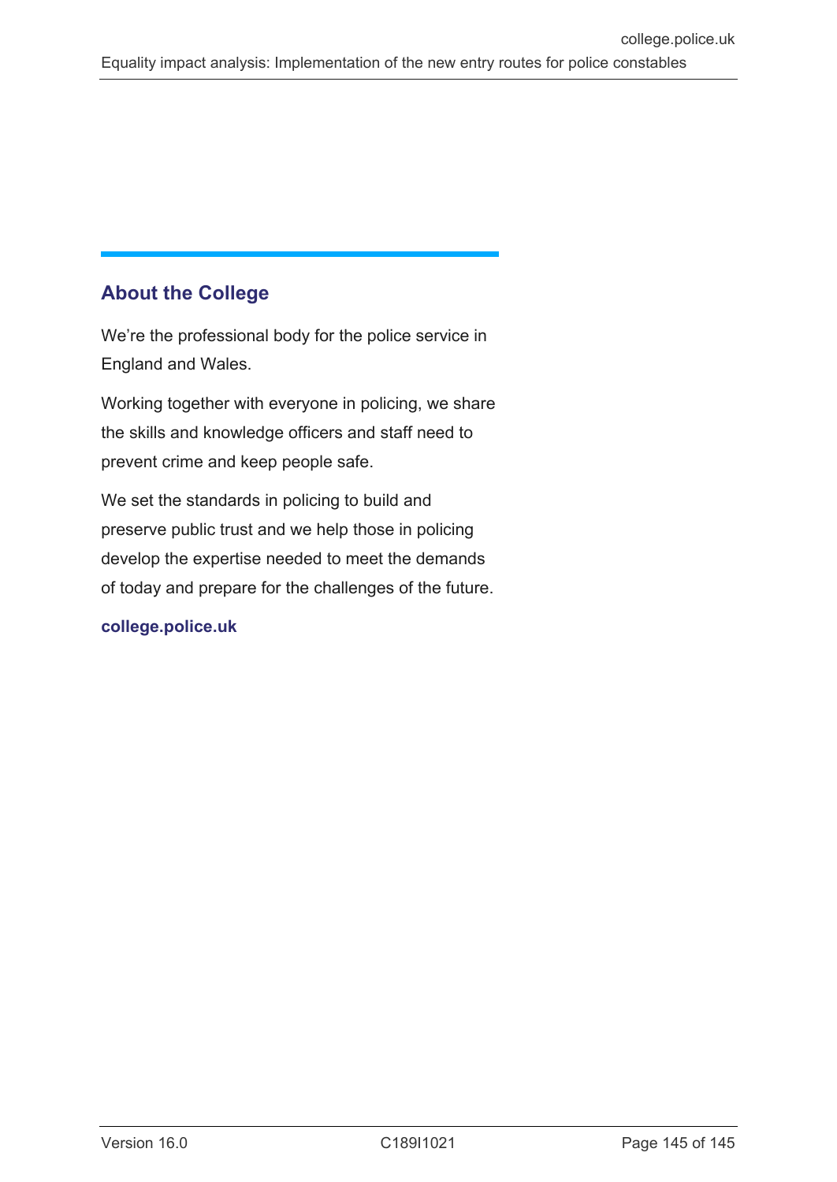## About the College

We're the professional body for the police service in England and Wales.

Working together with everyone in policing, we share the skills and knowledge officers and staff need to prevent crime and keep people safe.

We set the standards in policing to build and preserve public trust and we help those in policing develop the expertise needed to meet the demands of today and prepare for the challenges of the future.

**college.police.uk**